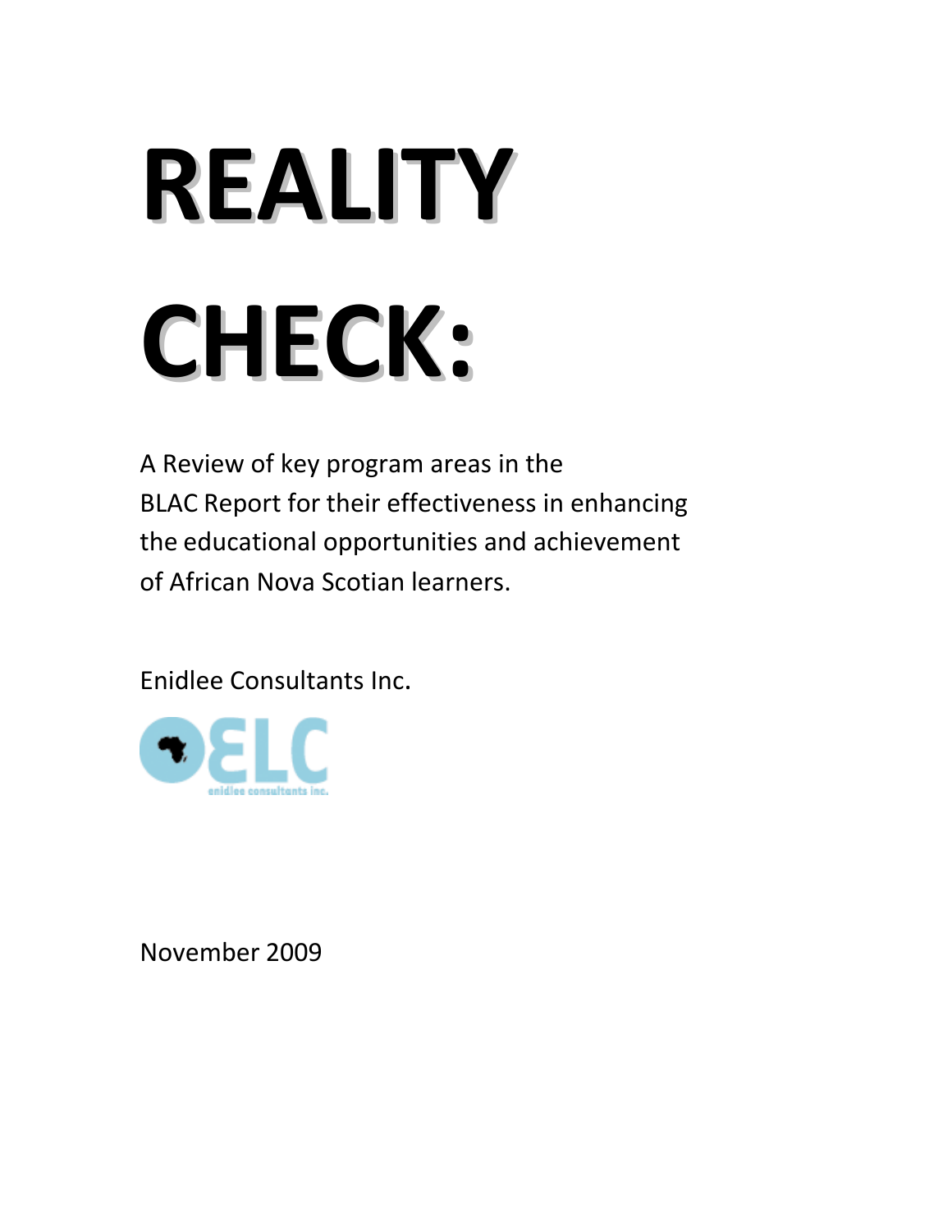# REALITY CHECK:

A Review of key program areas in the BLAC Report for their effectiveness in enhancing the educational opportunities and achievement of African Nova Scotian learners.

Enidlee Consultants Inc.

November 2009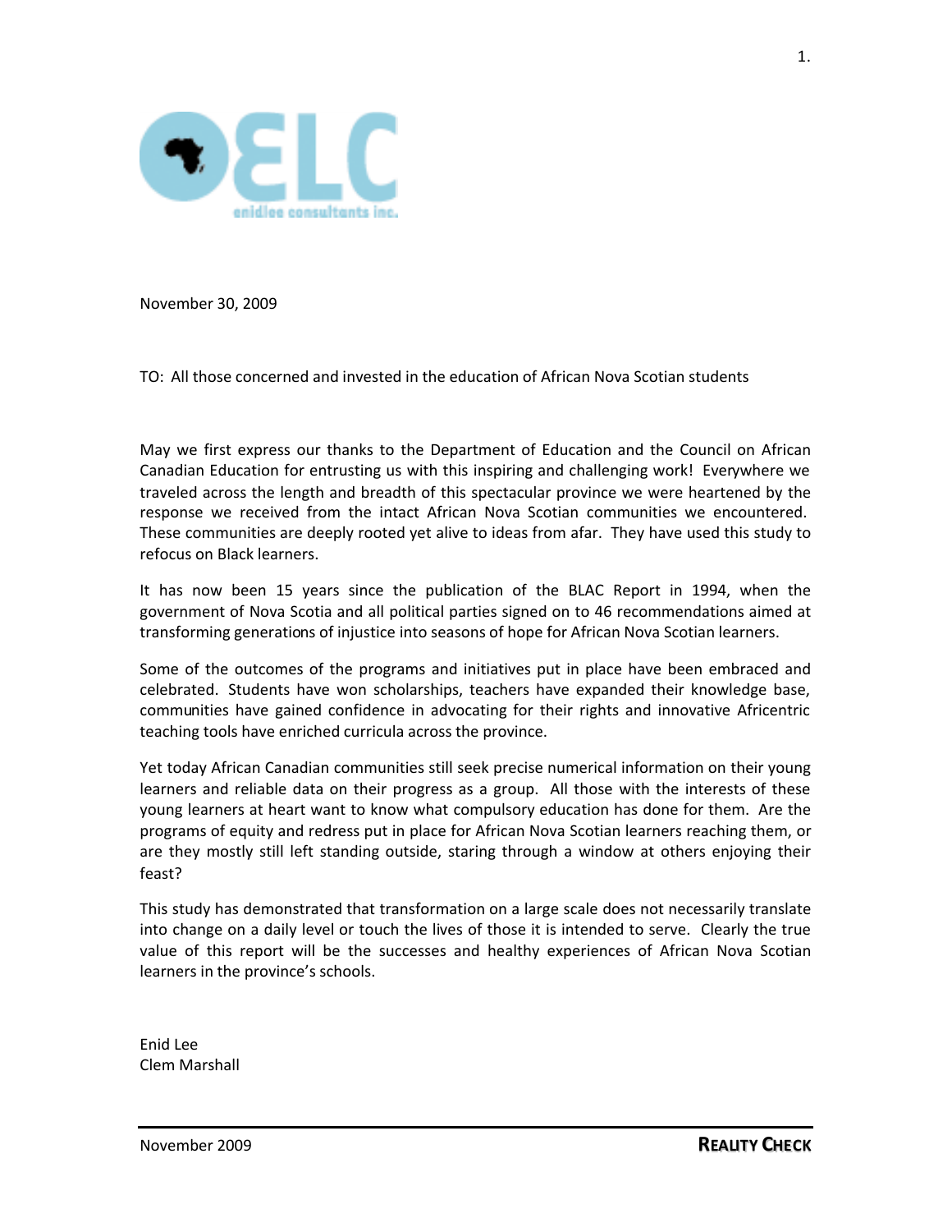November 30, 2009

TO: All those concerned and invested in the education of African Nova Scotian students

May we first express our thanks to the Department of Education and the Council on African Canadian Education for entrusting us with this inspiring and challenging work! Everywhere we traveled across the length and breadth of this spectacular province we were heartened by the response we received from the intact African Nova Scotian communities we encountered. These communities are deeply rooted yet alive to ideas from afar. They have used this study to refocus on Black learners.

It has now been 15 years since the publication of the BLAC Report in 1994, when the government of Nova Scotia and all political parties signed on to 46 recommendations aimed at transforming generations of injustice into seasons of hope for African Nova Scotian learners.

Some of the outcomes of the programs and initiatives put in place have been embraced and celebrated. Students have won scholarships, teachers have expanded their knowledge base, communities have gained confidence in advocating for their rights and innovative Africentric teaching tools have enriched curricula across the province.

Yet today African Canadian communities still seek precise numerical information on their young learners and reliable data on their progress as a group. All those with the interests of these young learners at heart want to know what compulsory education has done for them. Are the programs of equity and redress put in place for African Nova Scotian learners reaching them, or are they mostly still left standing outside, staring through a window at others enjoying their feast?

This study has demonstrated that transformation on a large scale does not necessarily translate into change on a daily level or touch the lives of those it is intended to serve. Clearly the true value of this report will be the successes and healthy experiences of African Nova Scotian learners in the province's schools.

Enid Lee
Clem Marshall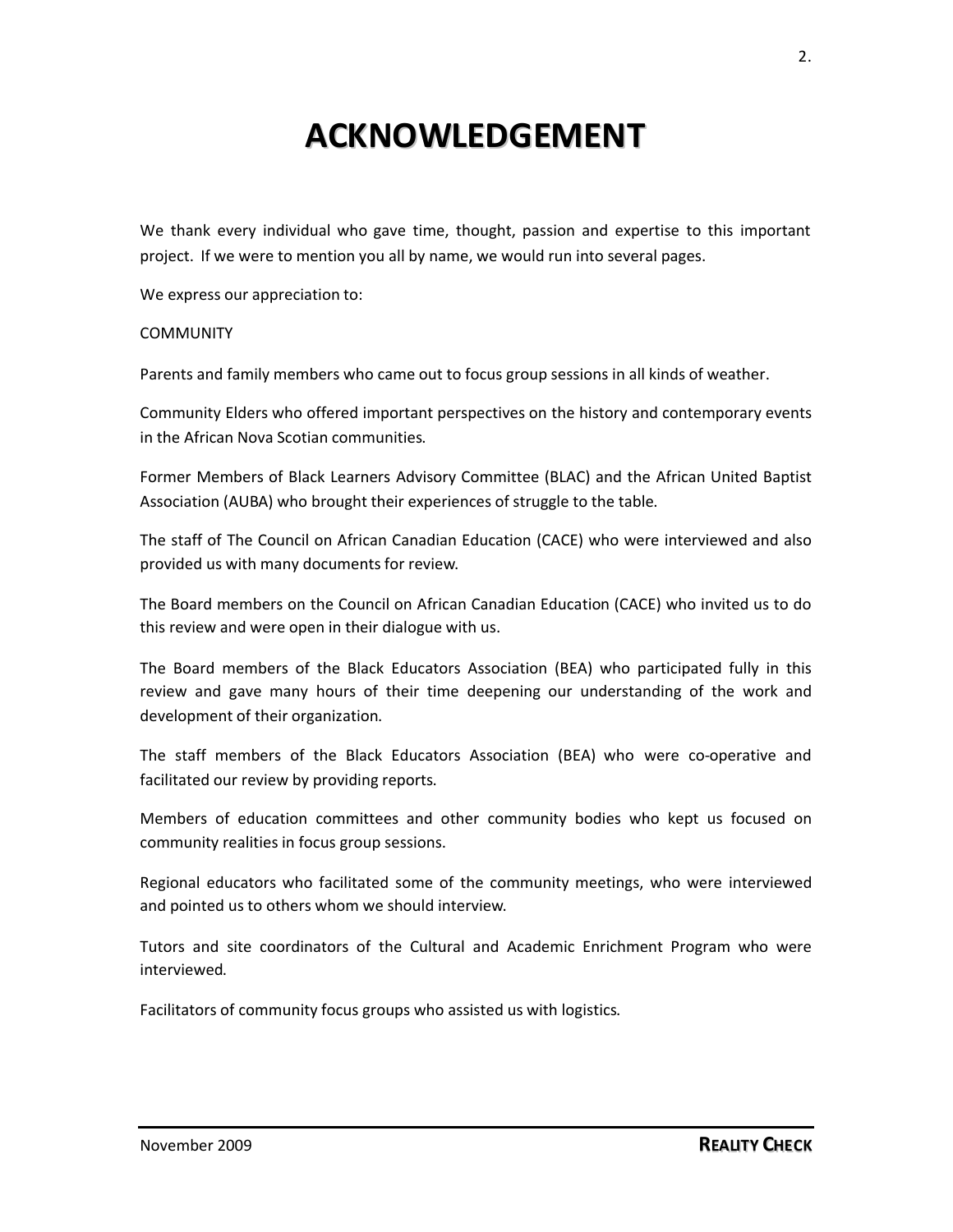# ACKNOWLEDGEMENT

We thank every individual who gave time, thought, passion and expertise to this important project. If we were to mention you all by name, we would run into several pages.

We express our appreciation to:

COMMUNITY

Parents and family members who came out to focus group sessions in all kinds of weather.

Community Elders who offered important perspectives on the history and contemporary events in the African Nova Scotian communities.

Former Members of Black Learners Advisory Committee (BLAC) and the African United Baptist Association (AUBA) who brought their experiences of struggle to the table.

The staff of The Council on African Canadian Education (CACE) who were interviewed and also provided us with many documents for review.

The Board members on the Council on African Canadian Education (CACE) who invited us to do this review and were open in their dialogue with us.

The Board members of the Black Educators Association (BEA) who participated fully in this review and gave many hours of their time deepening our understanding of the work and development of their organization.

The staff members of the Black Educators Association (BEA) who were co-operative and facilitated our review by providing reports.

Members of education committees and other community bodies who kept us focused on community realities in focus group sessions.

Regional educators who facilitated some of the community meetings, who were interviewed and pointed us to others whom we should interview.

Tutors and site coordinators of the Cultural and Academic Enrichment Program who were interviewed.

Facilitators of community focus groups who assisted us with logistics.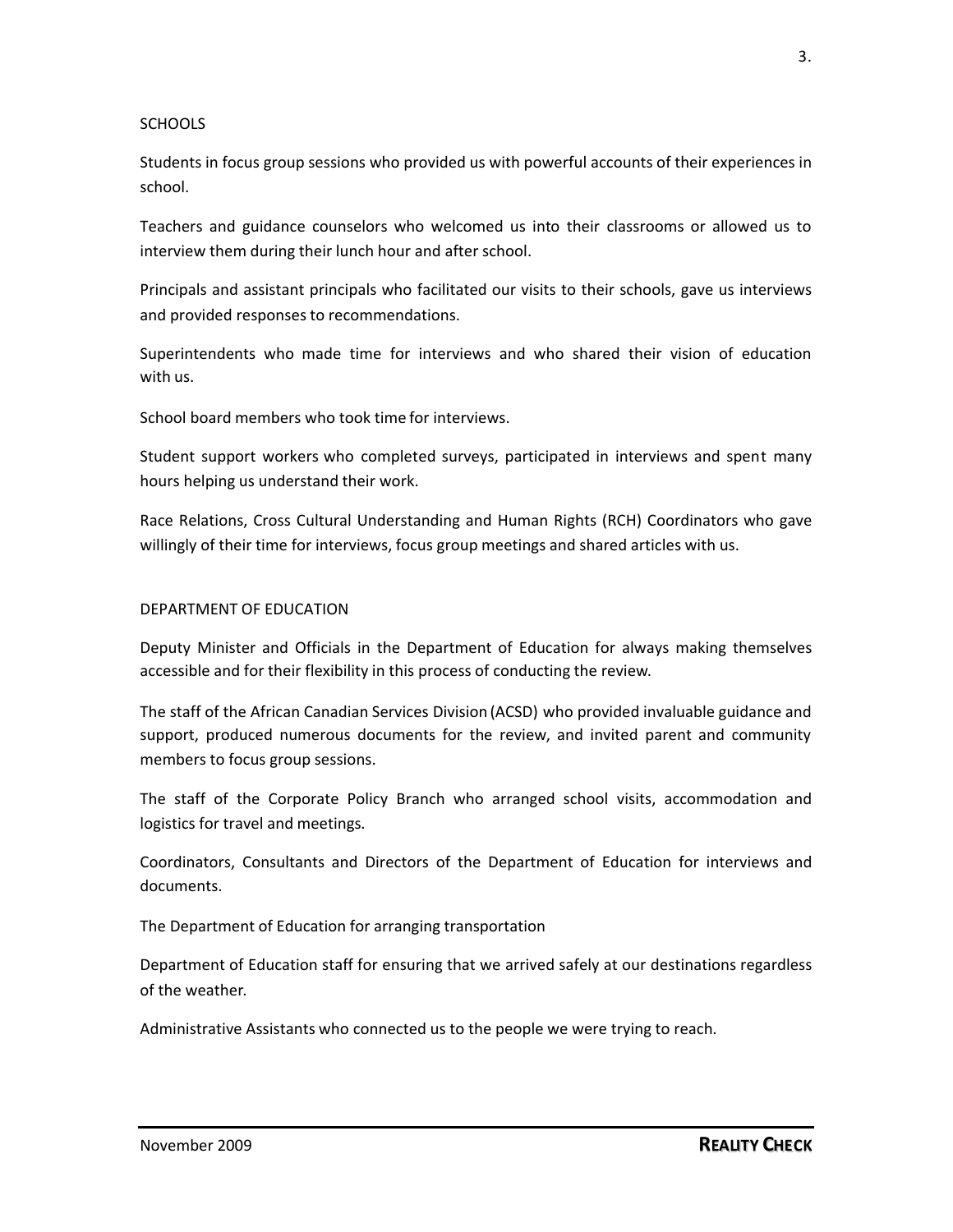## SCHOOLS

Students in focus group sessions who provided us with powerful accounts of their experiences in school.

Teachers and guidance counselors who welcomed us into their classrooms or allowed us to interview them during their lunch hour and after school.

Principals and assistant principals who facilitated our visits to their schools, gave us interviews and provided responses to recommendations.

Superintendents who made time for interviews and who shared their vision of education with us.

School board members who took time for interviews.

Student support workers who completed surveys, participated in interviews and spent many hours helping us understand their work.

Race Relations, Cross Cultural Understanding and Human Rights (RCH) Coordinators who gave willingly of their time for interviews, focus group meetings and shared articles with us.

## DEPARTMENT OF EDUCATION

Deputy Minister and Officials in the Department of Education for always making themselves accessible and for their flexibility in this process of conducting the review.

The staff of the African Canadian Services Division (ACSD) who provided invaluable guidance and support, produced numerous documents for the review, and invited parent and community members to focus group sessions.

The staff of the Corporate Policy Branch who arranged school visits, accommodation and logistics for travel and meetings.

Coordinators, Consultants and Directors of the Department of Education for interviews and documents.

The Department of Education for arranging transportation

Department of Education staff for ensuring that we arrived safely at our destinations regardless of the weather.

Administrative Assistants who connected us to the people we were trying to reach.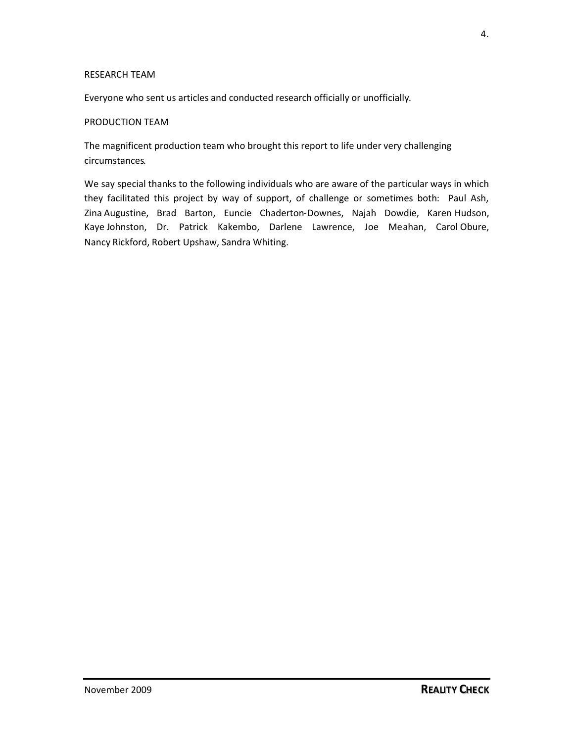RESEARCH TEAM

Everyone who sent us articles and conducted research officially or unofficially.

PRODUCTION TEAM

The magnificent production team who brought this report to life under very challenging circumstances.

We say special thanks to the following individuals who are aware of the particular ways in which they facilitated this project by way of support, of challenge or sometimes both: Paul Ash, Zina Augustine, Brad Barton, Euncie Chaderton-Downes, Najah Dowdie, Karen Hudson, Kaye Johnston, Dr. Patrick Kakembo, Darlene Lawrence, Joe Meahan, Carol Obure, Nancy Rickford, Robert Upshaw, Sandra Whiting.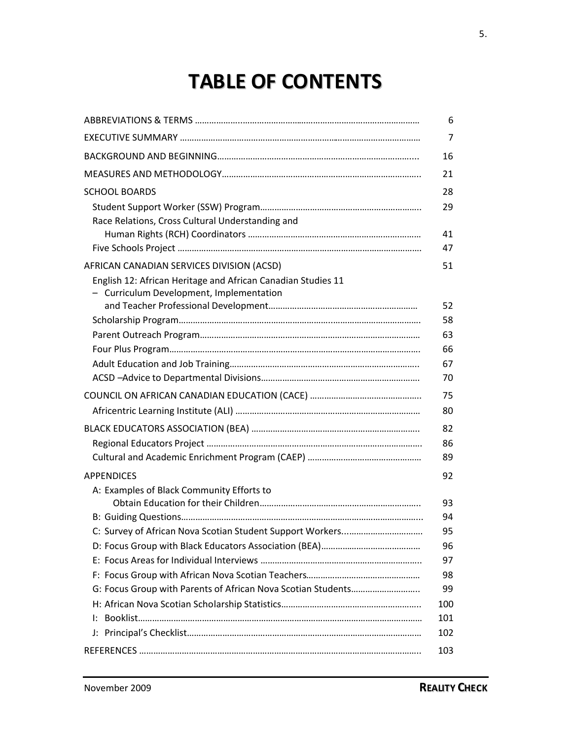# TABLE OF CONTENTS

| | |
|---|---|
| ABBREVIATIONS & TERMS | 6 |
| EXECUTIVE SUMMARY | 7 |
| BACKGROUND AND BEGINNING | 16 |
| MEASURES AND METHODOLOGY | 21 |
| SCHOOL BOARDS | 28 |
| Student Support Worker (SSW) Program | 29 |
| Race Relations, Cross Cultural Understanding and Human Rights (RCH) Coordinators | 41 |
| Five Schools Project | 47 |
| AFRICAN CANADIAN SERVICES DIVISION (ACSD) | 51 |
| English 12: African Heritage and African Canadian Studies 11 – Curriculum Development, Implementation and Teacher Professional Development | 52 |
| Scholarship Program | 58 |
| Parent Outreach Program | 63 |
| Four Plus Program | 66 |
| Adult Education and Job Training | 67 |
| ACSD –Advice to Departmental Divisions | 70 |
| COUNCIL ON AFRICAN CANADIAN EDUCATION (CACE) | 75 |
| Africentric Learning Institute (ALI) | 80 |
| BLACK EDUCATORS ASSOCIATION (BEA) | 82 |
| Regional Educators Project | 86 |
| Cultural and Academic Enrichment Program (CAEP) | 89 |
| APPENDICES | 92 |
| A: Examples of Black Community Efforts to Obtain Education for their Children | 93 |
| B: Guiding Questions | 94 |
| C: Survey of African Nova Scotian Student Support Workers | 95 |
| D: Focus Group with Black Educators Association (BEA) | 96 |
| E: Focus Areas for Individual Interviews | 97 |
| F: Focus Group with African Nova Scotian Teachers | 98 |
| G: Focus Group with Parents of African Nova Scotian Students | 99 |
| H: African Nova Scotian Scholarship Statistics | 100 |
| I: Booklist | 101 |
| J: Principal's Checklist | 102 |
| REFERENCES | 103 |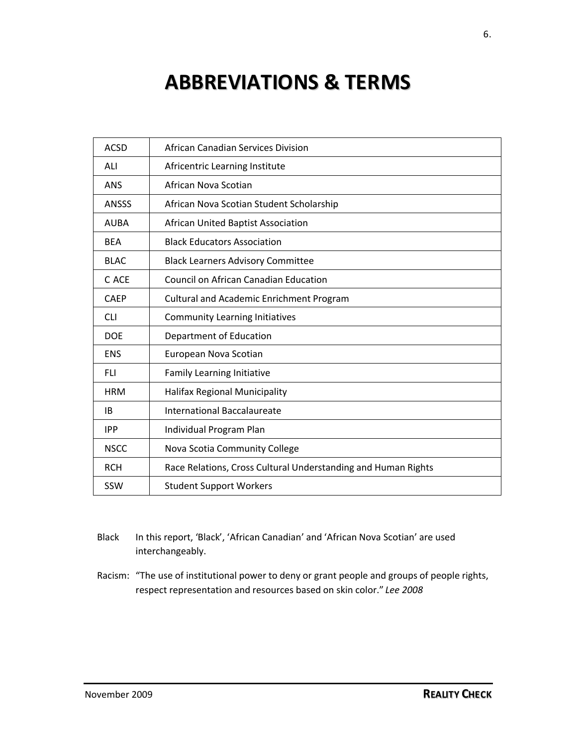# ABBREVIATIONS & TERMS

| | |
|---|---|
| ACSD | African Canadian Services Division |
| ALI | Africentric Learning Institute |
| ANS | African Nova Scotian |
| ANSSS | African Nova Scotian Student Scholarship |
| AUBA | African United Baptist Association |
| BEA | Black Educators Association |
| BLAC | Black Learners Advisory Committee |
| C ACE | Council on African Canadian Education |
| CAEP | Cultural and Academic Enrichment Program |
| CLI | Community Learning Initiatives |
| DOE | Department of Education |
| ENS | European Nova Scotian |
| FLI | Family Learning Initiative |
| HRM | Halifax Regional Municipality |
| IB | International Baccalaureate |
| IPP | Individual Program Plan |
| NSCC | Nova Scotia Community College |
| RCH | Race Relations, Cross Cultural Understanding and Human Rights |
| SSW | Student Support Workers |

Black — In this report, 'Black', 'African Canadian' and 'African Nova Scotian' are used interchangeably.

Racism: "The use of institutional power to deny or grant people and groups of people rights, respect representation and resources based on skin color." *Lee 2008*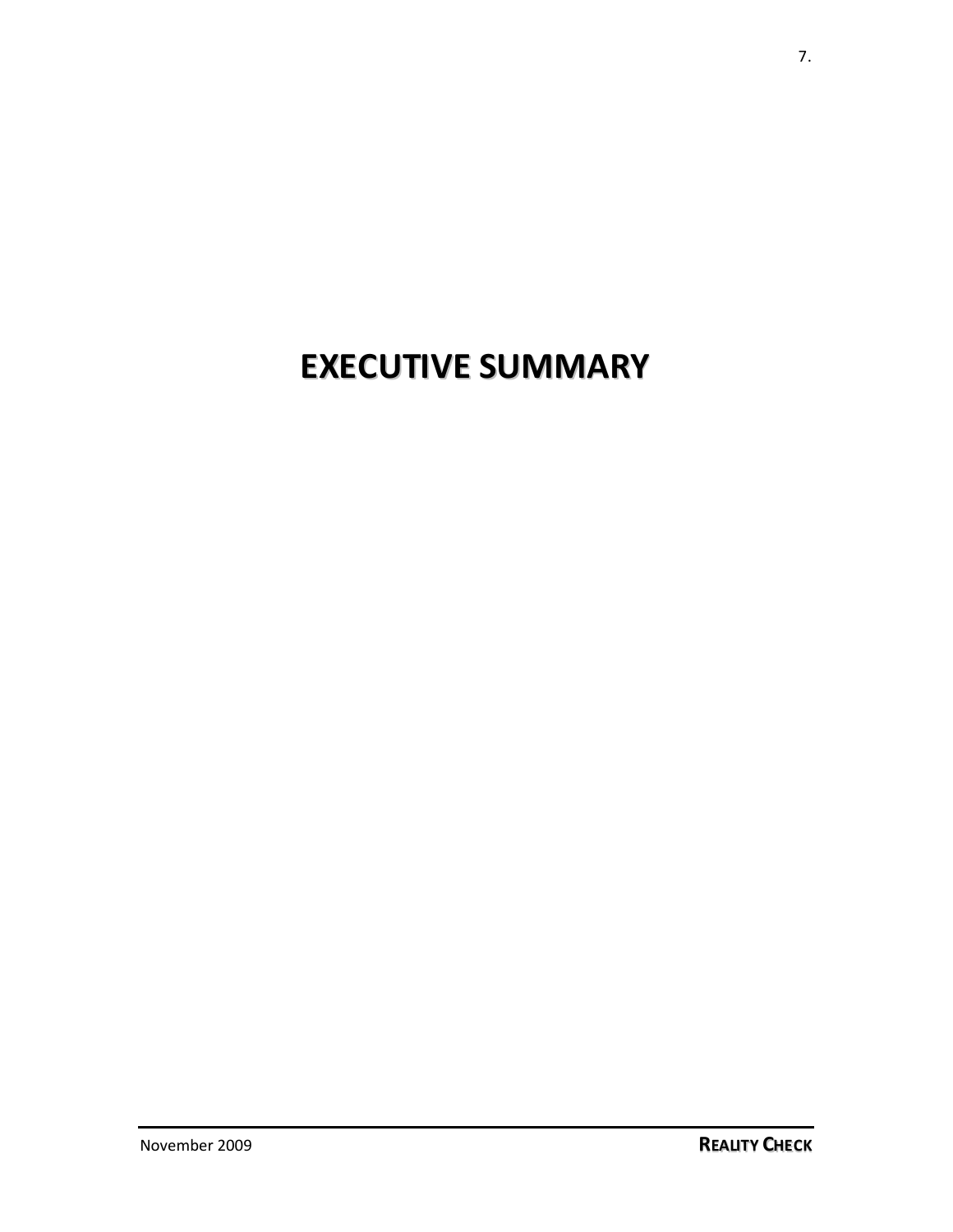# EXECUTIVE SUMMARY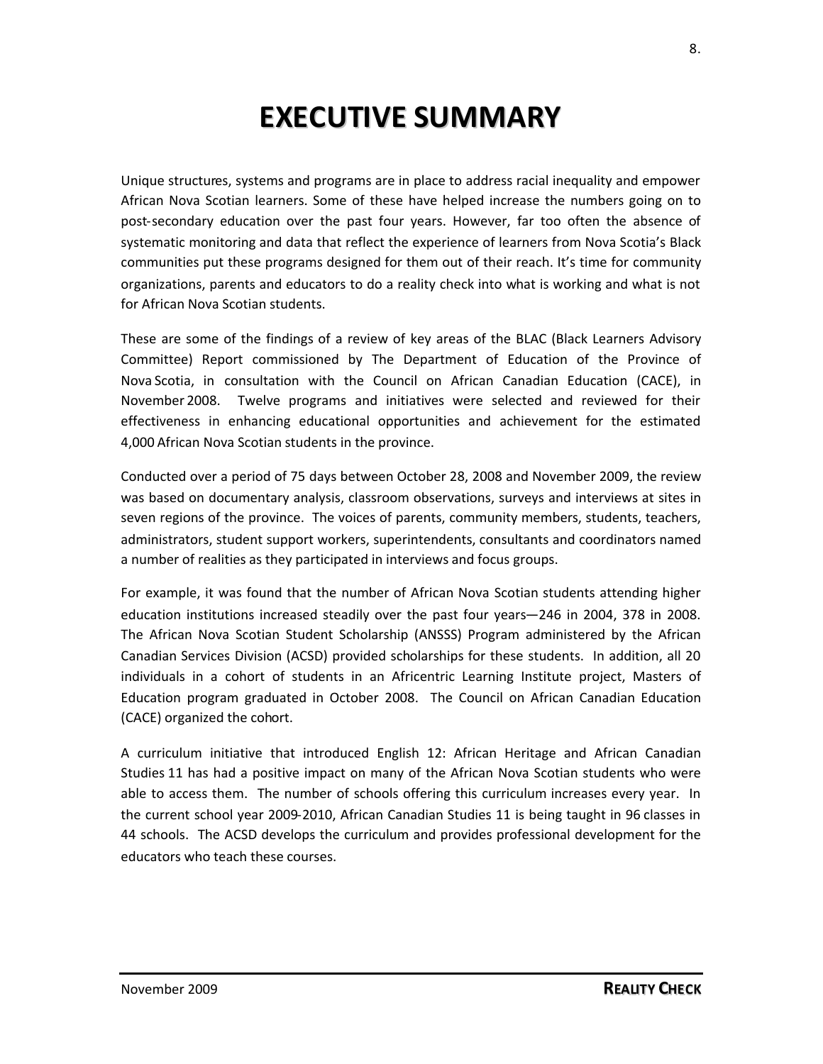# EXECUTIVE SUMMARY

Unique structures, systems and programs are in place to address racial inequality and empower African Nova Scotian learners. Some of these have helped increase the numbers going on to post-secondary education over the past four years. However, far too often the absence of systematic monitoring and data that reflect the experience of learners from Nova Scotia's Black communities put these programs designed for them out of their reach. It's time for community organizations, parents and educators to do a reality check into what is working and what is not for African Nova Scotian students.

These are some of the findings of a review of key areas of the BLAC (Black Learners Advisory Committee) Report commissioned by The Department of Education of the Province of Nova Scotia, in consultation with the Council on African Canadian Education (CACE), in November 2008. Twelve programs and initiatives were selected and reviewed for their effectiveness in enhancing educational opportunities and achievement for the estimated 4,000 African Nova Scotian students in the province.

Conducted over a period of 75 days between October 28, 2008 and November 2009, the review was based on documentary analysis, classroom observations, surveys and interviews at sites in seven regions of the province. The voices of parents, community members, students, teachers, administrators, student support workers, superintendents, consultants and coordinators named a number of realities as they participated in interviews and focus groups.

For example, it was found that the number of African Nova Scotian students attending higher education institutions increased steadily over the past four years—246 in 2004, 378 in 2008. The African Nova Scotian Student Scholarship (ANSSS) Program administered by the African Canadian Services Division (ACSD) provided scholarships for these students. In addition, all 20 individuals in a cohort of students in an Africentric Learning Institute project, Masters of Education program graduated in October 2008. The Council on African Canadian Education (CACE) organized the cohort.

A curriculum initiative that introduced English 12: African Heritage and African Canadian Studies 11 has had a positive impact on many of the African Nova Scotian students who were able to access them. The number of schools offering this curriculum increases every year. In the current school year 2009-2010, African Canadian Studies 11 is being taught in 96 classes in 44 schools. The ACSD develops the curriculum and provides professional development for the educators who teach these courses.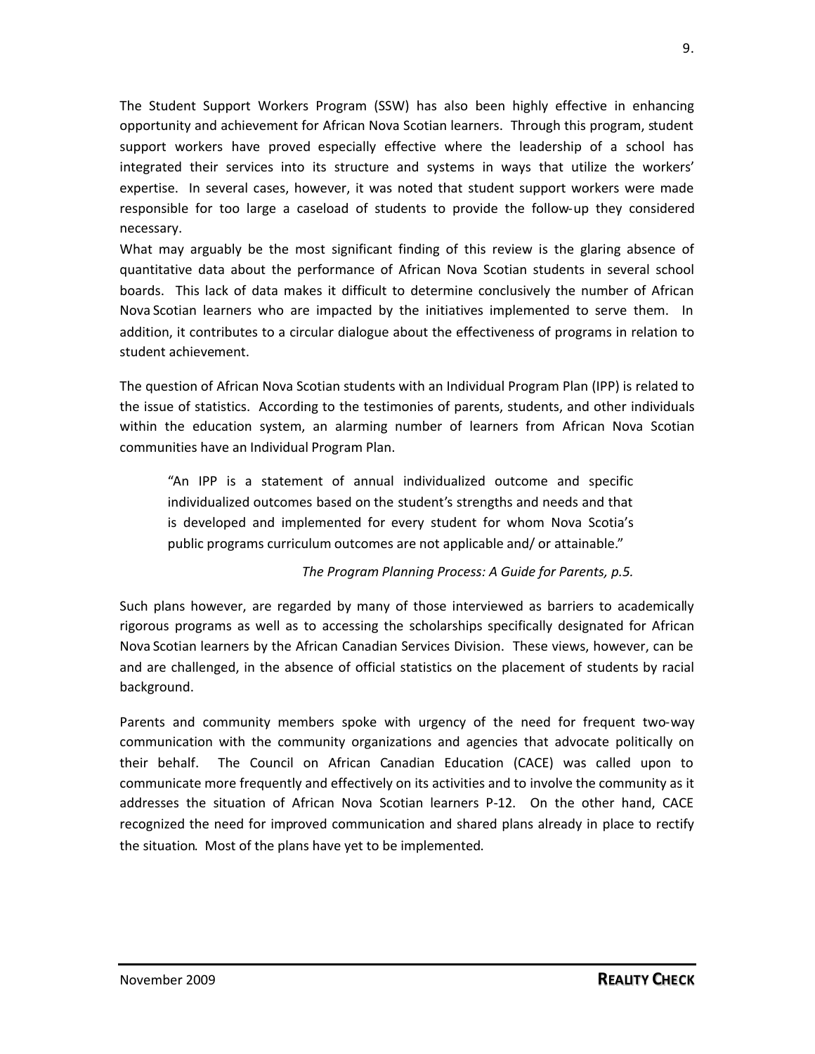The Student Support Workers Program (SSW) has also been highly effective in enhancing opportunity and achievement for African Nova Scotian learners. Through this program, student support workers have proved especially effective where the leadership of a school has integrated their services into its structure and systems in ways that utilize the workers' expertise. In several cases, however, it was noted that student support workers were made responsible for too large a caseload of students to provide the follow-up they considered necessary.

What may arguably be the most significant finding of this review is the glaring absence of quantitative data about the performance of African Nova Scotian students in several school boards. This lack of data makes it difficult to determine conclusively the number of African Nova Scotian learners who are impacted by the initiatives implemented to serve them. In addition, it contributes to a circular dialogue about the effectiveness of programs in relation to student achievement.

The question of African Nova Scotian students with an Individual Program Plan (IPP) is related to the issue of statistics. According to the testimonies of parents, students, and other individuals within the education system, an alarming number of learners from African Nova Scotian communities have an Individual Program Plan.

> "An IPP is a statement of annual individualized outcome and specific individualized outcomes based on the student's strengths and needs and that is developed and implemented for every student for whom Nova Scotia's public programs curriculum outcomes are not applicable and/ or attainable."
>
> *The Program Planning Process: A Guide for Parents, p.5.*

Such plans however, are regarded by many of those interviewed as barriers to academically rigorous programs as well as to accessing the scholarships specifically designated for African Nova Scotian learners by the African Canadian Services Division. These views, however, can be and are challenged, in the absence of official statistics on the placement of students by racial background.

Parents and community members spoke with urgency of the need for frequent two-way communication with the community organizations and agencies that advocate politically on their behalf. The Council on African Canadian Education (CACE) was called upon to communicate more frequently and effectively on its activities and to involve the community as it addresses the situation of African Nova Scotian learners P-12. On the other hand, CACE recognized the need for improved communication and shared plans already in place to rectify the situation. Most of the plans have yet to be implemented.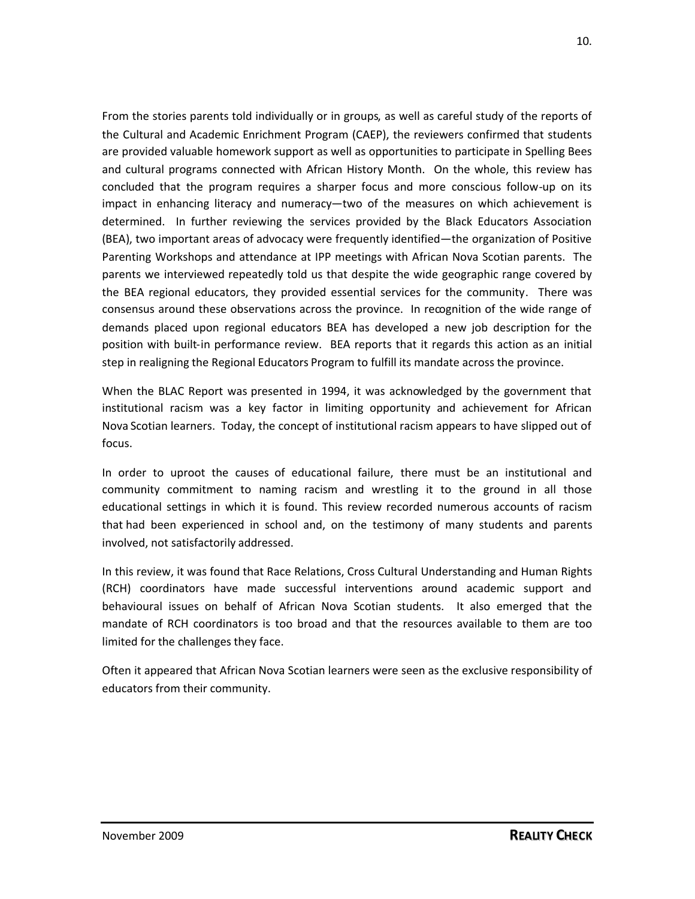From the stories parents told individually or in groups, as well as careful study of the reports of the Cultural and Academic Enrichment Program (CAEP), the reviewers confirmed that students are provided valuable homework support as well as opportunities to participate in Spelling Bees and cultural programs connected with African History Month. On the whole, this review has concluded that the program requires a sharper focus and more conscious follow-up on its impact in enhancing literacy and numeracy—two of the measures on which achievement is determined. In further reviewing the services provided by the Black Educators Association (BEA), two important areas of advocacy were frequently identified—the organization of Positive Parenting Workshops and attendance at IPP meetings with African Nova Scotian parents. The parents we interviewed repeatedly told us that despite the wide geographic range covered by the BEA regional educators, they provided essential services for the community. There was consensus around these observations across the province. In recognition of the wide range of demands placed upon regional educators BEA has developed a new job description for the position with built-in performance review. BEA reports that it regards this action as an initial step in realigning the Regional Educators Program to fulfill its mandate across the province.

When the BLAC Report was presented in 1994, it was acknowledged by the government that institutional racism was a key factor in limiting opportunity and achievement for African Nova Scotian learners. Today, the concept of institutional racism appears to have slipped out of focus.

In order to uproot the causes of educational failure, there must be an institutional and community commitment to naming racism and wrestling it to the ground in all those educational settings in which it is found. This review recorded numerous accounts of racism that had been experienced in school and, on the testimony of many students and parents involved, not satisfactorily addressed.

In this review, it was found that Race Relations, Cross Cultural Understanding and Human Rights (RCH) coordinators have made successful interventions around academic support and behavioural issues on behalf of African Nova Scotian students. It also emerged that the mandate of RCH coordinators is too broad and that the resources available to them are too limited for the challenges they face.

Often it appeared that African Nova Scotian learners were seen as the exclusive responsibility of educators from their community.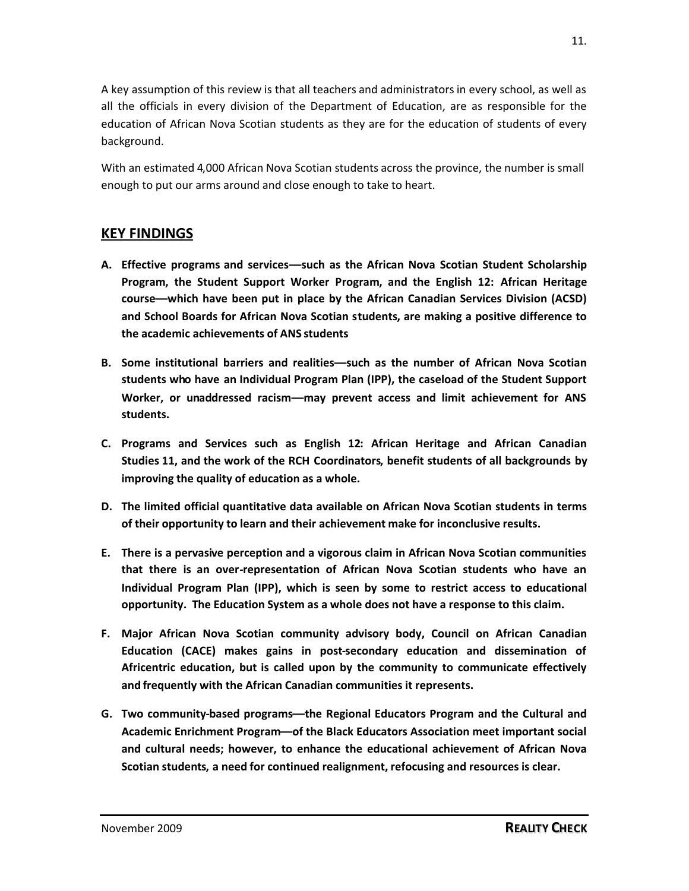A key assumption of this review is that all teachers and administrators in every school, as well as all the officials in every division of the Department of Education, are as responsible for the education of African Nova Scotian students as they are for the education of students of every background.

With an estimated 4,000 African Nova Scotian students across the province, the number is small enough to put our arms around and close enough to take to heart.

## KEY FINDINGS

**A. Effective programs and services—such as the African Nova Scotian Student Scholarship Program, the Student Support Worker Program, and the English 12: African Heritage course—which have been put in place by the African Canadian Services Division (ACSD) and School Boards for African Nova Scotian students, are making a positive difference to the academic achievements of ANS students**

**B. Some institutional barriers and realities—such as the number of African Nova Scotian students who have an Individual Program Plan (IPP), the caseload of the Student Support Worker, or unaddressed racism—may prevent access and limit achievement for ANS students.**

**C. Programs and Services such as English 12: African Heritage and African Canadian Studies 11, and the work of the RCH Coordinators, benefit students of all backgrounds by improving the quality of education as a whole.**

**D. The limited official quantitative data available on African Nova Scotian students in terms of their opportunity to learn and their achievement make for inconclusive results.**

**E. There is a pervasive perception and a vigorous claim in African Nova Scotian communities that there is an over-representation of African Nova Scotian students who have an Individual Program Plan (IPP), which is seen by some to restrict access to educational opportunity. The Education System as a whole does not have a response to this claim.**

**F. Major African Nova Scotian community advisory body, Council on African Canadian Education (CACE) makes gains in post-secondary education and dissemination of Africentric education, but is called upon by the community to communicate effectively and frequently with the African Canadian communities it represents.**

**G. Two community-based programs—the Regional Educators Program and the Cultural and Academic Enrichment Program—of the Black Educators Association meet important social and cultural needs; however, to enhance the educational achievement of African Nova Scotian students, a need for continued realignment, refocusing and resources is clear.**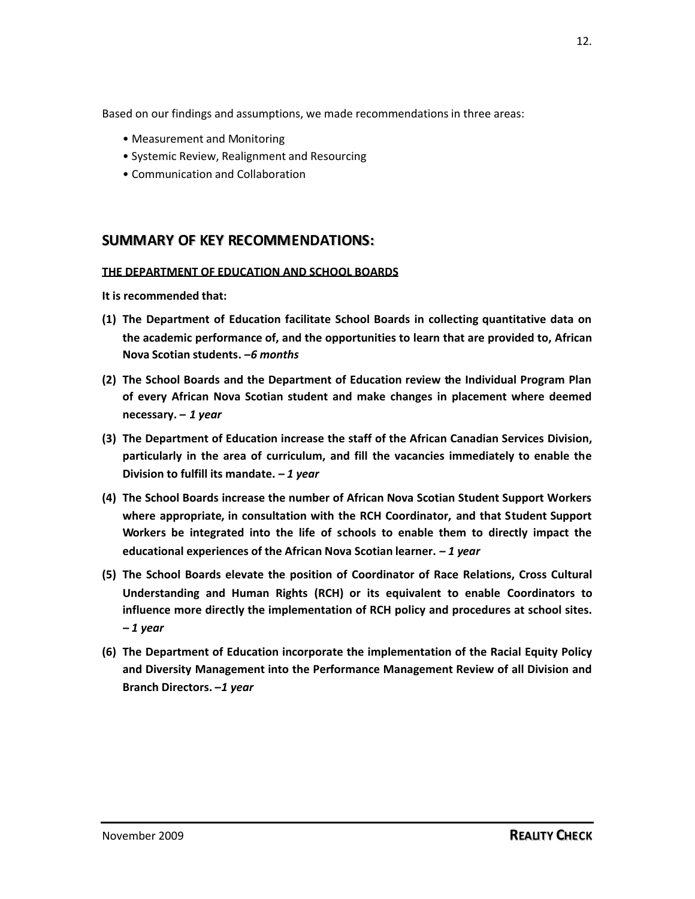Based on our findings and assumptions, we made recommendations in three areas:

- Measurement and Monitoring
- Systemic Review, Realignment and Resourcing
- Communication and Collaboration

## SUMMARY OF KEY RECOMMENDATIONS:

### THE DEPARTMENT OF EDUCATION AND SCHOOL BOARDS

**It is recommended that:**

**(1) The Department of Education facilitate School Boards in collecting quantitative data on the academic performance of, and the opportunities to learn that are provided to, African Nova Scotian students. –*6 months***

**(2) The School Boards and the Department of Education review the Individual Program Plan of every African Nova Scotian student and make changes in placement where deemed necessary. – *1 year***

**(3) The Department of Education increase the staff of the African Canadian Services Division, particularly in the area of curriculum, and fill the vacancies immediately to enable the Division to fulfill its mandate. – *1 year***

**(4) The School Boards increase the number of African Nova Scotian Student Support Workers where appropriate, in consultation with the RCH Coordinator, and that Student Support Workers be integrated into the life of schools to enable them to directly impact the educational experiences of the African Nova Scotian learner. – *1 year***

**(5) The School Boards elevate the position of Coordinator of Race Relations, Cross Cultural Understanding and Human Rights (RCH) or its equivalent to enable Coordinators to influence more directly the implementation of RCH policy and procedures at school sites. – *1 year***

**(6) The Department of Education incorporate the implementation of the Racial Equity Policy and Diversity Management into the Performance Management Review of all Division and Branch Directors. –*1 year***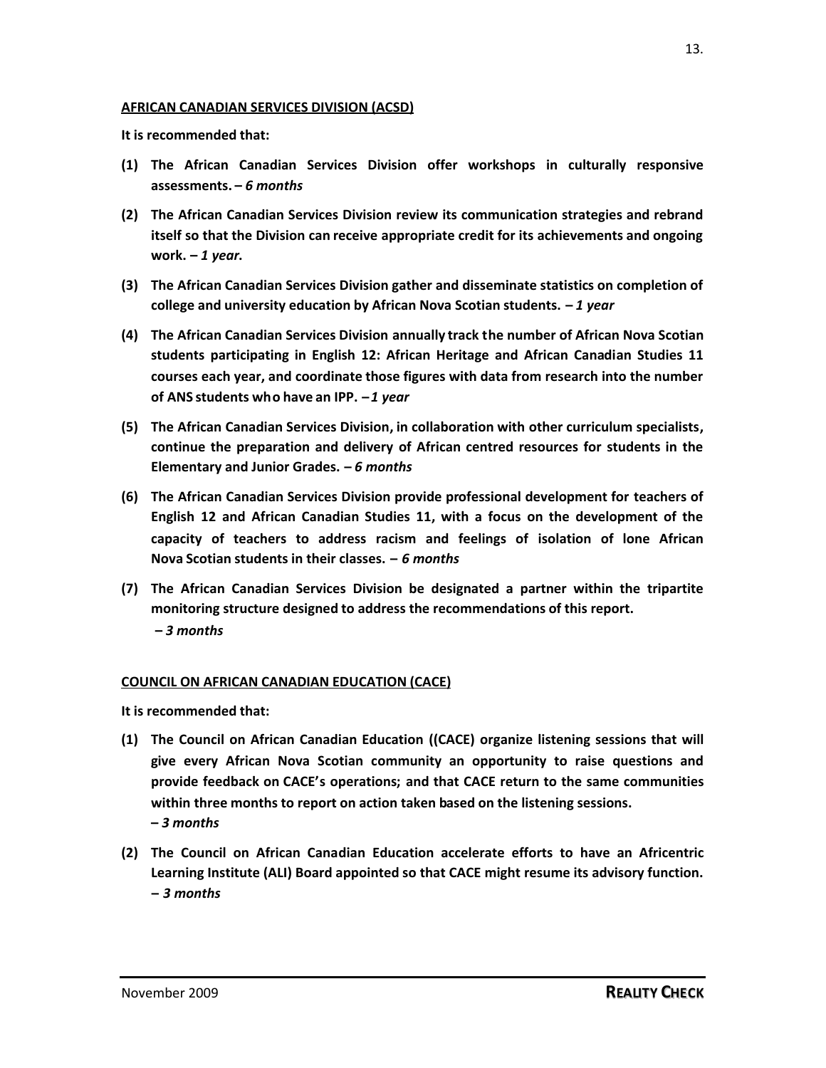**AFRICAN CANADIAN SERVICES DIVISION (ACSD)**

**It is recommended that:**

**(1) The African Canadian Services Division offer workshops in culturally responsive assessments. –** ***6 months***

**(2) The African Canadian Services Division review its communication strategies and rebrand itself so that the Division can receive appropriate credit for its achievements and ongoing work. –** ***1 year.***

**(3) The African Canadian Services Division gather and disseminate statistics on completion of college and university education by African Nova Scotian students. –** ***1 year***

**(4) The African Canadian Services Division annually track the number of African Nova Scotian students participating in English 12: African Heritage and African Canadian Studies 11 courses each year, and coordinate those figures with data from research into the number of ANS students who have an IPP. –** ***1 year***

**(5) The African Canadian Services Division, in collaboration with other curriculum specialists, continue the preparation and delivery of African centred resources for students in the Elementary and Junior Grades. –** ***6 months***

**(6) The African Canadian Services Division provide professional development for teachers of English 12 and African Canadian Studies 11, with a focus on the development of the capacity of teachers to address racism and feelings of isolation of lone African Nova Scotian students in their classes. –** ***6 months***

**(7) The African Canadian Services Division be designated a partner within the tripartite monitoring structure designed to address the recommendations of this report.** ***– 3 months***

**COUNCIL ON AFRICAN CANADIAN EDUCATION (CACE)**

**It is recommended that:**

**(1) The Council on African Canadian Education ((CACE) organize listening sessions that will give every African Nova Scotian community an opportunity to raise questions and provide feedback on CACE's operations; and that CACE return to the same communities within three months to report on action taken based on the listening sessions.** ***– 3 months***

**(2) The Council on African Canadian Education accelerate efforts to have an Africentric Learning Institute (ALI) Board appointed so that CACE might resume its advisory function.** ***– 3 months***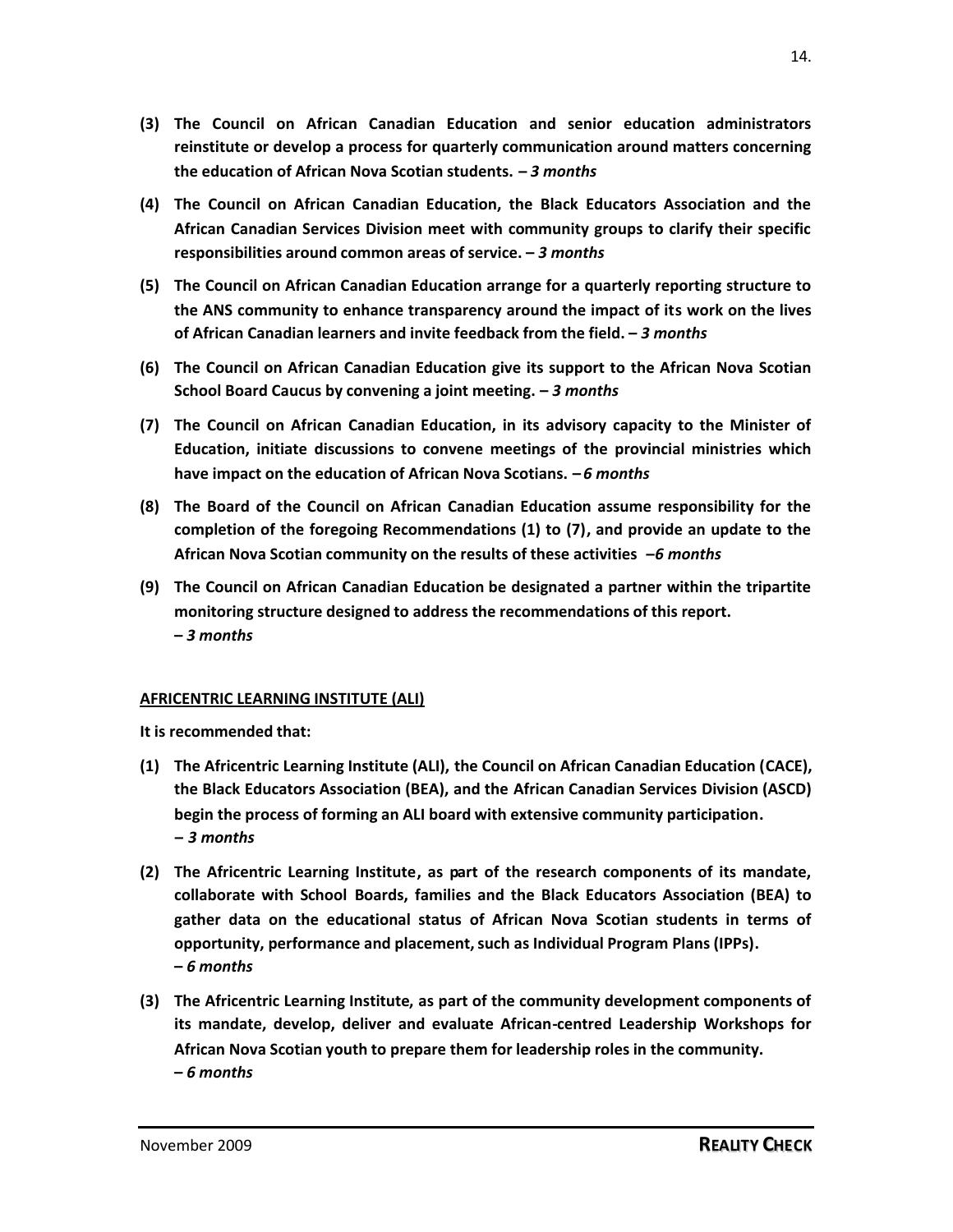**(3) The Council on African Canadian Education and senior education administrators reinstitute or develop a process for quarterly communication around matters concerning the education of African Nova Scotian students. –** ***3 months***

**(4) The Council on African Canadian Education, the Black Educators Association and the African Canadian Services Division meet with community groups to clarify their specific responsibilities around common areas of service. –** ***3 months***

**(5) The Council on African Canadian Education arrange for a quarterly reporting structure to the ANS community to enhance transparency around the impact of its work on the lives of African Canadian learners and invite feedback from the field. –** ***3 months***

**(6) The Council on African Canadian Education give its support to the African Nova Scotian School Board Caucus by convening a joint meeting. –** ***3 months***

**(7) The Council on African Canadian Education, in its advisory capacity to the Minister of Education, initiate discussions to convene meetings of the provincial ministries which have impact on the education of African Nova Scotians. –** ***6 months***

**(8) The Board of the Council on African Canadian Education assume responsibility for the completion of the foregoing Recommendations (1) to (7), and provide an update to the African Nova Scotian community on the results of these activities –** ***6 months***

**(9) The Council on African Canadian Education be designated a partner within the tripartite monitoring structure designed to address the recommendations of this report. –** ***3 months***

**AFRICENTRIC LEARNING INSTITUTE (ALI)**

**It is recommended that:**

**(1) The Africentric Learning Institute (ALI), the Council on African Canadian Education (CACE), the Black Educators Association (BEA), and the African Canadian Services Division (ASCD) begin the process of forming an ALI board with extensive community participation. –** ***3 months***

**(2) The Africentric Learning Institute, as part of the research components of its mandate, collaborate with School Boards, families and the Black Educators Association (BEA) to gather data on the educational status of African Nova Scotian students in terms of opportunity, performance and placement, such as Individual Program Plans (IPPs). –** ***6 months***

**(3) The Africentric Learning Institute, as part of the community development components of its mandate, develop, deliver and evaluate African-centred Leadership Workshops for African Nova Scotian youth to prepare them for leadership roles in the community. –** ***6 months***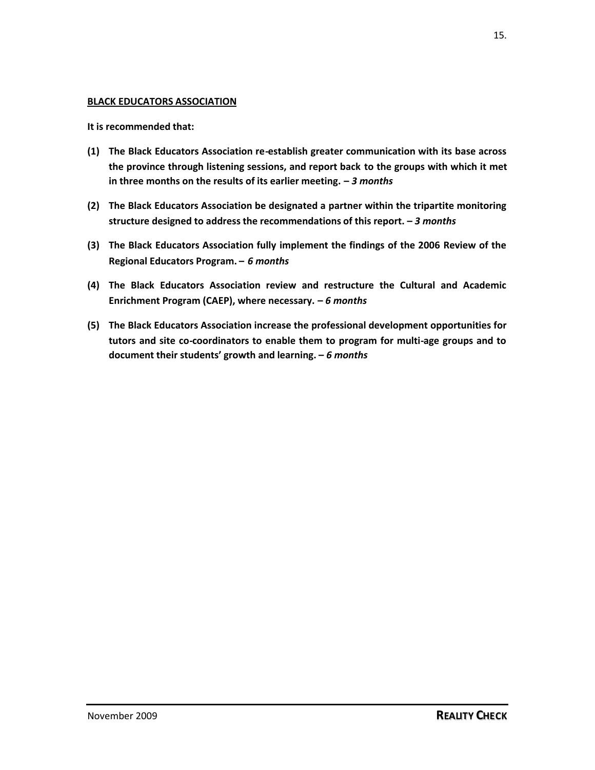## BLACK EDUCATORS ASSOCIATION

**It is recommended that:**

**(1) The Black Educators Association re-establish greater communication with its base across the province through listening sessions, and report back to the groups with which it met in three months on the results of its earlier meeting. –** ***3 months***

**(2) The Black Educators Association be designated a partner within the tripartite monitoring structure designed to address the recommendations of this report. –** ***3 months***

**(3) The Black Educators Association fully implement the findings of the 2006 Review of the Regional Educators Program. –** ***6 months***

**(4) The Black Educators Association review and restructure the Cultural and Academic Enrichment Program (CAEP), where necessary. –** ***6 months***

**(5) The Black Educators Association increase the professional development opportunities for tutors and site co-coordinators to enable them to program for multi-age groups and to document their students' growth and learning. –** ***6 months***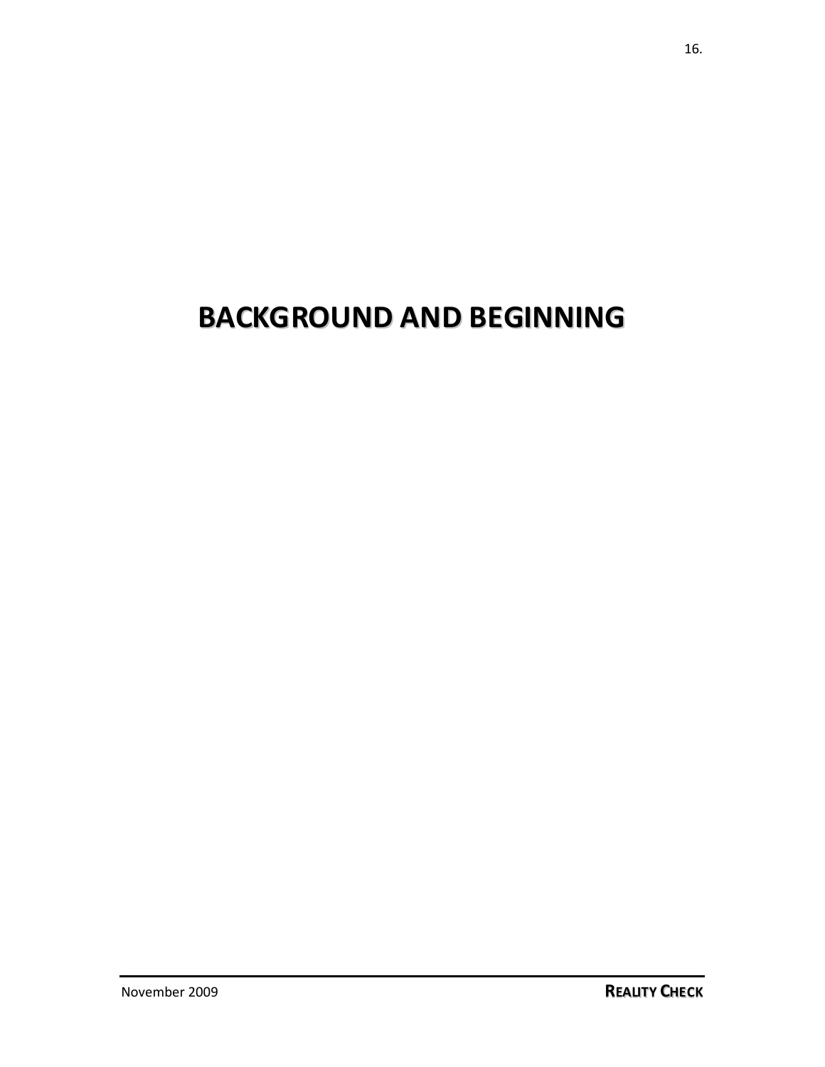# BACKGROUND AND BEGINNING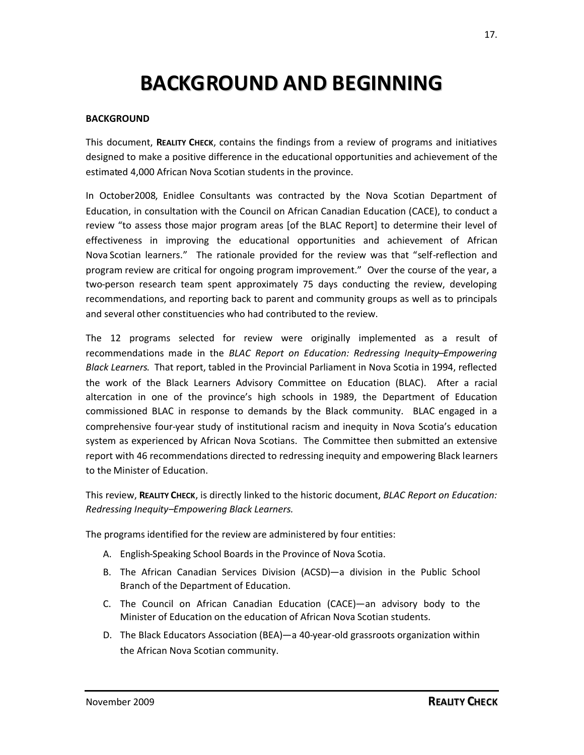# BACKGROUND AND BEGINNING

## BACKGROUND

This document, **REALITY CHECK**, contains the findings from a review of programs and initiatives designed to make a positive difference in the educational opportunities and achievement of the estimated 4,000 African Nova Scotian students in the province.

In October2008, Enidlee Consultants was contracted by the Nova Scotian Department of Education, in consultation with the Council on African Canadian Education (CACE), to conduct a review "to assess those major program areas [of the BLAC Report] to determine their level of effectiveness in improving the educational opportunities and achievement of African Nova Scotian learners." The rationale provided for the review was that "self-reflection and program review are critical for ongoing program improvement." Over the course of the year, a two-person research team spent approximately 75 days conducting the review, developing recommendations, and reporting back to parent and community groups as well as to principals and several other constituencies who had contributed to the review.

The 12 programs selected for review were originally implemented as a result of recommendations made in the *BLAC Report on Education: Redressing Inequity–Empowering Black Learners.* That report, tabled in the Provincial Parliament in Nova Scotia in 1994, reflected the work of the Black Learners Advisory Committee on Education (BLAC). After a racial altercation in one of the province's high schools in 1989, the Department of Education commissioned BLAC in response to demands by the Black community. BLAC engaged in a comprehensive four-year study of institutional racism and inequity in Nova Scotia's education system as experienced by African Nova Scotians. The Committee then submitted an extensive report with 46 recommendations directed to redressing inequity and empowering Black learners to the Minister of Education.

This review, **REALITY CHECK**, is directly linked to the historic document, *BLAC Report on Education: Redressing Inequity–Empowering Black Learners.*

The programs identified for the review are administered by four entities:

A. English-Speaking School Boards in the Province of Nova Scotia.
B. The African Canadian Services Division (ACSD)—a division in the Public School Branch of the Department of Education.
C. The Council on African Canadian Education (CACE)—an advisory body to the Minister of Education on the education of African Nova Scotian students.
D. The Black Educators Association (BEA)—a 40-year-old grassroots organization within the African Nova Scotian community.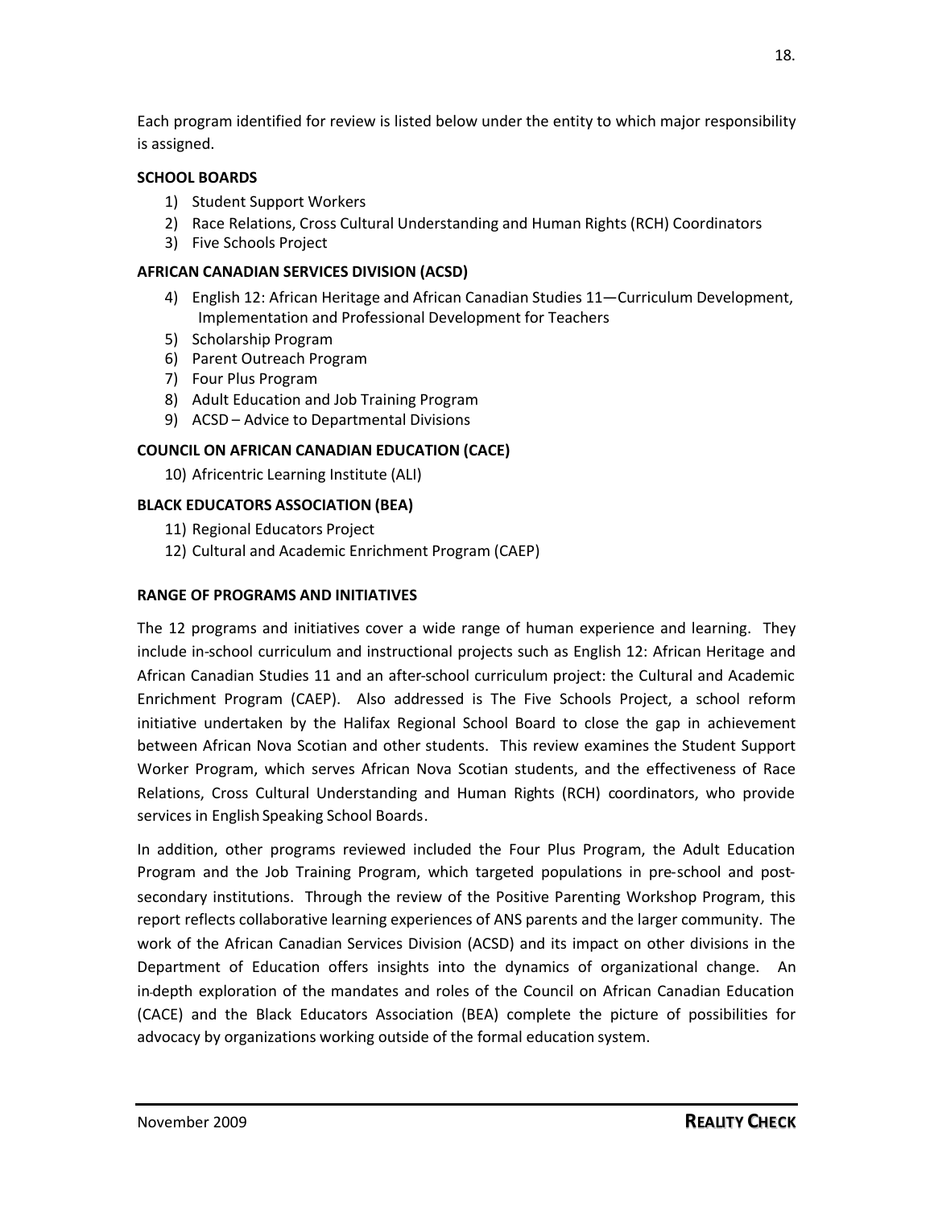Each program identified for review is listed below under the entity to which major responsibility is assigned.

**SCHOOL BOARDS**

1) Student Support Workers
2) Race Relations, Cross Cultural Understanding and Human Rights (RCH) Coordinators
3) Five Schools Project

**AFRICAN CANADIAN SERVICES DIVISION (ACSD)**

4) English 12: African Heritage and African Canadian Studies 11—Curriculum Development, Implementation and Professional Development for Teachers
5) Scholarship Program
6) Parent Outreach Program
7) Four Plus Program
8) Adult Education and Job Training Program
9) ACSD – Advice to Departmental Divisions

**COUNCIL ON AFRICAN CANADIAN EDUCATION (CACE)**

10) Africentric Learning Institute (ALI)

**BLACK EDUCATORS ASSOCIATION (BEA)**

11) Regional Educators Project
12) Cultural and Academic Enrichment Program (CAEP)

**RANGE OF PROGRAMS AND INITIATIVES**

The 12 programs and initiatives cover a wide range of human experience and learning. They include in-school curriculum and instructional projects such as English 12: African Heritage and African Canadian Studies 11 and an after-school curriculum project: the Cultural and Academic Enrichment Program (CAEP). Also addressed is The Five Schools Project, a school reform initiative undertaken by the Halifax Regional School Board to close the gap in achievement between African Nova Scotian and other students. This review examines the Student Support Worker Program, which serves African Nova Scotian students, and the effectiveness of Race Relations, Cross Cultural Understanding and Human Rights (RCH) coordinators, who provide services in English Speaking School Boards.

In addition, other programs reviewed included the Four Plus Program, the Adult Education Program and the Job Training Program, which targeted populations in pre-school and post-secondary institutions. Through the review of the Positive Parenting Workshop Program, this report reflects collaborative learning experiences of ANS parents and the larger community. The work of the African Canadian Services Division (ACSD) and its impact on other divisions in the Department of Education offers insights into the dynamics of organizational change. An in-depth exploration of the mandates and roles of the Council on African Canadian Education (CACE) and the Black Educators Association (BEA) complete the picture of possibilities for advocacy by organizations working outside of the formal education system.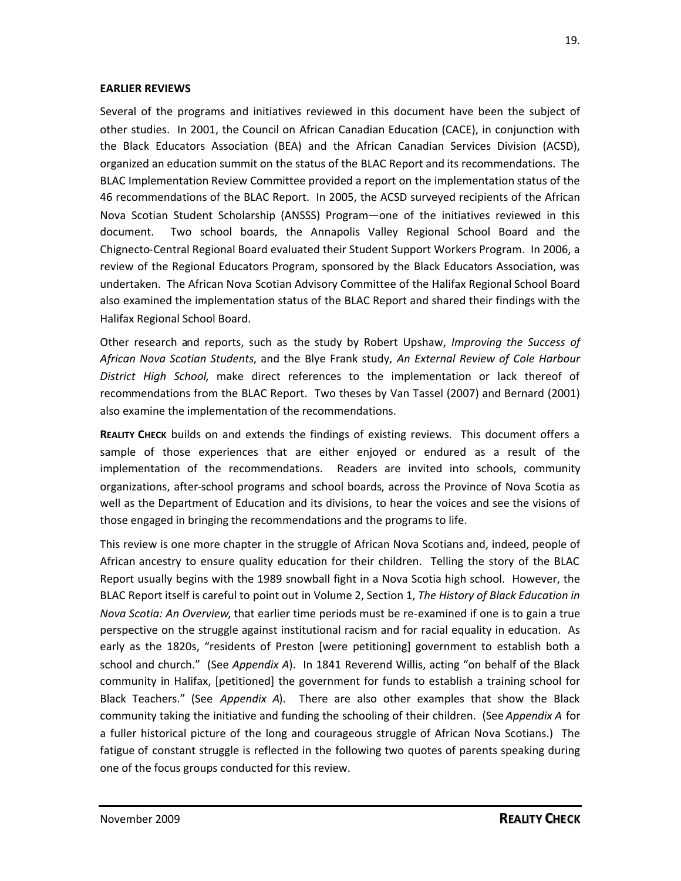## EARLIER REVIEWS

Several of the programs and initiatives reviewed in this document have been the subject of other studies. In 2001, the Council on African Canadian Education (CACE), in conjunction with the Black Educators Association (BEA) and the African Canadian Services Division (ACSD), organized an education summit on the status of the BLAC Report and its recommendations. The BLAC Implementation Review Committee provided a report on the implementation status of the 46 recommendations of the BLAC Report. In 2005, the ACSD surveyed recipients of the African Nova Scotian Student Scholarship (ANSSS) Program—one of the initiatives reviewed in this document. Two school boards, the Annapolis Valley Regional School Board and the Chignecto-Central Regional Board evaluated their Student Support Workers Program. In 2006, a review of the Regional Educators Program, sponsored by the Black Educators Association, was undertaken. The African Nova Scotian Advisory Committee of the Halifax Regional School Board also examined the implementation status of the BLAC Report and shared their findings with the Halifax Regional School Board.

Other research and reports, such as the study by Robert Upshaw, *Improving the Success of African Nova Scotian Students*, and the Blye Frank study, *An External Review of Cole Harbour District High School*, make direct references to the implementation or lack thereof of recommendations from the BLAC Report. Two theses by Van Tassel (2007) and Bernard (2001) also examine the implementation of the recommendations.

**REALITY CHECK** builds on and extends the findings of existing reviews. This document offers a sample of those experiences that are either enjoyed or endured as a result of the implementation of the recommendations. Readers are invited into schools, community organizations, after-school programs and school boards, across the Province of Nova Scotia as well as the Department of Education and its divisions, to hear the voices and see the visions of those engaged in bringing the recommendations and the programs to life.

This review is one more chapter in the struggle of African Nova Scotians and, indeed, people of African ancestry to ensure quality education for their children. Telling the story of the BLAC Report usually begins with the 1989 snowball fight in a Nova Scotia high school. However, the BLAC Report itself is careful to point out in Volume 2, Section 1, *The History of Black Education in Nova Scotia: An Overview*, that earlier time periods must be re-examined if one is to gain a true perspective on the struggle against institutional racism and for racial equality in education. As early as the 1820s, "residents of Preston [were petitioning] government to establish both a school and church." (See *Appendix A*). In 1841 Reverend Willis, acting "on behalf of the Black community in Halifax, [petitioned] the government for funds to establish a training school for Black Teachers." (See *Appendix A*). There are also other examples that show the Black community taking the initiative and funding the schooling of their children. (See *Appendix A* for a fuller historical picture of the long and courageous struggle of African Nova Scotians.) The fatigue of constant struggle is reflected in the following two quotes of parents speaking during one of the focus groups conducted for this review.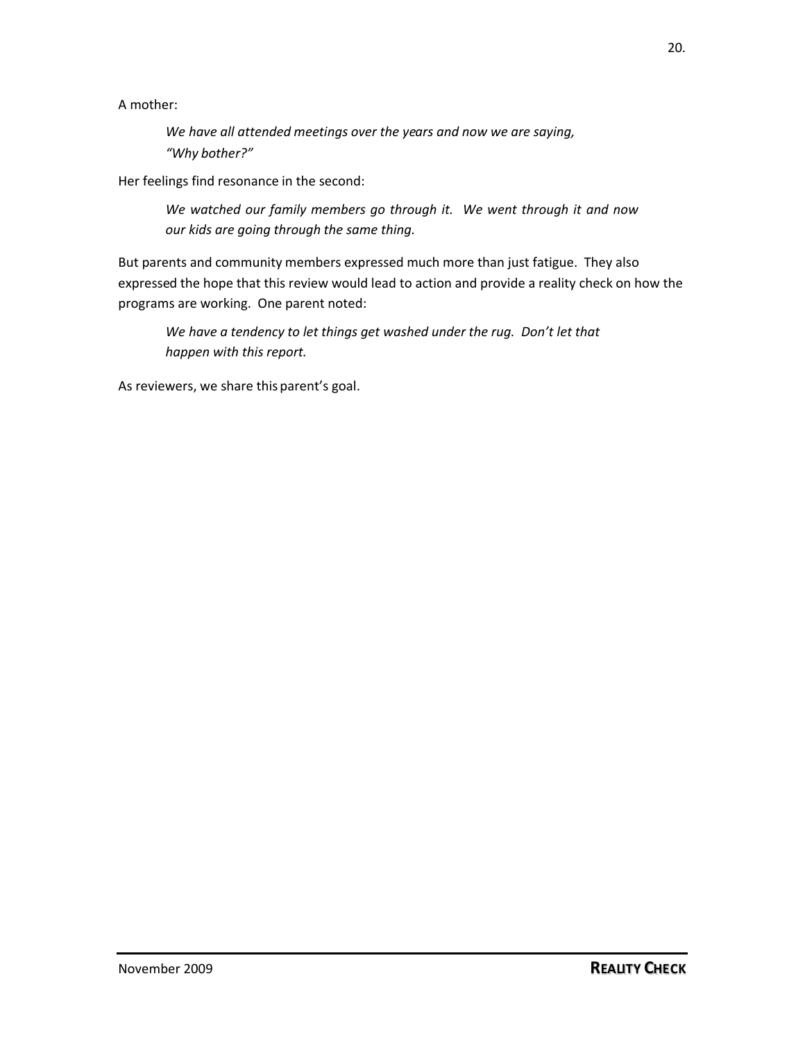A mother:

> *We have all attended meetings over the years and now we are saying, "Why bother?"*

Her feelings find resonance in the second:

> *We watched our family members go through it. We went through it and now our kids are going through the same thing.*

But parents and community members expressed much more than just fatigue. They also expressed the hope that this review would lead to action and provide a reality check on how the programs are working. One parent noted:

> *We have a tendency to let things get washed under the rug. Don't let that happen with this report.*

As reviewers, we share this parent's goal.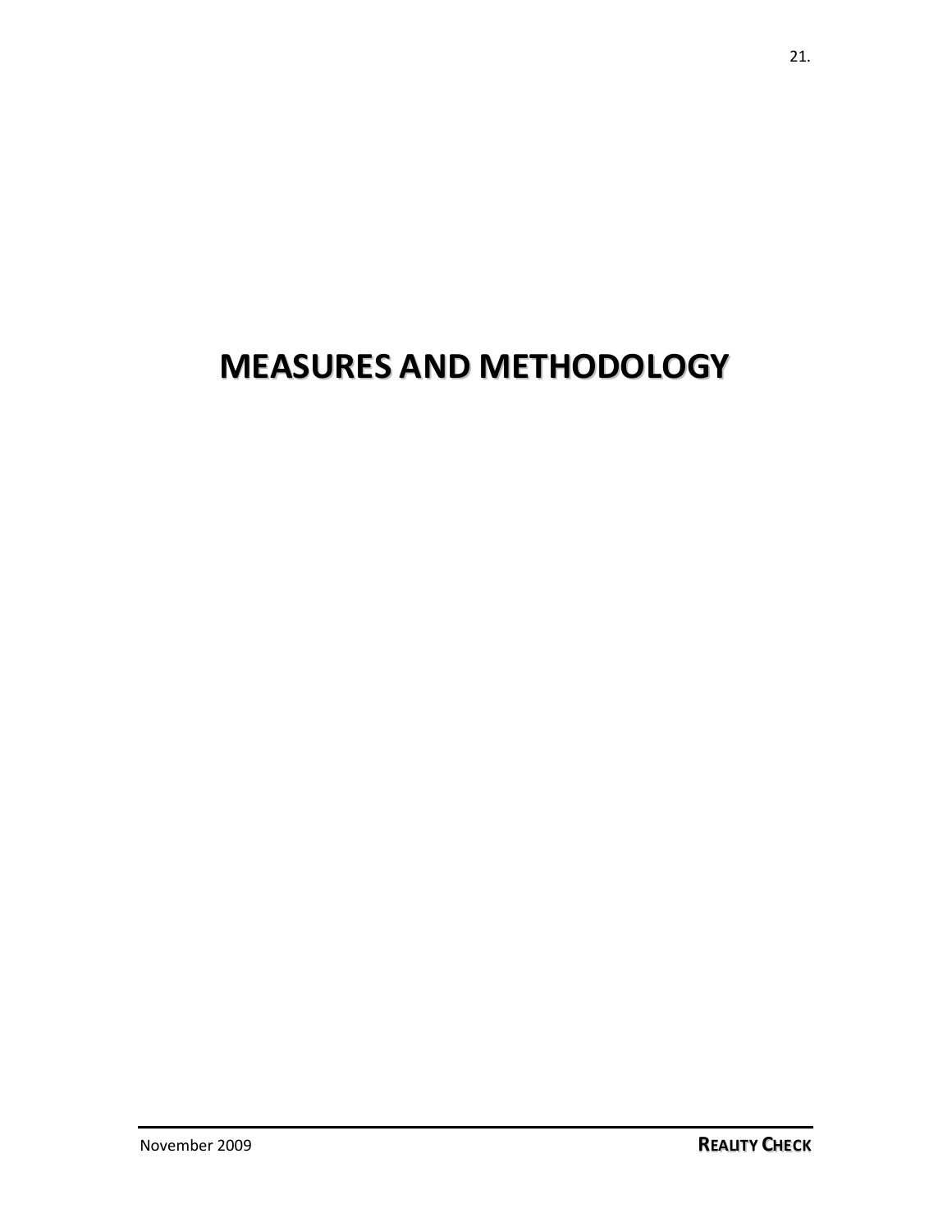# MEASURES AND METHODOLOGY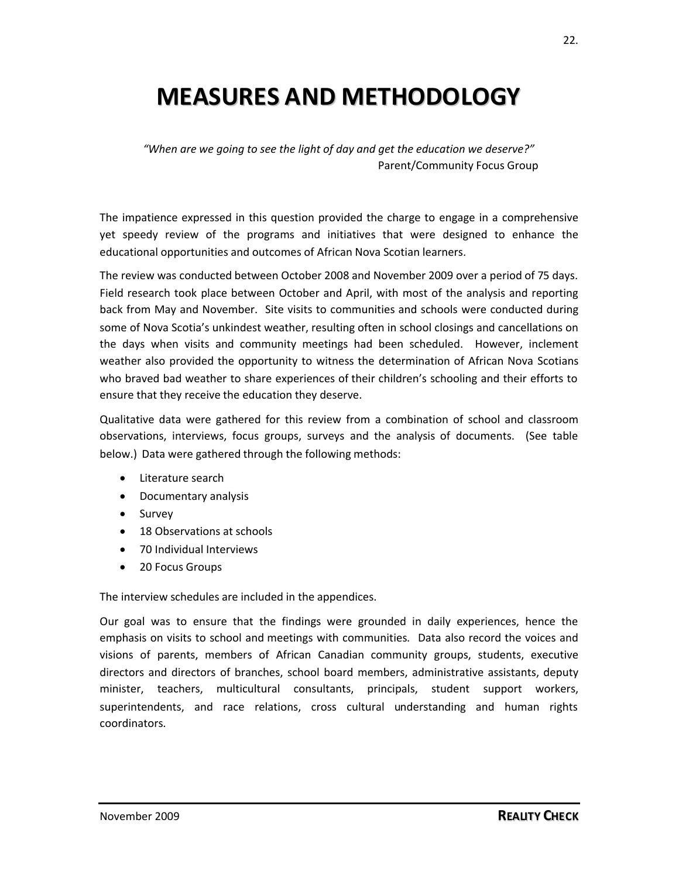# MEASURES AND METHODOLOGY

*"When are we going to see the light of day and get the education we deserve?"*
Parent/Community Focus Group

The impatience expressed in this question provided the charge to engage in a comprehensive yet speedy review of the programs and initiatives that were designed to enhance the educational opportunities and outcomes of African Nova Scotian learners.

The review was conducted between October 2008 and November 2009 over a period of 75 days. Field research took place between October and April, with most of the analysis and reporting back from May and November. Site visits to communities and schools were conducted during some of Nova Scotia's unkindest weather, resulting often in school closings and cancellations on the days when visits and community meetings had been scheduled. However, inclement weather also provided the opportunity to witness the determination of African Nova Scotians who braved bad weather to share experiences of their children's schooling and their efforts to ensure that they receive the education they deserve.

Qualitative data were gathered for this review from a combination of school and classroom observations, interviews, focus groups, surveys and the analysis of documents. (See table below.) Data were gathered through the following methods:

- Literature search
- Documentary analysis
- Survey
- 18 Observations at schools
- 70 Individual Interviews
- 20 Focus Groups

The interview schedules are included in the appendices.

Our goal was to ensure that the findings were grounded in daily experiences, hence the emphasis on visits to school and meetings with communities. Data also record the voices and visions of parents, members of African Canadian community groups, students, executive directors and directors of branches, school board members, administrative assistants, deputy minister, teachers, multicultural consultants, principals, student support workers, superintendents, and race relations, cross cultural understanding and human rights coordinators.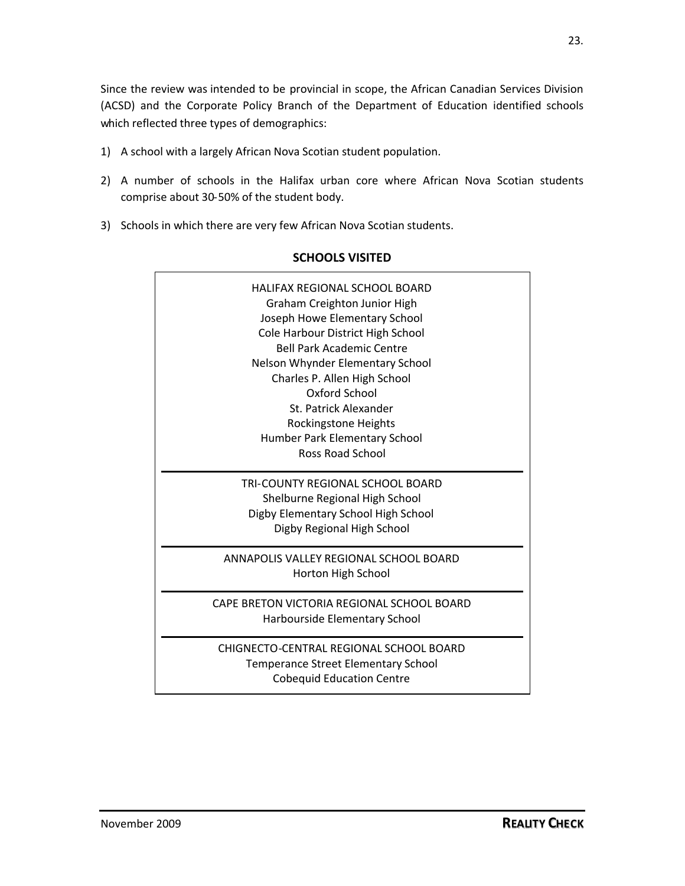Since the review was intended to be provincial in scope, the African Canadian Services Division (ACSD) and the Corporate Policy Branch of the Department of Education identified schools which reflected three types of demographics:

1) A school with a largely African Nova Scotian student population.

2) A number of schools in the Halifax urban core where African Nova Scotian students comprise about 30-50% of the student body.

3) Schools in which there are very few African Nova Scotian students.

## SCHOOLS VISITED

**HALIFAX REGIONAL SCHOOL BOARD**
- Graham Creighton Junior High
- Joseph Howe Elementary School
- Cole Harbour District High School
- Bell Park Academic Centre
- Nelson Whynder Elementary School
- Charles P. Allen High School
- Oxford School
- St. Patrick Alexander
- Rockingstone Heights
- Humber Park Elementary School
- Ross Road School

**TRI-COUNTY REGIONAL SCHOOL BOARD**
- Shelburne Regional High School
- Digby Elementary School High School
- Digby Regional High School

**ANNAPOLIS VALLEY REGIONAL SCHOOL BOARD**
- Horton High School

**CAPE BRETON VICTORIA REGIONAL SCHOOL BOARD**
- Harbourside Elementary School

**CHIGNECTO-CENTRAL REGIONAL SCHOOL BOARD**
- Temperance Street Elementary School
- Cobequid Education Centre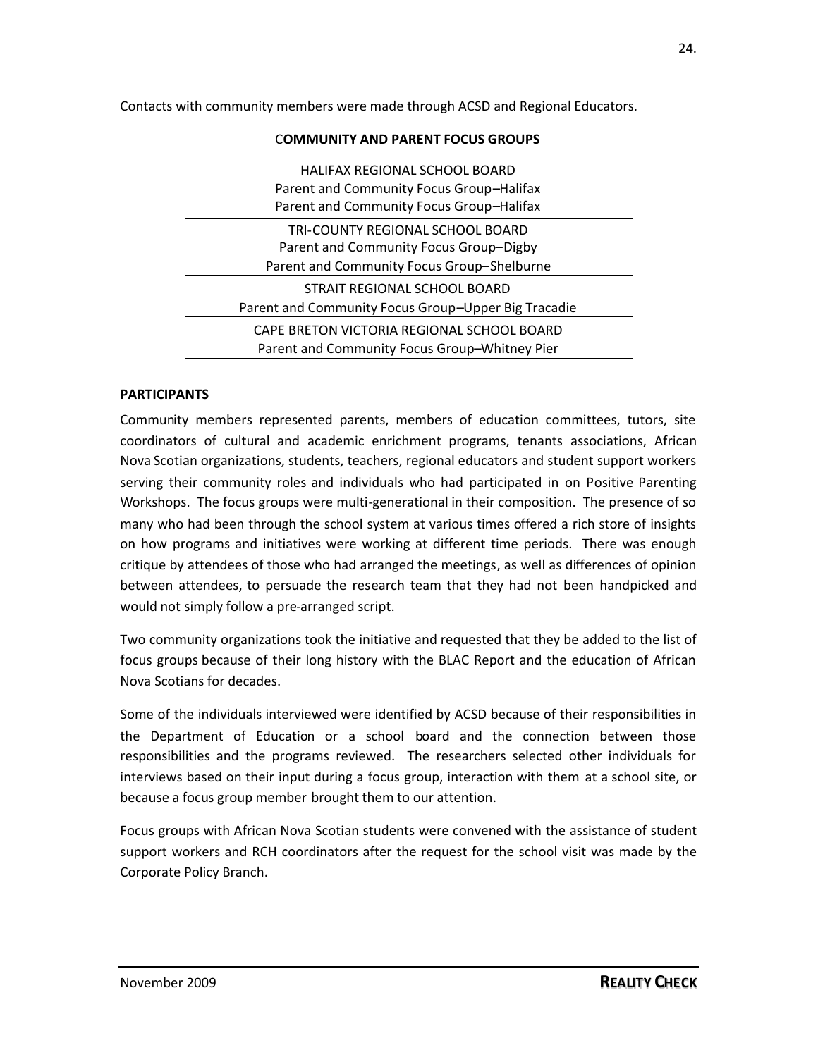Contacts with community members were made through ACSD and Regional Educators.

**COMMUNITY AND PARENT FOCUS GROUPS**

| HALIFAX REGIONAL SCHOOL BOARD |
|---|
| Parent and Community Focus Group–Halifax |
| Parent and Community Focus Group–Halifax |
| TRI-COUNTY REGIONAL SCHOOL BOARD |
| Parent and Community Focus Group–Digby |
| Parent and Community Focus Group–Shelburne |
| STRAIT REGIONAL SCHOOL BOARD |
| Parent and Community Focus Group–Upper Big Tracadie |
| CAPE BRETON VICTORIA REGIONAL SCHOOL BOARD |
| Parent and Community Focus Group–Whitney Pier |

**PARTICIPANTS**

Community members represented parents, members of education committees, tutors, site coordinators of cultural and academic enrichment programs, tenants associations, African Nova Scotian organizations, students, teachers, regional educators and student support workers serving their community roles and individuals who had participated in on Positive Parenting Workshops. The focus groups were multi-generational in their composition. The presence of so many who had been through the school system at various times offered a rich store of insights on how programs and initiatives were working at different time periods. There was enough critique by attendees of those who had arranged the meetings, as well as differences of opinion between attendees, to persuade the research team that they had not been handpicked and would not simply follow a pre-arranged script.

Two community organizations took the initiative and requested that they be added to the list of focus groups because of their long history with the BLAC Report and the education of African Nova Scotians for decades.

Some of the individuals interviewed were identified by ACSD because of their responsibilities in the Department of Education or a school board and the connection between those responsibilities and the programs reviewed. The researchers selected other individuals for interviews based on their input during a focus group, interaction with them at a school site, or because a focus group member brought them to our attention.

Focus groups with African Nova Scotian students were convened with the assistance of student support workers and RCH coordinators after the request for the school visit was made by the Corporate Policy Branch.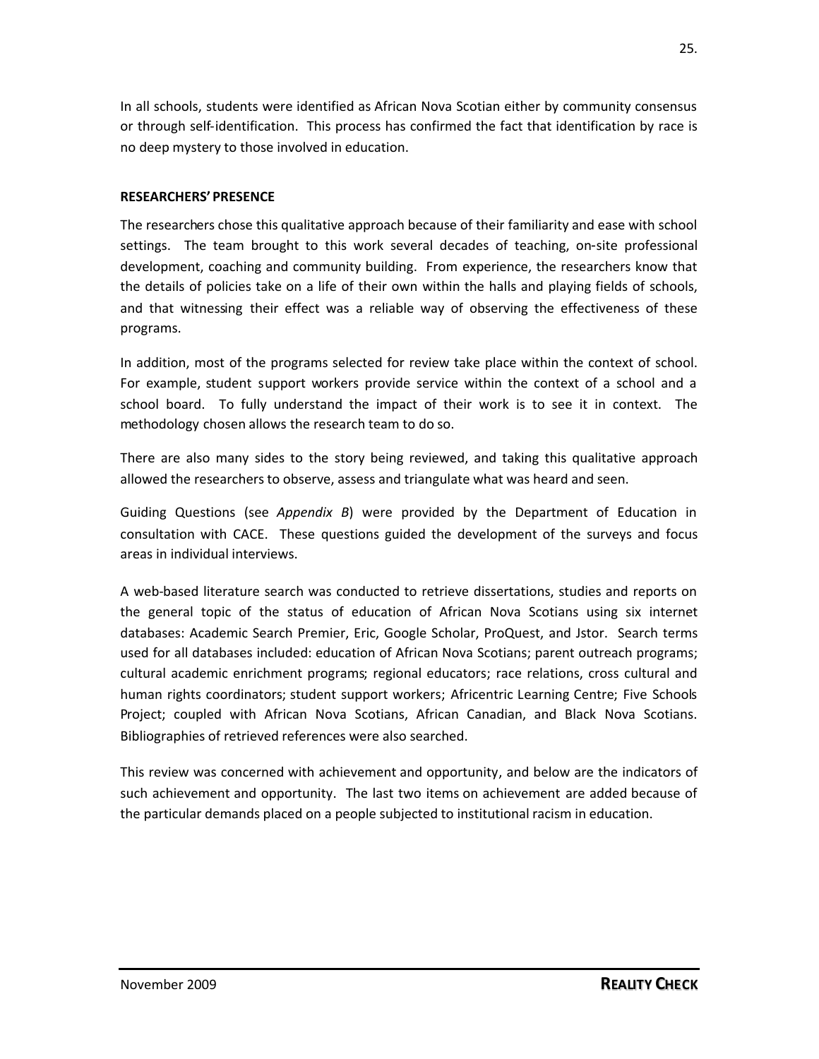In all schools, students were identified as African Nova Scotian either by community consensus or through self-identification. This process has confirmed the fact that identification by race is no deep mystery to those involved in education.

**RESEARCHERS' PRESENCE**

The researchers chose this qualitative approach because of their familiarity and ease with school settings. The team brought to this work several decades of teaching, on-site professional development, coaching and community building. From experience, the researchers know that the details of policies take on a life of their own within the halls and playing fields of schools, and that witnessing their effect was a reliable way of observing the effectiveness of these programs.

In addition, most of the programs selected for review take place within the context of school. For example, student support workers provide service within the context of a school and a school board. To fully understand the impact of their work is to see it in context. The methodology chosen allows the research team to do so.

There are also many sides to the story being reviewed, and taking this qualitative approach allowed the researchers to observe, assess and triangulate what was heard and seen.

Guiding Questions (see *Appendix B*) were provided by the Department of Education in consultation with CACE. These questions guided the development of the surveys and focus areas in individual interviews.

A web-based literature search was conducted to retrieve dissertations, studies and reports on the general topic of the status of education of African Nova Scotians using six internet databases: Academic Search Premier, Eric, Google Scholar, ProQuest, and Jstor. Search terms used for all databases included: education of African Nova Scotians; parent outreach programs; cultural academic enrichment programs; regional educators; race relations, cross cultural and human rights coordinators; student support workers; Africentric Learning Centre; Five Schools Project; coupled with African Nova Scotians, African Canadian, and Black Nova Scotians. Bibliographies of retrieved references were also searched.

This review was concerned with achievement and opportunity, and below are the indicators of such achievement and opportunity. The last two items on achievement are added because of the particular demands placed on a people subjected to institutional racism in education.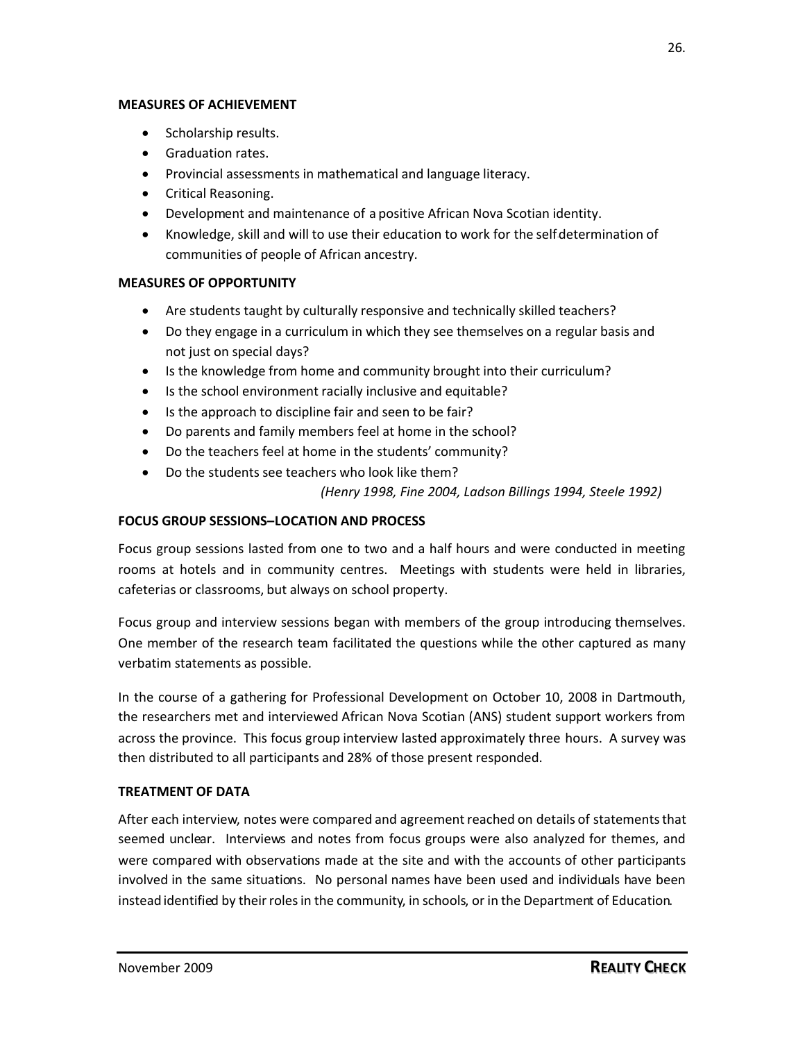**MEASURES OF ACHIEVEMENT**

- Scholarship results.
- Graduation rates.
- Provincial assessments in mathematical and language literacy.
- Critical Reasoning.
- Development and maintenance of a positive African Nova Scotian identity.
- Knowledge, skill and will to use their education to work for the self determination of communities of people of African ancestry.

**MEASURES OF OPPORTUNITY**

- Are students taught by culturally responsive and technically skilled teachers?
- Do they engage in a curriculum in which they see themselves on a regular basis and not just on special days?
- Is the knowledge from home and community brought into their curriculum?
- Is the school environment racially inclusive and equitable?
- Is the approach to discipline fair and seen to be fair?
- Do parents and family members feel at home in the school?
- Do the teachers feel at home in the students' community?
- Do the students see teachers who look like them?

*(Henry 1998, Fine 2004, Ladson Billings 1994, Steele 1992)*

**FOCUS GROUP SESSIONS–LOCATION AND PROCESS**

Focus group sessions lasted from one to two and a half hours and were conducted in meeting rooms at hotels and in community centres. Meetings with students were held in libraries, cafeterias or classrooms, but always on school property.

Focus group and interview sessions began with members of the group introducing themselves. One member of the research team facilitated the questions while the other captured as many verbatim statements as possible.

In the course of a gathering for Professional Development on October 10, 2008 in Dartmouth, the researchers met and interviewed African Nova Scotian (ANS) student support workers from across the province. This focus group interview lasted approximately three hours. A survey was then distributed to all participants and 28% of those present responded.

**TREATMENT OF DATA**

After each interview, notes were compared and agreement reached on details of statements that seemed unclear. Interviews and notes from focus groups were also analyzed for themes, and were compared with observations made at the site and with the accounts of other participants involved in the same situations. No personal names have been used and individuals have been instead identified by their roles in the community, in schools, or in the Department of Education.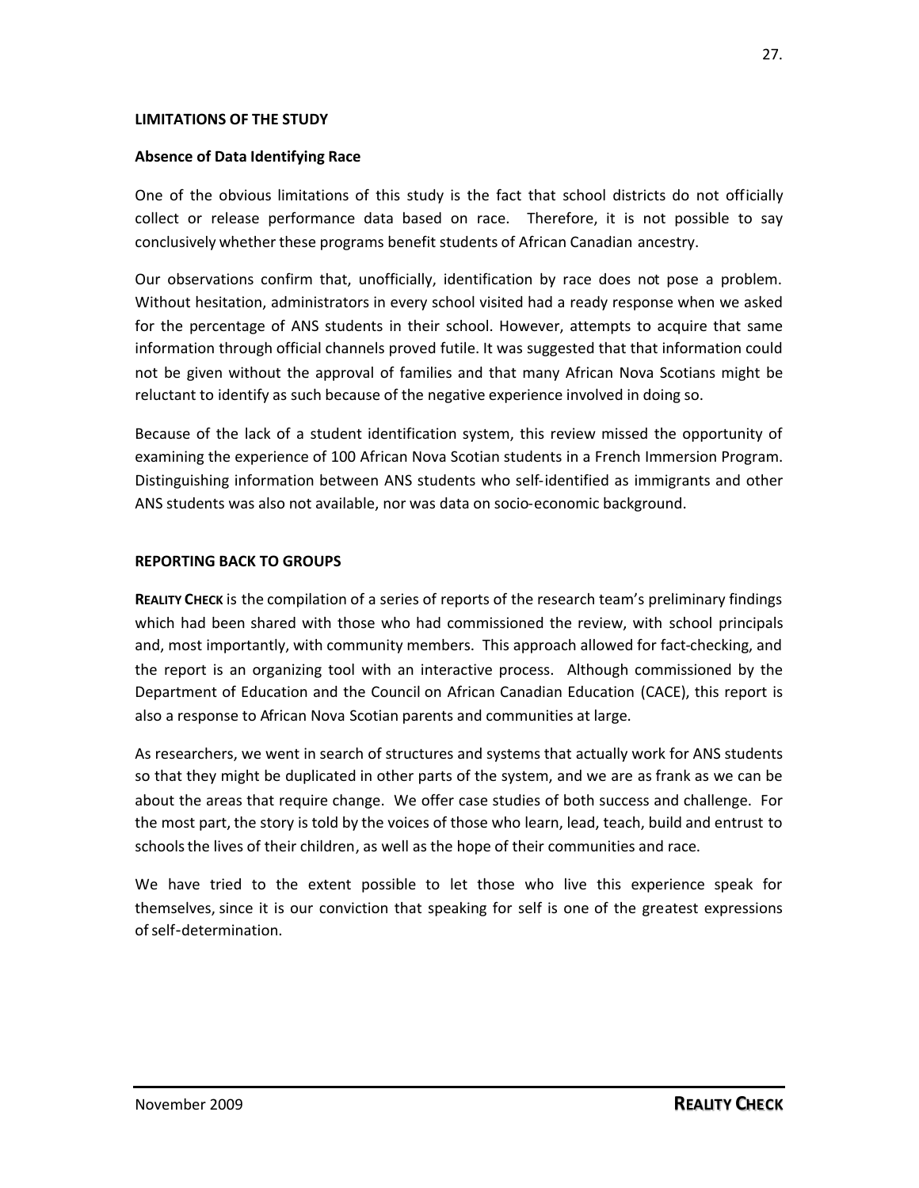## LIMITATIONS OF THE STUDY

### Absence of Data Identifying Race

One of the obvious limitations of this study is the fact that school districts do not officially collect or release performance data based on race. Therefore, it is not possible to say conclusively whether these programs benefit students of African Canadian ancestry.

Our observations confirm that, unofficially, identification by race does not pose a problem. Without hesitation, administrators in every school visited had a ready response when we asked for the percentage of ANS students in their school. However, attempts to acquire that same information through official channels proved futile. It was suggested that that information could not be given without the approval of families and that many African Nova Scotians might be reluctant to identify as such because of the negative experience involved in doing so.

Because of the lack of a student identification system, this review missed the opportunity of examining the experience of 100 African Nova Scotian students in a French Immersion Program. Distinguishing information between ANS students who self-identified as immigrants and other ANS students was also not available, nor was data on socio-economic background.

## REPORTING BACK TO GROUPS

**REALITY CHECK** is the compilation of a series of reports of the research team's preliminary findings which had been shared with those who had commissioned the review, with school principals and, most importantly, with community members. This approach allowed for fact-checking, and the report is an organizing tool with an interactive process. Although commissioned by the Department of Education and the Council on African Canadian Education (CACE), this report is also a response to African Nova Scotian parents and communities at large.

As researchers, we went in search of structures and systems that actually work for ANS students so that they might be duplicated in other parts of the system, and we are as frank as we can be about the areas that require change. We offer case studies of both success and challenge. For the most part, the story is told by the voices of those who learn, lead, teach, build and entrust to schools the lives of their children, as well as the hope of their communities and race.

We have tried to the extent possible to let those who live this experience speak for themselves, since it is our conviction that speaking for self is one of the greatest expressions of self-determination.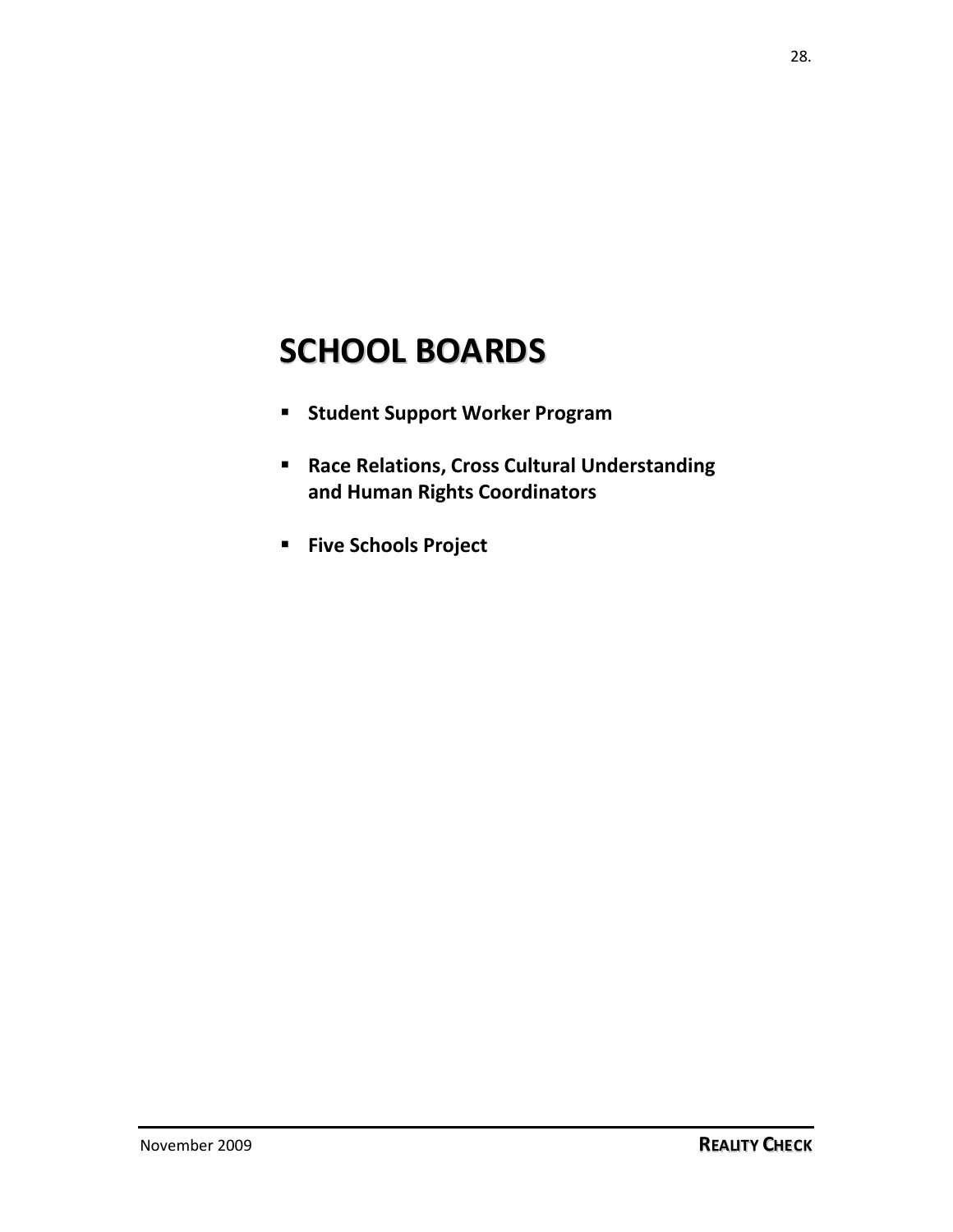# SCHOOL BOARDS

- **Student Support Worker Program**
- **Race Relations, Cross Cultural Understanding and Human Rights Coordinators**
- **Five Schools Project**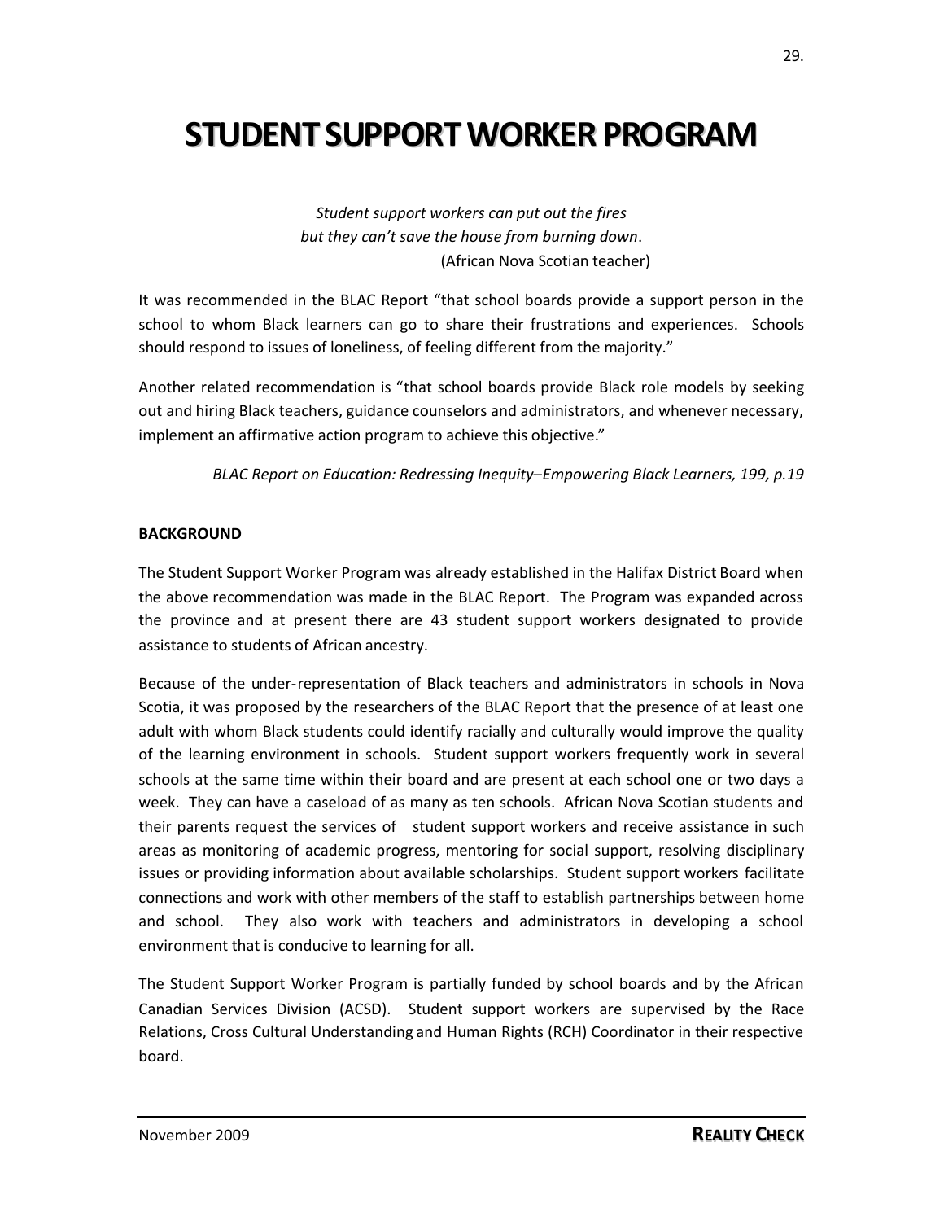# STUDENT SUPPORT WORKER PROGRAM

*Student support workers can put out the fires*
*but they can't save the house from burning down*.
(African Nova Scotian teacher)

It was recommended in the BLAC Report "that school boards provide a support person in the school to whom Black learners can go to share their frustrations and experiences. Schools should respond to issues of loneliness, of feeling different from the majority."

Another related recommendation is "that school boards provide Black role models by seeking out and hiring Black teachers, guidance counselors and administrators, and whenever necessary, implement an affirmative action program to achieve this objective."

*BLAC Report on Education: Redressing Inequity–Empowering Black Learners, 199, p.19*

**BACKGROUND**

The Student Support Worker Program was already established in the Halifax District Board when the above recommendation was made in the BLAC Report. The Program was expanded across the province and at present there are 43 student support workers designated to provide assistance to students of African ancestry.

Because of the under-representation of Black teachers and administrators in schools in Nova Scotia, it was proposed by the researchers of the BLAC Report that the presence of at least one adult with whom Black students could identify racially and culturally would improve the quality of the learning environment in schools. Student support workers frequently work in several schools at the same time within their board and are present at each school one or two days a week. They can have a caseload of as many as ten schools. African Nova Scotian students and their parents request the services of student support workers and receive assistance in such areas as monitoring of academic progress, mentoring for social support, resolving disciplinary issues or providing information about available scholarships. Student support workers facilitate connections and work with other members of the staff to establish partnerships between home and school. They also work with teachers and administrators in developing a school environment that is conducive to learning for all.

The Student Support Worker Program is partially funded by school boards and by the African Canadian Services Division (ACSD). Student support workers are supervised by the Race Relations, Cross Cultural Understanding and Human Rights (RCH) Coordinator in their respective board.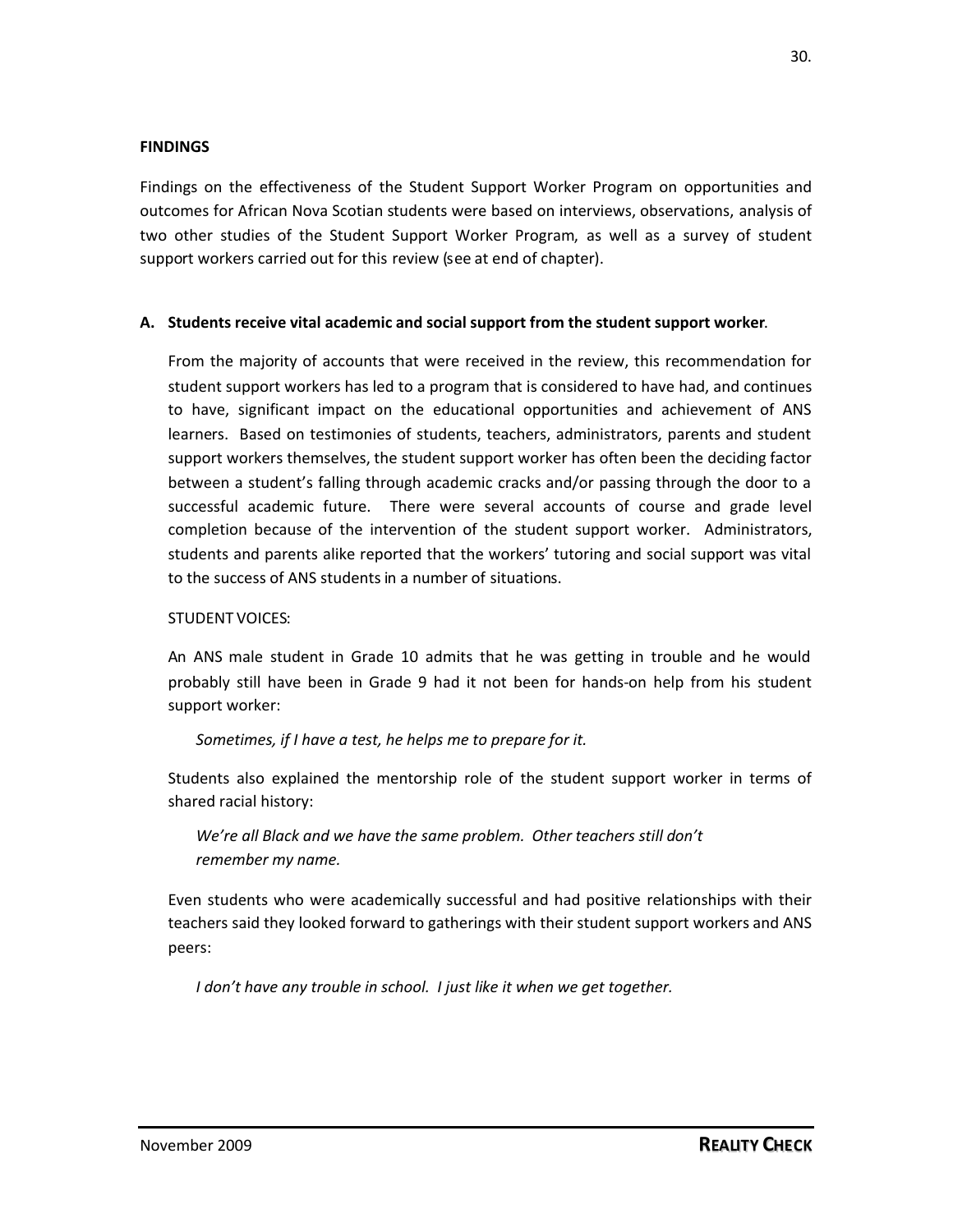## FINDINGS

Findings on the effectiveness of the Student Support Worker Program on opportunities and outcomes for African Nova Scotian students were based on interviews, observations, analysis of two other studies of the Student Support Worker Program, as well as a survey of student support workers carried out for this review (see at end of chapter).

### A. Students receive vital academic and social support from the student support worker.

From the majority of accounts that were received in the review, this recommendation for student support workers has led to a program that is considered to have had, and continues to have, significant impact on the educational opportunities and achievement of ANS learners. Based on testimonies of students, teachers, administrators, parents and student support workers themselves, the student support worker has often been the deciding factor between a student's falling through academic cracks and/or passing through the door to a successful academic future. There were several accounts of course and grade level completion because of the intervention of the student support worker. Administrators, students and parents alike reported that the workers' tutoring and social support was vital to the success of ANS students in a number of situations.

STUDENT VOICES:

An ANS male student in Grade 10 admits that he was getting in trouble and he would probably still have been in Grade 9 had it not been for hands-on help from his student support worker:

> *Sometimes, if I have a test, he helps me to prepare for it.*

Students also explained the mentorship role of the student support worker in terms of shared racial history:

> *We're all Black and we have the same problem. Other teachers still don't remember my name.*

Even students who were academically successful and had positive relationships with their teachers said they looked forward to gatherings with their student support workers and ANS peers:

> *I don't have any trouble in school. I just like it when we get together.*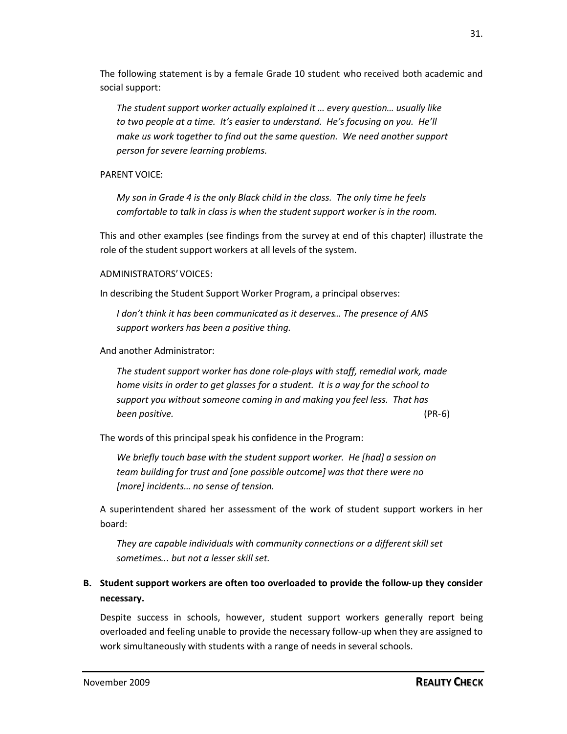The following statement is by a female Grade 10 student who received both academic and social support:

> *The student support worker actually explained it … every question… usually like to two people at a time. It's easier to understand. He's focusing on you. He'll make us work together to find out the same question. We need another support person for severe learning problems.*

PARENT VOICE:

> *My son in Grade 4 is the only Black child in the class. The only time he feels comfortable to talk in class is when the student support worker is in the room.*

This and other examples (see findings from the survey at end of this chapter) illustrate the role of the student support workers at all levels of the system.

ADMINISTRATORS' VOICES:

In describing the Student Support Worker Program, a principal observes:

> *I don't think it has been communicated as it deserves… The presence of ANS support workers has been a positive thing.*

And another Administrator:

> *The student support worker has done role-plays with staff, remedial work, made home visits in order to get glasses for a student. It is a way for the school to support you without someone coming in and making you feel less. That has been positive.* (PR-6)

The words of this principal speak his confidence in the Program:

> *We briefly touch base with the student support worker. He [had] a session on team building for trust and [one possible outcome] was that there were no [more] incidents… no sense of tension.*

A superintendent shared her assessment of the work of student support workers in her board:

> *They are capable individuals with community connections or a different skill set sometimes... but not a lesser skill set.*

**B. Student support workers are often too overloaded to provide the follow-up they consider necessary.**

Despite success in schools, however, student support workers generally report being overloaded and feeling unable to provide the necessary follow-up when they are assigned to work simultaneously with students with a range of needs in several schools.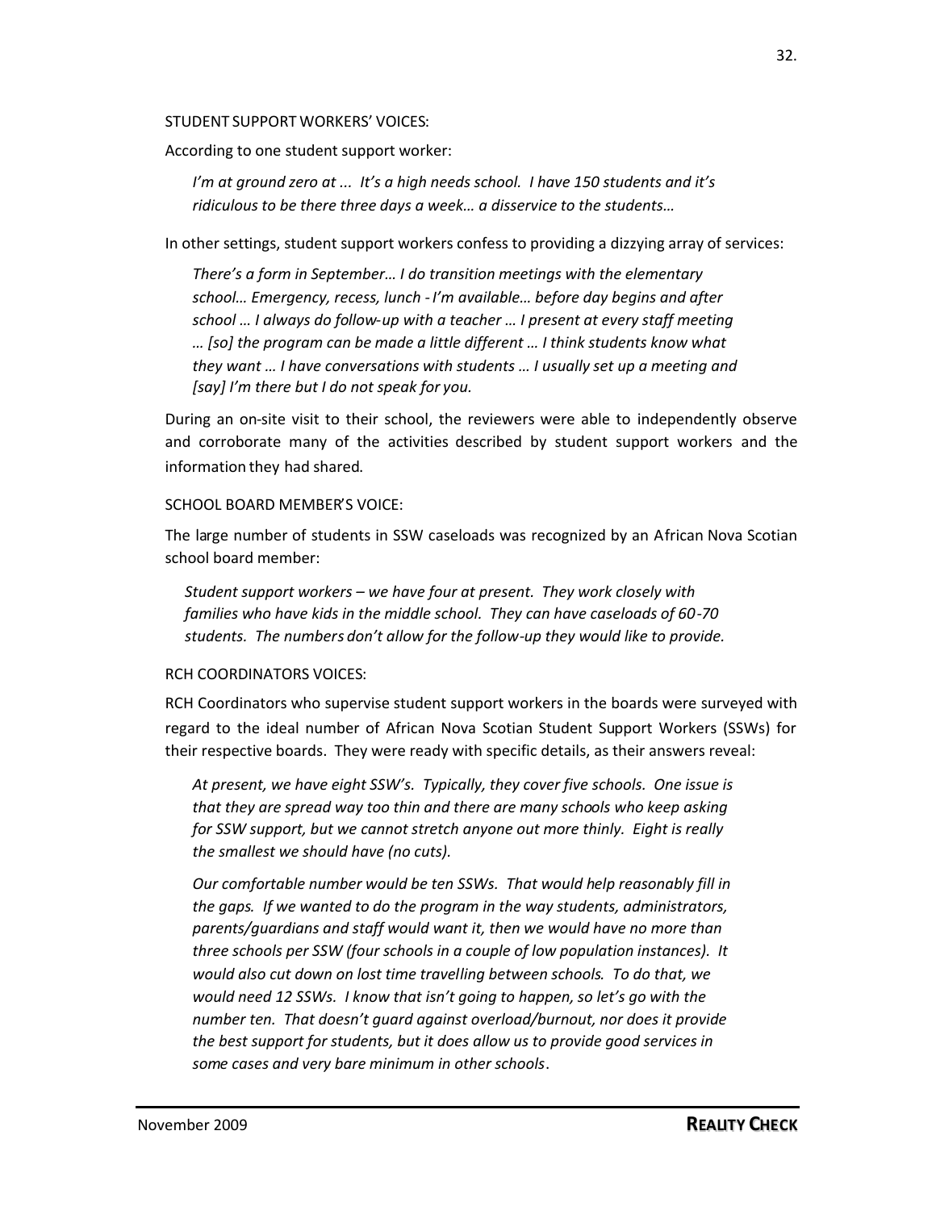STUDENT SUPPORT WORKERS' VOICES:

According to one student support worker:

> *I'm at ground zero at ... It's a high needs school. I have 150 students and it's ridiculous to be there three days a week… a disservice to the students…*

In other settings, student support workers confess to providing a dizzying array of services:

> *There's a form in September… I do transition meetings with the elementary school… Emergency, recess, lunch - I'm available… before day begins and after school … I always do follow-up with a teacher … I present at every staff meeting … [so] the program can be made a little different … I think students know what they want … I have conversations with students … I usually set up a meeting and [say] I'm there but I do not speak for you.*

During an on-site visit to their school, the reviewers were able to independently observe and corroborate many of the activities described by student support workers and the information they had shared.

SCHOOL BOARD MEMBER'S VOICE:

The large number of students in SSW caseloads was recognized by an African Nova Scotian school board member:

> *Student support workers – we have four at present. They work closely with families who have kids in the middle school. They can have caseloads of 60-70 students. The numbers don't allow for the follow-up they would like to provide.*

RCH COORDINATORS VOICES:

RCH Coordinators who supervise student support workers in the boards were surveyed with regard to the ideal number of African Nova Scotian Student Support Workers (SSWs) for their respective boards. They were ready with specific details, as their answers reveal:

> *At present, we have eight SSW's. Typically, they cover five schools. One issue is that they are spread way too thin and there are many schools who keep asking for SSW support, but we cannot stretch anyone out more thinly. Eight is really the smallest we should have (no cuts).*
>
> *Our comfortable number would be ten SSWs. That would help reasonably fill in the gaps. If we wanted to do the program in the way students, administrators, parents/guardians and staff would want it, then we would have no more than three schools per SSW (four schools in a couple of low population instances). It would also cut down on lost time travelling between schools. To do that, we would need 12 SSWs. I know that isn't going to happen, so let's go with the number ten. That doesn't guard against overload/burnout, nor does it provide the best support for students, but it does allow us to provide good services in some cases and very bare minimum in other schools*.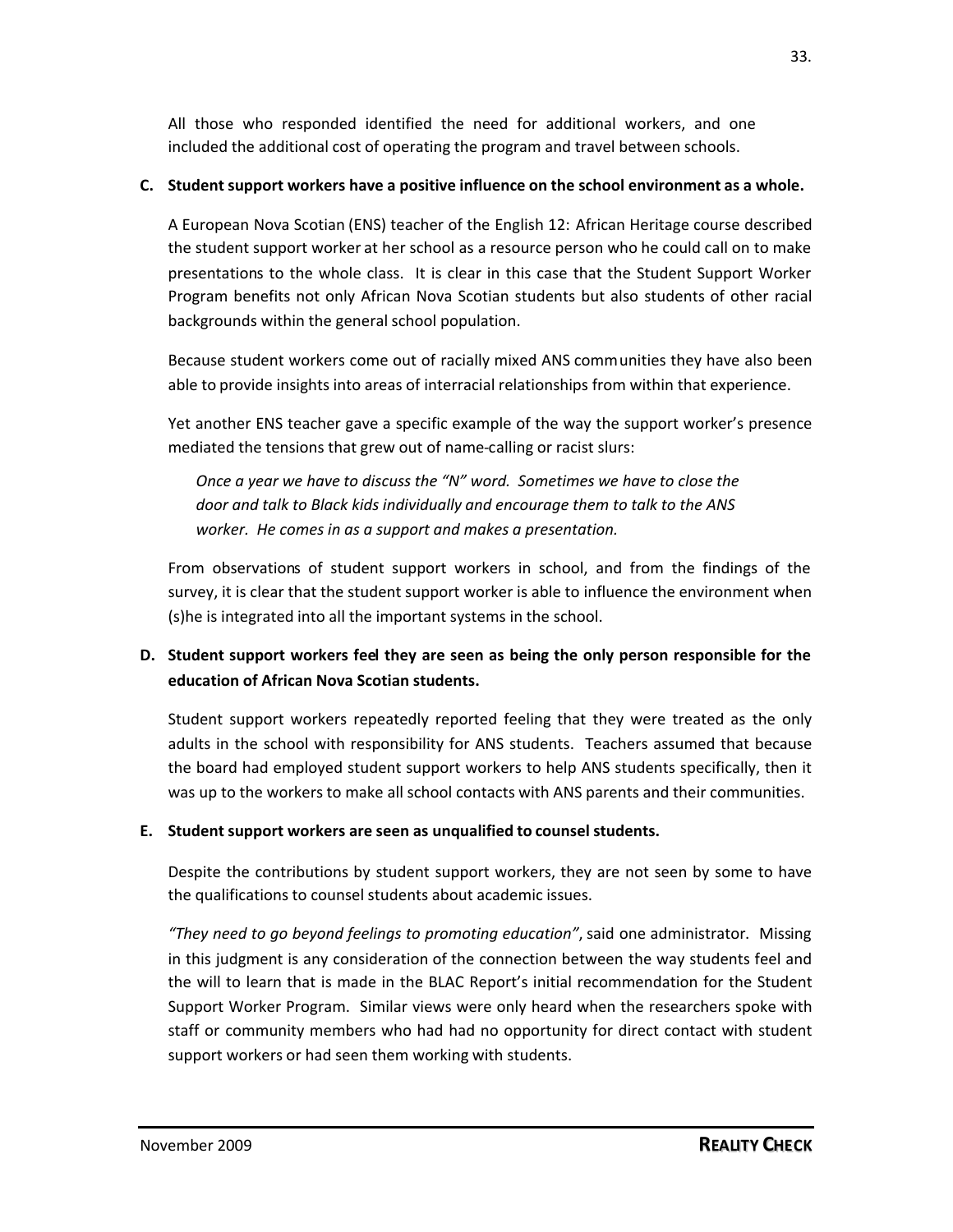All those who responded identified the need for additional workers, and one included the additional cost of operating the program and travel between schools.

**C. Student support workers have a positive influence on the school environment as a whole.**

A European Nova Scotian (ENS) teacher of the English 12: African Heritage course described the student support worker at her school as a resource person who he could call on to make presentations to the whole class. It is clear in this case that the Student Support Worker Program benefits not only African Nova Scotian students but also students of other racial backgrounds within the general school population.

Because student workers come out of racially mixed ANS communities they have also been able to provide insights into areas of interracial relationships from within that experience.

Yet another ENS teacher gave a specific example of the way the support worker's presence mediated the tensions that grew out of name-calling or racist slurs:

> *Once a year we have to discuss the "N" word. Sometimes we have to close the door and talk to Black kids individually and encourage them to talk to the ANS worker. He comes in as a support and makes a presentation.*

From observations of student support workers in school, and from the findings of the survey, it is clear that the student support worker is able to influence the environment when (s)he is integrated into all the important systems in the school.

**D. Student support workers feel they are seen as being the only person responsible for the education of African Nova Scotian students.**

Student support workers repeatedly reported feeling that they were treated as the only adults in the school with responsibility for ANS students. Teachers assumed that because the board had employed student support workers to help ANS students specifically, then it was up to the workers to make all school contacts with ANS parents and their communities.

**E. Student support workers are seen as unqualified to counsel students.**

Despite the contributions by student support workers, they are not seen by some to have the qualifications to counsel students about academic issues.

*"They need to go beyond feelings to promoting education"*, said one administrator. Missing in this judgment is any consideration of the connection between the way students feel and the will to learn that is made in the BLAC Report's initial recommendation for the Student Support Worker Program. Similar views were only heard when the researchers spoke with staff or community members who had had no opportunity for direct contact with student support workers or had seen them working with students.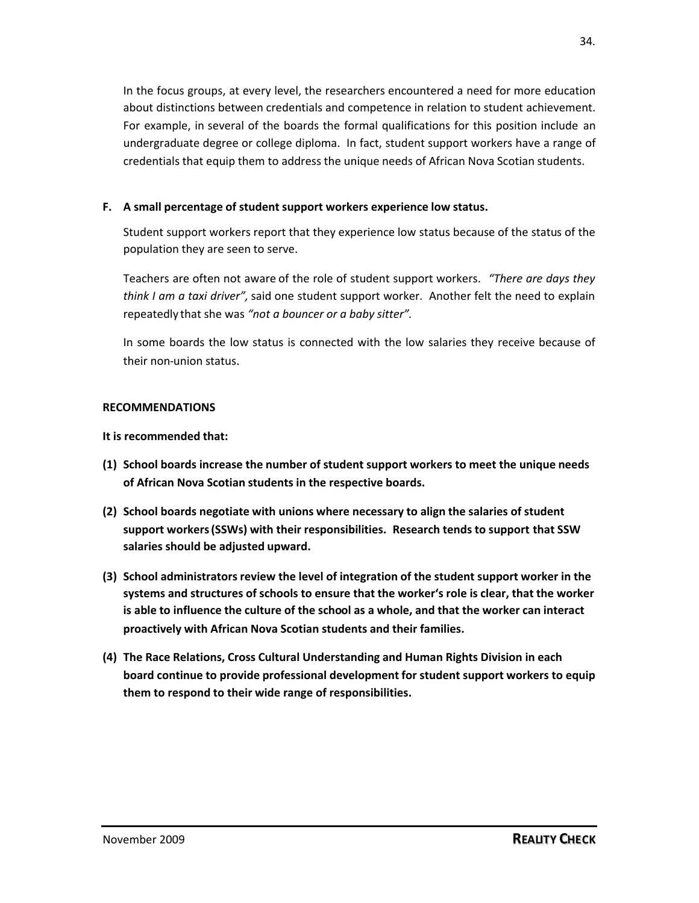In the focus groups, at every level, the researchers encountered a need for more education about distinctions between credentials and competence in relation to student achievement. For example, in several of the boards the formal qualifications for this position include an undergraduate degree or college diploma. In fact, student support workers have a range of credentials that equip them to address the unique needs of African Nova Scotian students.

**F. A small percentage of student support workers experience low status.**

Student support workers report that they experience low status because of the status of the population they are seen to serve.

Teachers are often not aware of the role of student support workers. *"There are days they think I am a taxi driver",* said one student support worker. Another felt the need to explain repeatedly that she was *"not a bouncer or a baby sitter".*

In some boards the low status is connected with the low salaries they receive because of their non-union status.

**RECOMMENDATIONS**

**It is recommended that:**

**(1) School boards increase the number of student support workers to meet the unique needs of African Nova Scotian students in the respective boards.**

**(2) School boards negotiate with unions where necessary to align the salaries of student support workers (SSWs) with their responsibilities. Research tends to support that SSW salaries should be adjusted upward.**

**(3) School administrators review the level of integration of the student support worker in the systems and structures of schools to ensure that the worker's role is clear, that the worker is able to influence the culture of the school as a whole, and that the worker can interact proactively with African Nova Scotian students and their families.**

**(4) The Race Relations, Cross Cultural Understanding and Human Rights Division in each board continue to provide professional development for student support workers to equip them to respond to their wide range of responsibilities.**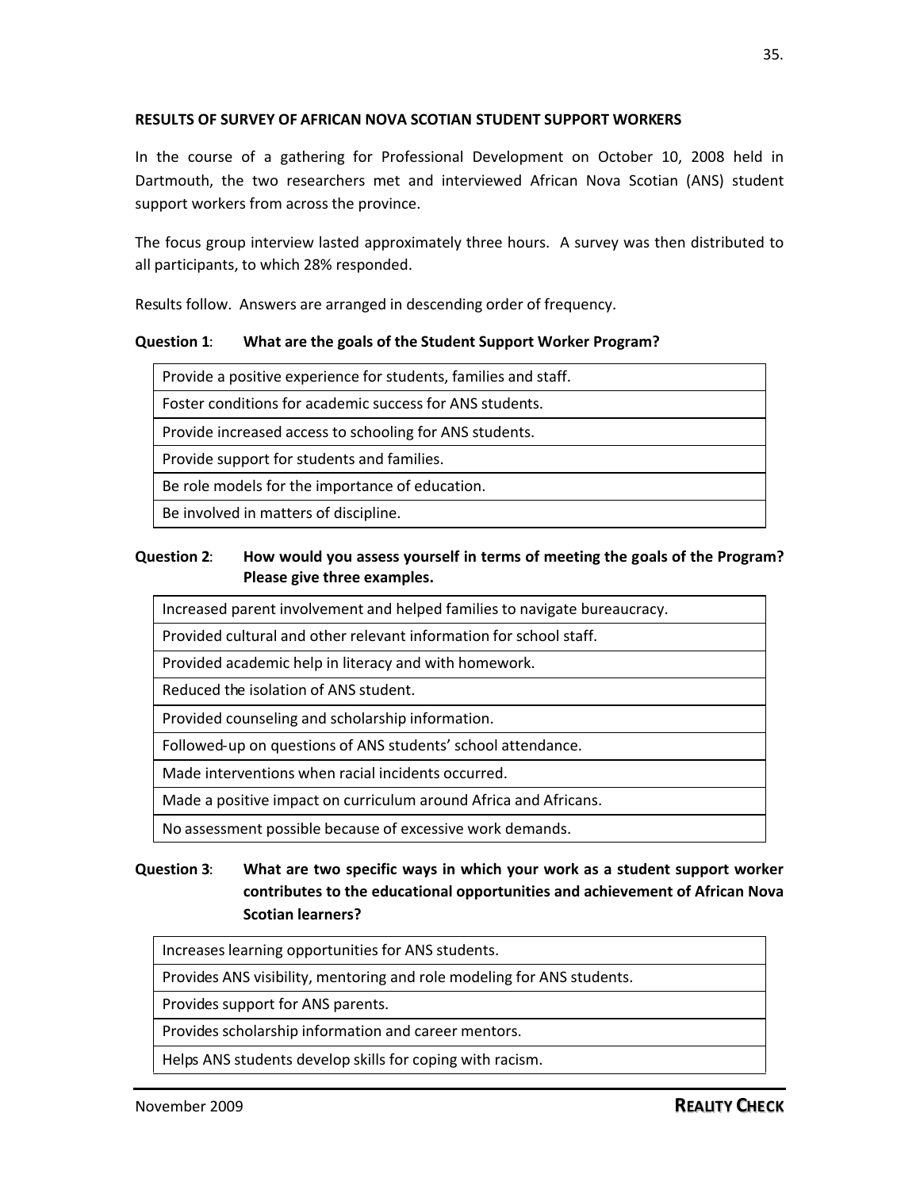**RESULTS OF SURVEY OF AFRICAN NOVA SCOTIAN STUDENT SUPPORT WORKERS**

In the course of a gathering for Professional Development on October 10, 2008 held in Dartmouth, the two researchers met and interviewed African Nova Scotian (ANS) student support workers from across the province.

The focus group interview lasted approximately three hours. A survey was then distributed to all participants, to which 28% responded.

Results follow. Answers are arranged in descending order of frequency.

**Question 1**: **What are the goals of the Student Support Worker Program?**

| |
|---|
| Provide a positive experience for students, families and staff. |
| Foster conditions for academic success for ANS students. |
| Provide increased access to schooling for ANS students. |
| Provide support for students and families. |
| Be role models for the importance of education. |
| Be involved in matters of discipline. |

**Question 2**: **How would you assess yourself in terms of meeting the goals of the Program? Please give three examples.**

| |
|---|
| Increased parent involvement and helped families to navigate bureaucracy. |
| Provided cultural and other relevant information for school staff. |
| Provided academic help in literacy and with homework. |
| Reduced the isolation of ANS student. |
| Provided counseling and scholarship information. |
| Followed-up on questions of ANS students' school attendance. |
| Made interventions when racial incidents occurred. |
| Made a positive impact on curriculum around Africa and Africans. |
| No assessment possible because of excessive work demands. |

**Question 3**: **What are two specific ways in which your work as a student support worker contributes to the educational opportunities and achievement of African Nova Scotian learners?**

| |
|---|
| Increases learning opportunities for ANS students. |
| Provides ANS visibility, mentoring and role modeling for ANS students. |
| Provides support for ANS parents. |
| Provides scholarship information and career mentors. |
| Helps ANS students develop skills for coping with racism. |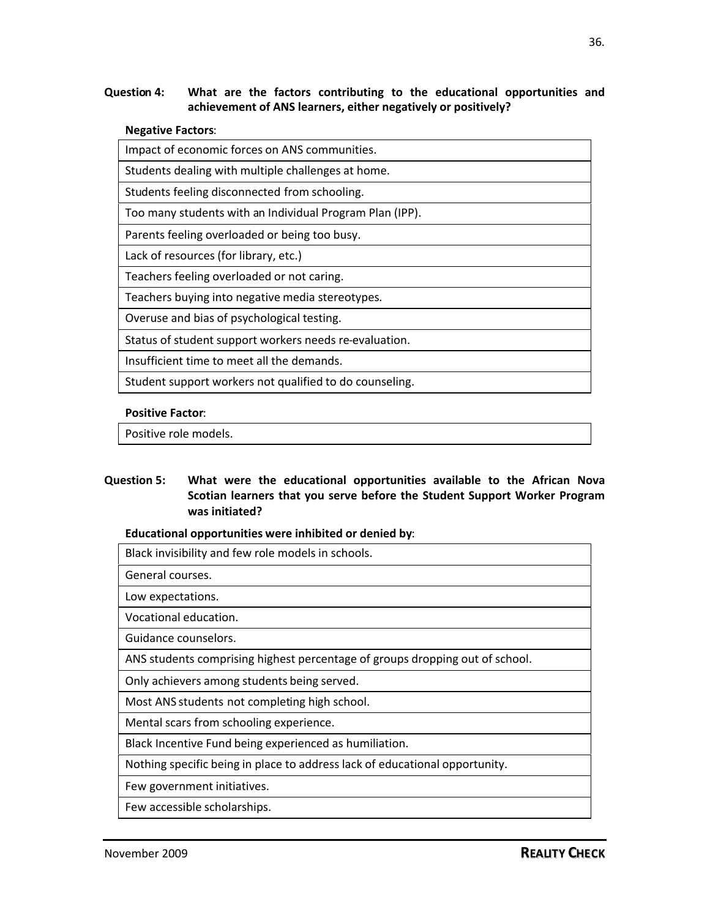**Question 4: What are the factors contributing to the educational opportunities and achievement of ANS learners, either negatively or positively?**

**Negative Factors**:

| Impact of economic forces on ANS communities. |
| --- |
| Students dealing with multiple challenges at home. |
| Students feeling disconnected from schooling. |
| Too many students with an Individual Program Plan (IPP). |
| Parents feeling overloaded or being too busy. |
| Lack of resources (for library, etc.) |
| Teachers feeling overloaded or not caring. |
| Teachers buying into negative media stereotypes. |
| Overuse and bias of psychological testing. |
| Status of student support workers needs re-evaluation. |
| Insufficient time to meet all the demands. |
| Student support workers not qualified to do counseling. |

**Positive Factor**:

| Positive role models. |
| --- |

**Question 5: What were the educational opportunities available to the African Nova Scotian learners that you serve before the Student Support Worker Program was initiated?**

**Educational opportunities were inhibited or denied by**:

| Black invisibility and few role models in schools. |
| --- |
| General courses. |
| Low expectations. |
| Vocational education. |
| Guidance counselors. |
| ANS students comprising highest percentage of groups dropping out of school. |
| Only achievers among students being served. |
| Most ANS students not completing high school. |
| Mental scars from schooling experience. |
| Black Incentive Fund being experienced as humiliation. |
| Nothing specific being in place to address lack of educational opportunity. |
| Few government initiatives. |
| Few accessible scholarships. |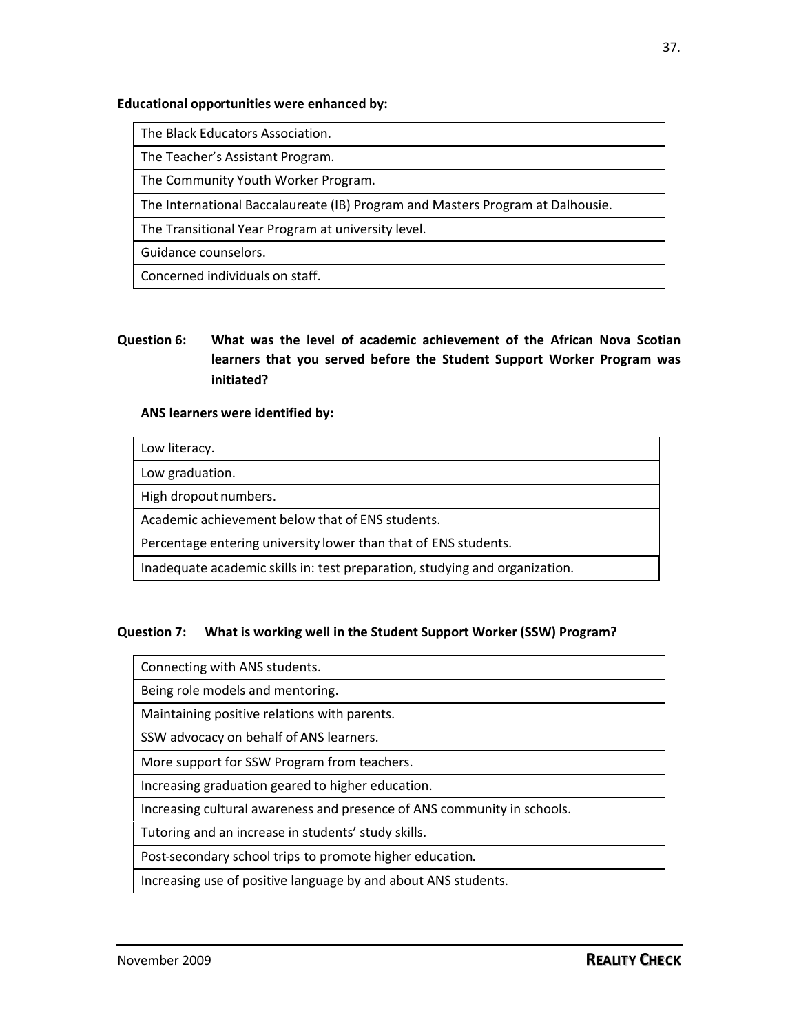**Educational opportunities were enhanced by:**

| The Black Educators Association. |
|---|
| The Teacher's Assistant Program. |
| The Community Youth Worker Program. |
| The International Baccalaureate (IB) Program and Masters Program at Dalhousie. |
| The Transitional Year Program at university level. |
| Guidance counselors. |
| Concerned individuals on staff. |

**Question 6: What was the level of academic achievement of the African Nova Scotian learners that you served before the Student Support Worker Program was initiated?**

**ANS learners were identified by:**

| Low literacy. |
|---|
| Low graduation. |
| High dropout numbers. |
| Academic achievement below that of ENS students. |
| Percentage entering university lower than that of ENS students. |
| Inadequate academic skills in: test preparation, studying and organization. |

**Question 7: What is working well in the Student Support Worker (SSW) Program?**

| Connecting with ANS students. |
|---|
| Being role models and mentoring. |
| Maintaining positive relations with parents. |
| SSW advocacy on behalf of ANS learners. |
| More support for SSW Program from teachers. |
| Increasing graduation geared to higher education. |
| Increasing cultural awareness and presence of ANS community in schools. |
| Tutoring and an increase in students' study skills. |
| Post-secondary school trips to promote higher education. |
| Increasing use of positive language by and about ANS students. |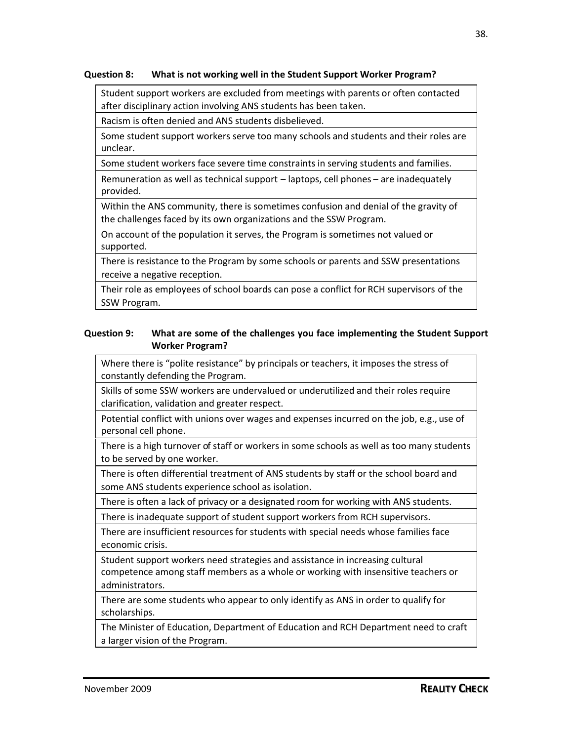**Question 8: What is not working well in the Student Support Worker Program?**

| |
|---|
| Student support workers are excluded from meetings with parents or often contacted after disciplinary action involving ANS students has been taken. |
| Racism is often denied and ANS students disbelieved. |
| Some student support workers serve too many schools and students and their roles are unclear. |
| Some student workers face severe time constraints in serving students and families. |
| Remuneration as well as technical support – laptops, cell phones – are inadequately provided. |
| Within the ANS community, there is sometimes confusion and denial of the gravity of the challenges faced by its own organizations and the SSW Program. |
| On account of the population it serves, the Program is sometimes not valued or supported. |
| There is resistance to the Program by some schools or parents and SSW presentations receive a negative reception. |
| Their role as employees of school boards can pose a conflict for RCH supervisors of the SSW Program. |

**Question 9: What are some of the challenges you face implementing the Student Support Worker Program?**

| |
|---|
| Where there is "polite resistance" by principals or teachers, it imposes the stress of constantly defending the Program. |
| Skills of some SSW workers are undervalued or underutilized and their roles require clarification, validation and greater respect. |
| Potential conflict with unions over wages and expenses incurred on the job, e.g., use of personal cell phone. |
| There is a high turnover of staff or workers in some schools as well as too many students to be served by one worker. |
| There is often differential treatment of ANS students by staff or the school board and some ANS students experience school as isolation. |
| There is often a lack of privacy or a designated room for working with ANS students. |
| There is inadequate support of student support workers from RCH supervisors. |
| There are insufficient resources for students with special needs whose families face economic crisis. |
| Student support workers need strategies and assistance in increasing cultural competence among staff members as a whole or working with insensitive teachers or administrators. |
| There are some students who appear to only identify as ANS in order to qualify for scholarships. |
| The Minister of Education, Department of Education and RCH Department need to craft a larger vision of the Program. |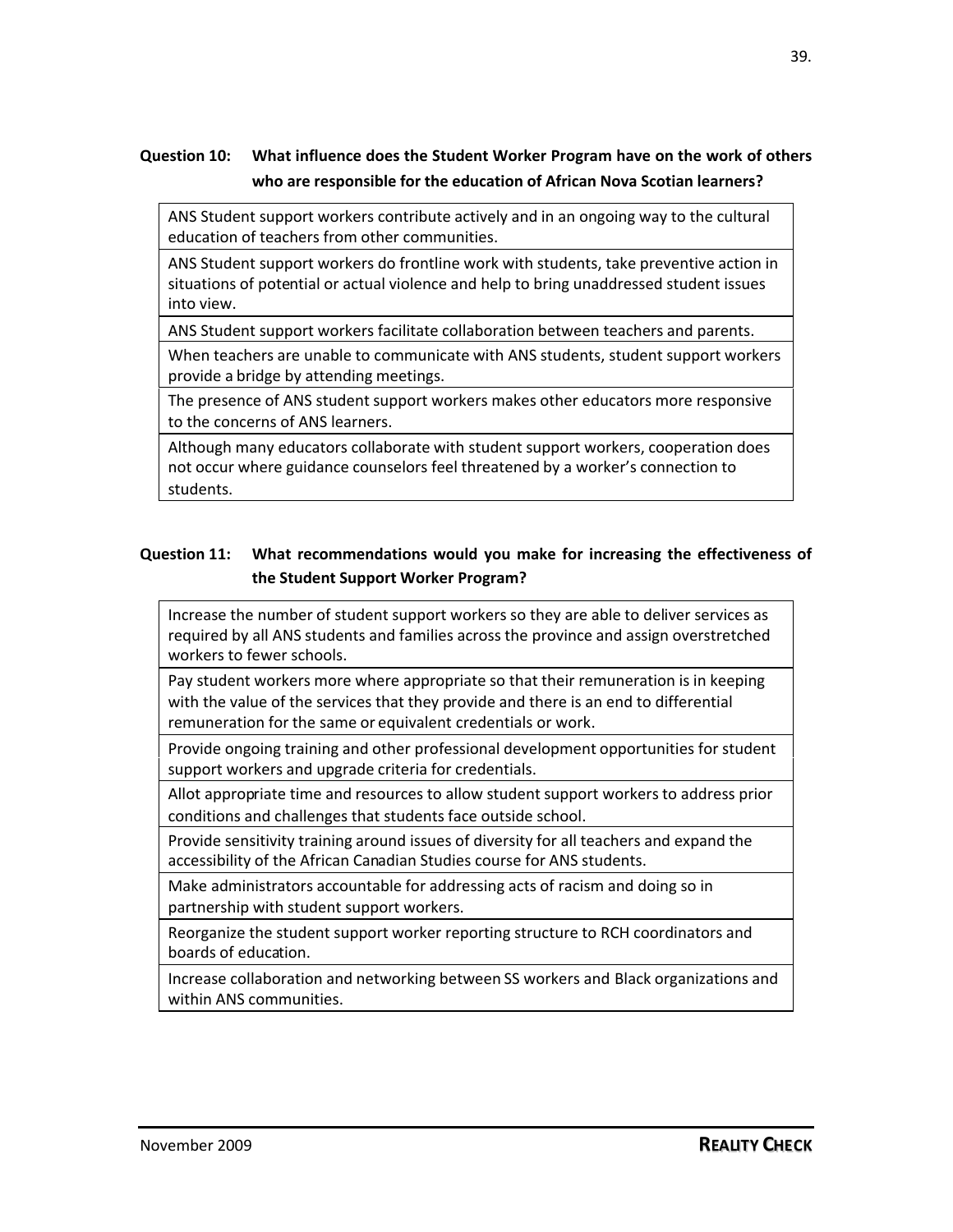**Question 10: What influence does the Student Worker Program have on the work of others who are responsible for the education of African Nova Scotian learners?**

| ANS Student support workers contribute actively and in an ongoing way to the cultural education of teachers from other communities. |
| --- |
| ANS Student support workers do frontline work with students, take preventive action in situations of potential or actual violence and help to bring unaddressed student issues into view. |
| ANS Student support workers facilitate collaboration between teachers and parents. |
| When teachers are unable to communicate with ANS students, student support workers provide a bridge by attending meetings. |
| The presence of ANS student support workers makes other educators more responsive to the concerns of ANS learners. |
| Although many educators collaborate with student support workers, cooperation does not occur where guidance counselors feel threatened by a worker's connection to students. |

**Question 11: What recommendations would you make for increasing the effectiveness of the Student Support Worker Program?**

| Increase the number of student support workers so they are able to deliver services as required by all ANS students and families across the province and assign overstretched workers to fewer schools. |
| --- |
| Pay student workers more where appropriate so that their remuneration is in keeping with the value of the services that they provide and there is an end to differential remuneration for the same or equivalent credentials or work. |
| Provide ongoing training and other professional development opportunities for student support workers and upgrade criteria for credentials. |
| Allot appropriate time and resources to allow student support workers to address prior conditions and challenges that students face outside school. |
| Provide sensitivity training around issues of diversity for all teachers and expand the accessibility of the African Canadian Studies course for ANS students. |
| Make administrators accountable for addressing acts of racism and doing so in partnership with student support workers. |
| Reorganize the student support worker reporting structure to RCH coordinators and boards of education. |
| Increase collaboration and networking between SS workers and Black organizations and within ANS communities. |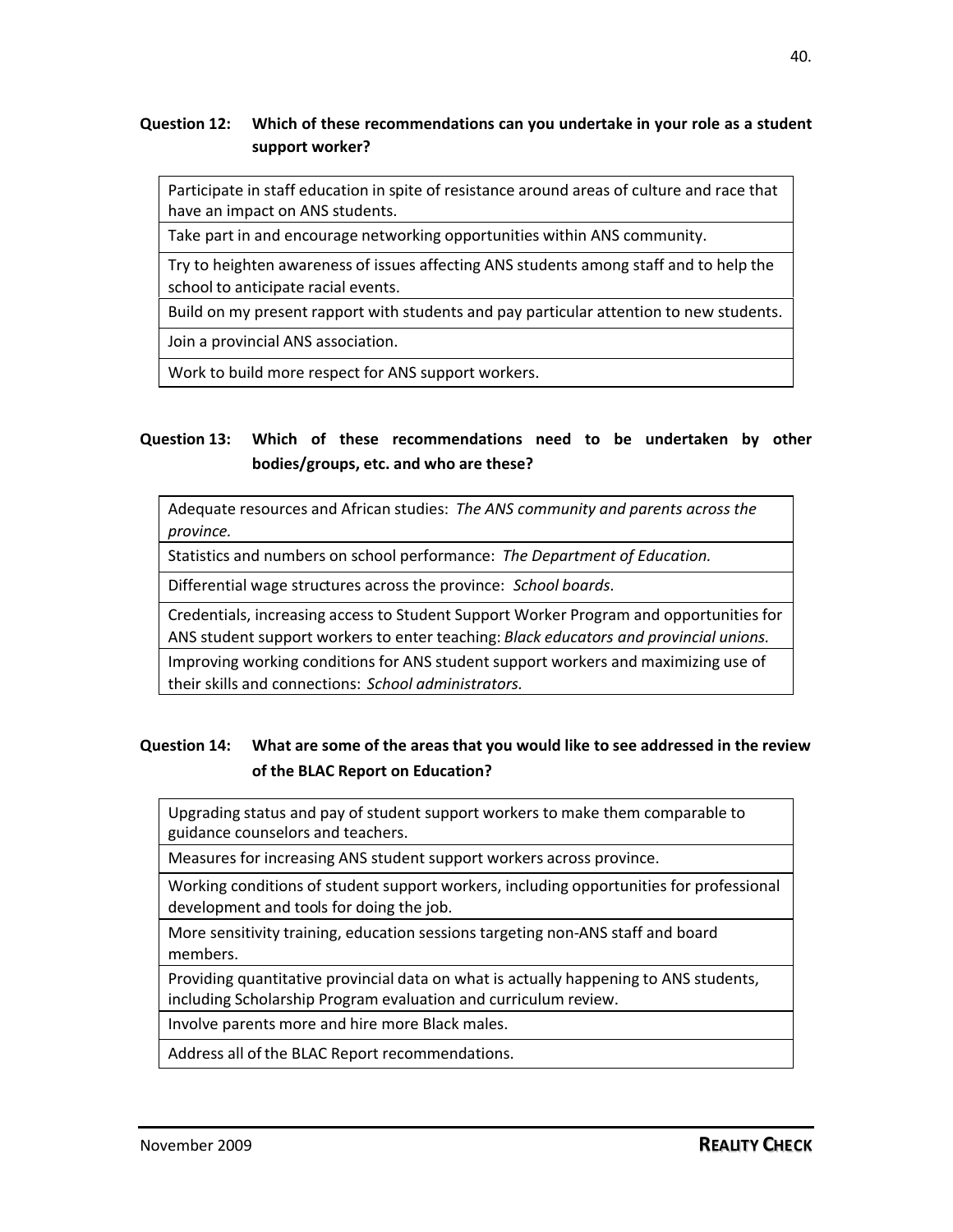**Question 12: Which of these recommendations can you undertake in your role as a student support worker?**

| |
|---|
| Participate in staff education in spite of resistance around areas of culture and race that have an impact on ANS students. |
| Take part in and encourage networking opportunities within ANS community. |
| Try to heighten awareness of issues affecting ANS students among staff and to help the school to anticipate racial events. |
| Build on my present rapport with students and pay particular attention to new students. |
| Join a provincial ANS association. |
| Work to build more respect for ANS support workers. |

**Question 13: Which of these recommendations need to be undertaken by other bodies/groups, etc. and who are these?**

| |
|---|
| Adequate resources and African studies: *The ANS community and parents across the province.* |
| Statistics and numbers on school performance: *The Department of Education.* |
| Differential wage structures across the province: *School boards*. |
| Credentials, increasing access to Student Support Worker Program and opportunities for ANS student support workers to enter teaching: *Black educators and provincial unions.* |
| Improving working conditions for ANS student support workers and maximizing use of their skills and connections: *School administrators.* |

**Question 14: What are some of the areas that you would like to see addressed in the review of the BLAC Report on Education?**

| |
|---|
| Upgrading status and pay of student support workers to make them comparable to guidance counselors and teachers. |
| Measures for increasing ANS student support workers across province. |
| Working conditions of student support workers, including opportunities for professional development and tools for doing the job. |
| More sensitivity training, education sessions targeting non-ANS staff and board members. |
| Providing quantitative provincial data on what is actually happening to ANS students, including Scholarship Program evaluation and curriculum review. |
| Involve parents more and hire more Black males. |
| Address all of the BLAC Report recommendations. |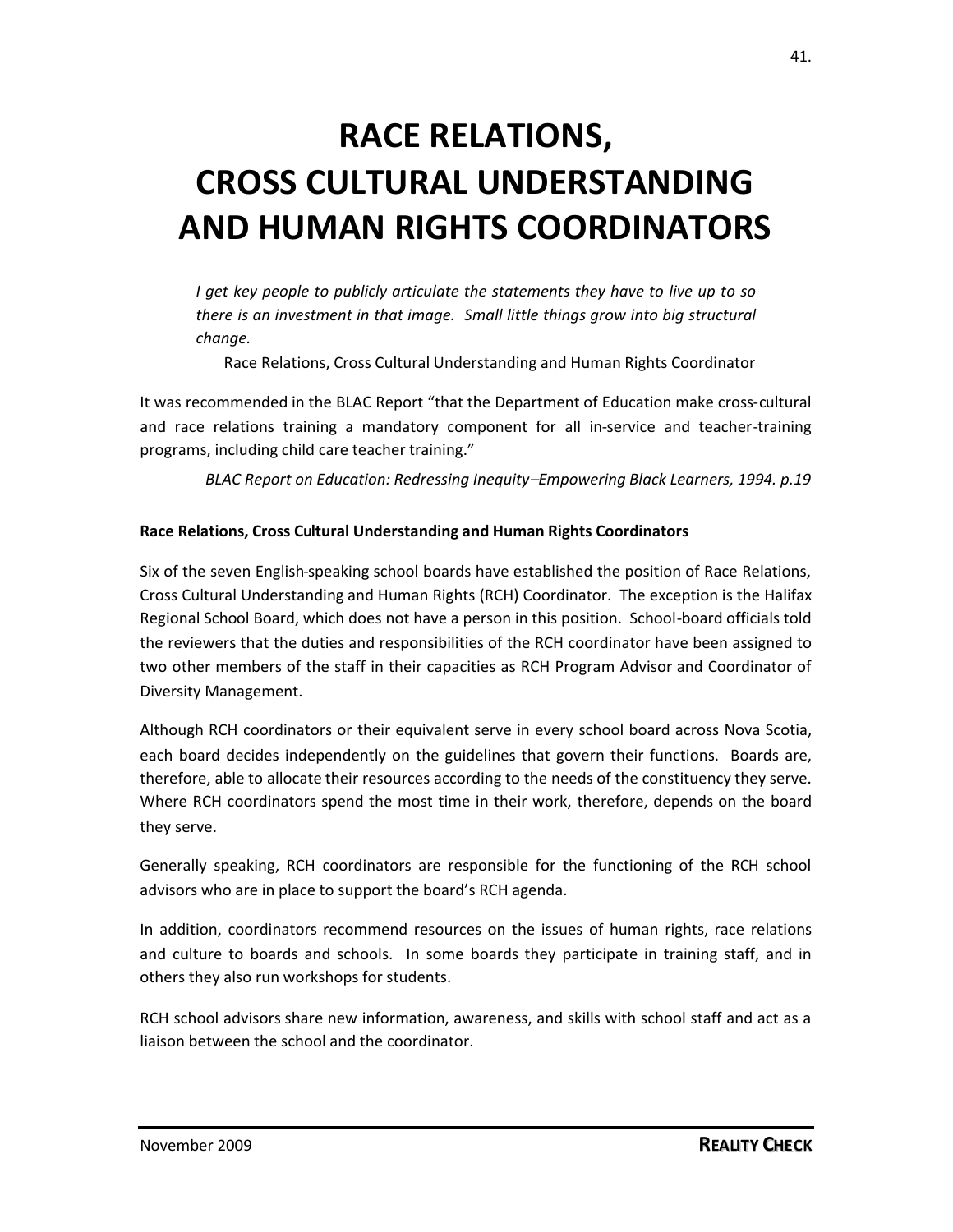# RACE RELATIONS, CROSS CULTURAL UNDERSTANDING AND HUMAN RIGHTS COORDINATORS

> *I get key people to publicly articulate the statements they have to live up to so there is an investment in that image. Small little things grow into big structural change.*
>
> Race Relations, Cross Cultural Understanding and Human Rights Coordinator

It was recommended in the BLAC Report "that the Department of Education make cross-cultural and race relations training a mandatory component for all in-service and teacher-training programs, including child care teacher training."

*BLAC Report on Education: Redressing Inequity–Empowering Black Learners, 1994. p.19*

**Race Relations, Cross Cultural Understanding and Human Rights Coordinators**

Six of the seven English-speaking school boards have established the position of Race Relations, Cross Cultural Understanding and Human Rights (RCH) Coordinator. The exception is the Halifax Regional School Board, which does not have a person in this position. School-board officials told the reviewers that the duties and responsibilities of the RCH coordinator have been assigned to two other members of the staff in their capacities as RCH Program Advisor and Coordinator of Diversity Management.

Although RCH coordinators or their equivalent serve in every school board across Nova Scotia, each board decides independently on the guidelines that govern their functions. Boards are, therefore, able to allocate their resources according to the needs of the constituency they serve. Where RCH coordinators spend the most time in their work, therefore, depends on the board they serve.

Generally speaking, RCH coordinators are responsible for the functioning of the RCH school advisors who are in place to support the board's RCH agenda.

In addition, coordinators recommend resources on the issues of human rights, race relations and culture to boards and schools. In some boards they participate in training staff, and in others they also run workshops for students.

RCH school advisors share new information, awareness, and skills with school staff and act as a liaison between the school and the coordinator.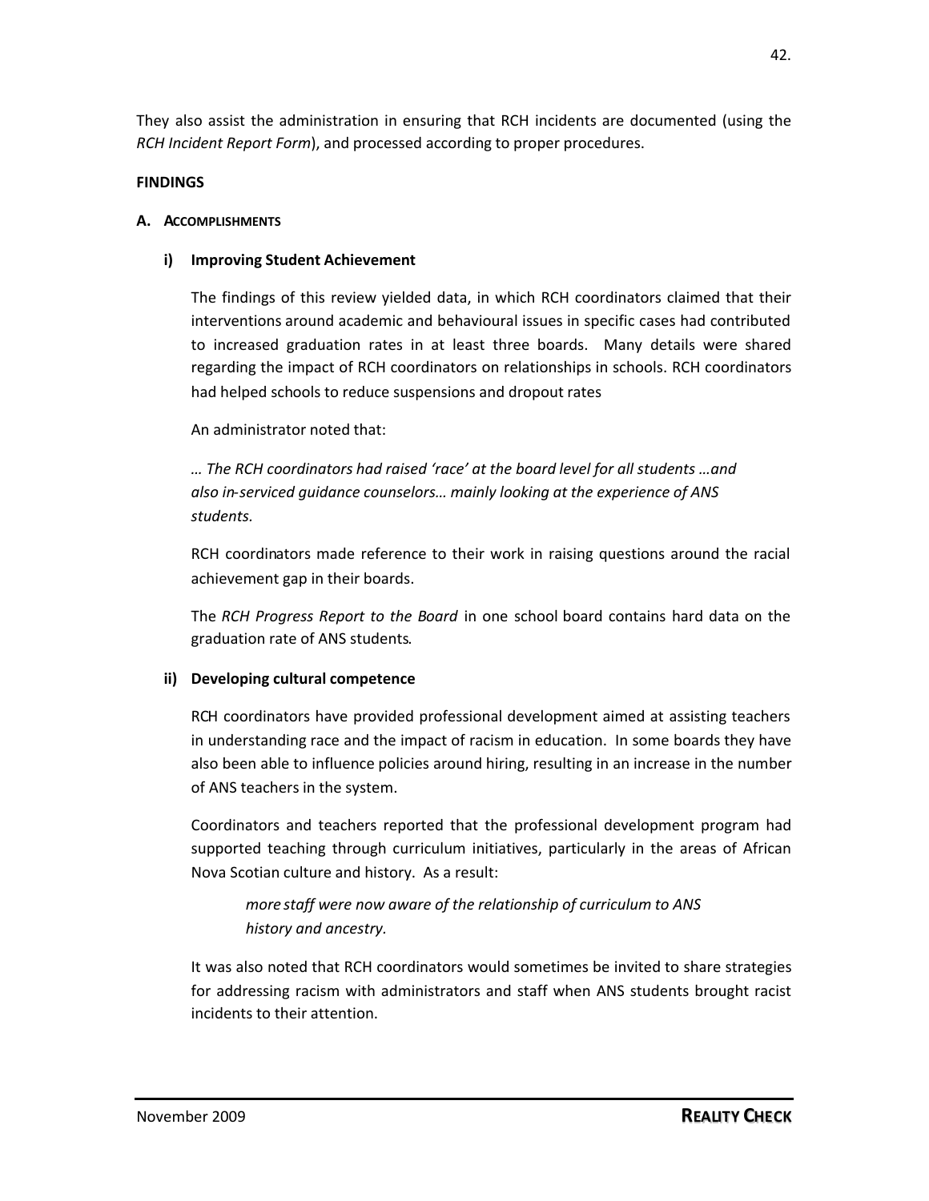They also assist the administration in ensuring that RCH incidents are documented (using the *RCH Incident Report Form*), and processed according to proper procedures.

**FINDINGS**

**A. ACCOMPLISHMENTS**

**i) Improving Student Achievement**

The findings of this review yielded data, in which RCH coordinators claimed that their interventions around academic and behavioural issues in specific cases had contributed to increased graduation rates in at least three boards. Many details were shared regarding the impact of RCH coordinators on relationships in schools. RCH coordinators had helped schools to reduce suspensions and dropout rates

An administrator noted that:

*… The RCH coordinators had raised 'race' at the board level for all students …and also in-serviced guidance counselors… mainly looking at the experience of ANS students.*

RCH coordinators made reference to their work in raising questions around the racial achievement gap in their boards.

The *RCH Progress Report to the Board* in one school board contains hard data on the graduation rate of ANS students.

**ii) Developing cultural competence**

RCH coordinators have provided professional development aimed at assisting teachers in understanding race and the impact of racism in education. In some boards they have also been able to influence policies around hiring, resulting in an increase in the number of ANS teachers in the system.

Coordinators and teachers reported that the professional development program had supported teaching through curriculum initiatives, particularly in the areas of African Nova Scotian culture and history. As a result:

> *more staff were now aware of the relationship of curriculum to ANS history and ancestry.*

It was also noted that RCH coordinators would sometimes be invited to share strategies for addressing racism with administrators and staff when ANS students brought racist incidents to their attention.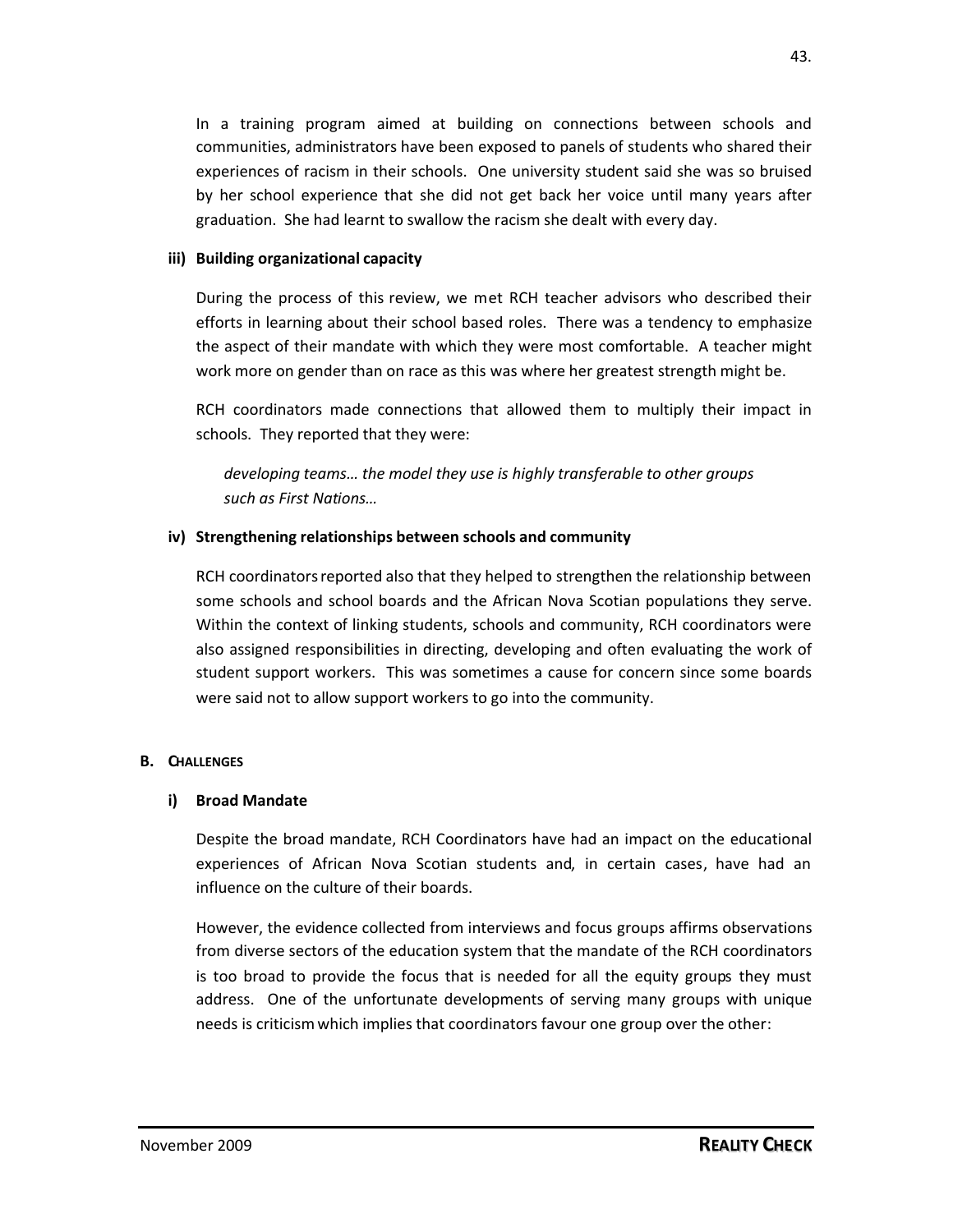In a training program aimed at building on connections between schools and communities, administrators have been exposed to panels of students who shared their experiences of racism in their schools. One university student said she was so bruised by her school experience that she did not get back her voice until many years after graduation. She had learnt to swallow the racism she dealt with every day.

**iii) Building organizational capacity**

During the process of this review, we met RCH teacher advisors who described their efforts in learning about their school based roles. There was a tendency to emphasize the aspect of their mandate with which they were most comfortable. A teacher might work more on gender than on race as this was where her greatest strength might be.

RCH coordinators made connections that allowed them to multiply their impact in schools. They reported that they were:

> *developing teams… the model they use is highly transferable to other groups such as First Nations…*

**iv) Strengthening relationships between schools and community**

RCH coordinators reported also that they helped to strengthen the relationship between some schools and school boards and the African Nova Scotian populations they serve. Within the context of linking students, schools and community, RCH coordinators were also assigned responsibilities in directing, developing and often evaluating the work of student support workers. This was sometimes a cause for concern since some boards were said not to allow support workers to go into the community.

## B. CHALLENGES

**i) Broad Mandate**

Despite the broad mandate, RCH Coordinators have had an impact on the educational experiences of African Nova Scotian students and, in certain cases, have had an influence on the culture of their boards.

However, the evidence collected from interviews and focus groups affirms observations from diverse sectors of the education system that the mandate of the RCH coordinators is too broad to provide the focus that is needed for all the equity groups they must address. One of the unfortunate developments of serving many groups with unique needs is criticism which implies that coordinators favour one group over the other: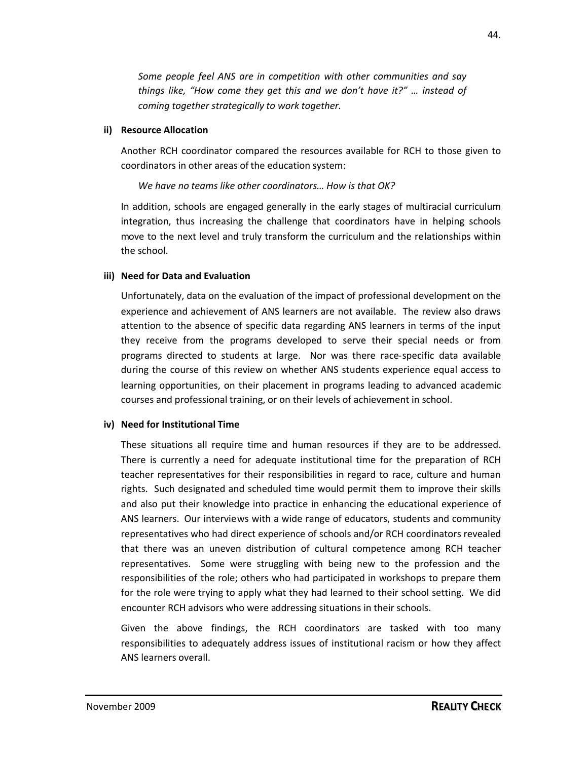*Some people feel ANS are in competition with other communities and say things like, "How come they get this and we don't have it?" … instead of coming together strategically to work together.*

**ii) Resource Allocation**

Another RCH coordinator compared the resources available for RCH to those given to coordinators in other areas of the education system:

*We have no teams like other coordinators… How is that OK?*

In addition, schools are engaged generally in the early stages of multiracial curriculum integration, thus increasing the challenge that coordinators have in helping schools move to the next level and truly transform the curriculum and the relationships within the school.

**iii) Need for Data and Evaluation**

Unfortunately, data on the evaluation of the impact of professional development on the experience and achievement of ANS learners are not available. The review also draws attention to the absence of specific data regarding ANS learners in terms of the input they receive from the programs developed to serve their special needs or from programs directed to students at large. Nor was there race-specific data available during the course of this review on whether ANS students experience equal access to learning opportunities, on their placement in programs leading to advanced academic courses and professional training, or on their levels of achievement in school.

**iv) Need for Institutional Time**

These situations all require time and human resources if they are to be addressed. There is currently a need for adequate institutional time for the preparation of RCH teacher representatives for their responsibilities in regard to race, culture and human rights. Such designated and scheduled time would permit them to improve their skills and also put their knowledge into practice in enhancing the educational experience of ANS learners. Our interviews with a wide range of educators, students and community representatives who had direct experience of schools and/or RCH coordinators revealed that there was an uneven distribution of cultural competence among RCH teacher representatives. Some were struggling with being new to the profession and the responsibilities of the role; others who had participated in workshops to prepare them for the role were trying to apply what they had learned to their school setting. We did encounter RCH advisors who were addressing situations in their schools.

Given the above findings, the RCH coordinators are tasked with too many responsibilities to adequately address issues of institutional racism or how they affect ANS learners overall.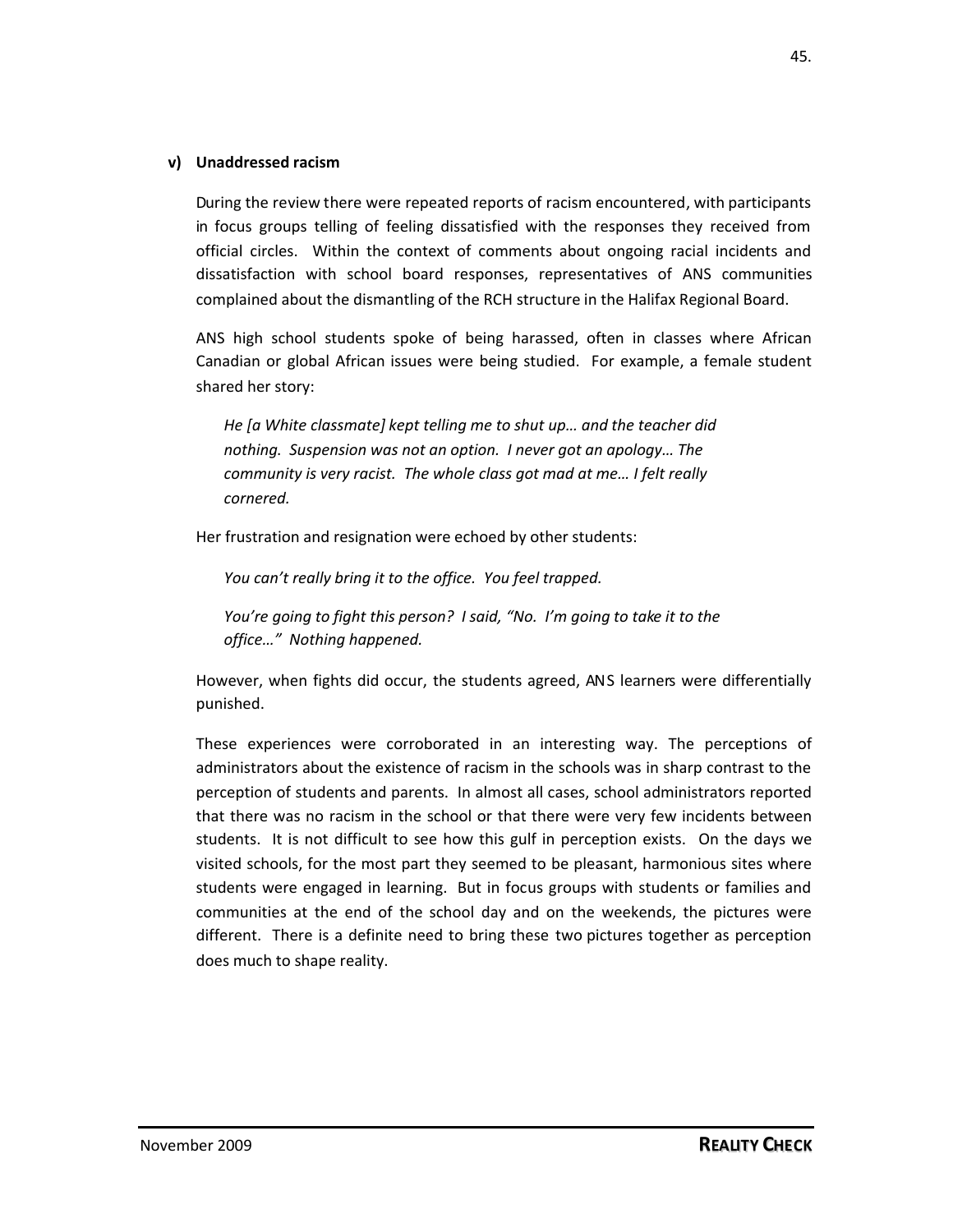#### v) Unaddressed racism

During the review there were repeated reports of racism encountered, with participants in focus groups telling of feeling dissatisfied with the responses they received from official circles. Within the context of comments about ongoing racial incidents and dissatisfaction with school board responses, representatives of ANS communities complained about the dismantling of the RCH structure in the Halifax Regional Board.

ANS high school students spoke of being harassed, often in classes where African Canadian or global African issues were being studied. For example, a female student shared her story:

> *He [a White classmate] kept telling me to shut up… and the teacher did nothing. Suspension was not an option. I never got an apology… The community is very racist. The whole class got mad at me… I felt really cornered.*

Her frustration and resignation were echoed by other students:

> *You can't really bring it to the office. You feel trapped.*

> *You're going to fight this person? I said, "No. I'm going to take it to the office…" Nothing happened.*

However, when fights did occur, the students agreed, ANS learners were differentially punished.

These experiences were corroborated in an interesting way. The perceptions of administrators about the existence of racism in the schools was in sharp contrast to the perception of students and parents. In almost all cases, school administrators reported that there was no racism in the school or that there were very few incidents between students. It is not difficult to see how this gulf in perception exists. On the days we visited schools, for the most part they seemed to be pleasant, harmonious sites where students were engaged in learning. But in focus groups with students or families and communities at the end of the school day and on the weekends, the pictures were different. There is a definite need to bring these two pictures together as perception does much to shape reality.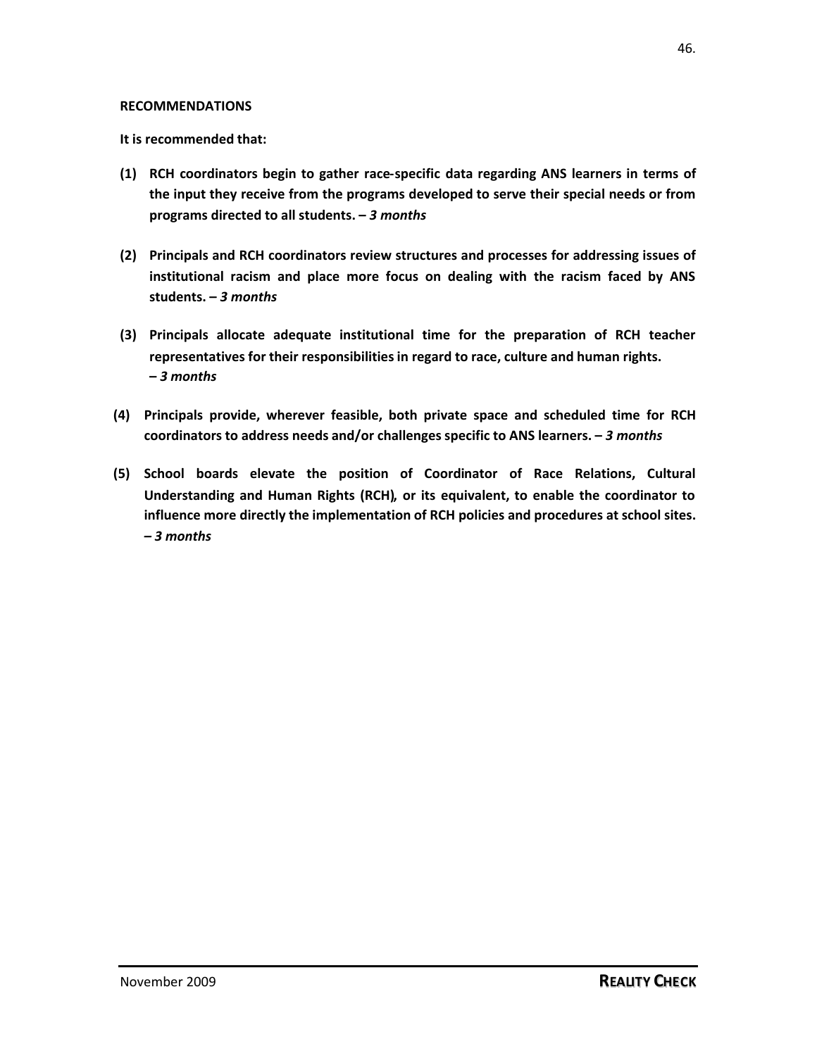**RECOMMENDATIONS**

**It is recommended that:**

**(1) RCH coordinators begin to gather race-specific data regarding ANS learners in terms of the input they receive from the programs developed to serve their special needs or from programs directed to all students. –** ***3 months***

**(2) Principals and RCH coordinators review structures and processes for addressing issues of institutional racism and place more focus on dealing with the racism faced by ANS students. –** ***3 months***

**(3) Principals allocate adequate institutional time for the preparation of RCH teacher representatives for their responsibilities in regard to race, culture and human rights. –** ***3 months***

**(4) Principals provide, wherever feasible, both private space and scheduled time for RCH coordinators to address needs and/or challenges specific to ANS learners. –** ***3 months***

**(5) School boards elevate the position of Coordinator of Race Relations, Cultural Understanding and Human Rights (RCH), or its equivalent, to enable the coordinator to influence more directly the implementation of RCH policies and procedures at school sites. –** ***3 months***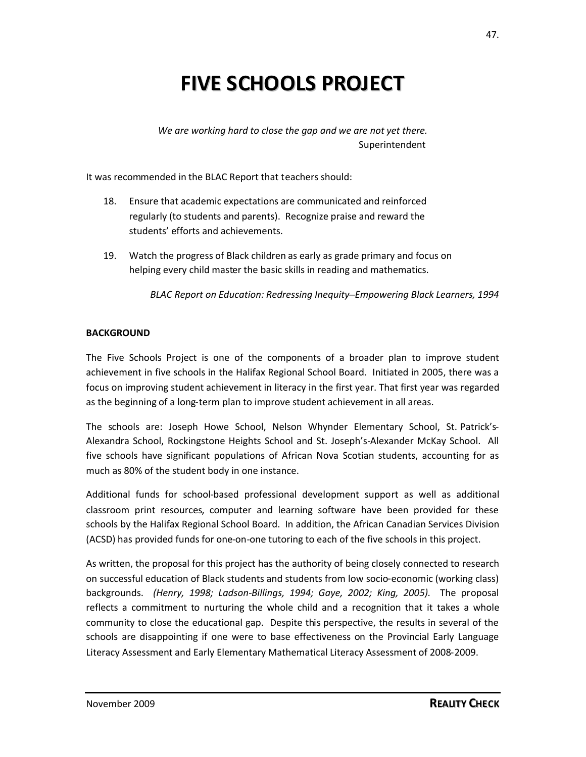# FIVE SCHOOLS PROJECT

*We are working hard to close the gap and we are not yet there.*
Superintendent

It was recommended in the BLAC Report that teachers should:

18. Ensure that academic expectations are communicated and reinforced regularly (to students and parents). Recognize praise and reward the students' efforts and achievements.

19. Watch the progress of Black children as early as grade primary and focus on helping every child master the basic skills in reading and mathematics.

*BLAC Report on Education: Redressing Inequity–Empowering Black Learners, 1994*

**BACKGROUND**

The Five Schools Project is one of the components of a broader plan to improve student achievement in five schools in the Halifax Regional School Board. Initiated in 2005, there was a focus on improving student achievement in literacy in the first year. That first year was regarded as the beginning of a long-term plan to improve student achievement in all areas.

The schools are: Joseph Howe School, Nelson Whynder Elementary School, St. Patrick's-Alexandra School, Rockingstone Heights School and St. Joseph's-Alexander McKay School. All five schools have significant populations of African Nova Scotian students, accounting for as much as 80% of the student body in one instance.

Additional funds for school-based professional development support as well as additional classroom print resources, computer and learning software have been provided for these schools by the Halifax Regional School Board. In addition, the African Canadian Services Division (ACSD) has provided funds for one-on-one tutoring to each of the five schools in this project.

As written, the proposal for this project has the authority of being closely connected to research on successful education of Black students and students from low socio-economic (working class) backgrounds. *(Henry, 1998; Ladson-Billings, 1994; Gaye, 2002; King, 2005)*. The proposal reflects a commitment to nurturing the whole child and a recognition that it takes a whole community to close the educational gap. Despite this perspective, the results in several of the schools are disappointing if one were to base effectiveness on the Provincial Early Language Literacy Assessment and Early Elementary Mathematical Literacy Assessment of 2008-2009.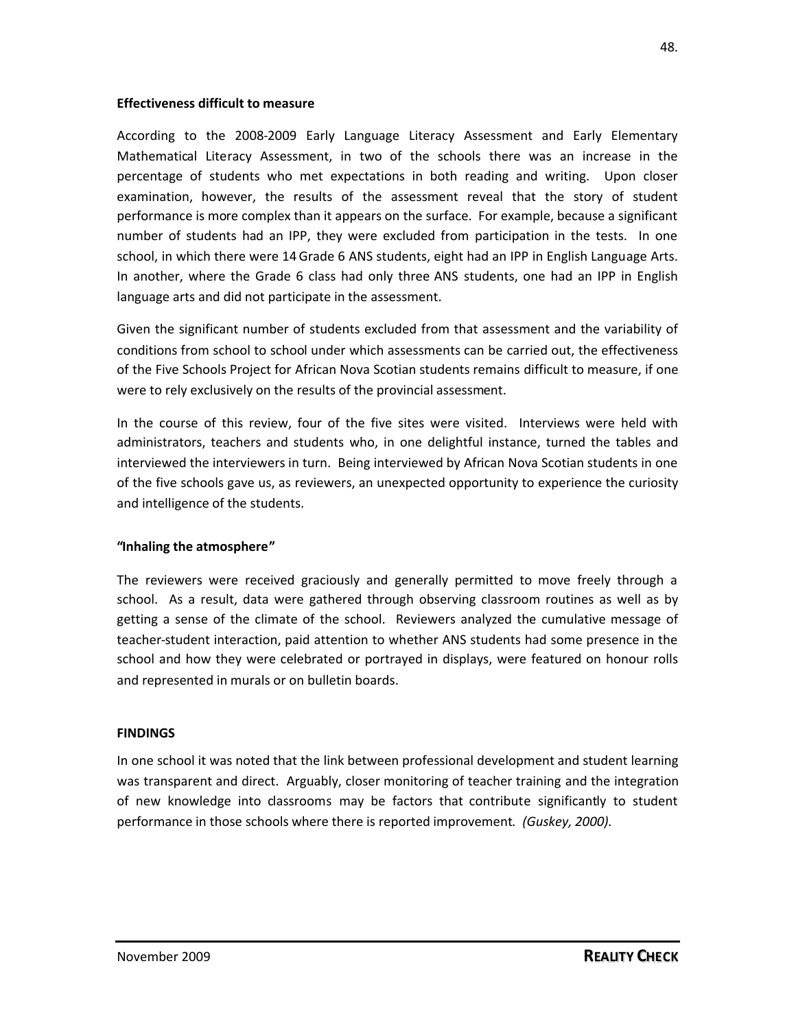**Effectiveness difficult to measure**

According to the 2008-2009 Early Language Literacy Assessment and Early Elementary Mathematical Literacy Assessment, in two of the schools there was an increase in the percentage of students who met expectations in both reading and writing. Upon closer examination, however, the results of the assessment reveal that the story of student performance is more complex than it appears on the surface. For example, because a significant number of students had an IPP, they were excluded from participation in the tests. In one school, in which there were 14 Grade 6 ANS students, eight had an IPP in English Language Arts. In another, where the Grade 6 class had only three ANS students, one had an IPP in English language arts and did not participate in the assessment.

Given the significant number of students excluded from that assessment and the variability of conditions from school to school under which assessments can be carried out, the effectiveness of the Five Schools Project for African Nova Scotian students remains difficult to measure, if one were to rely exclusively on the results of the provincial assessment.

In the course of this review, four of the five sites were visited. Interviews were held with administrators, teachers and students who, in one delightful instance, turned the tables and interviewed the interviewers in turn. Being interviewed by African Nova Scotian students in one of the five schools gave us, as reviewers, an unexpected opportunity to experience the curiosity and intelligence of the students.

**"Inhaling the atmosphere"**

The reviewers were received graciously and generally permitted to move freely through a school. As a result, data were gathered through observing classroom routines as well as by getting a sense of the climate of the school. Reviewers analyzed the cumulative message of teacher-student interaction, paid attention to whether ANS students had some presence in the school and how they were celebrated or portrayed in displays, were featured on honour rolls and represented in murals or on bulletin boards.

**FINDINGS**

In one school it was noted that the link between professional development and student learning was transparent and direct. Arguably, closer monitoring of teacher training and the integration of new knowledge into classrooms may be factors that contribute significantly to student performance in those schools where there is reported improvement. *(Guskey, 2000).*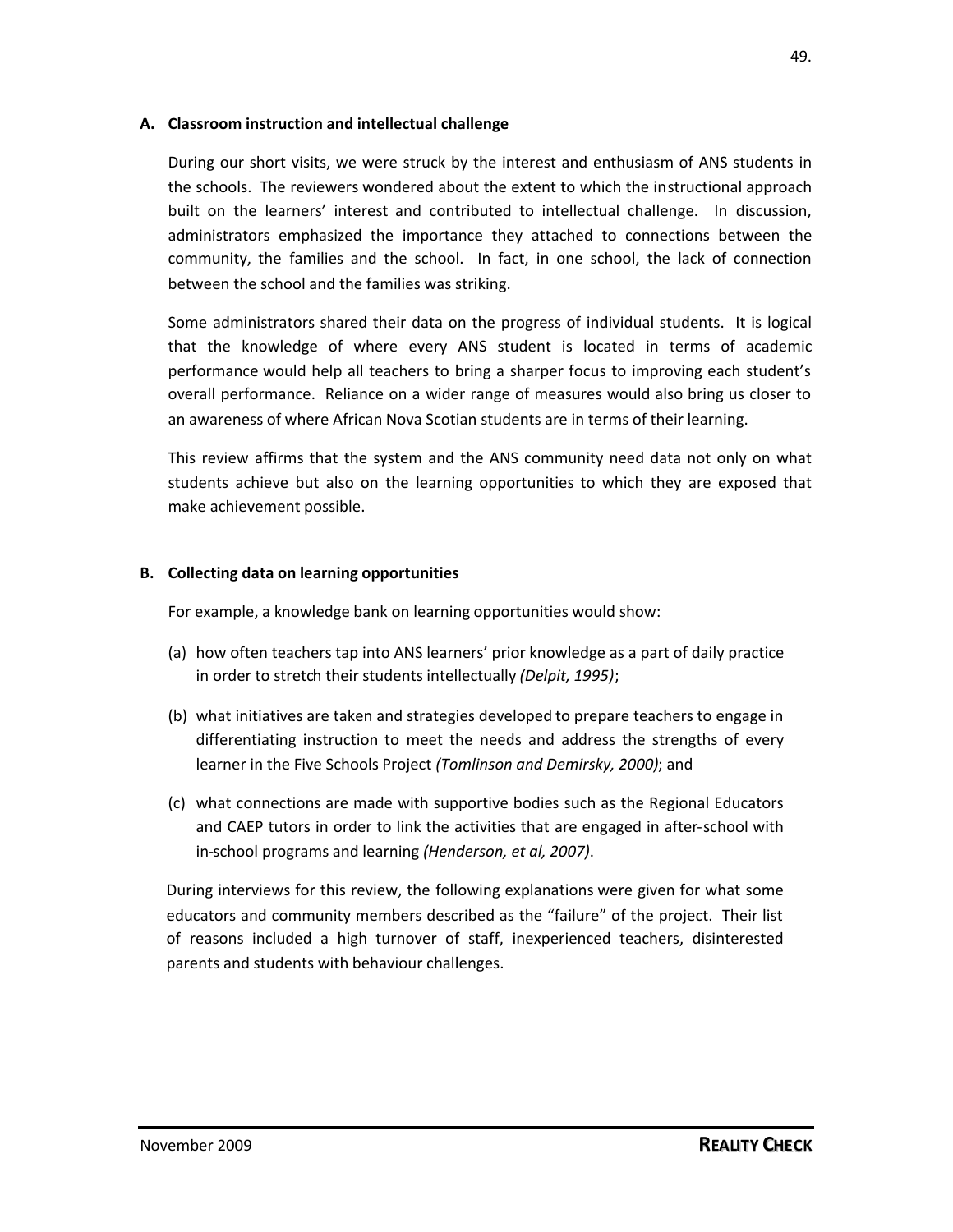### A. Classroom instruction and intellectual challenge

During our short visits, we were struck by the interest and enthusiasm of ANS students in the schools. The reviewers wondered about the extent to which the instructional approach built on the learners' interest and contributed to intellectual challenge. In discussion, administrators emphasized the importance they attached to connections between the community, the families and the school. In fact, in one school, the lack of connection between the school and the families was striking.

Some administrators shared their data on the progress of individual students. It is logical that the knowledge of where every ANS student is located in terms of academic performance would help all teachers to bring a sharper focus to improving each student's overall performance. Reliance on a wider range of measures would also bring us closer to an awareness of where African Nova Scotian students are in terms of their learning.

This review affirms that the system and the ANS community need data not only on what students achieve but also on the learning opportunities to which they are exposed that make achievement possible.

### B. Collecting data on learning opportunities

For example, a knowledge bank on learning opportunities would show:

(a) how often teachers tap into ANS learners' prior knowledge as a part of daily practice in order to stretch their students intellectually *(Delpit, 1995)*;

(b) what initiatives are taken and strategies developed to prepare teachers to engage in differentiating instruction to meet the needs and address the strengths of every learner in the Five Schools Project *(Tomlinson and Demirsky, 2000)*; and

(c) what connections are made with supportive bodies such as the Regional Educators and CAEP tutors in order to link the activities that are engaged in after-school with in-school programs and learning *(Henderson, et al, 2007)*.

During interviews for this review, the following explanations were given for what some educators and community members described as the "failure" of the project. Their list of reasons included a high turnover of staff, inexperienced teachers, disinterested parents and students with behaviour challenges.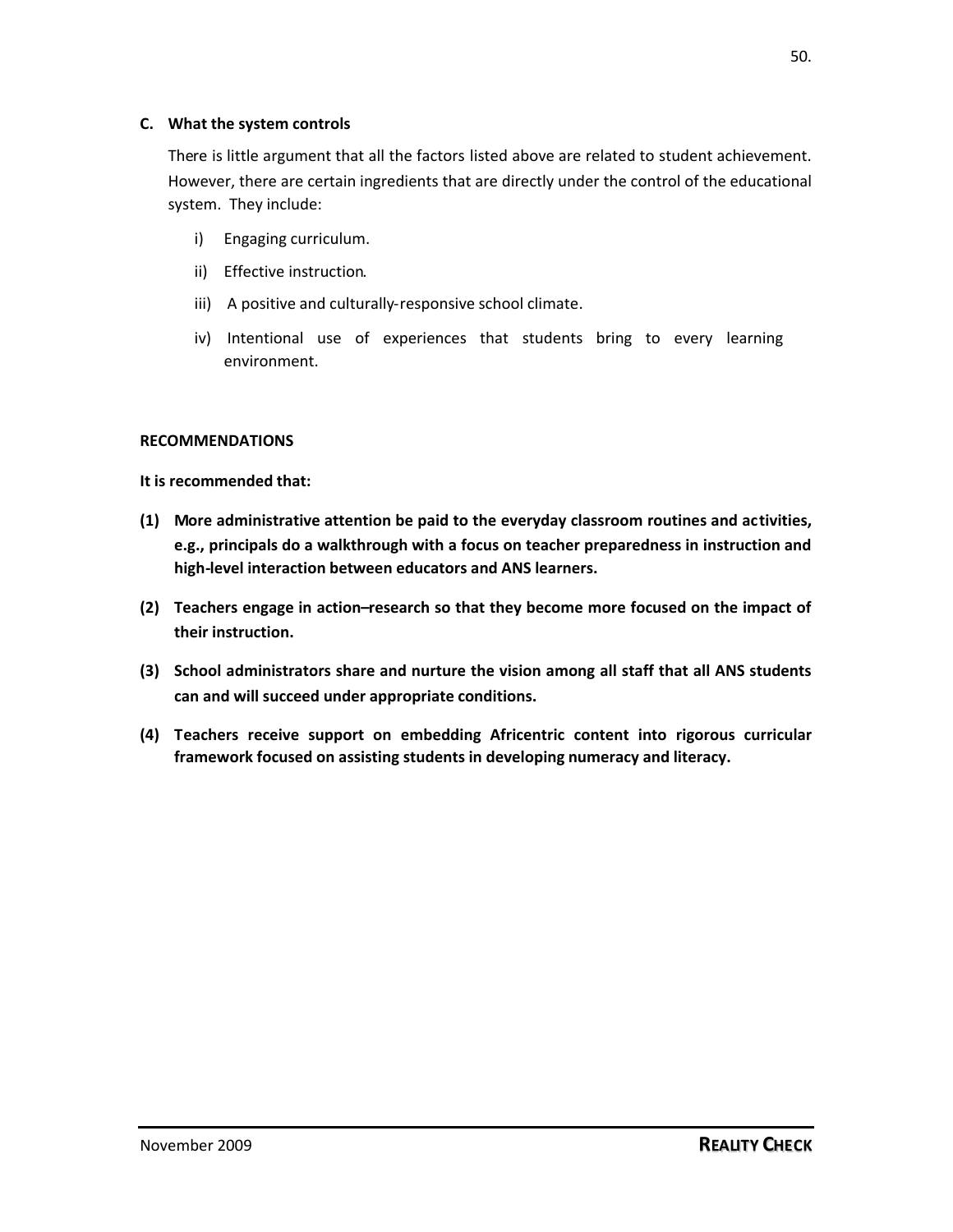### C. What the system controls

There is little argument that all the factors listed above are related to student achievement. However, there are certain ingredients that are directly under the control of the educational system. They include:

i) Engaging curriculum.

ii) Effective instruction.

iii) A positive and culturally-responsive school climate.

iv) Intentional use of experiences that students bring to every learning environment.

## RECOMMENDATIONS

**It is recommended that:**

**(1) More administrative attention be paid to the everyday classroom routines and activities, e.g., principals do a walkthrough with a focus on teacher preparedness in instruction and high-level interaction between educators and ANS learners.**

**(2) Teachers engage in action–research so that they become more focused on the impact of their instruction.**

**(3) School administrators share and nurture the vision among all staff that all ANS students can and will succeed under appropriate conditions.**

**(4) Teachers receive support on embedding Africentric content into rigorous curricular framework focused on assisting students in developing numeracy and literacy.**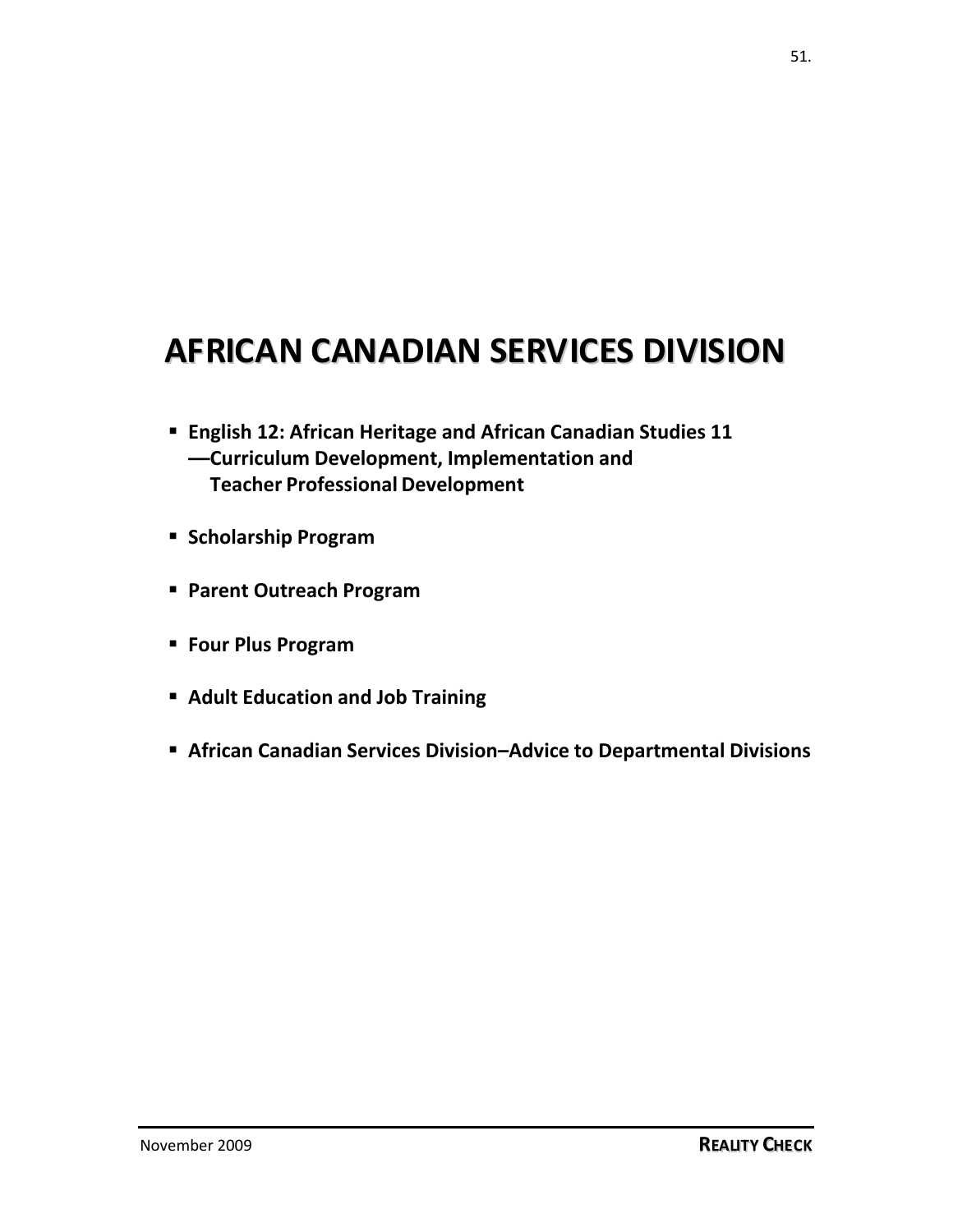# AFRICAN CANADIAN SERVICES DIVISION

- **English 12: African Heritage and African Canadian Studies 11 —Curriculum Development, Implementation and Teacher Professional Development**

- **Scholarship Program**

- **Parent Outreach Program**

- **Four Plus Program**

- **Adult Education and Job Training**

- **African Canadian Services Division–Advice to Departmental Divisions**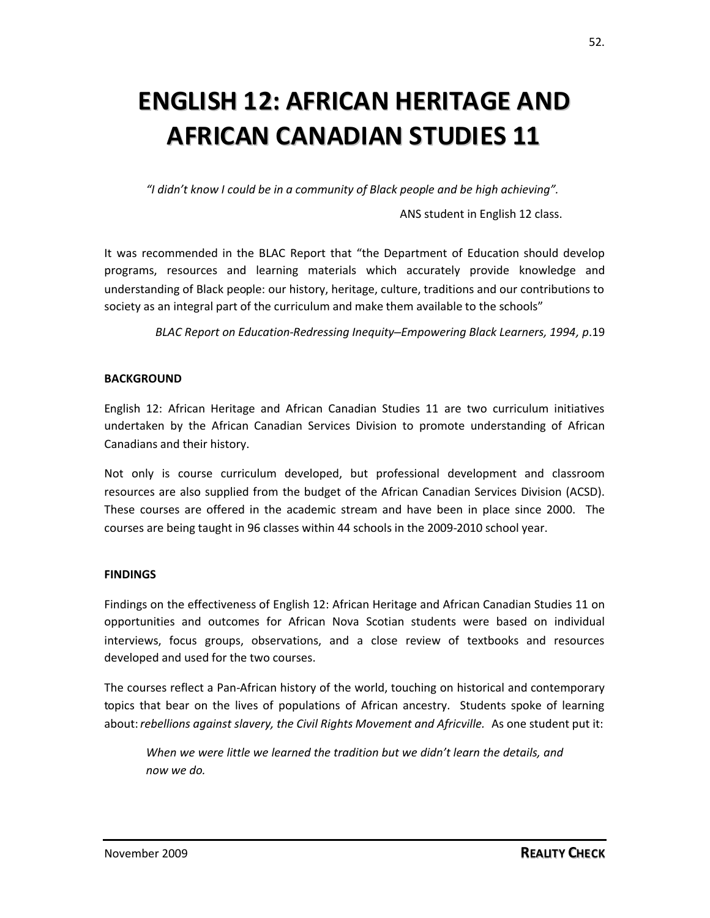# ENGLISH 12: AFRICAN HERITAGE AND AFRICAN CANADIAN STUDIES 11

*"I didn't know I could be in a community of Black people and be high achieving".*

ANS student in English 12 class.

It was recommended in the BLAC Report that "the Department of Education should develop programs, resources and learning materials which accurately provide knowledge and understanding of Black people: our history, heritage, culture, traditions and our contributions to society as an integral part of the curriculum and make them available to the schools"

*BLAC Report on Education-Redressing Inequity–Empowering Black Learners, 1994, p*.19

**BACKGROUND**

English 12: African Heritage and African Canadian Studies 11 are two curriculum initiatives undertaken by the African Canadian Services Division to promote understanding of African Canadians and their history.

Not only is course curriculum developed, but professional development and classroom resources are also supplied from the budget of the African Canadian Services Division (ACSD). These courses are offered in the academic stream and have been in place since 2000. The courses are being taught in 96 classes within 44 schools in the 2009-2010 school year.

**FINDINGS**

Findings on the effectiveness of English 12: African Heritage and African Canadian Studies 11 on opportunities and outcomes for African Nova Scotian students were based on individual interviews, focus groups, observations, and a close review of textbooks and resources developed and used for the two courses.

The courses reflect a Pan-African history of the world, touching on historical and contemporary topics that bear on the lives of populations of African ancestry. Students spoke of learning about: *rebellions against slavery, the Civil Rights Movement and Africville.* As one student put it:

> *When we were little we learned the tradition but we didn't learn the details, and now we do.*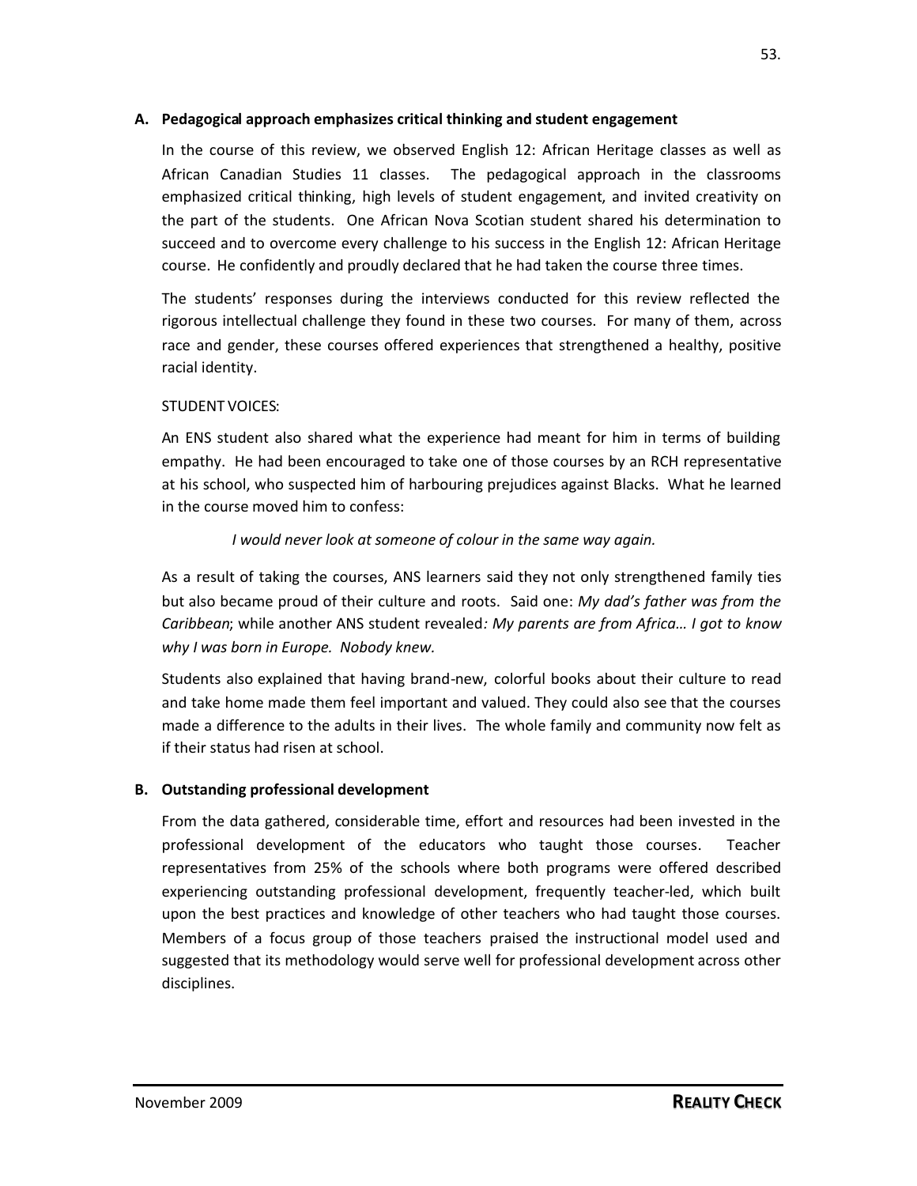### A. Pedagogical approach emphasizes critical thinking and student engagement

In the course of this review, we observed English 12: African Heritage classes as well as African Canadian Studies 11 classes. The pedagogical approach in the classrooms emphasized critical thinking, high levels of student engagement, and invited creativity on the part of the students. One African Nova Scotian student shared his determination to succeed and to overcome every challenge to his success in the English 12: African Heritage course. He confidently and proudly declared that he had taken the course three times.

The students' responses during the interviews conducted for this review reflected the rigorous intellectual challenge they found in these two courses. For many of them, across race and gender, these courses offered experiences that strengthened a healthy, positive racial identity.

STUDENT VOICES:

An ENS student also shared what the experience had meant for him in terms of building empathy. He had been encouraged to take one of those courses by an RCH representative at his school, who suspected him of harbouring prejudices against Blacks. What he learned in the course moved him to confess:

> *I would never look at someone of colour in the same way again.*

As a result of taking the courses, ANS learners said they not only strengthened family ties but also became proud of their culture and roots. Said one: *My dad's father was from the Caribbean*; while another ANS student revealed*: My parents are from Africa… I got to know why I was born in Europe. Nobody knew.*

Students also explained that having brand-new, colorful books about their culture to read and take home made them feel important and valued. They could also see that the courses made a difference to the adults in their lives. The whole family and community now felt as if their status had risen at school.

### B. Outstanding professional development

From the data gathered, considerable time, effort and resources had been invested in the professional development of the educators who taught those courses. Teacher representatives from 25% of the schools where both programs were offered described experiencing outstanding professional development, frequently teacher-led, which built upon the best practices and knowledge of other teachers who had taught those courses. Members of a focus group of those teachers praised the instructional model used and suggested that its methodology would serve well for professional development across other disciplines.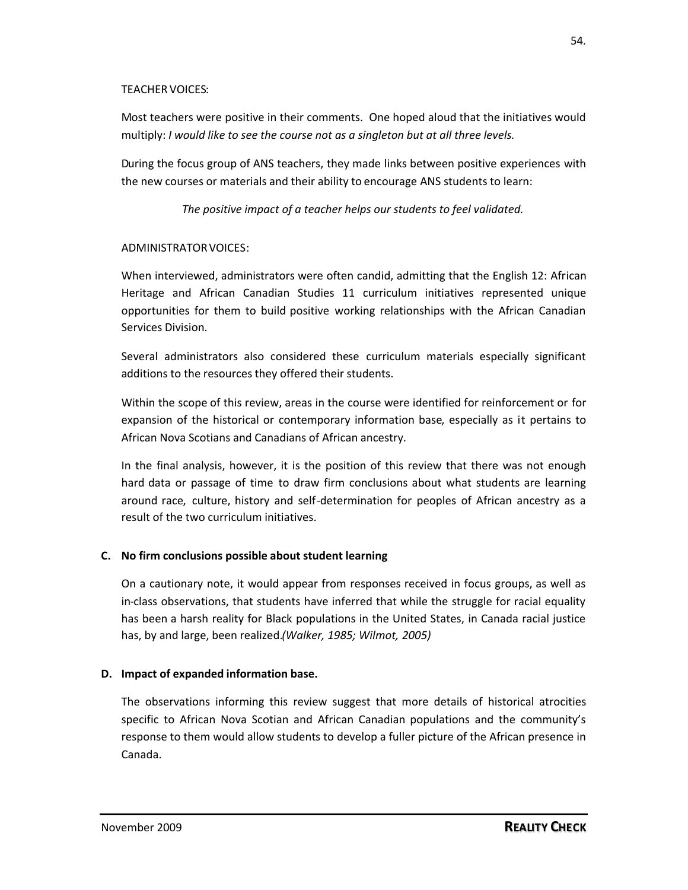TEACHER VOICES:

Most teachers were positive in their comments. One hoped aloud that the initiatives would multiply: *I would like to see the course not as a singleton but at all three levels.*

During the focus group of ANS teachers, they made links between positive experiences with the new courses or materials and their ability to encourage ANS students to learn:

*The positive impact of a teacher helps our students to feel validated.*

ADMINISTRATOR VOICES:

When interviewed, administrators were often candid, admitting that the English 12: African Heritage and African Canadian Studies 11 curriculum initiatives represented unique opportunities for them to build positive working relationships with the African Canadian Services Division.

Several administrators also considered these curriculum materials especially significant additions to the resources they offered their students.

Within the scope of this review, areas in the course were identified for reinforcement or for expansion of the historical or contemporary information base, especially as it pertains to African Nova Scotians and Canadians of African ancestry.

In the final analysis, however, it is the position of this review that there was not enough hard data or passage of time to draw firm conclusions about what students are learning around race, culture, history and self-determination for peoples of African ancestry as a result of the two curriculum initiatives.

**C. No firm conclusions possible about student learning**

On a cautionary note, it would appear from responses received in focus groups, as well as in-class observations, that students have inferred that while the struggle for racial equality has been a harsh reality for Black populations in the United States, in Canada racial justice has, by and large, been realized.*(Walker, 1985; Wilmot, 2005)*

**D. Impact of expanded information base.**

The observations informing this review suggest that more details of historical atrocities specific to African Nova Scotian and African Canadian populations and the community's response to them would allow students to develop a fuller picture of the African presence in Canada.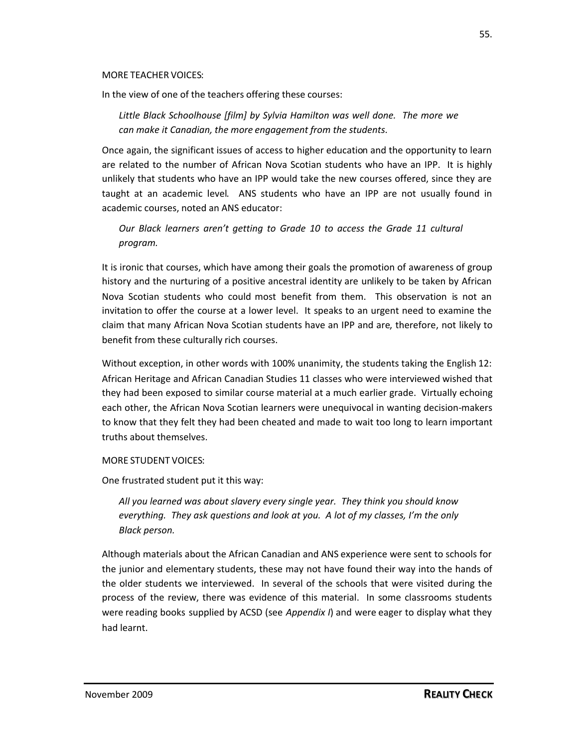MORE TEACHER VOICES:

In the view of one of the teachers offering these courses:

> *Little Black Schoolhouse [film] by Sylvia Hamilton was well done. The more we can make it Canadian, the more engagement from the students.*

Once again, the significant issues of access to higher education and the opportunity to learn are related to the number of African Nova Scotian students who have an IPP. It is highly unlikely that students who have an IPP would take the new courses offered, since they are taught at an academic level. ANS students who have an IPP are not usually found in academic courses, noted an ANS educator:

> *Our Black learners aren't getting to Grade 10 to access the Grade 11 cultural program.*

It is ironic that courses, which have among their goals the promotion of awareness of group history and the nurturing of a positive ancestral identity are unlikely to be taken by African Nova Scotian students who could most benefit from them. This observation is not an invitation to offer the course at a lower level. It speaks to an urgent need to examine the claim that many African Nova Scotian students have an IPP and are, therefore, not likely to benefit from these culturally rich courses.

Without exception, in other words with 100% unanimity, the students taking the English 12: African Heritage and African Canadian Studies 11 classes who were interviewed wished that they had been exposed to similar course material at a much earlier grade. Virtually echoing each other, the African Nova Scotian learners were unequivocal in wanting decision-makers to know that they felt they had been cheated and made to wait too long to learn important truths about themselves.

MORE STUDENT VOICES:

One frustrated student put it this way:

> *All you learned was about slavery every single year. They think you should know everything. They ask questions and look at you. A lot of my classes, I'm the only Black person.*

Although materials about the African Canadian and ANS experience were sent to schools for the junior and elementary students, these may not have found their way into the hands of the older students we interviewed. In several of the schools that were visited during the process of the review, there was evidence of this material. In some classrooms students were reading books supplied by ACSD (see *Appendix I*) and were eager to display what they had learnt.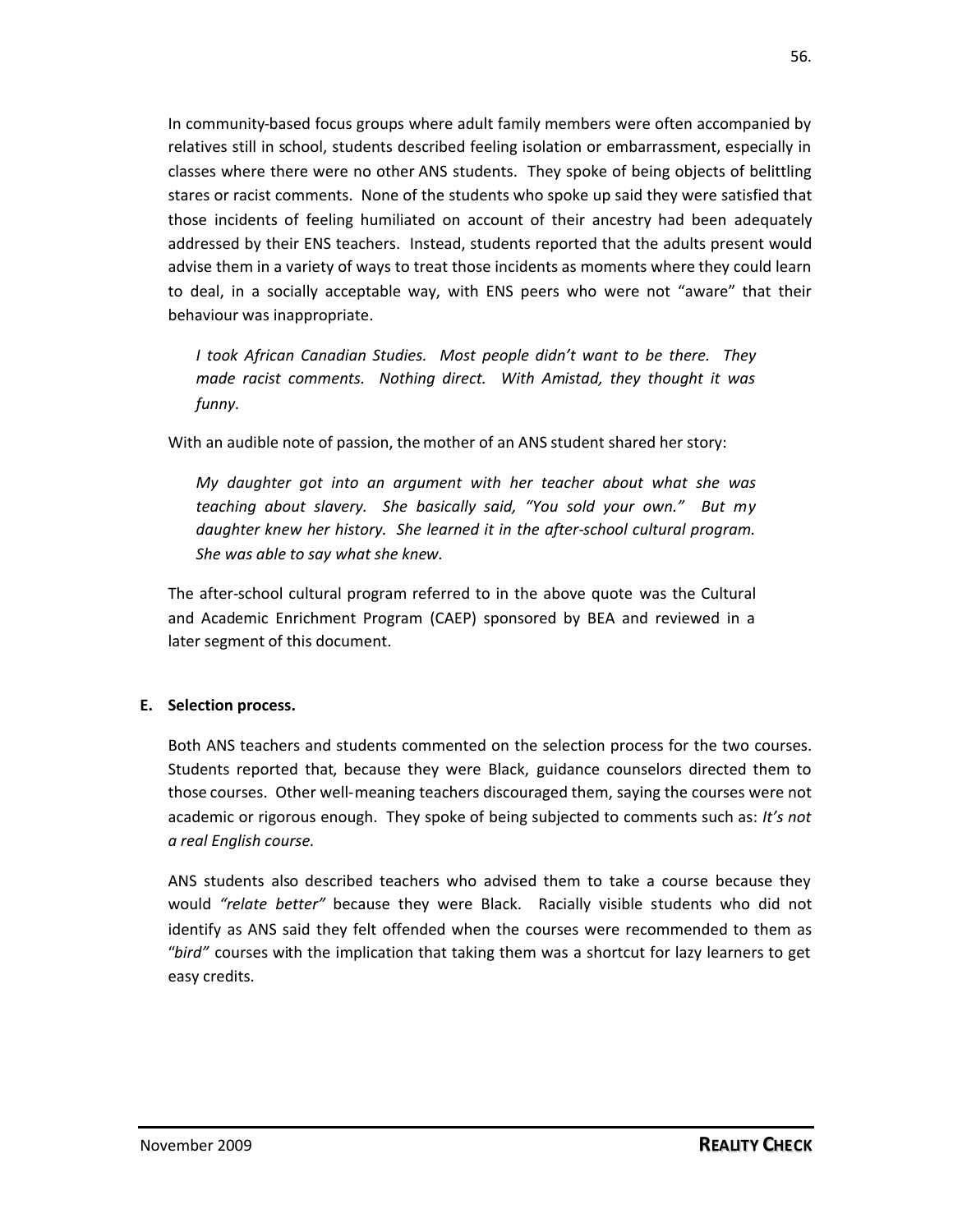In community-based focus groups where adult family members were often accompanied by relatives still in school, students described feeling isolation or embarrassment, especially in classes where there were no other ANS students. They spoke of being objects of belittling stares or racist comments. None of the students who spoke up said they were satisfied that those incidents of feeling humiliated on account of their ancestry had been adequately addressed by their ENS teachers. Instead, students reported that the adults present would advise them in a variety of ways to treat those incidents as moments where they could learn to deal, in a socially acceptable way, with ENS peers who were not "aware" that their behaviour was inappropriate.

> *I took African Canadian Studies. Most people didn't want to be there. They made racist comments. Nothing direct. With Amistad, they thought it was funny.*

With an audible note of passion, the mother of an ANS student shared her story:

> *My daughter got into an argument with her teacher about what she was teaching about slavery. She basically said, "You sold your own." But my daughter knew her history. She learned it in the after-school cultural program. She was able to say what she knew.*

The after-school cultural program referred to in the above quote was the Cultural and Academic Enrichment Program (CAEP) sponsored by BEA and reviewed in a later segment of this document.

**E. Selection process.**

Both ANS teachers and students commented on the selection process for the two courses. Students reported that, because they were Black, guidance counselors directed them to those courses. Other well-meaning teachers discouraged them, saying the courses were not academic or rigorous enough. They spoke of being subjected to comments such as: *It's not a real English course.*

ANS students also described teachers who advised them to take a course because they would *"relate better"* because they were Black. Racially visible students who did not identify as ANS said they felt offended when the courses were recommended to them as "*bird"* courses with the implication that taking them was a shortcut for lazy learners to get easy credits.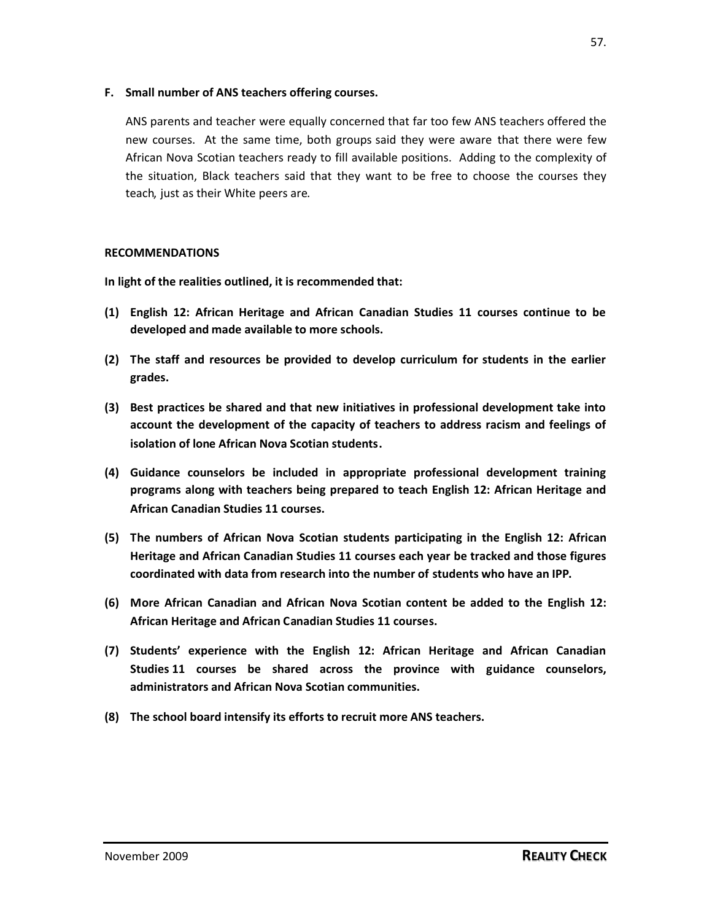**F. Small number of ANS teachers offering courses.**

ANS parents and teacher were equally concerned that far too few ANS teachers offered the new courses. At the same time, both groups said they were aware that there were few African Nova Scotian teachers ready to fill available positions. Adding to the complexity of the situation, Black teachers said that they want to be free to choose the courses they teach, just as their White peers are.

**RECOMMENDATIONS**

**In light of the realities outlined, it is recommended that:**

**(1) English 12: African Heritage and African Canadian Studies 11 courses continue to be developed and made available to more schools.**

**(2) The staff and resources be provided to develop curriculum for students in the earlier grades.**

**(3) Best practices be shared and that new initiatives in professional development take into account the development of the capacity of teachers to address racism and feelings of isolation of lone African Nova Scotian students.**

**(4) Guidance counselors be included in appropriate professional development training programs along with teachers being prepared to teach English 12: African Heritage and African Canadian Studies 11 courses.**

**(5) The numbers of African Nova Scotian students participating in the English 12: African Heritage and African Canadian Studies 11 courses each year be tracked and those figures coordinated with data from research into the number of students who have an IPP.**

**(6) More African Canadian and African Nova Scotian content be added to the English 12: African Heritage and African Canadian Studies 11 courses.**

**(7) Students' experience with the English 12: African Heritage and African Canadian Studies 11 courses be shared across the province with guidance counselors, administrators and African Nova Scotian communities.**

**(8) The school board intensify its efforts to recruit more ANS teachers.**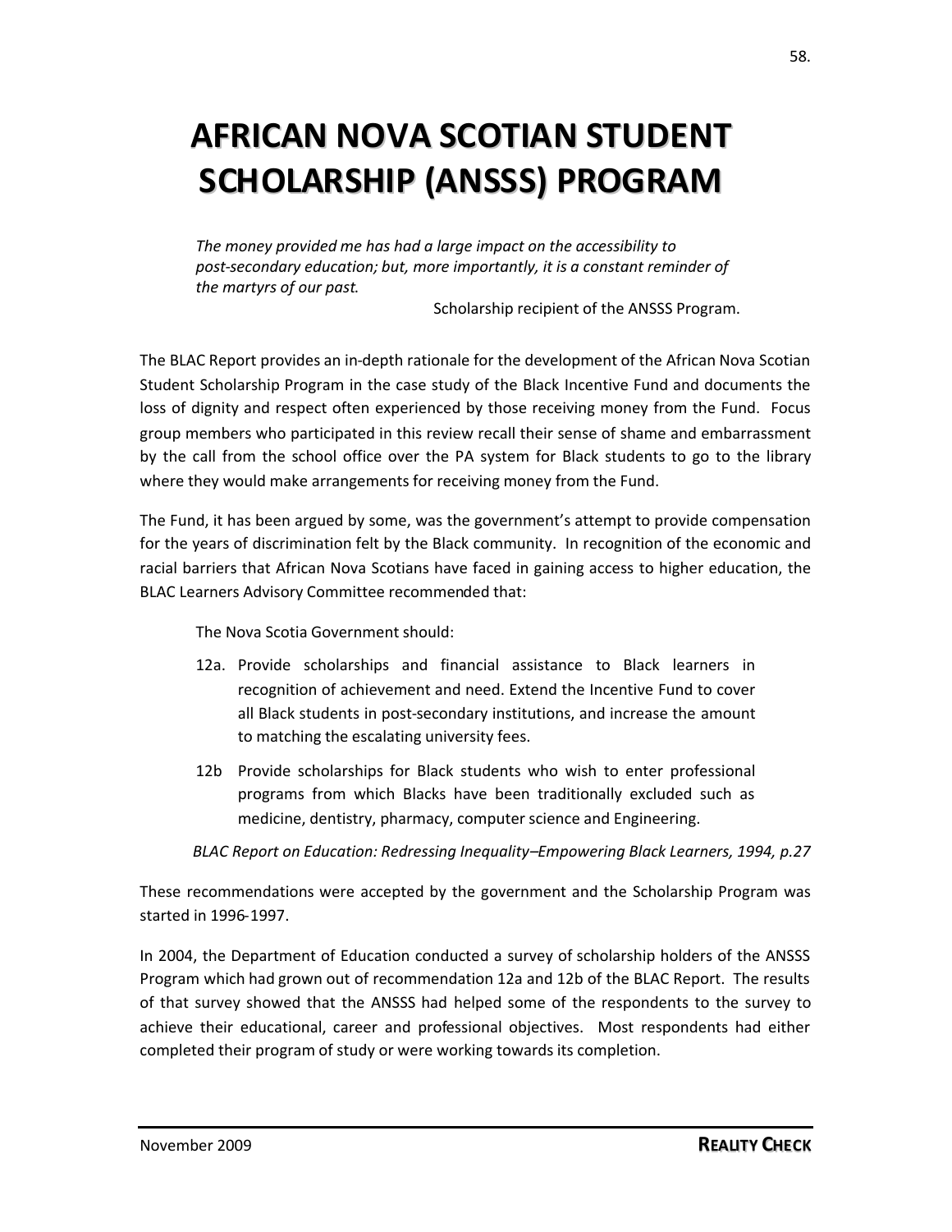# AFRICAN NOVA SCOTIAN STUDENT SCHOLARSHIP (ANSSS) PROGRAM

> *The money provided me has had a large impact on the accessibility to post-secondary education; but, more importantly, it is a constant reminder of the martyrs of our past.*
>
> Scholarship recipient of the ANSSS Program.

The BLAC Report provides an in-depth rationale for the development of the African Nova Scotian Student Scholarship Program in the case study of the Black Incentive Fund and documents the loss of dignity and respect often experienced by those receiving money from the Fund. Focus group members who participated in this review recall their sense of shame and embarrassment by the call from the school office over the PA system for Black students to go to the library where they would make arrangements for receiving money from the Fund.

The Fund, it has been argued by some, was the government's attempt to provide compensation for the years of discrimination felt by the Black community. In recognition of the economic and racial barriers that African Nova Scotians have faced in gaining access to higher education, the BLAC Learners Advisory Committee recommended that:

> The Nova Scotia Government should:
>
> 12a. Provide scholarships and financial assistance to Black learners in recognition of achievement and need. Extend the Incentive Fund to cover all Black students in post-secondary institutions, and increase the amount to matching the escalating university fees.
>
> 12b Provide scholarships for Black students who wish to enter professional programs from which Blacks have been traditionally excluded such as medicine, dentistry, pharmacy, computer science and Engineering.
>
> *BLAC Report on Education: Redressing Inequality–Empowering Black Learners, 1994, p.27*

These recommendations were accepted by the government and the Scholarship Program was started in 1996-1997.

In 2004, the Department of Education conducted a survey of scholarship holders of the ANSSS Program which had grown out of recommendation 12a and 12b of the BLAC Report. The results of that survey showed that the ANSSS had helped some of the respondents to the survey to achieve their educational, career and professional objectives. Most respondents had either completed their program of study or were working towards its completion.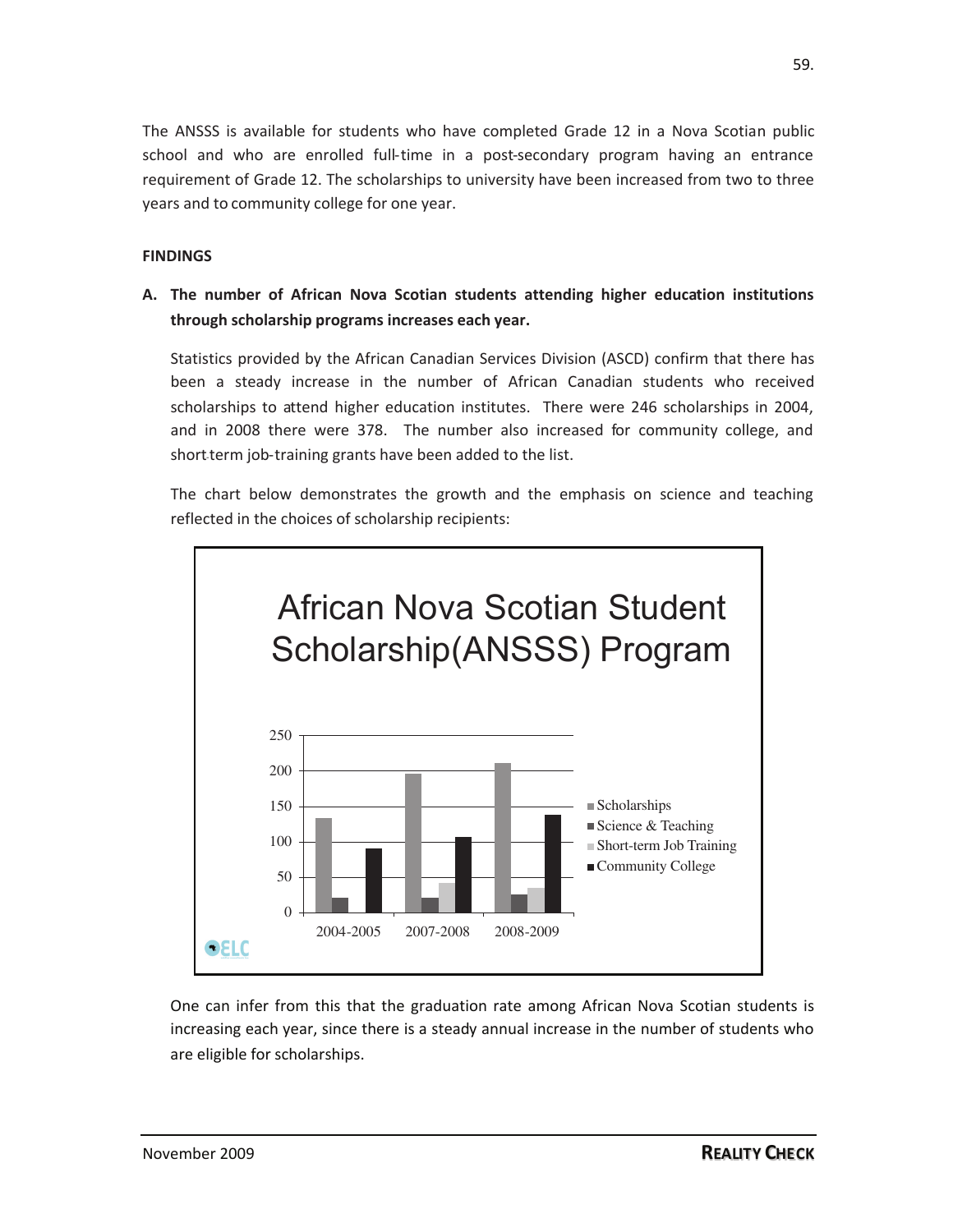The ANSSS is available for students who have completed Grade 12 in a Nova Scotian public school and who are enrolled full-time in a post-secondary program having an entrance requirement of Grade 12. The scholarships to university have been increased from two to three years and to community college for one year.

**FINDINGS**

**A. The number of African Nova Scotian students attending higher education institutions through scholarship programs increases each year.**

Statistics provided by the African Canadian Services Division (ASCD) confirm that there has been a steady increase in the number of African Canadian students who received scholarships to attend higher education institutes. There were 246 scholarships in 2004, and in 2008 there were 378. The number also increased for community college, and short term job-training grants have been added to the list.

The chart below demonstrates the growth and the emphasis on science and teaching reflected in the choices of scholarship recipients:

African Nova Scotian Student Scholarship(ANSSS) Program

One can infer from this that the graduation rate among African Nova Scotian students is increasing each year, since there is a steady annual increase in the number of students who are eligible for scholarships.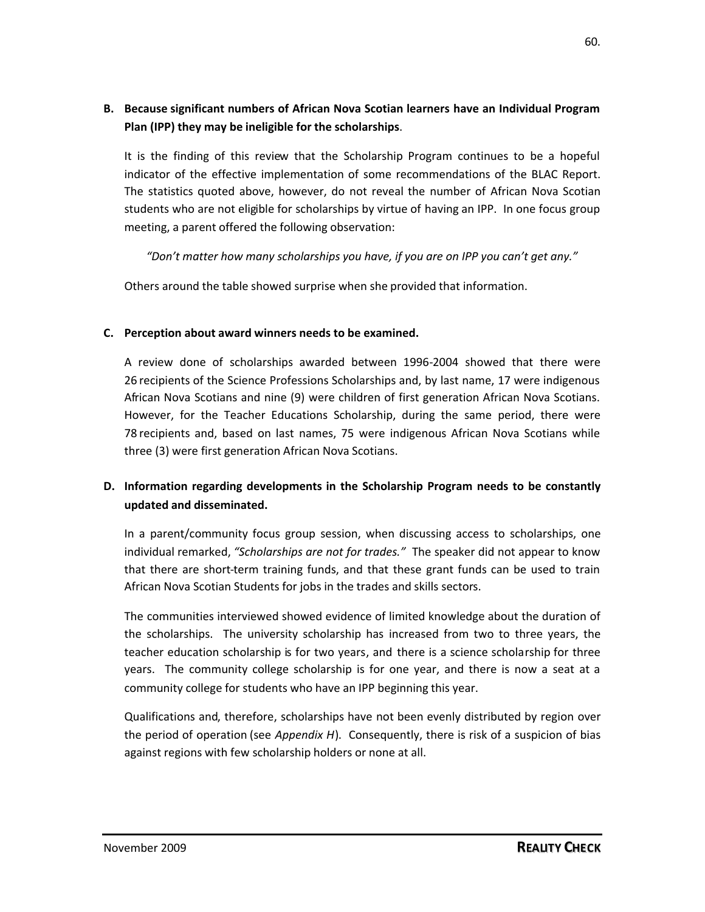**B. Because significant numbers of African Nova Scotian learners have an Individual Program Plan (IPP) they may be ineligible for the scholarships**.

It is the finding of this review that the Scholarship Program continues to be a hopeful indicator of the effective implementation of some recommendations of the BLAC Report. The statistics quoted above, however, do not reveal the number of African Nova Scotian students who are not eligible for scholarships by virtue of having an IPP. In one focus group meeting, a parent offered the following observation:

*"Don't matter how many scholarships you have, if you are on IPP you can't get any."*

Others around the table showed surprise when she provided that information.

**C. Perception about award winners needs to be examined.**

A review done of scholarships awarded between 1996-2004 showed that there were 26 recipients of the Science Professions Scholarships and, by last name, 17 were indigenous African Nova Scotians and nine (9) were children of first generation African Nova Scotians. However, for the Teacher Educations Scholarship, during the same period, there were 78 recipients and, based on last names, 75 were indigenous African Nova Scotians while three (3) were first generation African Nova Scotians.

**D. Information regarding developments in the Scholarship Program needs to be constantly updated and disseminated.**

In a parent/community focus group session, when discussing access to scholarships, one individual remarked, *"Scholarships are not for trades."* The speaker did not appear to know that there are short-term training funds, and that these grant funds can be used to train African Nova Scotian Students for jobs in the trades and skills sectors.

The communities interviewed showed evidence of limited knowledge about the duration of the scholarships. The university scholarship has increased from two to three years, the teacher education scholarship is for two years, and there is a science scholarship for three years. The community college scholarship is for one year, and there is now a seat at a community college for students who have an IPP beginning this year.

Qualifications and, therefore, scholarships have not been evenly distributed by region over the period of operation (see *Appendix H*). Consequently, there is risk of a suspicion of bias against regions with few scholarship holders or none at all.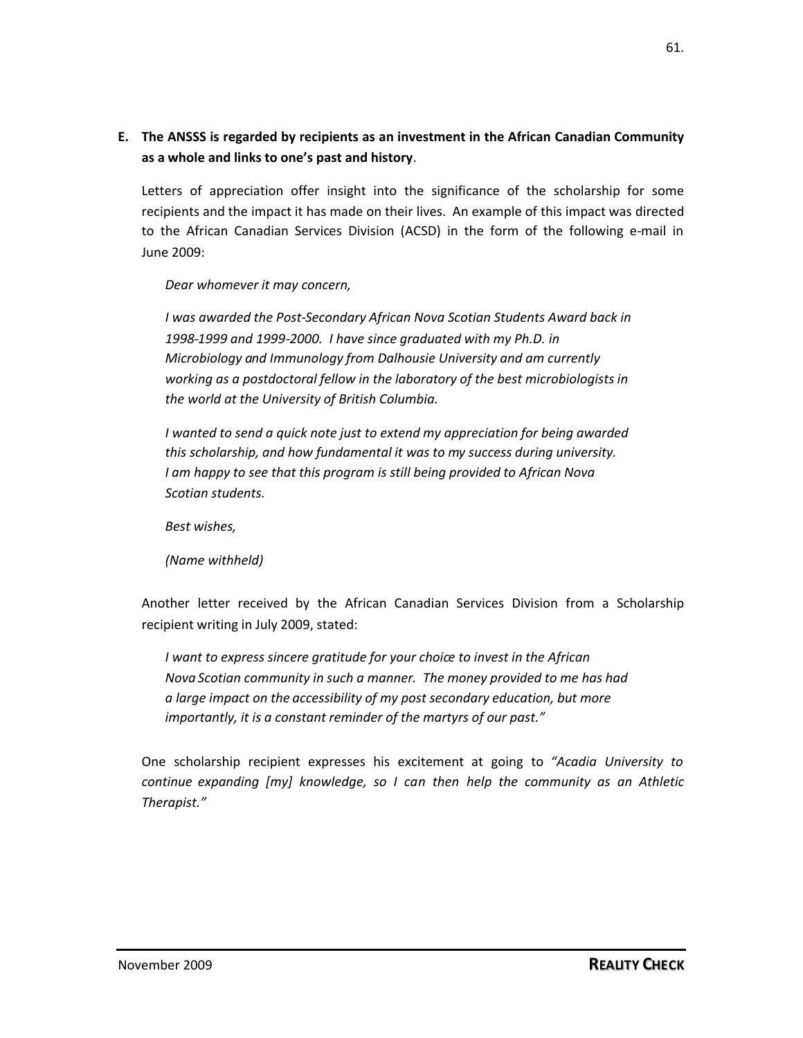**E. The ANSSS is regarded by recipients as an investment in the African Canadian Community as a whole and links to one's past and history**.

Letters of appreciation offer insight into the significance of the scholarship for some recipients and the impact it has made on their lives. An example of this impact was directed to the African Canadian Services Division (ACSD) in the form of the following e-mail in June 2009:

> *Dear whomever it may concern,*
>
> *I was awarded the Post-Secondary African Nova Scotian Students Award back in 1998-1999 and 1999-2000. I have since graduated with my Ph.D. in Microbiology and Immunology from Dalhousie University and am currently working as a postdoctoral fellow in the laboratory of the best microbiologists in the world at the University of British Columbia.*
>
> *I wanted to send a quick note just to extend my appreciation for being awarded this scholarship, and how fundamental it was to my success during university. I am happy to see that this program is still being provided to African Nova Scotian students.*
>
> *Best wishes,*
>
> *(Name withheld)*

Another letter received by the African Canadian Services Division from a Scholarship recipient writing in July 2009, stated:

> *I want to express sincere gratitude for your choice to invest in the African Nova Scotian community in such a manner. The money provided to me has had a large impact on the accessibility of my post secondary education, but more importantly, it is a constant reminder of the martyrs of our past."*

One scholarship recipient expresses his excitement at going to *"Acadia University to continue expanding [my] knowledge, so I can then help the community as an Athletic Therapist."*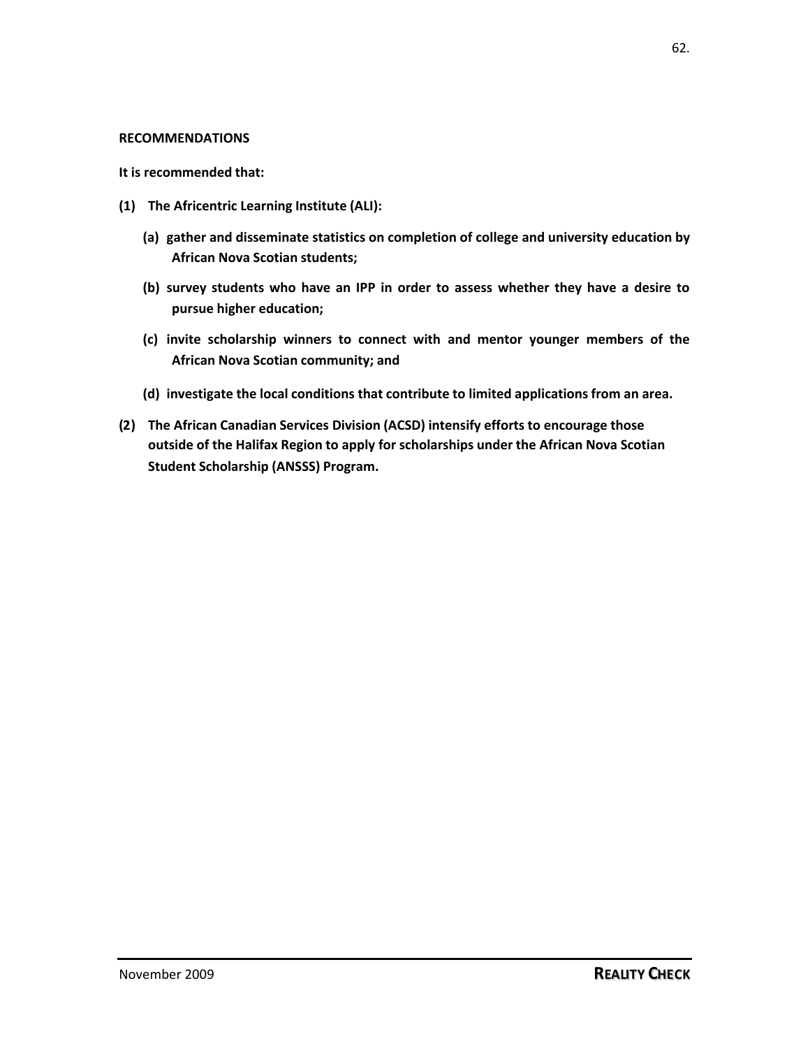**RECOMMENDATIONS**

**It is recommended that:**

**(1) The Africentric Learning Institute (ALI):**

- **(a) gather and disseminate statistics on completion of college and university education by African Nova Scotian students;**
- **(b) survey students who have an IPP in order to assess whether they have a desire to pursue higher education;**
- **(c) invite scholarship winners to connect with and mentor younger members of the African Nova Scotian community; and**
- **(d) investigate the local conditions that contribute to limited applications from an area.**

**(2) The African Canadian Services Division (ACSD) intensify efforts to encourage those outside of the Halifax Region to apply for scholarships under the African Nova Scotian Student Scholarship (ANSSS) Program.**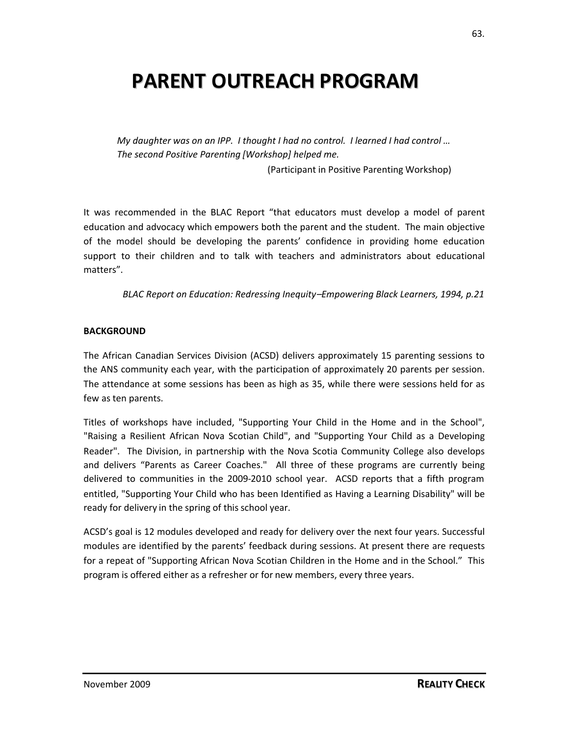# PARENT OUTREACH PROGRAM

*My daughter was on an IPP. I thought I had no control. I learned I had control … The second Positive Parenting [Workshop] helped me.*

(Participant in Positive Parenting Workshop)

It was recommended in the BLAC Report "that educators must develop a model of parent education and advocacy which empowers both the parent and the student. The main objective of the model should be developing the parents' confidence in providing home education support to their children and to talk with teachers and administrators about educational matters".

*BLAC Report on Education: Redressing Inequity–Empowering Black Learners, 1994, p.21*

**BACKGROUND**

The African Canadian Services Division (ACSD) delivers approximately 15 parenting sessions to the ANS community each year, with the participation of approximately 20 parents per session. The attendance at some sessions has been as high as 35, while there were sessions held for as few as ten parents.

Titles of workshops have included, "Supporting Your Child in the Home and in the School", "Raising a Resilient African Nova Scotian Child", and "Supporting Your Child as a Developing Reader". The Division, in partnership with the Nova Scotia Community College also develops and delivers "Parents as Career Coaches." All three of these programs are currently being delivered to communities in the 2009-2010 school year. ACSD reports that a fifth program entitled, "Supporting Your Child who has been Identified as Having a Learning Disability" will be ready for delivery in the spring of this school year.

ACSD's goal is 12 modules developed and ready for delivery over the next four years. Successful modules are identified by the parents' feedback during sessions. At present there are requests for a repeat of "Supporting African Nova Scotian Children in the Home and in the School." This program is offered either as a refresher or for new members, every three years.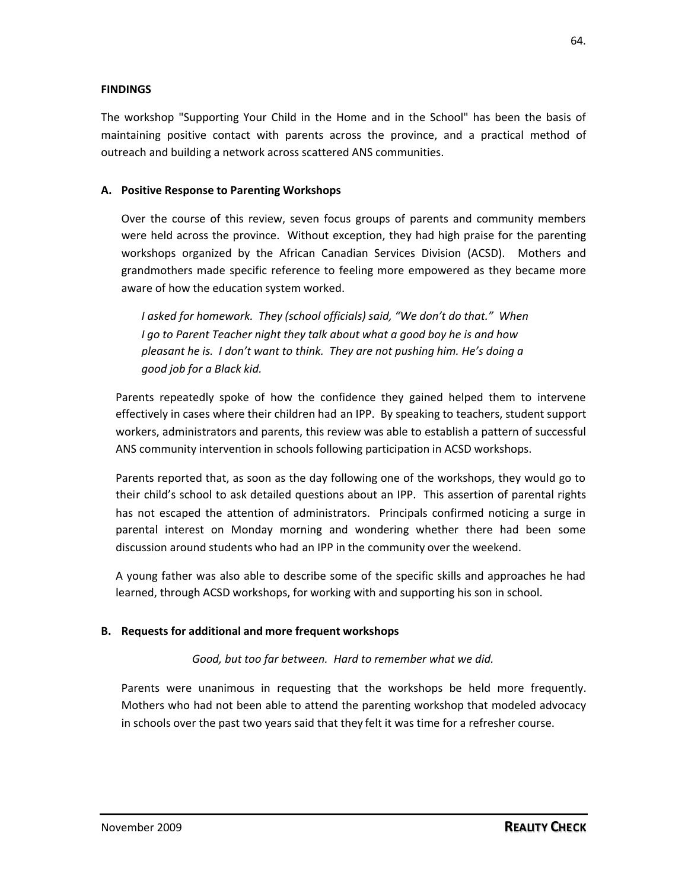**FINDINGS**

The workshop "Supporting Your Child in the Home and in the School" has been the basis of maintaining positive contact with parents across the province, and a practical method of outreach and building a network across scattered ANS communities.

**A. Positive Response to Parenting Workshops**

Over the course of this review, seven focus groups of parents and community members were held across the province. Without exception, they had high praise for the parenting workshops organized by the African Canadian Services Division (ACSD). Mothers and grandmothers made specific reference to feeling more empowered as they became more aware of how the education system worked.

> *I asked for homework. They (school officials) said, "We don't do that." When I go to Parent Teacher night they talk about what a good boy he is and how pleasant he is. I don't want to think. They are not pushing him. He's doing a good job for a Black kid.*

Parents repeatedly spoke of how the confidence they gained helped them to intervene effectively in cases where their children had an IPP. By speaking to teachers, student support workers, administrators and parents, this review was able to establish a pattern of successful ANS community intervention in schools following participation in ACSD workshops.

Parents reported that, as soon as the day following one of the workshops, they would go to their child's school to ask detailed questions about an IPP. This assertion of parental rights has not escaped the attention of administrators. Principals confirmed noticing a surge in parental interest on Monday morning and wondering whether there had been some discussion around students who had an IPP in the community over the weekend.

A young father was also able to describe some of the specific skills and approaches he had learned, through ACSD workshops, for working with and supporting his son in school.

**B. Requests for additional and more frequent workshops**

> *Good, but too far between. Hard to remember what we did.*

Parents were unanimous in requesting that the workshops be held more frequently. Mothers who had not been able to attend the parenting workshop that modeled advocacy in schools over the past two years said that they felt it was time for a refresher course.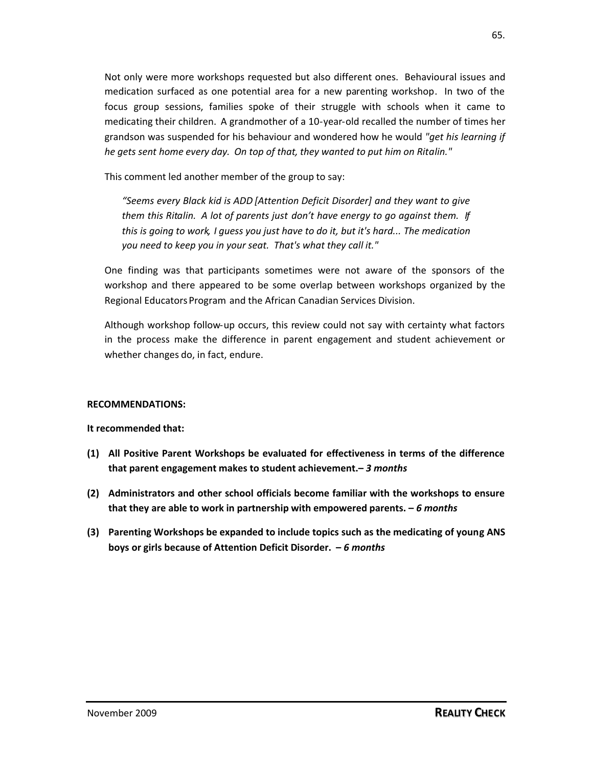Not only were more workshops requested but also different ones. Behavioural issues and medication surfaced as one potential area for a new parenting workshop. In two of the focus group sessions, families spoke of their struggle with schools when it came to medicating their children. A grandmother of a 10-year-old recalled the number of times her grandson was suspended for his behaviour and wondered how he would *"get his learning if he gets sent home every day. On top of that, they wanted to put him on Ritalin."*

This comment led another member of the group to say:

> *"Seems every Black kid is ADD [Attention Deficit Disorder] and they want to give them this Ritalin. A lot of parents just don't have energy to go against them. If this is going to work, I guess you just have to do it, but it's hard... The medication you need to keep you in your seat. That's what they call it."*

One finding was that participants sometimes were not aware of the sponsors of the workshop and there appeared to be some overlap between workshops organized by the Regional Educators Program and the African Canadian Services Division.

Although workshop follow-up occurs, this review could not say with certainty what factors in the process make the difference in parent engagement and student achievement or whether changes do, in fact, endure.

**RECOMMENDATIONS:**

**It recommended that:**

**(1) All Positive Parent Workshops be evaluated for effectiveness in terms of the difference that parent engagement makes to student achievement.–** ***3 months***

**(2) Administrators and other school officials become familiar with the workshops to ensure that they are able to work in partnership with empowered parents. –** ***6 months***

**(3) Parenting Workshops be expanded to include topics such as the medicating of young ANS boys or girls because of Attention Deficit Disorder. –** ***6 months***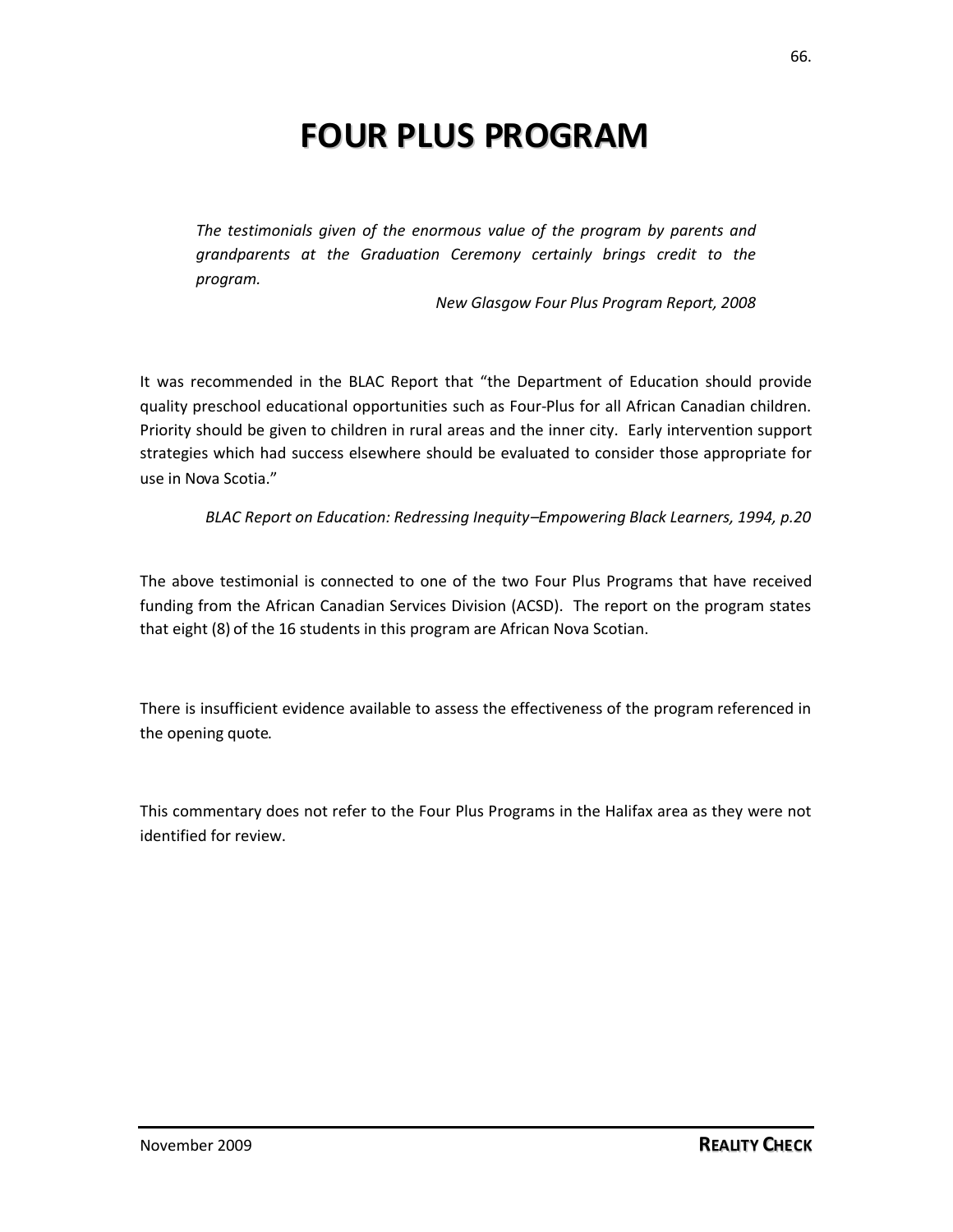# FOUR PLUS PROGRAM

> *The testimonials given of the enormous value of the program by parents and grandparents at the Graduation Ceremony certainly brings credit to the program.*
>
> *New Glasgow Four Plus Program Report, 2008*

It was recommended in the BLAC Report that "the Department of Education should provide quality preschool educational opportunities such as Four-Plus for all African Canadian children. Priority should be given to children in rural areas and the inner city. Early intervention support strategies which had success elsewhere should be evaluated to consider those appropriate for use in Nova Scotia."

*BLAC Report on Education: Redressing Inequity–Empowering Black Learners, 1994, p.20*

The above testimonial is connected to one of the two Four Plus Programs that have received funding from the African Canadian Services Division (ACSD). The report on the program states that eight (8) of the 16 students in this program are African Nova Scotian.

There is insufficient evidence available to assess the effectiveness of the program referenced in the opening quote.

This commentary does not refer to the Four Plus Programs in the Halifax area as they were not identified for review.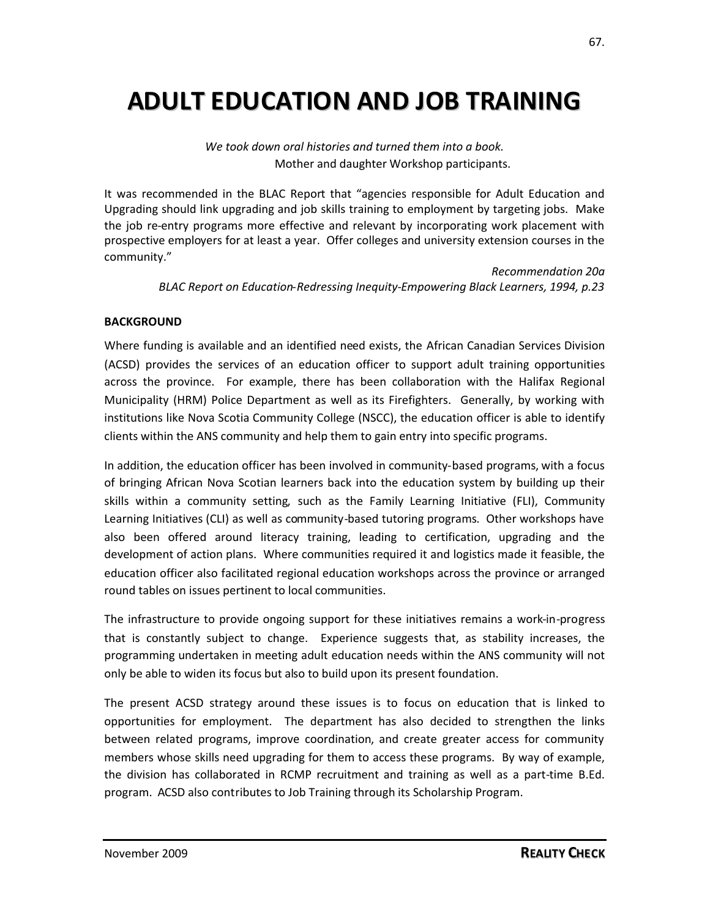# ADULT EDUCATION AND JOB TRAINING

*We took down oral histories and turned them into a book.*
Mother and daughter Workshop participants.

It was recommended in the BLAC Report that "agencies responsible for Adult Education and Upgrading should link upgrading and job skills training to employment by targeting jobs. Make the job re-entry programs more effective and relevant by incorporating work placement with prospective employers for at least a year. Offer colleges and university extension courses in the community."

*Recommendation 20a*
*BLAC Report on Education-Redressing Inequity-Empowering Black Learners, 1994, p.23*

**BACKGROUND**

Where funding is available and an identified need exists, the African Canadian Services Division (ACSD) provides the services of an education officer to support adult training opportunities across the province. For example, there has been collaboration with the Halifax Regional Municipality (HRM) Police Department as well as its Firefighters. Generally, by working with institutions like Nova Scotia Community College (NSCC), the education officer is able to identify clients within the ANS community and help them to gain entry into specific programs.

In addition, the education officer has been involved in community-based programs, with a focus of bringing African Nova Scotian learners back into the education system by building up their skills within a community setting, such as the Family Learning Initiative (FLI), Community Learning Initiatives (CLI) as well as community-based tutoring programs. Other workshops have also been offered around literacy training, leading to certification, upgrading and the development of action plans. Where communities required it and logistics made it feasible, the education officer also facilitated regional education workshops across the province or arranged round tables on issues pertinent to local communities.

The infrastructure to provide ongoing support for these initiatives remains a work-in-progress that is constantly subject to change. Experience suggests that, as stability increases, the programming undertaken in meeting adult education needs within the ANS community will not only be able to widen its focus but also to build upon its present foundation.

The present ACSD strategy around these issues is to focus on education that is linked to opportunities for employment. The department has also decided to strengthen the links between related programs, improve coordination, and create greater access for community members whose skills need upgrading for them to access these programs. By way of example, the division has collaborated in RCMP recruitment and training as well as a part-time B.Ed. program. ACSD also contributes to Job Training through its Scholarship Program.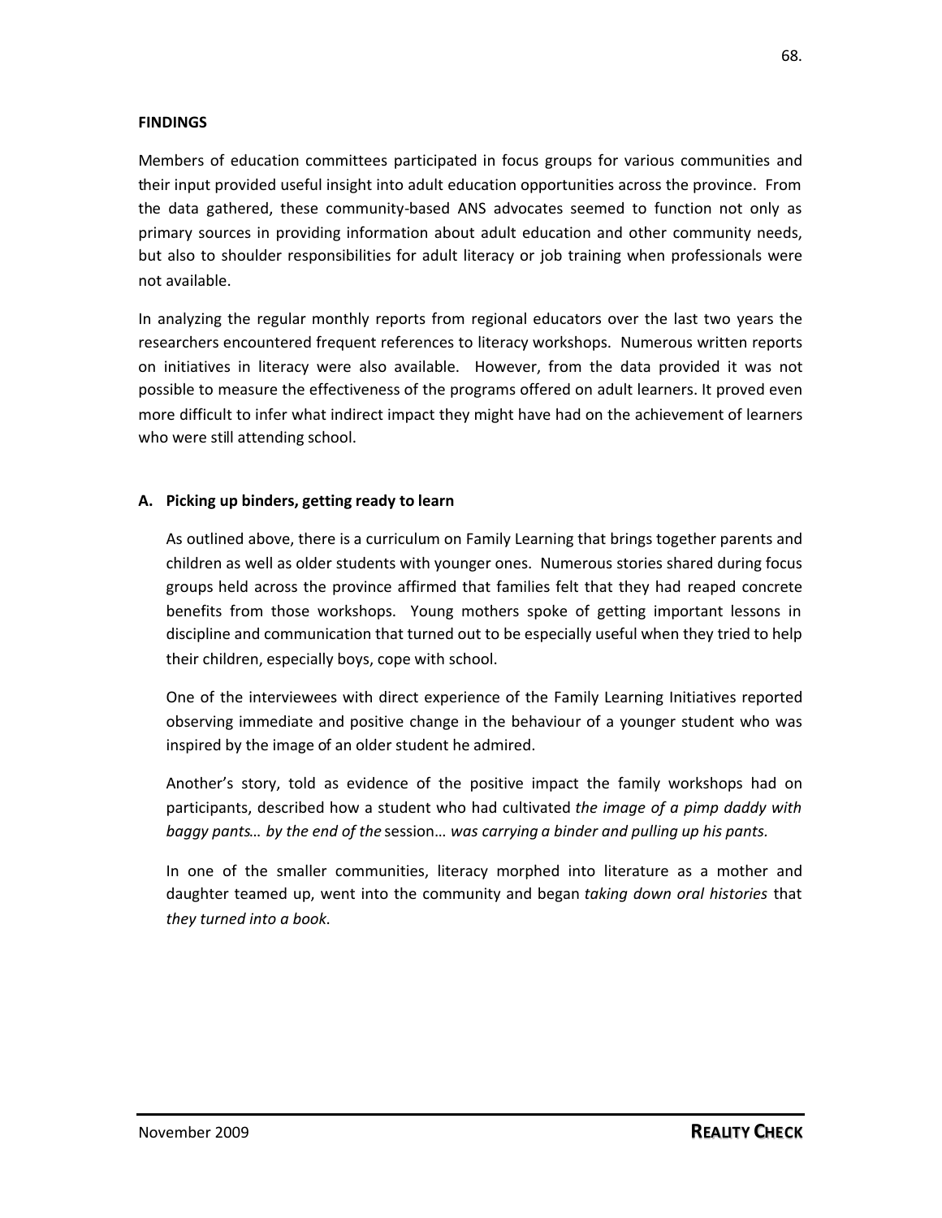**FINDINGS**

Members of education committees participated in focus groups for various communities and their input provided useful insight into adult education opportunities across the province. From the data gathered, these community-based ANS advocates seemed to function not only as primary sources in providing information about adult education and other community needs, but also to shoulder responsibilities for adult literacy or job training when professionals were not available.

In analyzing the regular monthly reports from regional educators over the last two years the researchers encountered frequent references to literacy workshops. Numerous written reports on initiatives in literacy were also available. However, from the data provided it was not possible to measure the effectiveness of the programs offered on adult learners. It proved even more difficult to infer what indirect impact they might have had on the achievement of learners who were still attending school.

**A. Picking up binders, getting ready to learn**

As outlined above, there is a curriculum on Family Learning that brings together parents and children as well as older students with younger ones. Numerous stories shared during focus groups held across the province affirmed that families felt that they had reaped concrete benefits from those workshops. Young mothers spoke of getting important lessons in discipline and communication that turned out to be especially useful when they tried to help their children, especially boys, cope with school.

One of the interviewees with direct experience of the Family Learning Initiatives reported observing immediate and positive change in the behaviour of a younger student who was inspired by the image of an older student he admired.

Another's story, told as evidence of the positive impact the family workshops had on participants, described how a student who had cultivated *the image of a pimp daddy with baggy pants… by the end of the* session… *was carrying a binder and pulling up his pants.*

In one of the smaller communities, literacy morphed into literature as a mother and daughter teamed up, went into the community and began *taking down oral histories* that *they turned into a book*.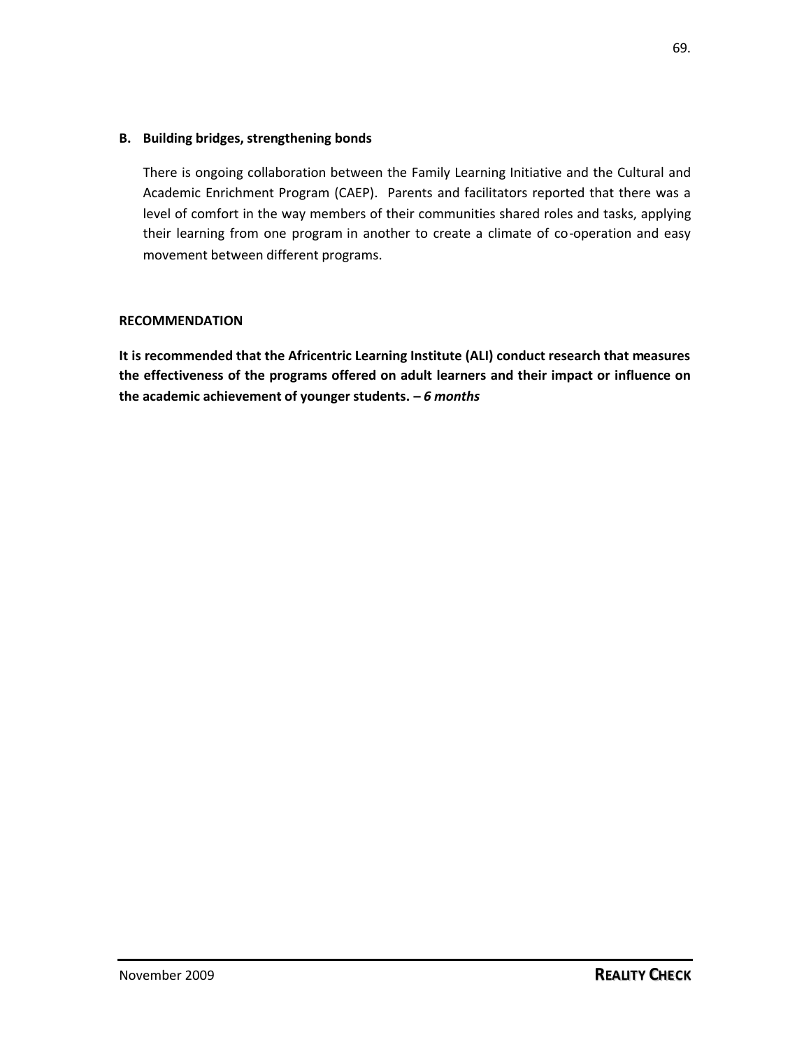**B. Building bridges, strengthening bonds**

There is ongoing collaboration between the Family Learning Initiative and the Cultural and Academic Enrichment Program (CAEP). Parents and facilitators reported that there was a level of comfort in the way members of their communities shared roles and tasks, applying their learning from one program in another to create a climate of co-operation and easy movement between different programs.

**RECOMMENDATION**

**It is recommended that the Africentric Learning Institute (ALI) conduct research that measures the effectiveness of the programs offered on adult learners and their impact or influence on the academic achievement of younger students. – *6 months***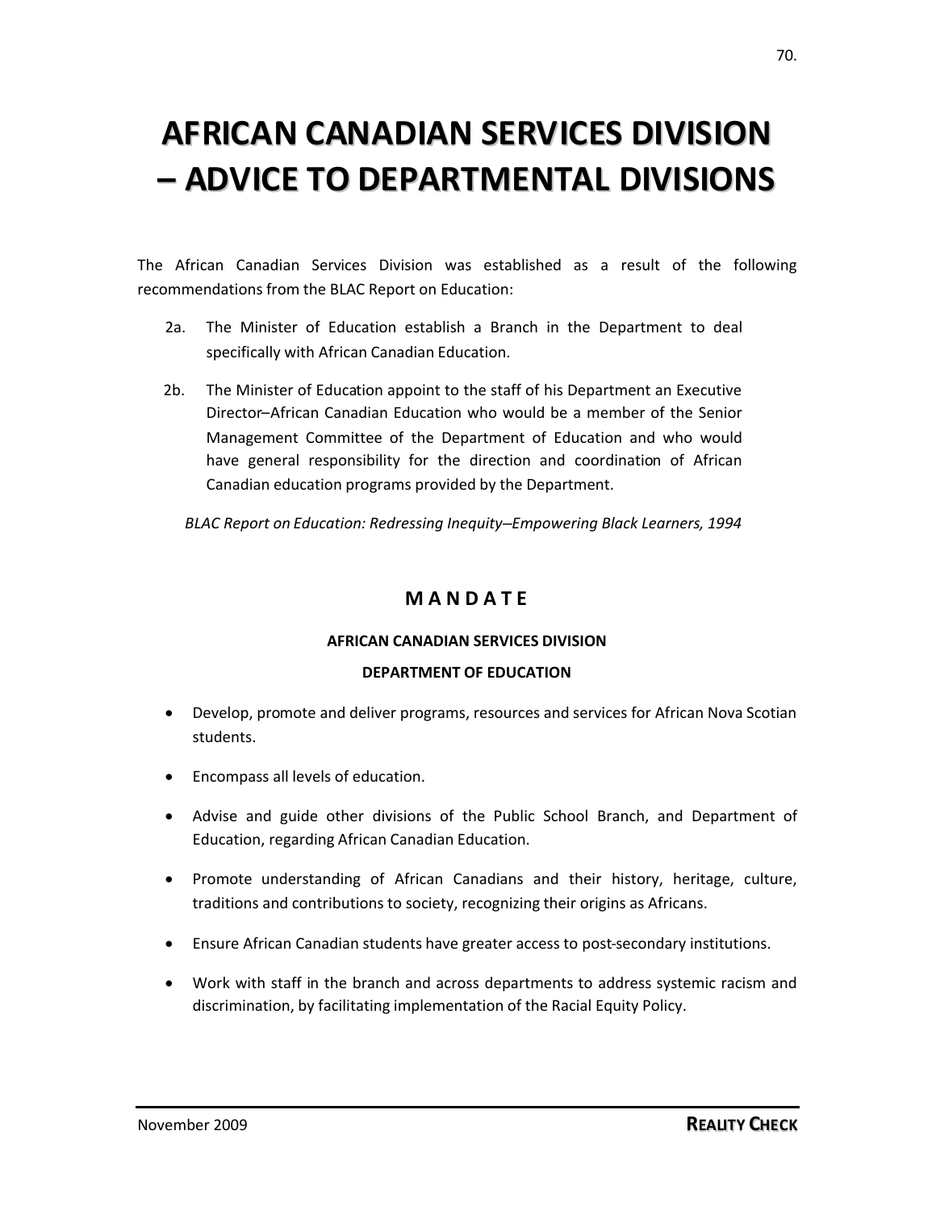# AFRICAN CANADIAN SERVICES DIVISION – ADVICE TO DEPARTMENTAL DIVISIONS

The African Canadian Services Division was established as a result of the following recommendations from the BLAC Report on Education:

2a. The Minister of Education establish a Branch in the Department to deal specifically with African Canadian Education.

2b. The Minister of Education appoint to the staff of his Department an Executive Director–African Canadian Education who would be a member of the Senior Management Committee of the Department of Education and who would have general responsibility for the direction and coordination of African Canadian education programs provided by the Department.

*BLAC Report on Education: Redressing Inequity–Empowering Black Learners, 1994*

## MANDATE

**AFRICAN CANADIAN SERVICES DIVISION**

**DEPARTMENT OF EDUCATION**

- Develop, promote and deliver programs, resources and services for African Nova Scotian students.
- Encompass all levels of education.
- Advise and guide other divisions of the Public School Branch, and Department of Education, regarding African Canadian Education.
- Promote understanding of African Canadians and their history, heritage, culture, traditions and contributions to society, recognizing their origins as Africans.
- Ensure African Canadian students have greater access to post-secondary institutions.
- Work with staff in the branch and across departments to address systemic racism and discrimination, by facilitating implementation of the Racial Equity Policy.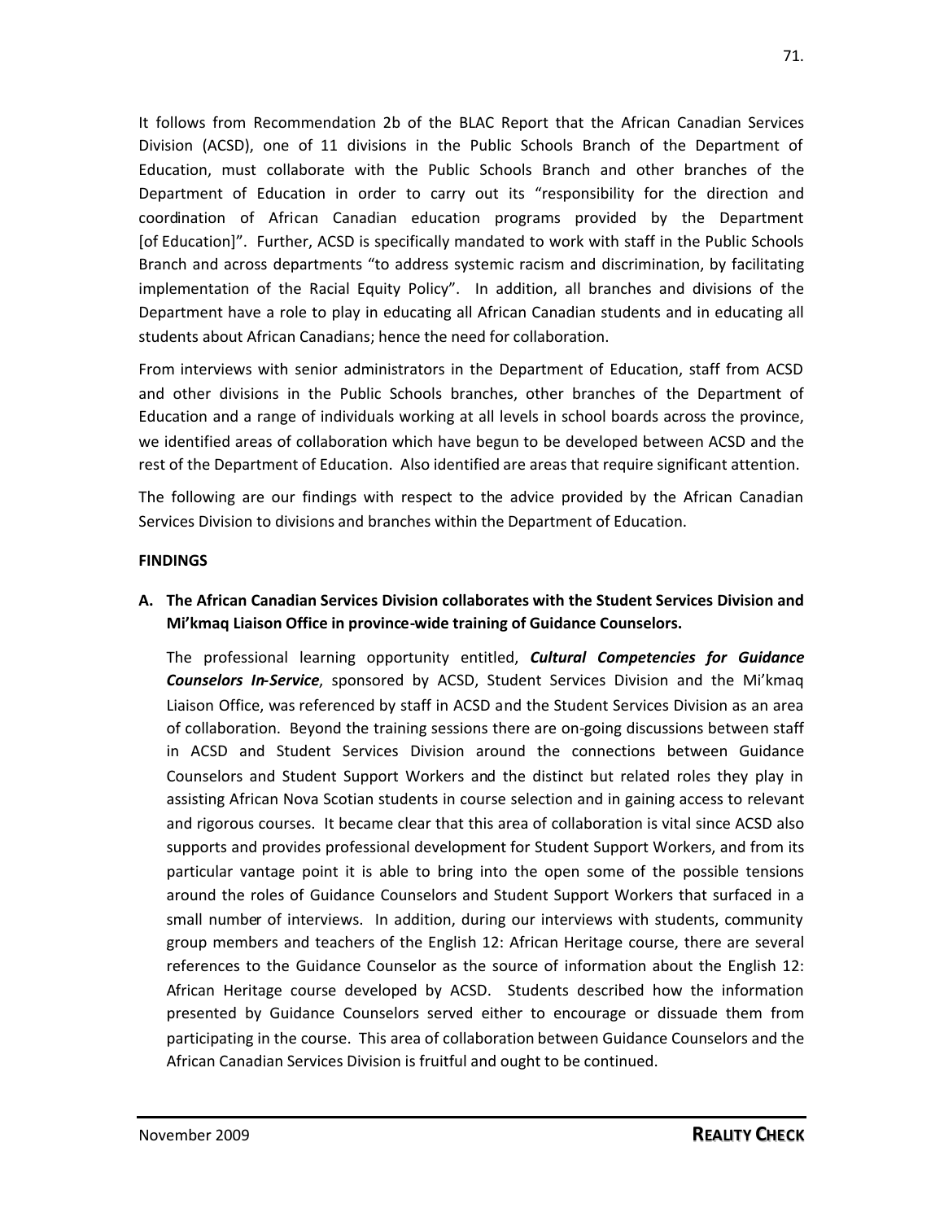It follows from Recommendation 2b of the BLAC Report that the African Canadian Services Division (ACSD), one of 11 divisions in the Public Schools Branch of the Department of Education, must collaborate with the Public Schools Branch and other branches of the Department of Education in order to carry out its "responsibility for the direction and coordination of African Canadian education programs provided by the Department [of Education]". Further, ACSD is specifically mandated to work with staff in the Public Schools Branch and across departments "to address systemic racism and discrimination, by facilitating implementation of the Racial Equity Policy". In addition, all branches and divisions of the Department have a role to play in educating all African Canadian students and in educating all students about African Canadians; hence the need for collaboration.

From interviews with senior administrators in the Department of Education, staff from ACSD and other divisions in the Public Schools branches, other branches of the Department of Education and a range of individuals working at all levels in school boards across the province, we identified areas of collaboration which have begun to be developed between ACSD and the rest of the Department of Education. Also identified are areas that require significant attention.

The following are our findings with respect to the advice provided by the African Canadian Services Division to divisions and branches within the Department of Education.

**FINDINGS**

**A. The African Canadian Services Division collaborates with the Student Services Division and Mi'kmaq Liaison Office in province-wide training of Guidance Counselors.**

The professional learning opportunity entitled, ***Cultural Competencies for Guidance Counselors In-Service***, sponsored by ACSD, Student Services Division and the Mi'kmaq Liaison Office, was referenced by staff in ACSD and the Student Services Division as an area of collaboration. Beyond the training sessions there are on-going discussions between staff in ACSD and Student Services Division around the connections between Guidance Counselors and Student Support Workers and the distinct but related roles they play in assisting African Nova Scotian students in course selection and in gaining access to relevant and rigorous courses. It became clear that this area of collaboration is vital since ACSD also supports and provides professional development for Student Support Workers, and from its particular vantage point it is able to bring into the open some of the possible tensions around the roles of Guidance Counselors and Student Support Workers that surfaced in a small number of interviews. In addition, during our interviews with students, community group members and teachers of the English 12: African Heritage course, there are several references to the Guidance Counselor as the source of information about the English 12: African Heritage course developed by ACSD. Students described how the information presented by Guidance Counselors served either to encourage or dissuade them from participating in the course. This area of collaboration between Guidance Counselors and the African Canadian Services Division is fruitful and ought to be continued.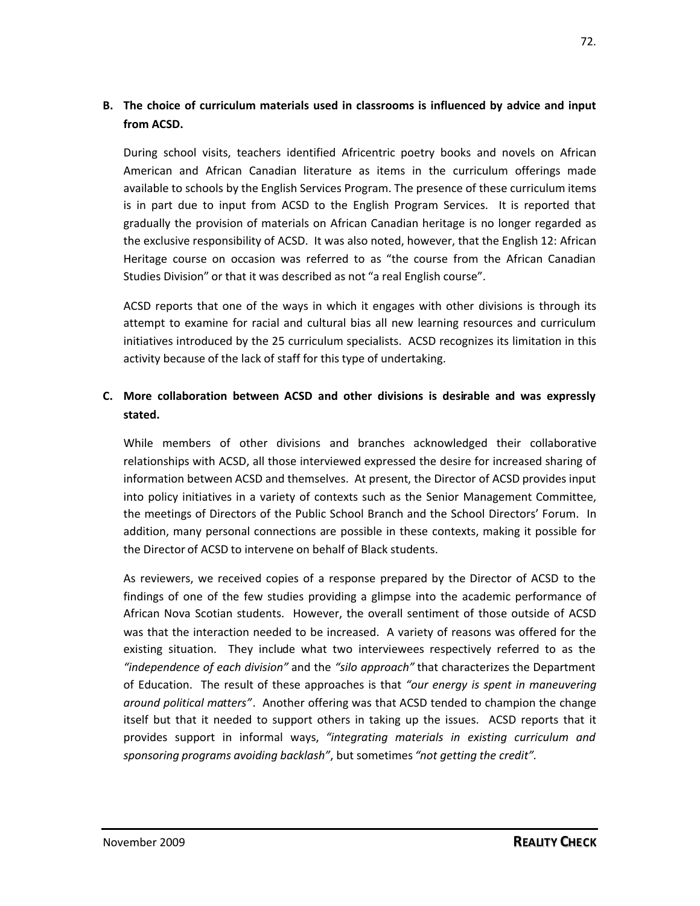**B. The choice of curriculum materials used in classrooms is influenced by advice and input from ACSD.**

During school visits, teachers identified Africentric poetry books and novels on African American and African Canadian literature as items in the curriculum offerings made available to schools by the English Services Program. The presence of these curriculum items is in part due to input from ACSD to the English Program Services. It is reported that gradually the provision of materials on African Canadian heritage is no longer regarded as the exclusive responsibility of ACSD. It was also noted, however, that the English 12: African Heritage course on occasion was referred to as "the course from the African Canadian Studies Division" or that it was described as not "a real English course".

ACSD reports that one of the ways in which it engages with other divisions is through its attempt to examine for racial and cultural bias all new learning resources and curriculum initiatives introduced by the 25 curriculum specialists. ACSD recognizes its limitation in this activity because of the lack of staff for this type of undertaking.

**C. More collaboration between ACSD and other divisions is desirable and was expressly stated.**

While members of other divisions and branches acknowledged their collaborative relationships with ACSD, all those interviewed expressed the desire for increased sharing of information between ACSD and themselves. At present, the Director of ACSD provides input into policy initiatives in a variety of contexts such as the Senior Management Committee, the meetings of Directors of the Public School Branch and the School Directors' Forum. In addition, many personal connections are possible in these contexts, making it possible for the Director of ACSD to intervene on behalf of Black students.

As reviewers, we received copies of a response prepared by the Director of ACSD to the findings of one of the few studies providing a glimpse into the academic performance of African Nova Scotian students. However, the overall sentiment of those outside of ACSD was that the interaction needed to be increased. A variety of reasons was offered for the existing situation. They include what two interviewees respectively referred to as the *"independence of each division"* and the *"silo approach"* that characterizes the Department of Education. The result of these approaches is that *"our energy is spent in maneuvering around political matters"*. Another offering was that ACSD tended to champion the change itself but that it needed to support others in taking up the issues. ACSD reports that it provides support in informal ways, *"integrating materials in existing curriculum and sponsoring programs avoiding backlash"*, but sometimes *"not getting the credit"*.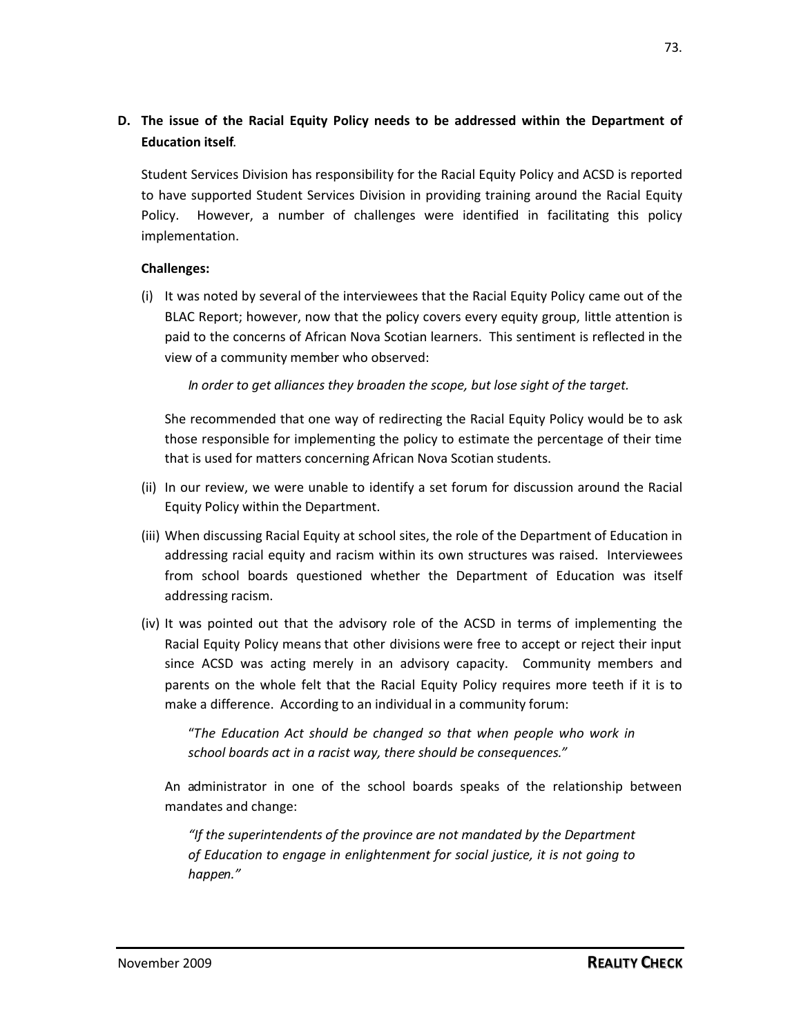**D. The issue of the Racial Equity Policy needs to be addressed within the Department of Education itself**.

Student Services Division has responsibility for the Racial Equity Policy and ACSD is reported to have supported Student Services Division in providing training around the Racial Equity Policy. However, a number of challenges were identified in facilitating this policy implementation.

**Challenges:**

(i) It was noted by several of the interviewees that the Racial Equity Policy came out of the BLAC Report; however, now that the policy covers every equity group, little attention is paid to the concerns of African Nova Scotian learners. This sentiment is reflected in the view of a community member who observed:

> *In order to get alliances they broaden the scope, but lose sight of the target.*

She recommended that one way of redirecting the Racial Equity Policy would be to ask those responsible for implementing the policy to estimate the percentage of their time that is used for matters concerning African Nova Scotian students.

(ii) In our review, we were unable to identify a set forum for discussion around the Racial Equity Policy within the Department.

(iii) When discussing Racial Equity at school sites, the role of the Department of Education in addressing racial equity and racism within its own structures was raised. Interviewees from school boards questioned whether the Department of Education was itself addressing racism.

(iv) It was pointed out that the advisory role of the ACSD in terms of implementing the Racial Equity Policy means that other divisions were free to accept or reject their input since ACSD was acting merely in an advisory capacity. Community members and parents on the whole felt that the Racial Equity Policy requires more teeth if it is to make a difference. According to an individual in a community forum:

> "*The Education Act should be changed so that when people who work in school boards act in a racist way, there should be consequences."*

An administrator in one of the school boards speaks of the relationship between mandates and change:

> *"If the superintendents of the province are not mandated by the Department of Education to engage in enlightenment for social justice, it is not going to happen."*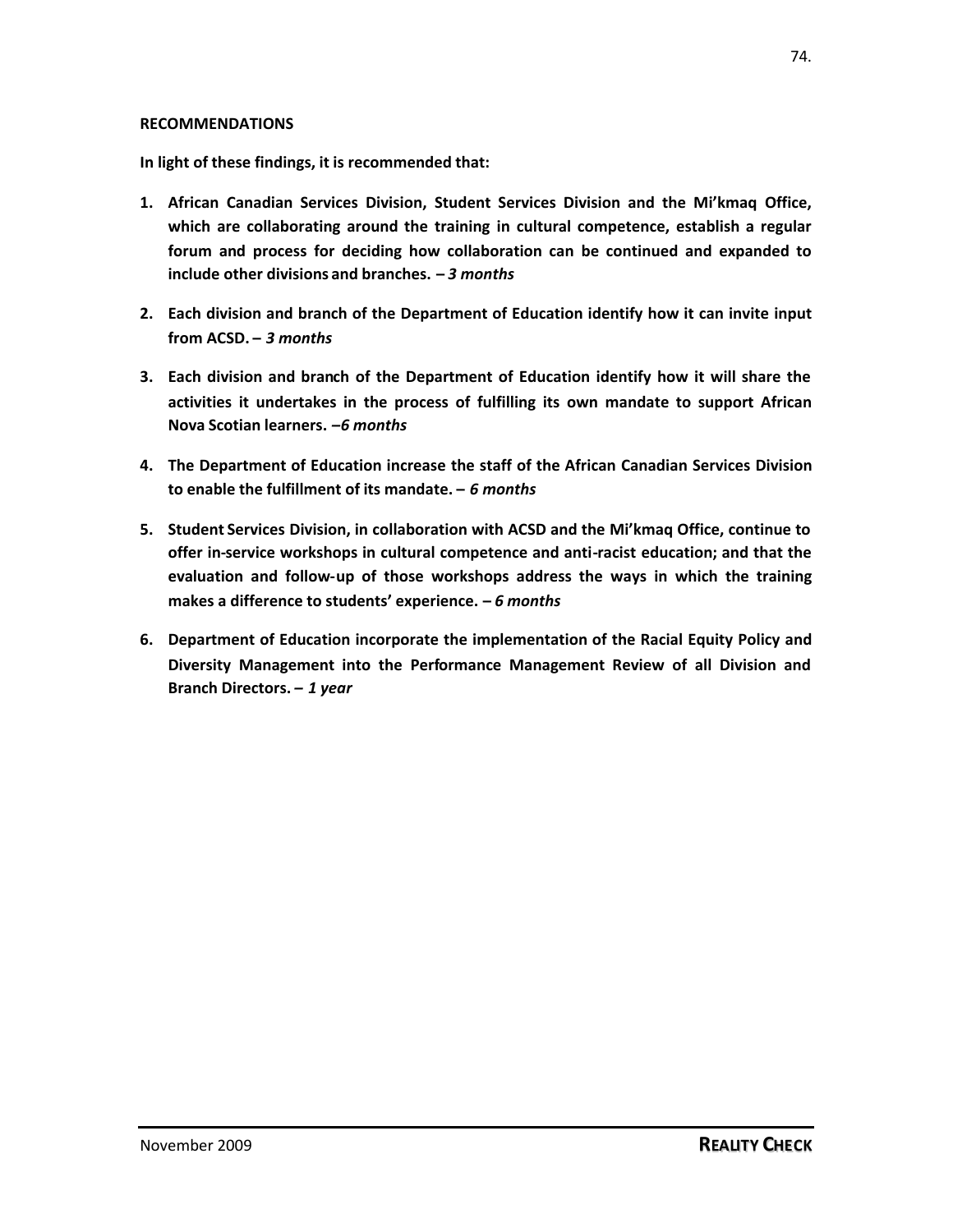**RECOMMENDATIONS**

**In light of these findings, it is recommended that:**

1. **African Canadian Services Division, Student Services Division and the Mi'kmaq Office, which are collaborating around the training in cultural competence, establish a regular forum and process for deciding how collaboration can be continued and expanded to include other divisions and branches. –** ***3 months***

2. **Each division and branch of the Department of Education identify how it can invite input from ACSD. –** ***3 months***

3. **Each division and branch of the Department of Education identify how it will share the activities it undertakes in the process of fulfilling its own mandate to support African Nova Scotian learners. –*****6 months***

4. **The Department of Education increase the staff of the African Canadian Services Division to enable the fulfillment of its mandate. –** ***6 months***

5. **Student Services Division, in collaboration with ACSD and the Mi'kmaq Office, continue to offer in-service workshops in cultural competence and anti-racist education; and that the evaluation and follow-up of those workshops address the ways in which the training makes a difference to students' experience. –** ***6 months***

6. **Department of Education incorporate the implementation of the Racial Equity Policy and Diversity Management into the Performance Management Review of all Division and Branch Directors. –** ***1 year***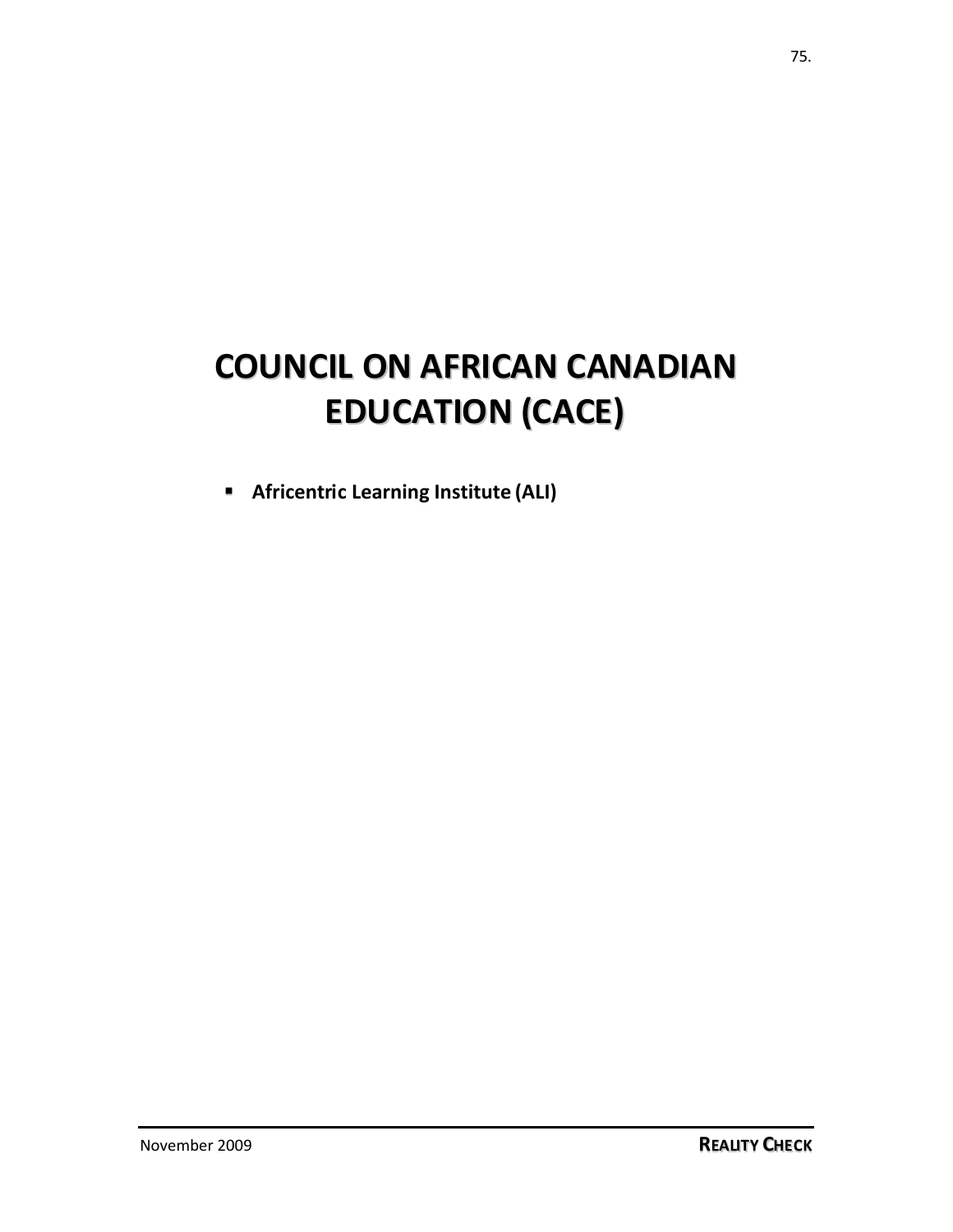# COUNCIL ON AFRICAN CANADIAN EDUCATION (CACE)

- **Africentric Learning Institute (ALI)**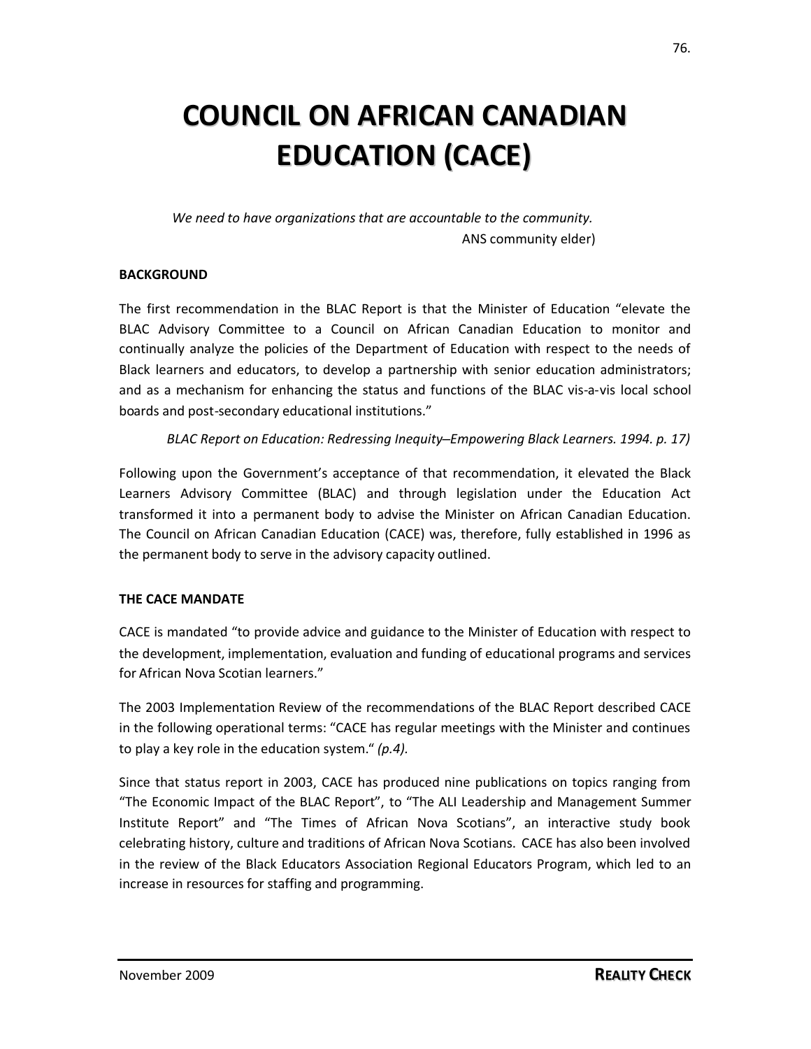# COUNCIL ON AFRICAN CANADIAN EDUCATION (CACE)

*We need to have organizations that are accountable to the community.*
ANS community elder)

**BACKGROUND**

The first recommendation in the BLAC Report is that the Minister of Education "elevate the BLAC Advisory Committee to a Council on African Canadian Education to monitor and continually analyze the policies of the Department of Education with respect to the needs of Black learners and educators, to develop a partnership with senior education administrators; and as a mechanism for enhancing the status and functions of the BLAC vis-a-vis local school boards and post-secondary educational institutions."

*BLAC Report on Education: Redressing Inequity–Empowering Black Learners. 1994. p. 17)*

Following upon the Government's acceptance of that recommendation, it elevated the Black Learners Advisory Committee (BLAC) and through legislation under the Education Act transformed it into a permanent body to advise the Minister on African Canadian Education. The Council on African Canadian Education (CACE) was, therefore, fully established in 1996 as the permanent body to serve in the advisory capacity outlined.

**THE CACE MANDATE**

CACE is mandated "to provide advice and guidance to the Minister of Education with respect to the development, implementation, evaluation and funding of educational programs and services for African Nova Scotian learners."

The 2003 Implementation Review of the recommendations of the BLAC Report described CACE in the following operational terms: "CACE has regular meetings with the Minister and continues to play a key role in the education system." *(p.4).*

Since that status report in 2003, CACE has produced nine publications on topics ranging from "The Economic Impact of the BLAC Report", to "The ALI Leadership and Management Summer Institute Report" and "The Times of African Nova Scotians", an interactive study book celebrating history, culture and traditions of African Nova Scotians. CACE has also been involved in the review of the Black Educators Association Regional Educators Program, which led to an increase in resources for staffing and programming.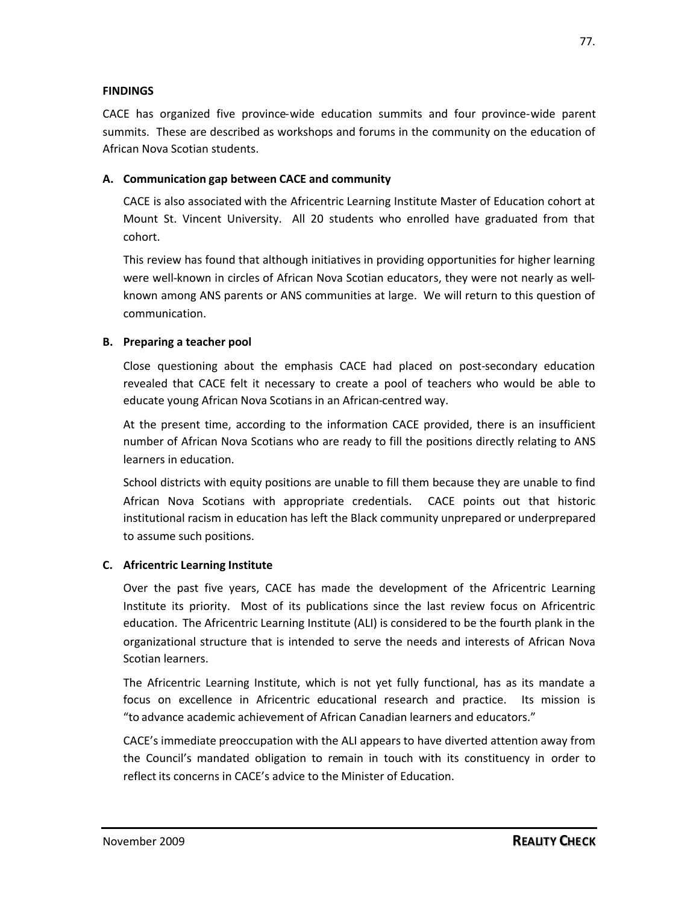**FINDINGS**

CACE has organized five province-wide education summits and four province-wide parent summits. These are described as workshops and forums in the community on the education of African Nova Scotian students.

**A. Communication gap between CACE and community**

CACE is also associated with the Africentric Learning Institute Master of Education cohort at Mount St. Vincent University. All 20 students who enrolled have graduated from that cohort.

This review has found that although initiatives in providing opportunities for higher learning were well-known in circles of African Nova Scotian educators, they were not nearly as well-known among ANS parents or ANS communities at large. We will return to this question of communication.

**B. Preparing a teacher pool**

Close questioning about the emphasis CACE had placed on post-secondary education revealed that CACE felt it necessary to create a pool of teachers who would be able to educate young African Nova Scotians in an African-centred way.

At the present time, according to the information CACE provided, there is an insufficient number of African Nova Scotians who are ready to fill the positions directly relating to ANS learners in education.

School districts with equity positions are unable to fill them because they are unable to find African Nova Scotians with appropriate credentials. CACE points out that historic institutional racism in education has left the Black community unprepared or underprepared to assume such positions.

**C. Africentric Learning Institute**

Over the past five years, CACE has made the development of the Africentric Learning Institute its priority. Most of its publications since the last review focus on Africentric education. The Africentric Learning Institute (ALI) is considered to be the fourth plank in the organizational structure that is intended to serve the needs and interests of African Nova Scotian learners.

The Africentric Learning Institute, which is not yet fully functional, has as its mandate a focus on excellence in Africentric educational research and practice. Its mission is "to advance academic achievement of African Canadian learners and educators."

CACE's immediate preoccupation with the ALI appears to have diverted attention away from the Council's mandated obligation to remain in touch with its constituency in order to reflect its concerns in CACE's advice to the Minister of Education.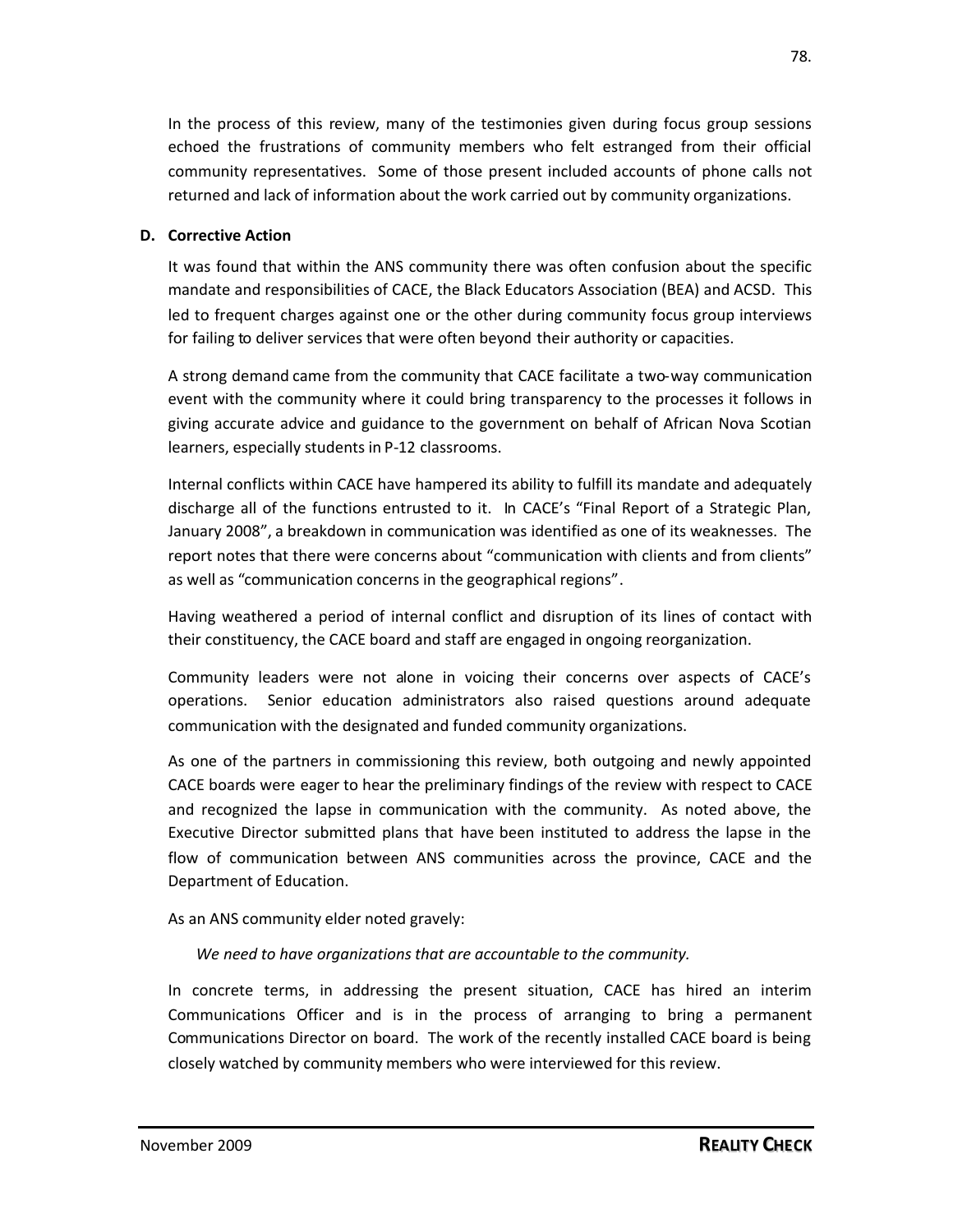In the process of this review, many of the testimonies given during focus group sessions echoed the frustrations of community members who felt estranged from their official community representatives. Some of those present included accounts of phone calls not returned and lack of information about the work carried out by community organizations.

### D. Corrective Action

It was found that within the ANS community there was often confusion about the specific mandate and responsibilities of CACE, the Black Educators Association (BEA) and ACSD. This led to frequent charges against one or the other during community focus group interviews for failing to deliver services that were often beyond their authority or capacities.

A strong demand came from the community that CACE facilitate a two-way communication event with the community where it could bring transparency to the processes it follows in giving accurate advice and guidance to the government on behalf of African Nova Scotian learners, especially students in P-12 classrooms.

Internal conflicts within CACE have hampered its ability to fulfill its mandate and adequately discharge all of the functions entrusted to it. In CACE's "Final Report of a Strategic Plan, January 2008", a breakdown in communication was identified as one of its weaknesses. The report notes that there were concerns about "communication with clients and from clients" as well as "communication concerns in the geographical regions".

Having weathered a period of internal conflict and disruption of its lines of contact with their constituency, the CACE board and staff are engaged in ongoing reorganization.

Community leaders were not alone in voicing their concerns over aspects of CACE's operations. Senior education administrators also raised questions around adequate communication with the designated and funded community organizations.

As one of the partners in commissioning this review, both outgoing and newly appointed CACE boards were eager to hear the preliminary findings of the review with respect to CACE and recognized the lapse in communication with the community. As noted above, the Executive Director submitted plans that have been instituted to address the lapse in the flow of communication between ANS communities across the province, CACE and the Department of Education.

As an ANS community elder noted gravely:

> *We need to have organizations that are accountable to the community.*

In concrete terms, in addressing the present situation, CACE has hired an interim Communications Officer and is in the process of arranging to bring a permanent Communications Director on board. The work of the recently installed CACE board is being closely watched by community members who were interviewed for this review.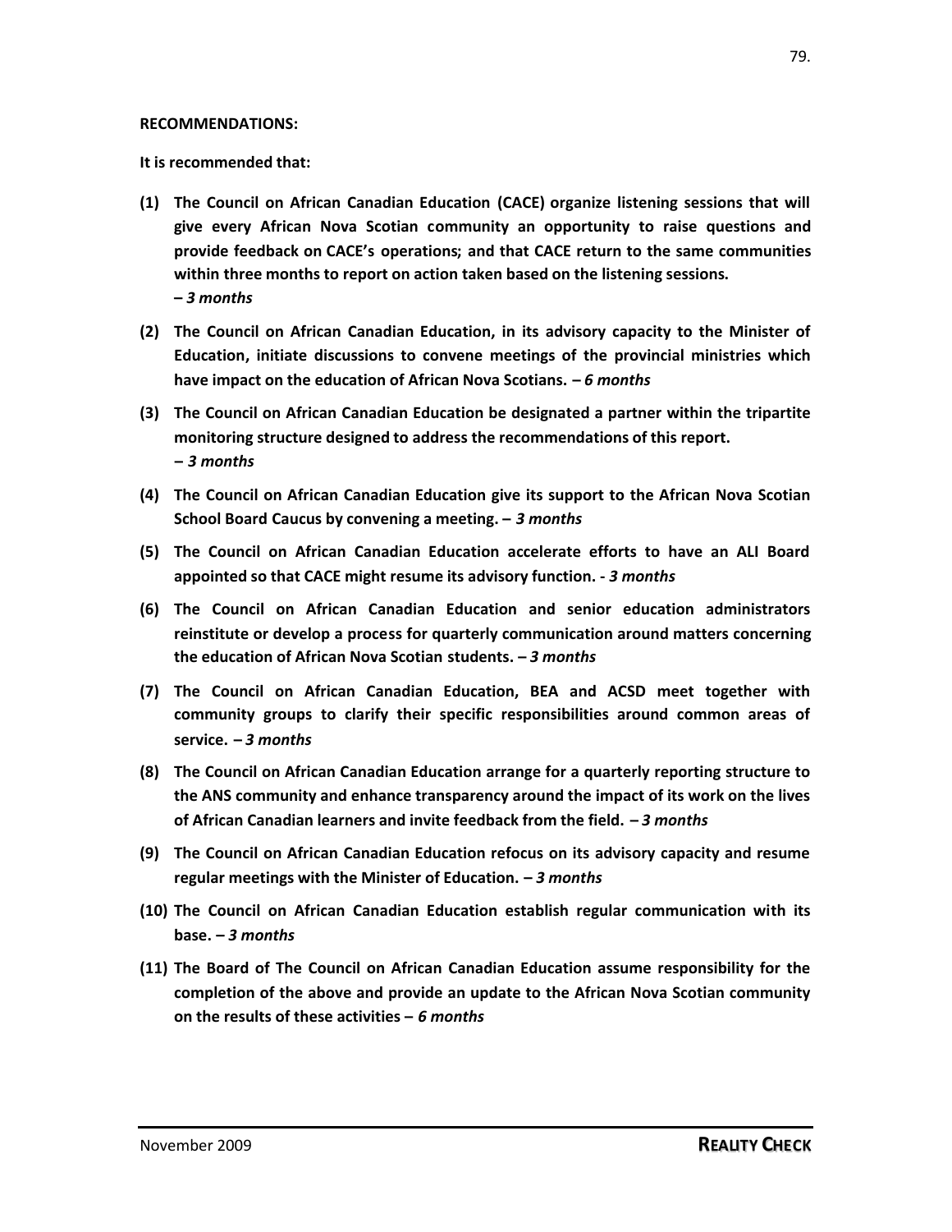**RECOMMENDATIONS:**

**It is recommended that:**

**(1) The Council on African Canadian Education (CACE) organize listening sessions that will give every African Nova Scotian community an opportunity to raise questions and provide feedback on CACE's operations; and that CACE return to the same communities within three months to report on action taken based on the listening sessions. – *3 months***

**(2) The Council on African Canadian Education, in its advisory capacity to the Minister of Education, initiate discussions to convene meetings of the provincial ministries which have impact on the education of African Nova Scotians. – *6 months***

**(3) The Council on African Canadian Education be designated a partner within the tripartite monitoring structure designed to address the recommendations of this report. – *3 months***

**(4) The Council on African Canadian Education give its support to the African Nova Scotian School Board Caucus by convening a meeting. – *3 months***

**(5) The Council on African Canadian Education accelerate efforts to have an ALI Board appointed so that CACE might resume its advisory function. - *3 months***

**(6) The Council on African Canadian Education and senior education administrators reinstitute or develop a process for quarterly communication around matters concerning the education of African Nova Scotian students. – *3 months***

**(7) The Council on African Canadian Education, BEA and ACSD meet together with community groups to clarify their specific responsibilities around common areas of service. – *3 months***

**(8) The Council on African Canadian Education arrange for a quarterly reporting structure to the ANS community and enhance transparency around the impact of its work on the lives of African Canadian learners and invite feedback from the field. – *3 months***

**(9) The Council on African Canadian Education refocus on its advisory capacity and resume regular meetings with the Minister of Education. – *3 months***

**(10) The Council on African Canadian Education establish regular communication with its base. – *3 months***

**(11) The Board of The Council on African Canadian Education assume responsibility for the completion of the above and provide an update to the African Nova Scotian community on the results of these activities – *6 months***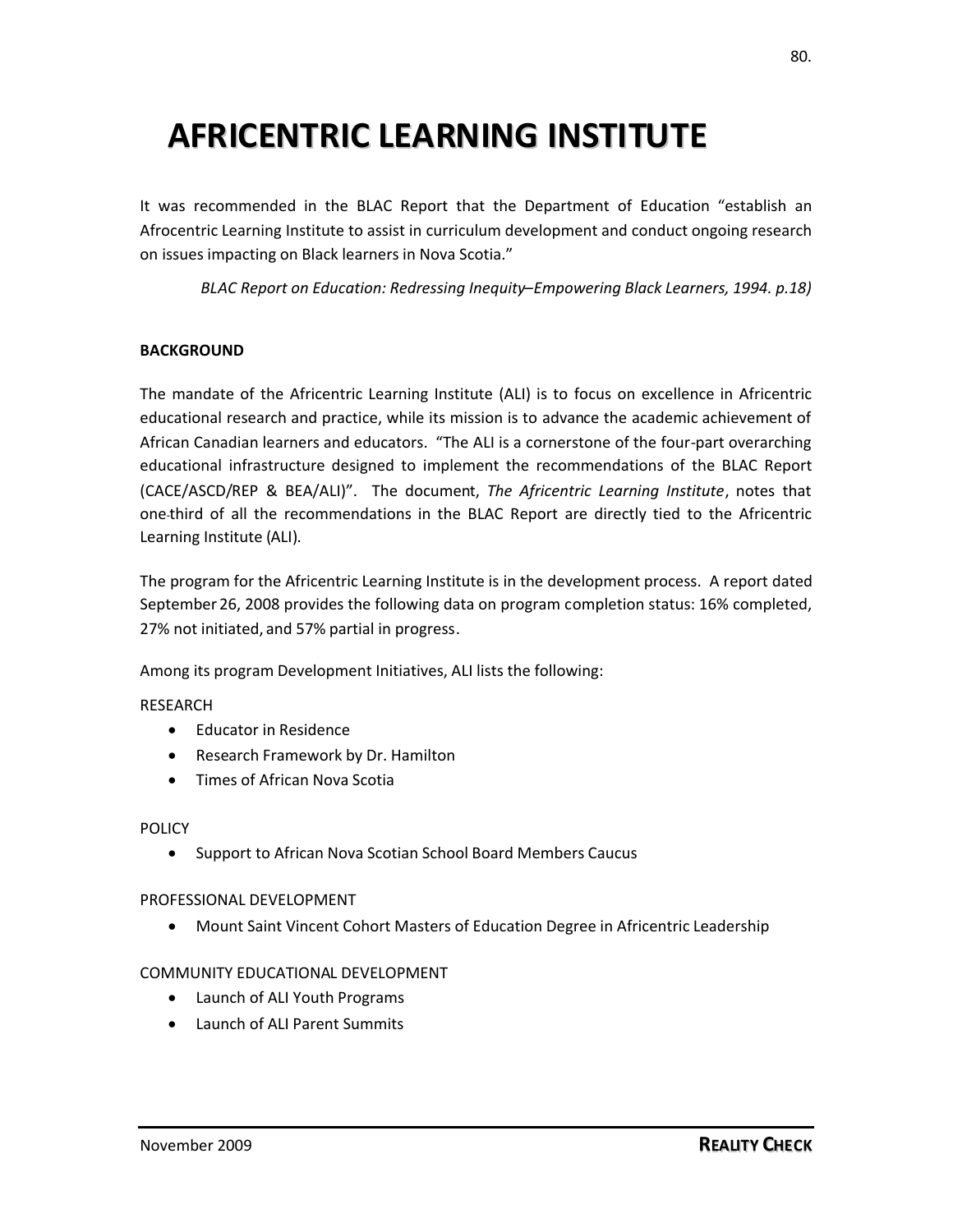# AFRICENTRIC LEARNING INSTITUTE

It was recommended in the BLAC Report that the Department of Education "establish an Afrocentric Learning Institute to assist in curriculum development and conduct ongoing research on issues impacting on Black learners in Nova Scotia."

*BLAC Report on Education: Redressing Inequity–Empowering Black Learners, 1994. p.18)*

**BACKGROUND**

The mandate of the Africentric Learning Institute (ALI) is to focus on excellence in Africentric educational research and practice, while its mission is to advance the academic achievement of African Canadian learners and educators. "The ALI is a cornerstone of the four-part overarching educational infrastructure designed to implement the recommendations of the BLAC Report (CACE/ASCD/REP & BEA/ALI)". The document, *The Africentric Learning Institute*, notes that one-third of all the recommendations in the BLAC Report are directly tied to the Africentric Learning Institute (ALI).

The program for the Africentric Learning Institute is in the development process. A report dated September 26, 2008 provides the following data on program completion status: 16% completed, 27% not initiated, and 57% partial in progress.

Among its program Development Initiatives, ALI lists the following:

RESEARCH

- Educator in Residence
- Research Framework by Dr. Hamilton
- Times of African Nova Scotia

POLICY

- Support to African Nova Scotian School Board Members Caucus

PROFESSIONAL DEVELOPMENT

- Mount Saint Vincent Cohort Masters of Education Degree in Africentric Leadership

COMMUNITY EDUCATIONAL DEVELOPMENT

- Launch of ALI Youth Programs
- Launch of ALI Parent Summits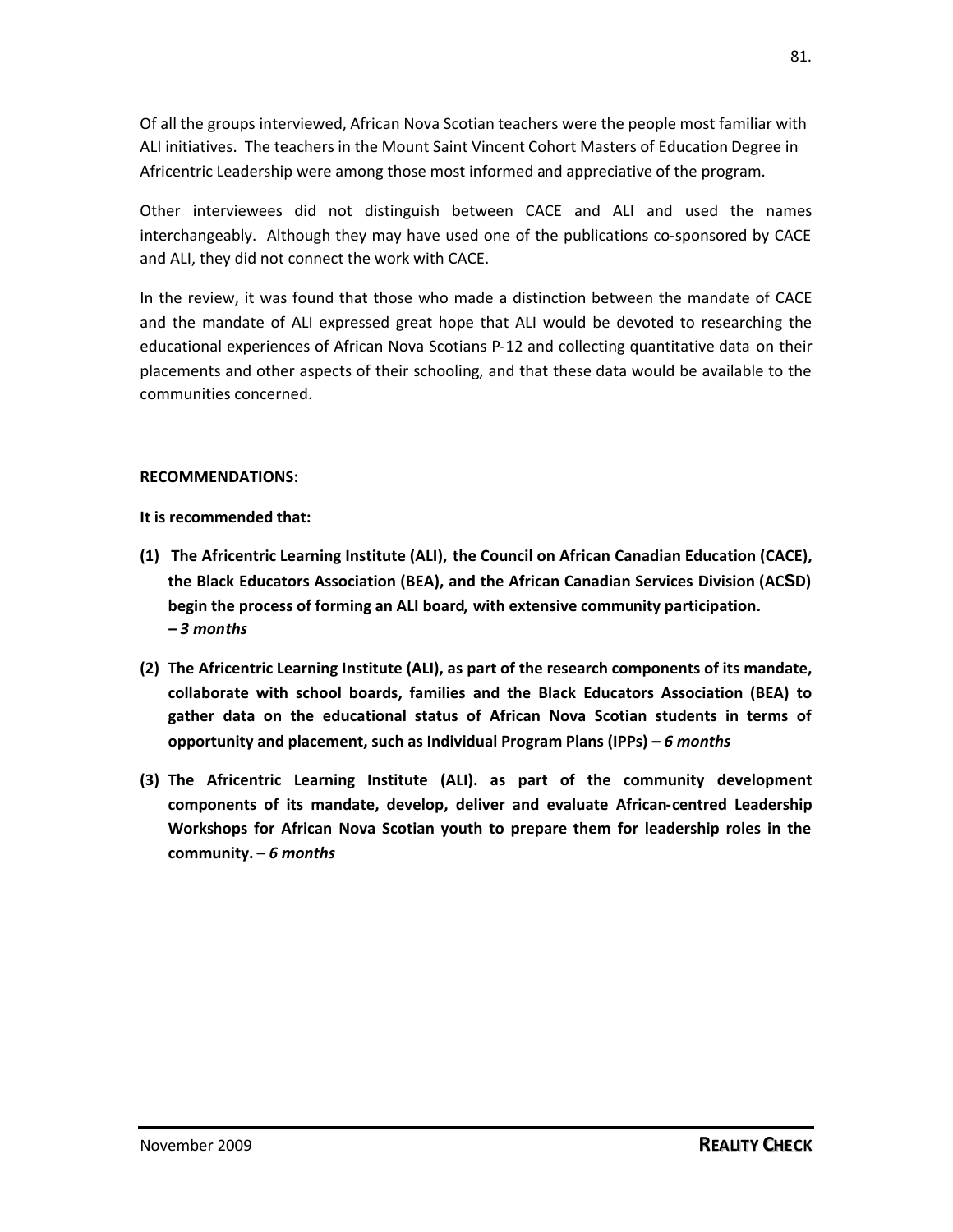Of all the groups interviewed, African Nova Scotian teachers were the people most familiar with ALI initiatives. The teachers in the Mount Saint Vincent Cohort Masters of Education Degree in Africentric Leadership were among those most informed and appreciative of the program.

Other interviewees did not distinguish between CACE and ALI and used the names interchangeably. Although they may have used one of the publications co-sponsored by CACE and ALI, they did not connect the work with CACE.

In the review, it was found that those who made a distinction between the mandate of CACE and the mandate of ALI expressed great hope that ALI would be devoted to researching the educational experiences of African Nova Scotians P-12 and collecting quantitative data on their placements and other aspects of their schooling, and that these data would be available to the communities concerned.

**RECOMMENDATIONS:**

**It is recommended that:**

**(1) The Africentric Learning Institute (ALI), the Council on African Canadian Education (CACE), the Black Educators Association (BEA), and the African Canadian Services Division (ACSD) begin the process of forming an ALI board, with extensive community participation. – *3 months***

**(2) The Africentric Learning Institute (ALI), as part of the research components of its mandate, collaborate with school boards, families and the Black Educators Association (BEA) to gather data on the educational status of African Nova Scotian students in terms of opportunity and placement, such as Individual Program Plans (IPPs) – *6 months***

**(3) The Africentric Learning Institute (ALI). as part of the community development components of its mandate, develop, deliver and evaluate African-centred Leadership Workshops for African Nova Scotian youth to prepare them for leadership roles in the community. – *6 months***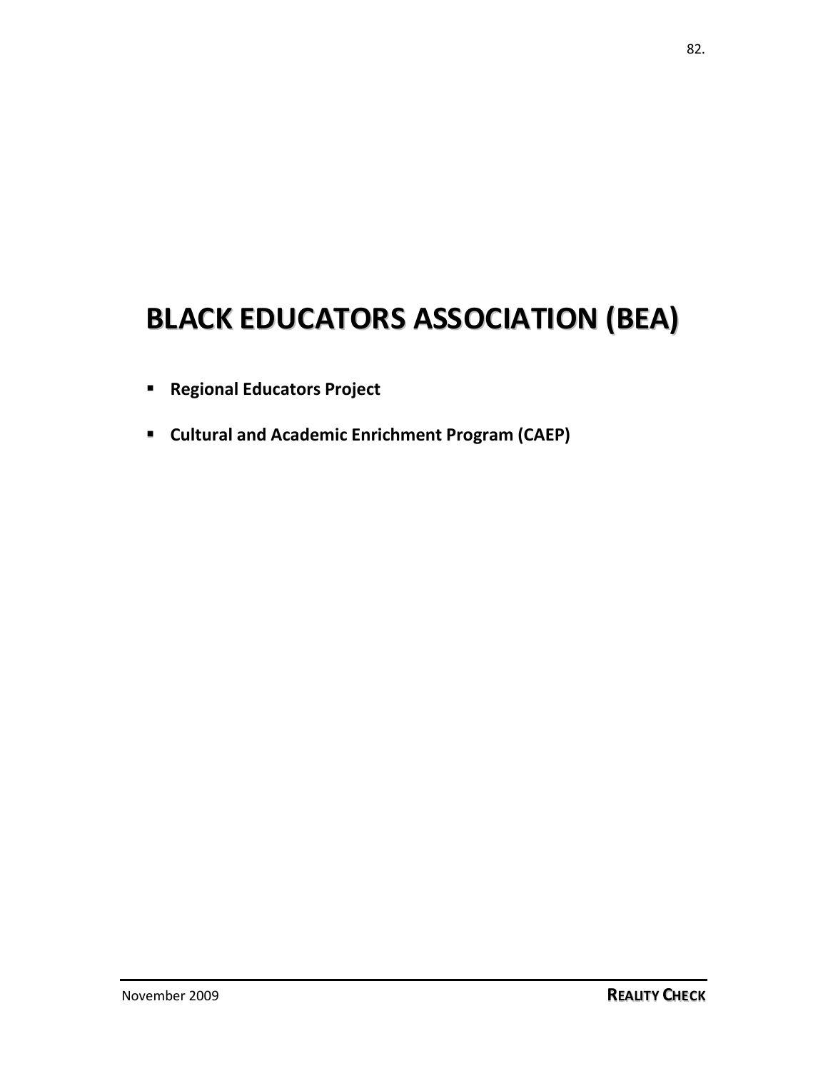# BLACK EDUCATORS ASSOCIATION (BEA)

- **Regional Educators Project**
- **Cultural and Academic Enrichment Program (CAEP)**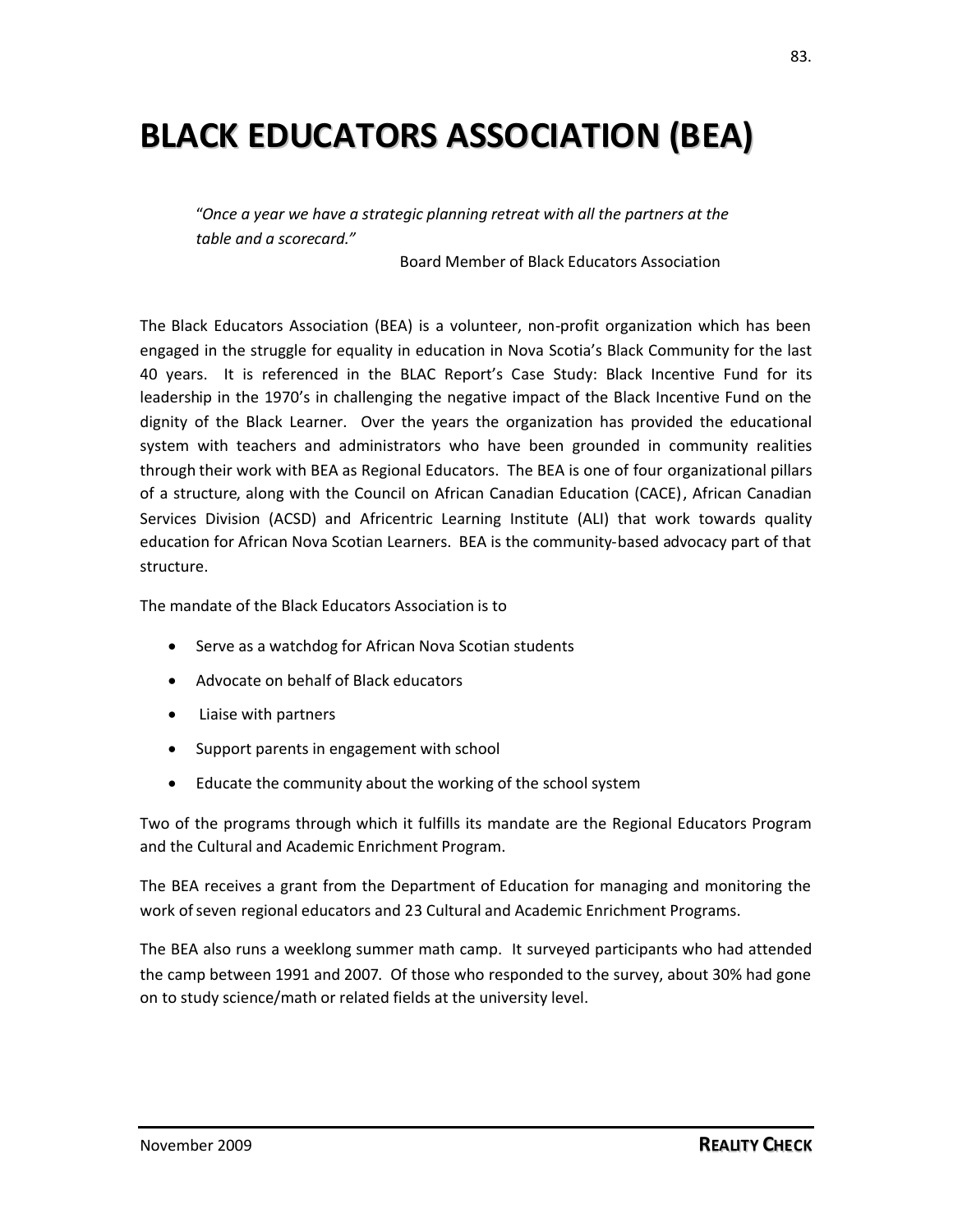# BLACK EDUCATORS ASSOCIATION (BEA)

> "*Once a year we have a strategic planning retreat with all the partners at the table and a scorecard."*
>
> Board Member of Black Educators Association

The Black Educators Association (BEA) is a volunteer, non-profit organization which has been engaged in the struggle for equality in education in Nova Scotia's Black Community for the last 40 years. It is referenced in the BLAC Report's Case Study: Black Incentive Fund for its leadership in the 1970's in challenging the negative impact of the Black Incentive Fund on the dignity of the Black Learner. Over the years the organization has provided the educational system with teachers and administrators who have been grounded in community realities through their work with BEA as Regional Educators. The BEA is one of four organizational pillars of a structure, along with the Council on African Canadian Education (CACE), African Canadian Services Division (ACSD) and Africentric Learning Institute (ALI) that work towards quality education for African Nova Scotian Learners. BEA is the community-based advocacy part of that structure.

The mandate of the Black Educators Association is to

- Serve as a watchdog for African Nova Scotian students
- Advocate on behalf of Black educators
- Liaise with partners
- Support parents in engagement with school
- Educate the community about the working of the school system

Two of the programs through which it fulfills its mandate are the Regional Educators Program and the Cultural and Academic Enrichment Program.

The BEA receives a grant from the Department of Education for managing and monitoring the work of seven regional educators and 23 Cultural and Academic Enrichment Programs.

The BEA also runs a weeklong summer math camp. It surveyed participants who had attended the camp between 1991 and 2007. Of those who responded to the survey, about 30% had gone on to study science/math or related fields at the university level.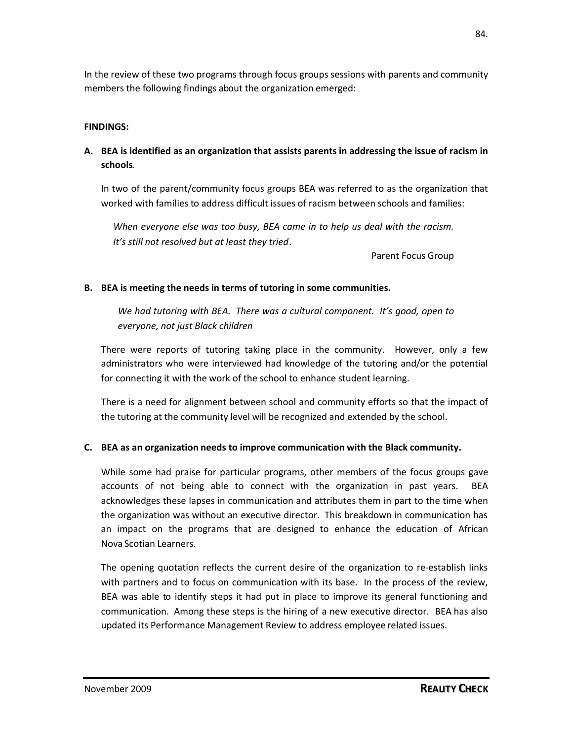In the review of these two programs through focus groups sessions with parents and community members the following findings about the organization emerged:

**FINDINGS:**

**A. BEA is identified as an organization that assists parents in addressing the issue of racism in schools**.

In two of the parent/community focus groups BEA was referred to as the organization that worked with families to address difficult issues of racism between schools and families:

> *When everyone else was too busy, BEA came in to help us deal with the racism. It's still not resolved but at least they tried*.
>
> Parent Focus Group

**B. BEA is meeting the needs in terms of tutoring in some communities.**

> *We had tutoring with BEA. There was a cultural component. It's good, open to everyone, not just Black children*

There were reports of tutoring taking place in the community. However, only a few administrators who were interviewed had knowledge of the tutoring and/or the potential for connecting it with the work of the school to enhance student learning.

There is a need for alignment between school and community efforts so that the impact of the tutoring at the community level will be recognized and extended by the school.

**C. BEA as an organization needs to improve communication with the Black community.**

While some had praise for particular programs, other members of the focus groups gave accounts of not being able to connect with the organization in past years. BEA acknowledges these lapses in communication and attributes them in part to the time when the organization was without an executive director. This breakdown in communication has an impact on the programs that are designed to enhance the education of African Nova Scotian Learners.

The opening quotation reflects the current desire of the organization to re-establish links with partners and to focus on communication with its base. In the process of the review, BEA was able to identify steps it had put in place to improve its general functioning and communication. Among these steps is the hiring of a new executive director. BEA has also updated its Performance Management Review to address employee related issues.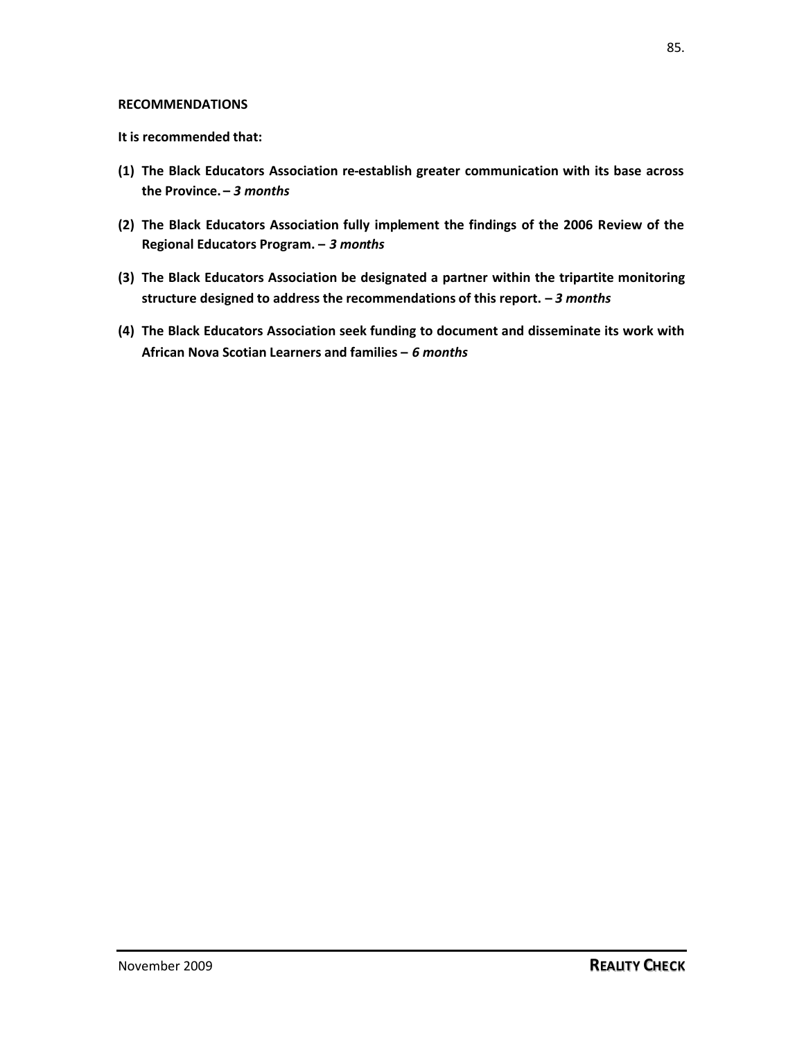**RECOMMENDATIONS**

**It is recommended that:**

**(1) The Black Educators Association re-establish greater communication with its base across the Province. –** ***3 months***

**(2) The Black Educators Association fully implement the findings of the 2006 Review of the Regional Educators Program. –** ***3 months***

**(3) The Black Educators Association be designated a partner within the tripartite monitoring structure designed to address the recommendations of this report. –** ***3 months***

**(4) The Black Educators Association seek funding to document and disseminate its work with African Nova Scotian Learners and families –** ***6 months***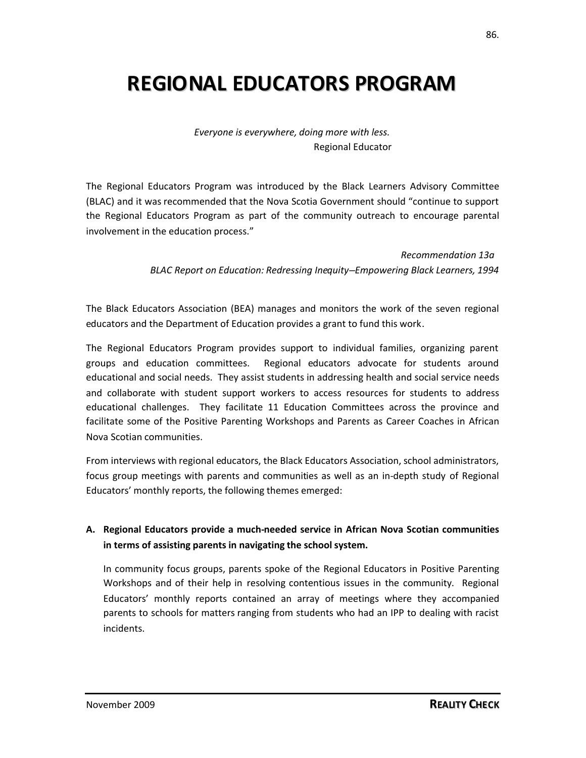# REGIONAL EDUCATORS PROGRAM

*Everyone is everywhere, doing more with less.*
Regional Educator

The Regional Educators Program was introduced by the Black Learners Advisory Committee (BLAC) and it was recommended that the Nova Scotia Government should "continue to support the Regional Educators Program as part of the community outreach to encourage parental involvement in the education process."

*Recommendation 13a*
*BLAC Report on Education: Redressing Inequity–Empowering Black Learners, 1994*

The Black Educators Association (BEA) manages and monitors the work of the seven regional educators and the Department of Education provides a grant to fund this work.

The Regional Educators Program provides support to individual families, organizing parent groups and education committees. Regional educators advocate for students around educational and social needs. They assist students in addressing health and social service needs and collaborate with student support workers to access resources for students to address educational challenges. They facilitate 11 Education Committees across the province and facilitate some of the Positive Parenting Workshops and Parents as Career Coaches in African Nova Scotian communities.

From interviews with regional educators, the Black Educators Association, school administrators, focus group meetings with parents and communities as well as an in-depth study of Regional Educators' monthly reports, the following themes emerged:

**A. Regional Educators provide a much-needed service in African Nova Scotian communities in terms of assisting parents in navigating the school system.**

In community focus groups, parents spoke of the Regional Educators in Positive Parenting Workshops and of their help in resolving contentious issues in the community. Regional Educators' monthly reports contained an array of meetings where they accompanied parents to schools for matters ranging from students who had an IPP to dealing with racist incidents.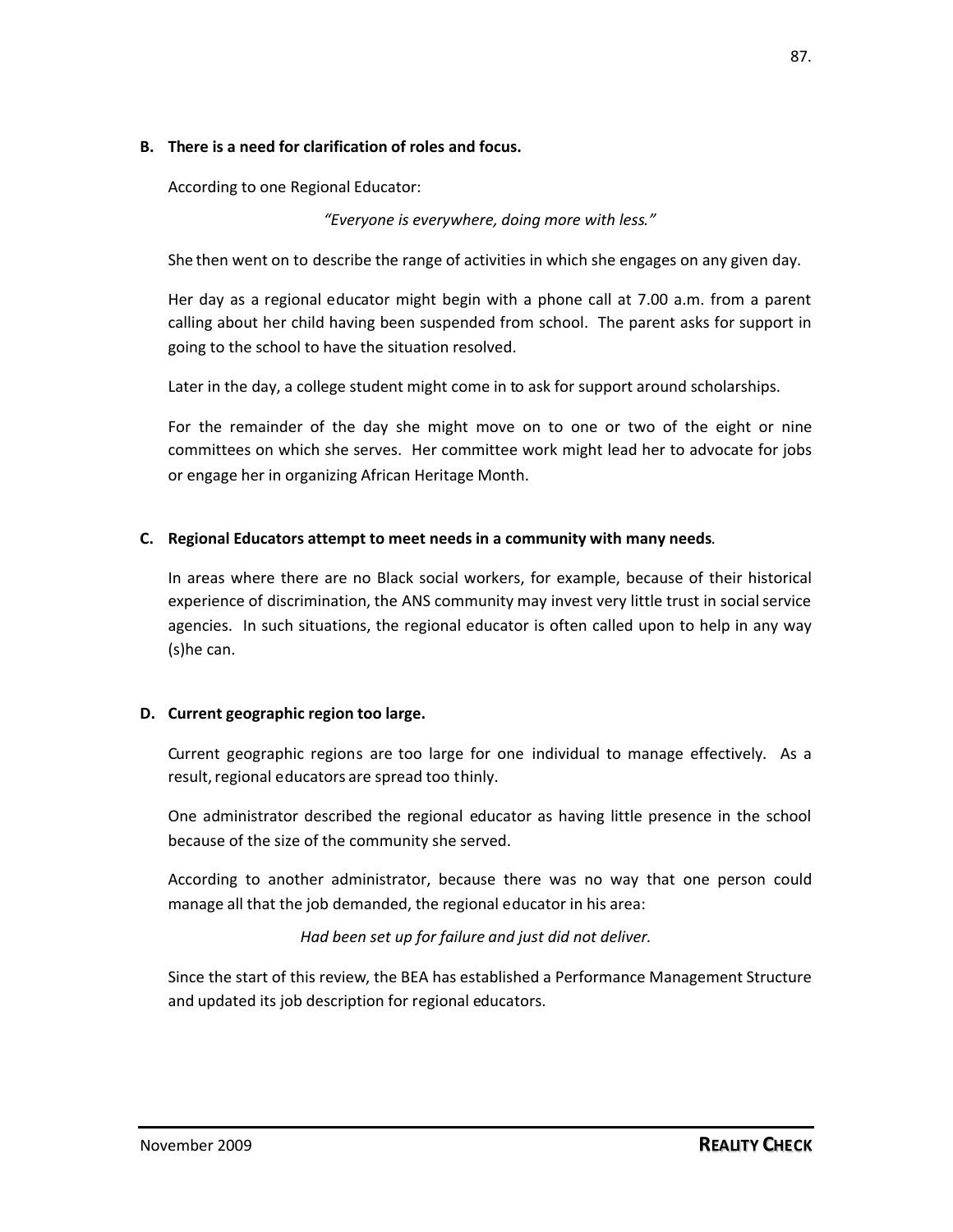**B. There is a need for clarification of roles and focus.**

According to one Regional Educator:

*"Everyone is everywhere, doing more with less."*

She then went on to describe the range of activities in which she engages on any given day.

Her day as a regional educator might begin with a phone call at 7.00 a.m. from a parent calling about her child having been suspended from school. The parent asks for support in going to the school to have the situation resolved.

Later in the day, a college student might come in to ask for support around scholarships.

For the remainder of the day she might move on to one or two of the eight or nine committees on which she serves. Her committee work might lead her to advocate for jobs or engage her in organizing African Heritage Month.

**C. Regional Educators attempt to meet needs in a community with many needs**.

In areas where there are no Black social workers, for example, because of their historical experience of discrimination, the ANS community may invest very little trust in social service agencies. In such situations, the regional educator is often called upon to help in any way (s)he can.

**D. Current geographic region too large.**

Current geographic regions are too large for one individual to manage effectively. As a result, regional educators are spread too thinly.

One administrator described the regional educator as having little presence in the school because of the size of the community she served.

According to another administrator, because there was no way that one person could manage all that the job demanded, the regional educator in his area:

*Had been set up for failure and just did not deliver.*

Since the start of this review, the BEA has established a Performance Management Structure and updated its job description for regional educators.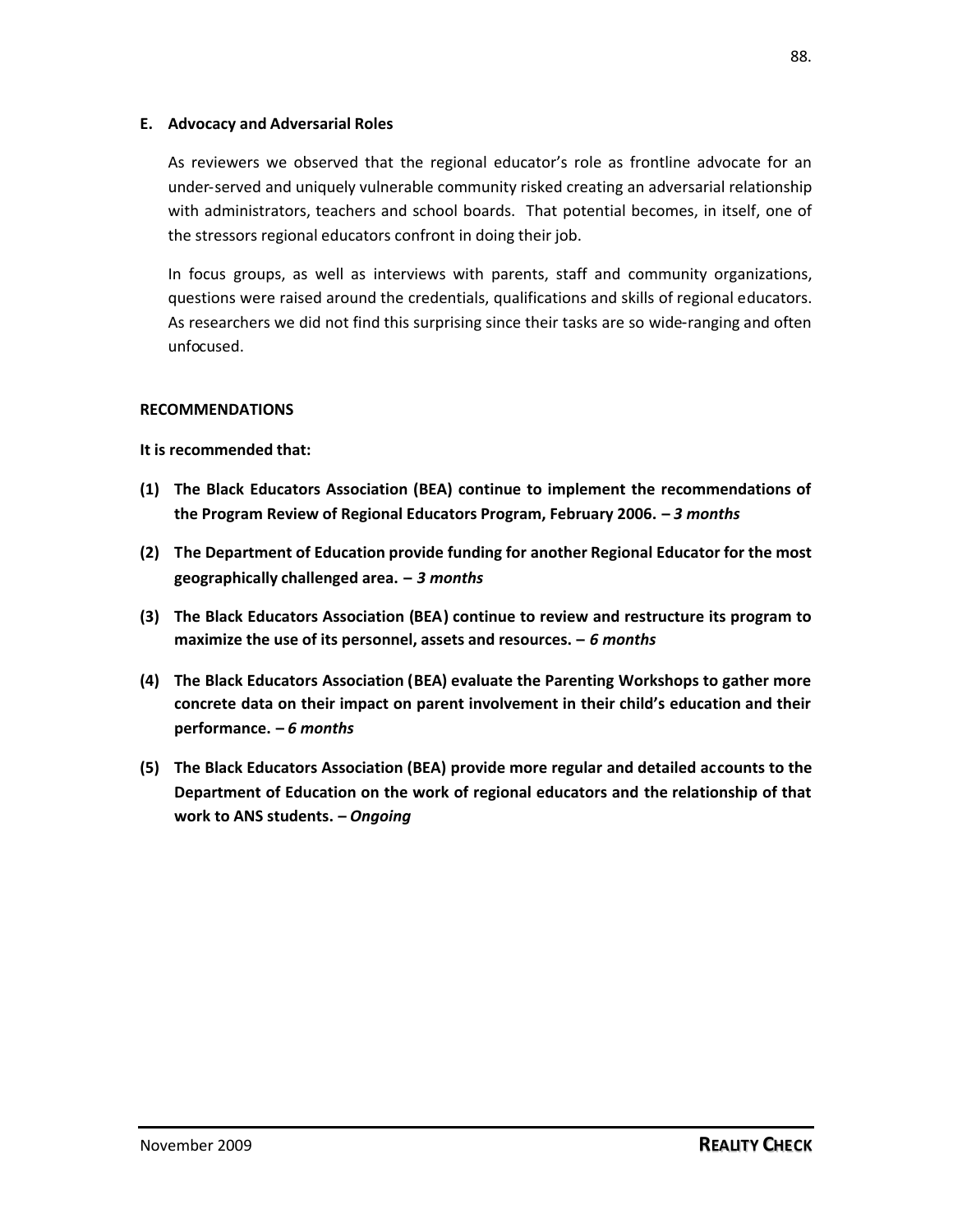### E. Advocacy and Adversarial Roles

As reviewers we observed that the regional educator's role as frontline advocate for an under-served and uniquely vulnerable community risked creating an adversarial relationship with administrators, teachers and school boards. That potential becomes, in itself, one of the stressors regional educators confront in doing their job.

In focus groups, as well as interviews with parents, staff and community organizations, questions were raised around the credentials, qualifications and skills of regional educators. As researchers we did not find this surprising since their tasks are so wide-ranging and often unfocused.

### RECOMMENDATIONS

**It is recommended that:**

**(1) The Black Educators Association (BEA) continue to implement the recommendations of the Program Review of Regional Educators Program, February 2006. –** ***3 months***

**(2) The Department of Education provide funding for another Regional Educator for the most geographically challenged area. –** ***3 months***

**(3) The Black Educators Association (BEA) continue to review and restructure its program to maximize the use of its personnel, assets and resources. –** ***6 months***

**(4) The Black Educators Association (BEA) evaluate the Parenting Workshops to gather more concrete data on their impact on parent involvement in their child's education and their performance. –** ***6 months***

**(5) The Black Educators Association (BEA) provide more regular and detailed accounts to the Department of Education on the work of regional educators and the relationship of that work to ANS students. –** ***Ongoing***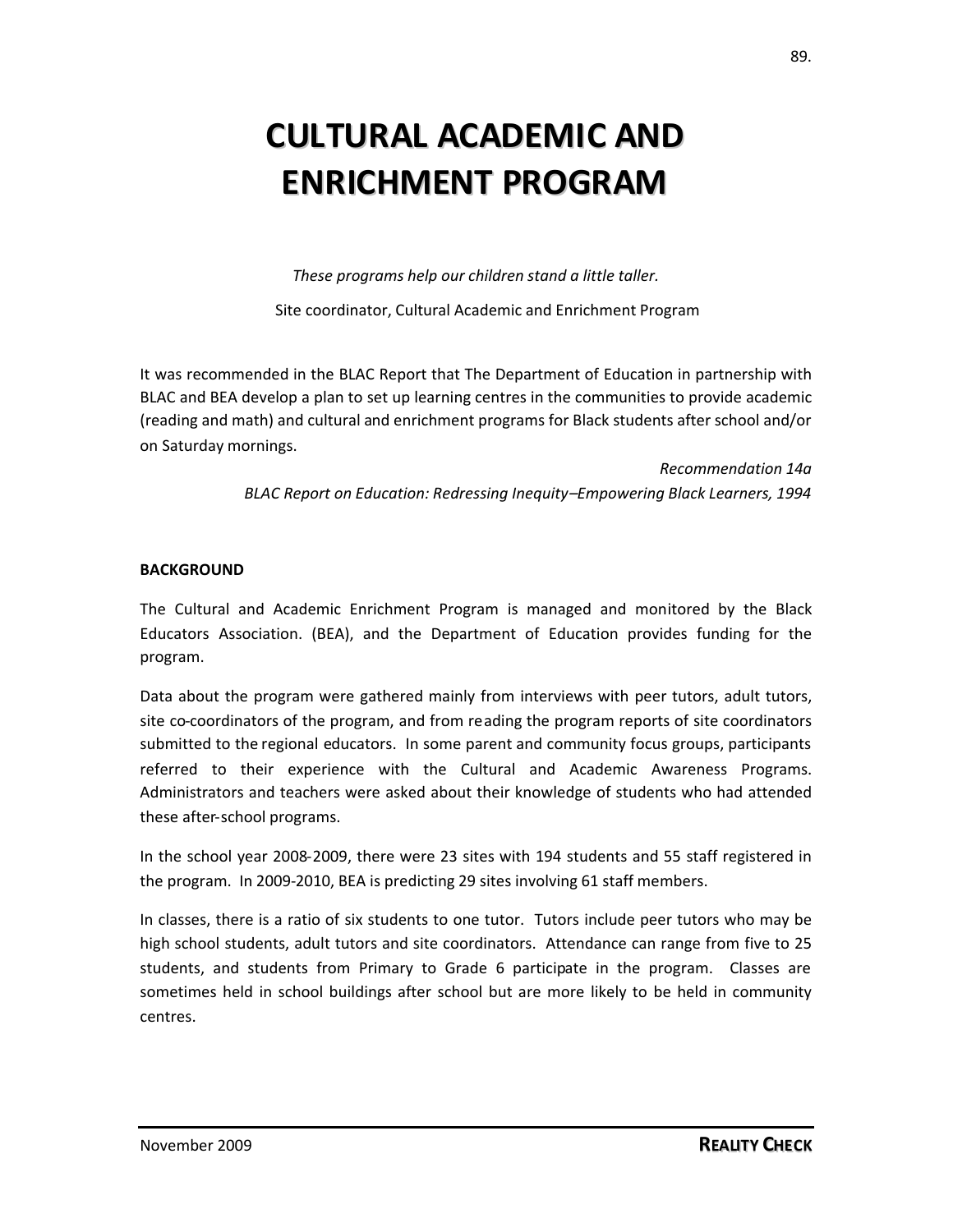# CULTURAL ACADEMIC AND ENRICHMENT PROGRAM

*These programs help our children stand a little taller.*

Site coordinator, Cultural Academic and Enrichment Program

It was recommended in the BLAC Report that The Department of Education in partnership with BLAC and BEA develop a plan to set up learning centres in the communities to provide academic (reading and math) and cultural and enrichment programs for Black students after school and/or on Saturday mornings.

*Recommendation 14a*
*BLAC Report on Education: Redressing Inequity–Empowering Black Learners, 1994*

**BACKGROUND**

The Cultural and Academic Enrichment Program is managed and monitored by the Black Educators Association. (BEA), and the Department of Education provides funding for the program.

Data about the program were gathered mainly from interviews with peer tutors, adult tutors, site co-coordinators of the program, and from reading the program reports of site coordinators submitted to the regional educators. In some parent and community focus groups, participants referred to their experience with the Cultural and Academic Awareness Programs. Administrators and teachers were asked about their knowledge of students who had attended these after-school programs.

In the school year 2008-2009, there were 23 sites with 194 students and 55 staff registered in the program. In 2009-2010, BEA is predicting 29 sites involving 61 staff members.

In classes, there is a ratio of six students to one tutor. Tutors include peer tutors who may be high school students, adult tutors and site coordinators. Attendance can range from five to 25 students, and students from Primary to Grade 6 participate in the program. Classes are sometimes held in school buildings after school but are more likely to be held in community centres.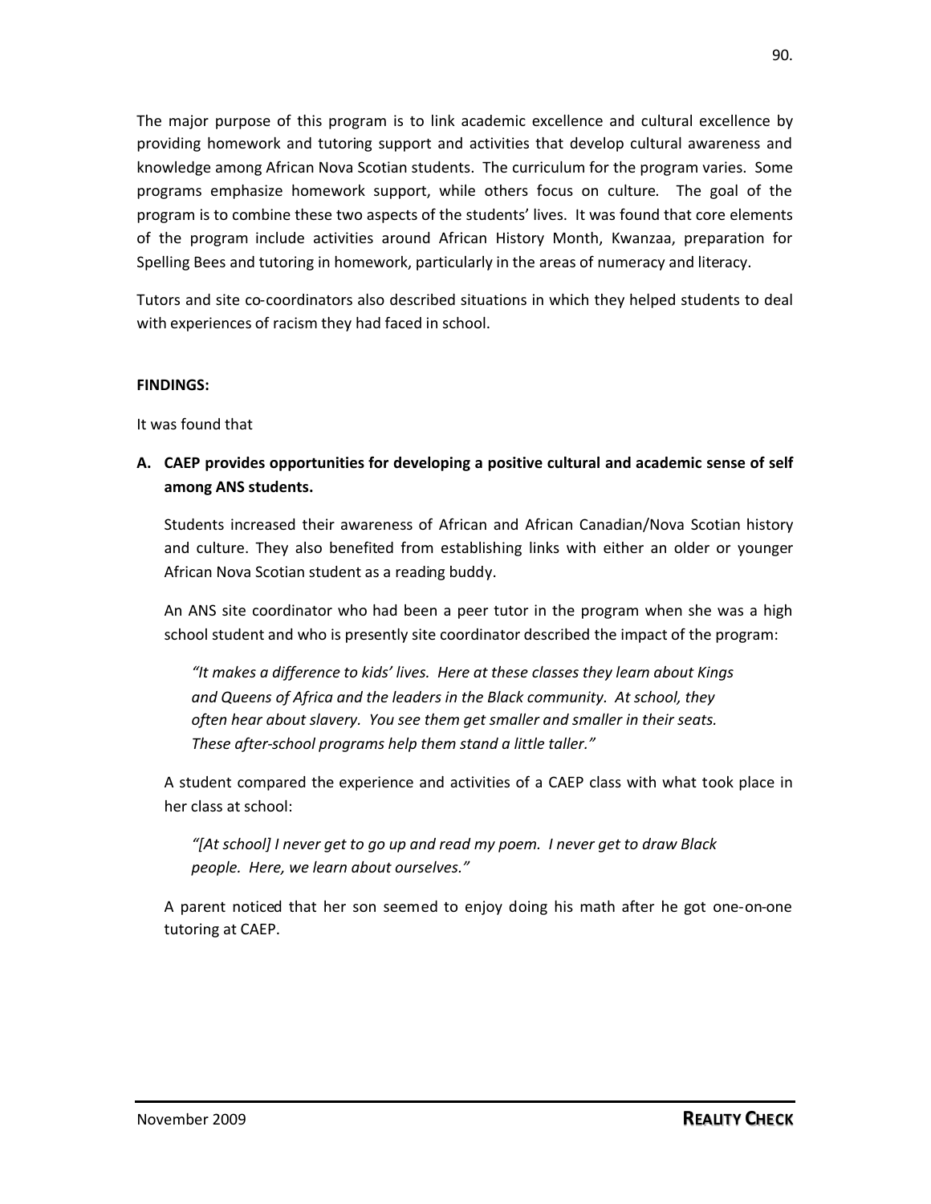The major purpose of this program is to link academic excellence and cultural excellence by providing homework and tutoring support and activities that develop cultural awareness and knowledge among African Nova Scotian students. The curriculum for the program varies. Some programs emphasize homework support, while others focus on culture. The goal of the program is to combine these two aspects of the students' lives. It was found that core elements of the program include activities around African History Month, Kwanzaa, preparation for Spelling Bees and tutoring in homework, particularly in the areas of numeracy and literacy.

Tutors and site co-coordinators also described situations in which they helped students to deal with experiences of racism they had faced in school.

**FINDINGS:**

It was found that

**A. CAEP provides opportunities for developing a positive cultural and academic sense of self among ANS students.**

Students increased their awareness of African and African Canadian/Nova Scotian history and culture. They also benefited from establishing links with either an older or younger African Nova Scotian student as a reading buddy.

An ANS site coordinator who had been a peer tutor in the program when she was a high school student and who is presently site coordinator described the impact of the program:

> *"It makes a difference to kids' lives. Here at these classes they learn about Kings and Queens of Africa and the leaders in the Black community. At school, they often hear about slavery. You see them get smaller and smaller in their seats. These after-school programs help them stand a little taller."*

A student compared the experience and activities of a CAEP class with what took place in her class at school:

> *"[At school] I never get to go up and read my poem. I never get to draw Black people. Here, we learn about ourselves."*

A parent noticed that her son seemed to enjoy doing his math after he got one-on-one tutoring at CAEP.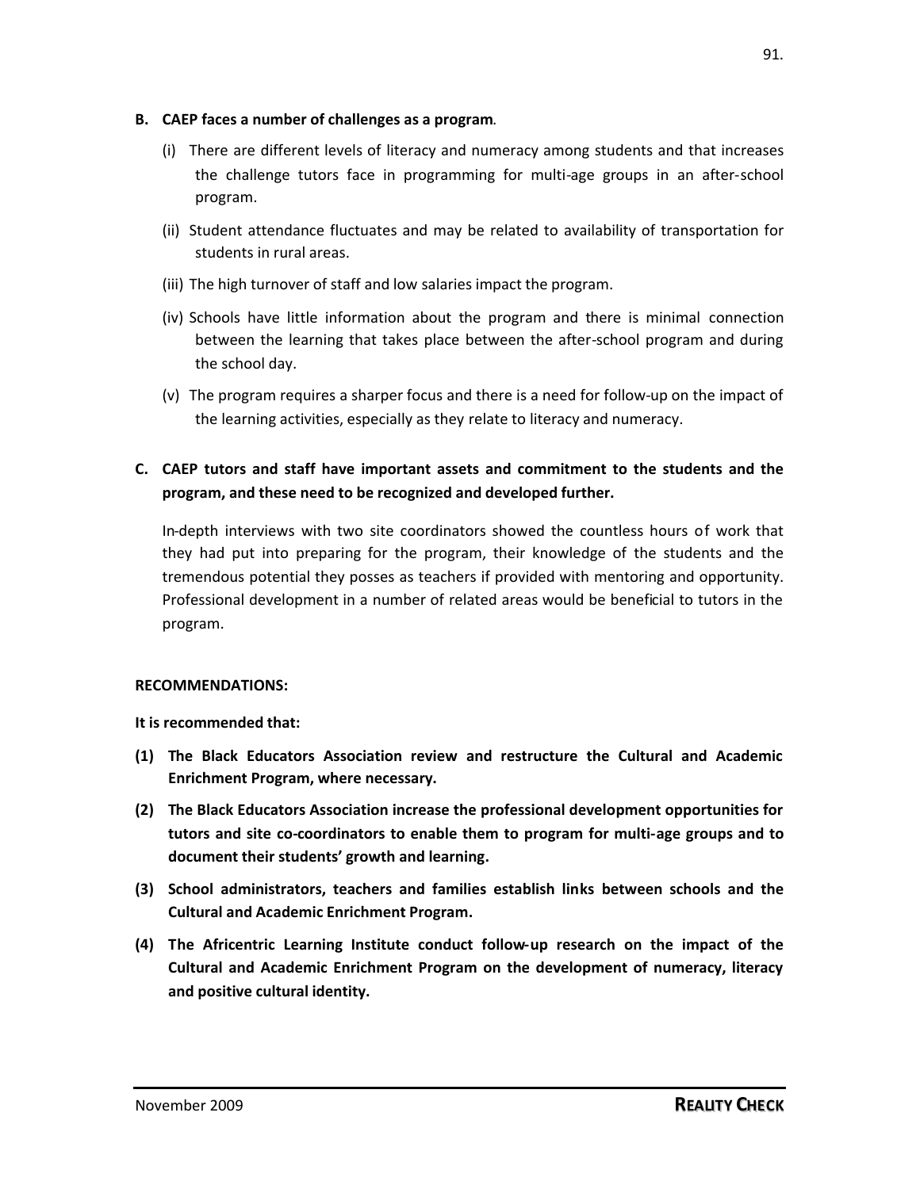**B. CAEP faces a number of challenges as a program.**

(i) There are different levels of literacy and numeracy among students and that increases the challenge tutors face in programming for multi-age groups in an after-school program.

(ii) Student attendance fluctuates and may be related to availability of transportation for students in rural areas.

(iii) The high turnover of staff and low salaries impact the program.

(iv) Schools have little information about the program and there is minimal connection between the learning that takes place between the after-school program and during the school day.

(v) The program requires a sharper focus and there is a need for follow-up on the impact of the learning activities, especially as they relate to literacy and numeracy.

**C. CAEP tutors and staff have important assets and commitment to the students and the program, and these need to be recognized and developed further.**

In-depth interviews with two site coordinators showed the countless hours of work that they had put into preparing for the program, their knowledge of the students and the tremendous potential they posses as teachers if provided with mentoring and opportunity. Professional development in a number of related areas would be beneficial to tutors in the program.

**RECOMMENDATIONS:**

**It is recommended that:**

**(1) The Black Educators Association review and restructure the Cultural and Academic Enrichment Program, where necessary.**

**(2) The Black Educators Association increase the professional development opportunities for tutors and site co-coordinators to enable them to program for multi-age groups and to document their students' growth and learning.**

**(3) School administrators, teachers and families establish links between schools and the Cultural and Academic Enrichment Program.**

**(4) The Africentric Learning Institute conduct follow-up research on the impact of the Cultural and Academic Enrichment Program on the development of numeracy, literacy and positive cultural identity.**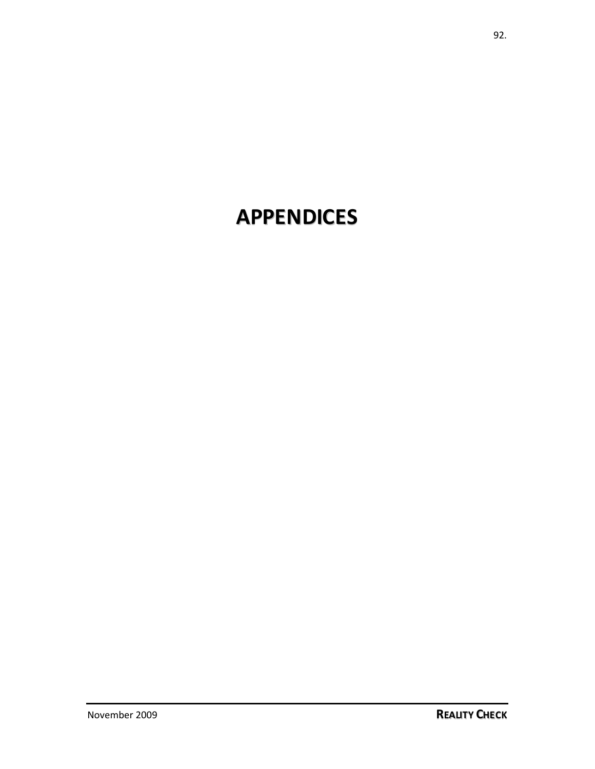# APPENDICES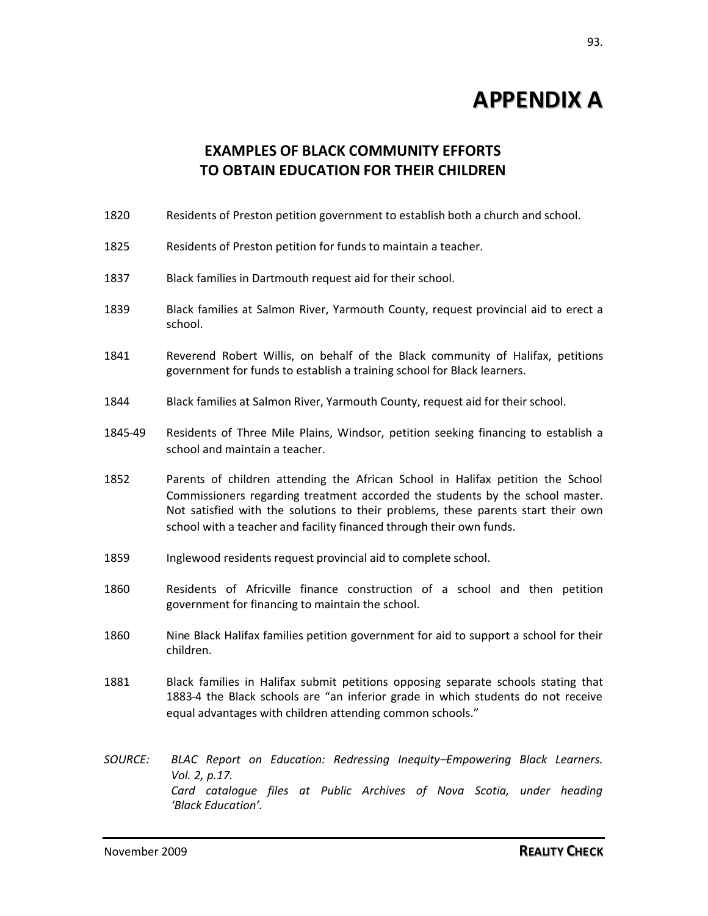# APPENDIX A

## EXAMPLES OF BLACK COMMUNITY EFFORTS TO OBTAIN EDUCATION FOR THEIR CHILDREN

1820 Residents of Preston petition government to establish both a church and school.

1825 Residents of Preston petition for funds to maintain a teacher.

1837 Black families in Dartmouth request aid for their school.

1839 Black families at Salmon River, Yarmouth County, request provincial aid to erect a school.

1841 Reverend Robert Willis, on behalf of the Black community of Halifax, petitions government for funds to establish a training school for Black learners.

1844 Black families at Salmon River, Yarmouth County, request aid for their school.

1845-49 Residents of Three Mile Plains, Windsor, petition seeking financing to establish a school and maintain a teacher.

1852 Parents of children attending the African School in Halifax petition the School Commissioners regarding treatment accorded the students by the school master. Not satisfied with the solutions to their problems, these parents start their own school with a teacher and facility financed through their own funds.

1859 Inglewood residents request provincial aid to complete school.

1860 Residents of Africville finance construction of a school and then petition government for financing to maintain the school.

1860 Nine Black Halifax families petition government for aid to support a school for their children.

1881 Black families in Halifax submit petitions opposing separate schools stating that 1883-4 the Black schools are "an inferior grade in which students do not receive equal advantages with children attending common schools."

*SOURCE: BLAC Report on Education: Redressing Inequity–Empowering Black Learners. Vol. 2, p.17.*
*Card catalogue files at Public Archives of Nova Scotia, under heading 'Black Education'.*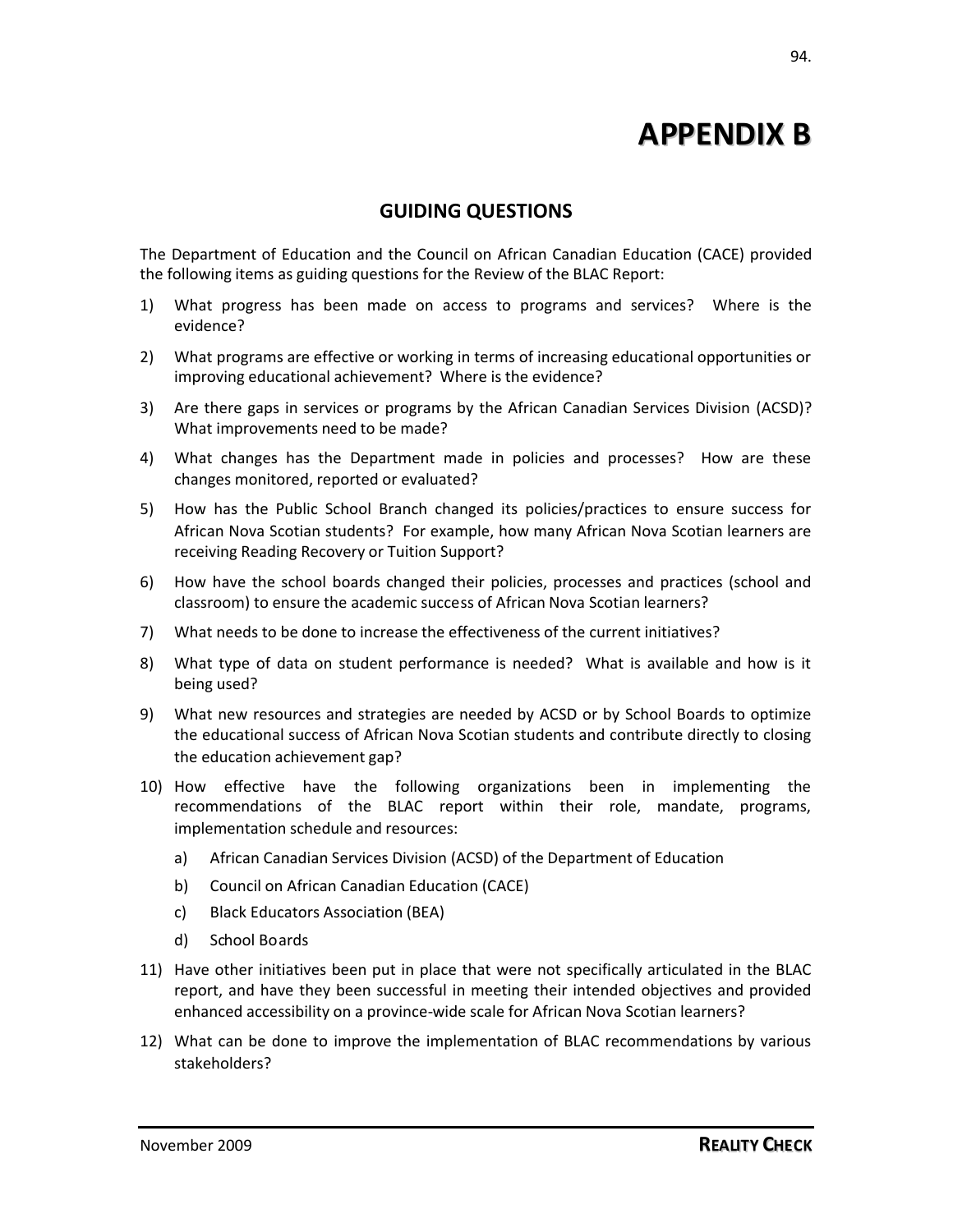# APPENDIX B

## GUIDING QUESTIONS

The Department of Education and the Council on African Canadian Education (CACE) provided the following items as guiding questions for the Review of the BLAC Report:

1) What progress has been made on access to programs and services? Where is the evidence?

2) What programs are effective or working in terms of increasing educational opportunities or improving educational achievement? Where is the evidence?

3) Are there gaps in services or programs by the African Canadian Services Division (ACSD)? What improvements need to be made?

4) What changes has the Department made in policies and processes? How are these changes monitored, reported or evaluated?

5) How has the Public School Branch changed its policies/practices to ensure success for African Nova Scotian students? For example, how many African Nova Scotian learners are receiving Reading Recovery or Tuition Support?

6) How have the school boards changed their policies, processes and practices (school and classroom) to ensure the academic success of African Nova Scotian learners?

7) What needs to be done to increase the effectiveness of the current initiatives?

8) What type of data on student performance is needed? What is available and how is it being used?

9) What new resources and strategies are needed by ACSD or by School Boards to optimize the educational success of African Nova Scotian students and contribute directly to closing the education achievement gap?

10) How effective have the following organizations been in implementing the recommendations of the BLAC report within their role, mandate, programs, implementation schedule and resources:

    a) African Canadian Services Division (ACSD) of the Department of Education

    b) Council on African Canadian Education (CACE)

    c) Black Educators Association (BEA)

    d) School Boards

11) Have other initiatives been put in place that were not specifically articulated in the BLAC report, and have they been successful in meeting their intended objectives and provided enhanced accessibility on a province-wide scale for African Nova Scotian learners?

12) What can be done to improve the implementation of BLAC recommendations by various stakeholders?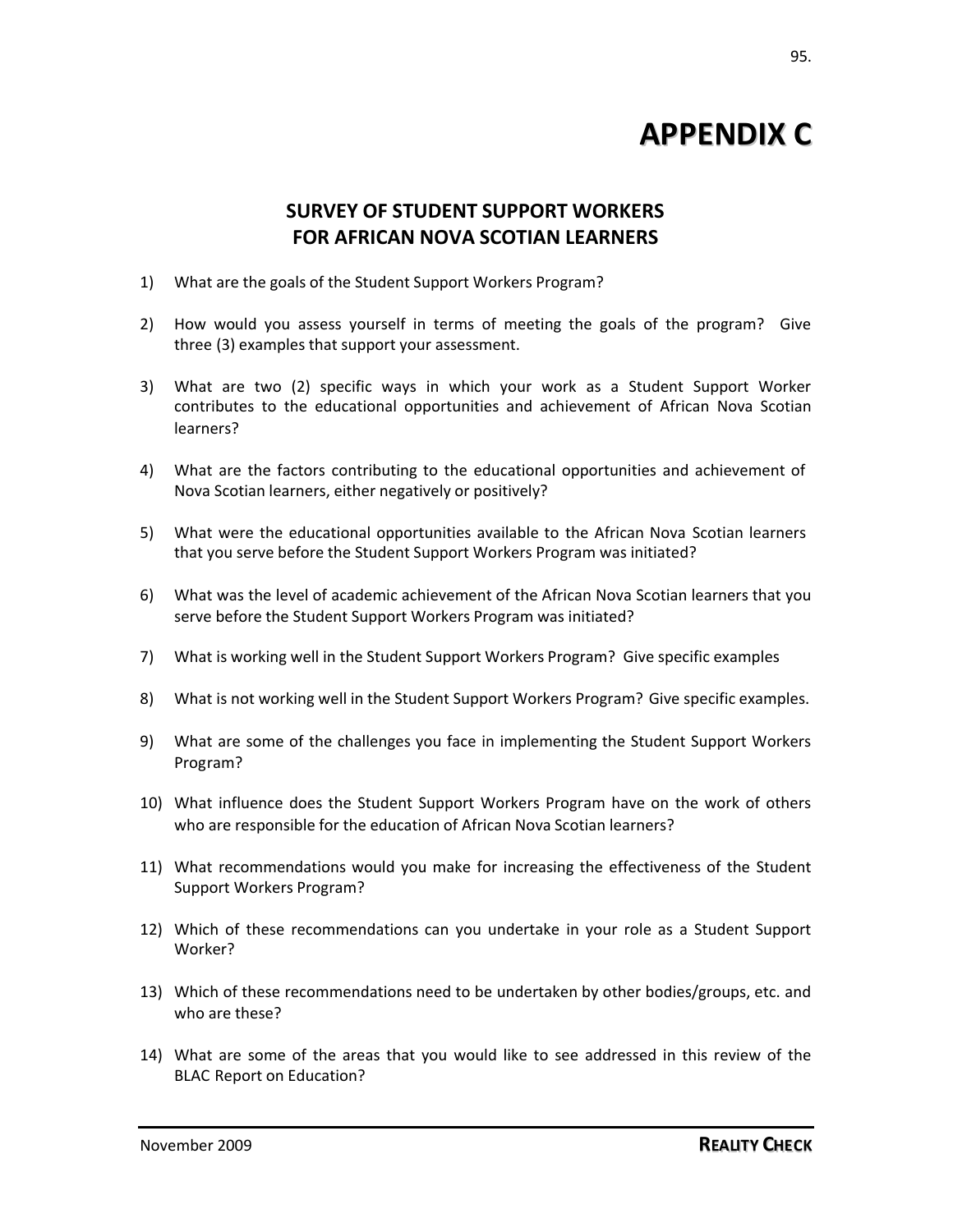# APPENDIX C

## SURVEY OF STUDENT SUPPORT WORKERS FOR AFRICAN NOVA SCOTIAN LEARNERS

1) What are the goals of the Student Support Workers Program?

2) How would you assess yourself in terms of meeting the goals of the program? Give three (3) examples that support your assessment.

3) What are two (2) specific ways in which your work as a Student Support Worker contributes to the educational opportunities and achievement of African Nova Scotian learners?

4) What are the factors contributing to the educational opportunities and achievement of Nova Scotian learners, either negatively or positively?

5) What were the educational opportunities available to the African Nova Scotian learners that you serve before the Student Support Workers Program was initiated?

6) What was the level of academic achievement of the African Nova Scotian learners that you serve before the Student Support Workers Program was initiated?

7) What is working well in the Student Support Workers Program? Give specific examples

8) What is not working well in the Student Support Workers Program? Give specific examples.

9) What are some of the challenges you face in implementing the Student Support Workers Program?

10) What influence does the Student Support Workers Program have on the work of others who are responsible for the education of African Nova Scotian learners?

11) What recommendations would you make for increasing the effectiveness of the Student Support Workers Program?

12) Which of these recommendations can you undertake in your role as a Student Support Worker?

13) Which of these recommendations need to be undertaken by other bodies/groups, etc. and who are these?

14) What are some of the areas that you would like to see addressed in this review of the BLAC Report on Education?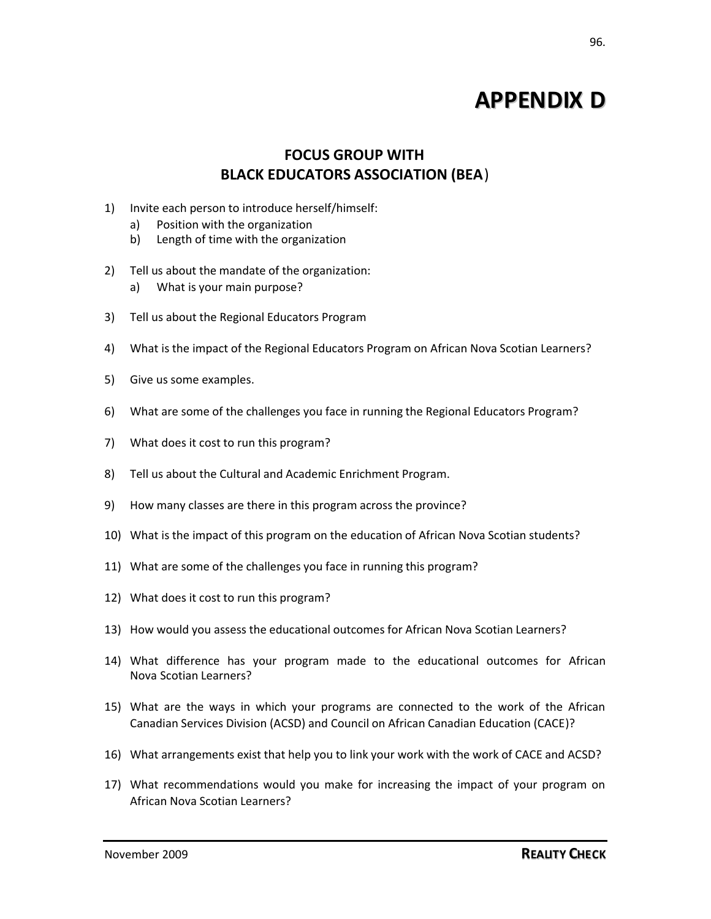# APPENDIX D

## FOCUS GROUP WITH BLACK EDUCATORS ASSOCIATION (BEA)

1) Invite each person to introduce herself/himself:
   a) Position with the organization
   b) Length of time with the organization

2) Tell us about the mandate of the organization:
   a) What is your main purpose?

3) Tell us about the Regional Educators Program

4) What is the impact of the Regional Educators Program on African Nova Scotian Learners?

5) Give us some examples.

6) What are some of the challenges you face in running the Regional Educators Program?

7) What does it cost to run this program?

8) Tell us about the Cultural and Academic Enrichment Program.

9) How many classes are there in this program across the province?

10) What is the impact of this program on the education of African Nova Scotian students?

11) What are some of the challenges you face in running this program?

12) What does it cost to run this program?

13) How would you assess the educational outcomes for African Nova Scotian Learners?

14) What difference has your program made to the educational outcomes for African Nova Scotian Learners?

15) What are the ways in which your programs are connected to the work of the African Canadian Services Division (ACSD) and Council on African Canadian Education (CACE)?

16) What arrangements exist that help you to link your work with the work of CACE and ACSD?

17) What recommendations would you make for increasing the impact of your program on African Nova Scotian Learners?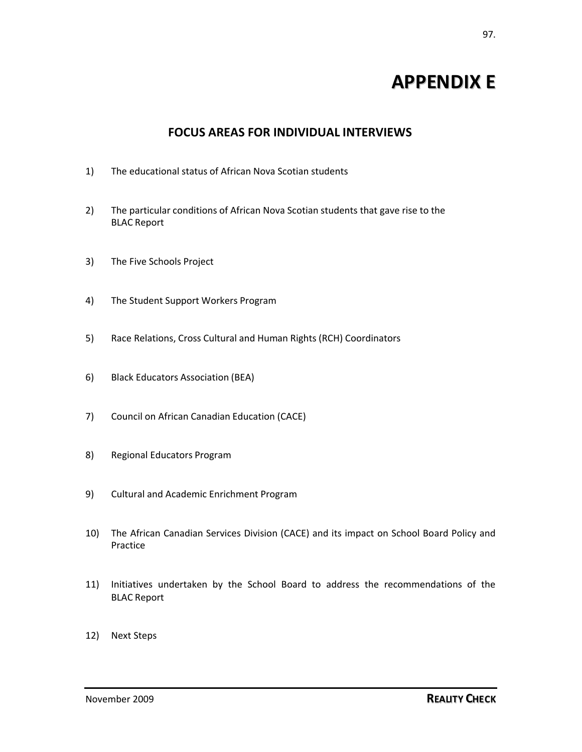# APPENDIX E

## FOCUS AREAS FOR INDIVIDUAL INTERVIEWS

1) The educational status of African Nova Scotian students

2) The particular conditions of African Nova Scotian students that gave rise to the BLAC Report

3) The Five Schools Project

4) The Student Support Workers Program

5) Race Relations, Cross Cultural and Human Rights (RCH) Coordinators

6) Black Educators Association (BEA)

7) Council on African Canadian Education (CACE)

8) Regional Educators Program

9) Cultural and Academic Enrichment Program

10) The African Canadian Services Division (CACE) and its impact on School Board Policy and Practice

11) Initiatives undertaken by the School Board to address the recommendations of the BLAC Report

12) Next Steps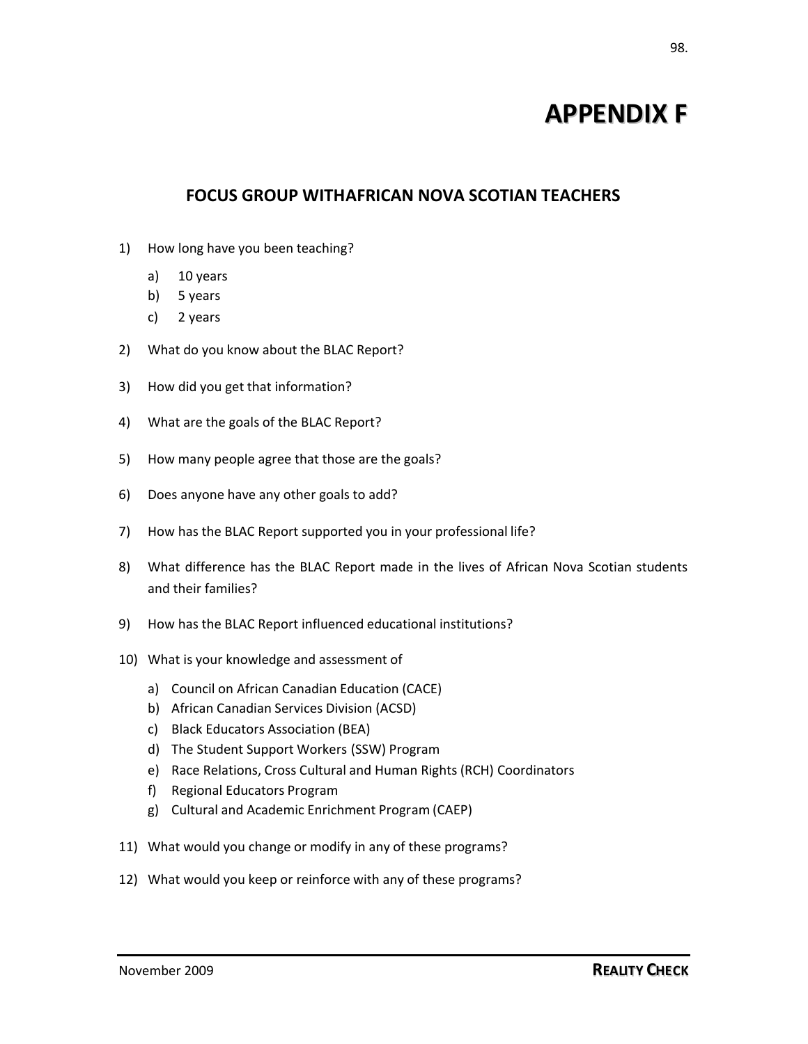# APPENDIX F

## FOCUS GROUP WITHAFRICAN NOVA SCOTIAN TEACHERS

1) How long have you been teaching?

   a) 10 years
   b) 5 years
   c) 2 years

2) What do you know about the BLAC Report?

3) How did you get that information?

4) What are the goals of the BLAC Report?

5) How many people agree that those are the goals?

6) Does anyone have any other goals to add?

7) How has the BLAC Report supported you in your professional life?

8) What difference has the BLAC Report made in the lives of African Nova Scotian students and their families?

9) How has the BLAC Report influenced educational institutions?

10) What is your knowledge and assessment of

    a) Council on African Canadian Education (CACE)
    b) African Canadian Services Division (ACSD)
    c) Black Educators Association (BEA)
    d) The Student Support Workers (SSW) Program
    e) Race Relations, Cross Cultural and Human Rights (RCH) Coordinators
    f) Regional Educators Program
    g) Cultural and Academic Enrichment Program (CAEP)

11) What would you change or modify in any of these programs?

12) What would you keep or reinforce with any of these programs?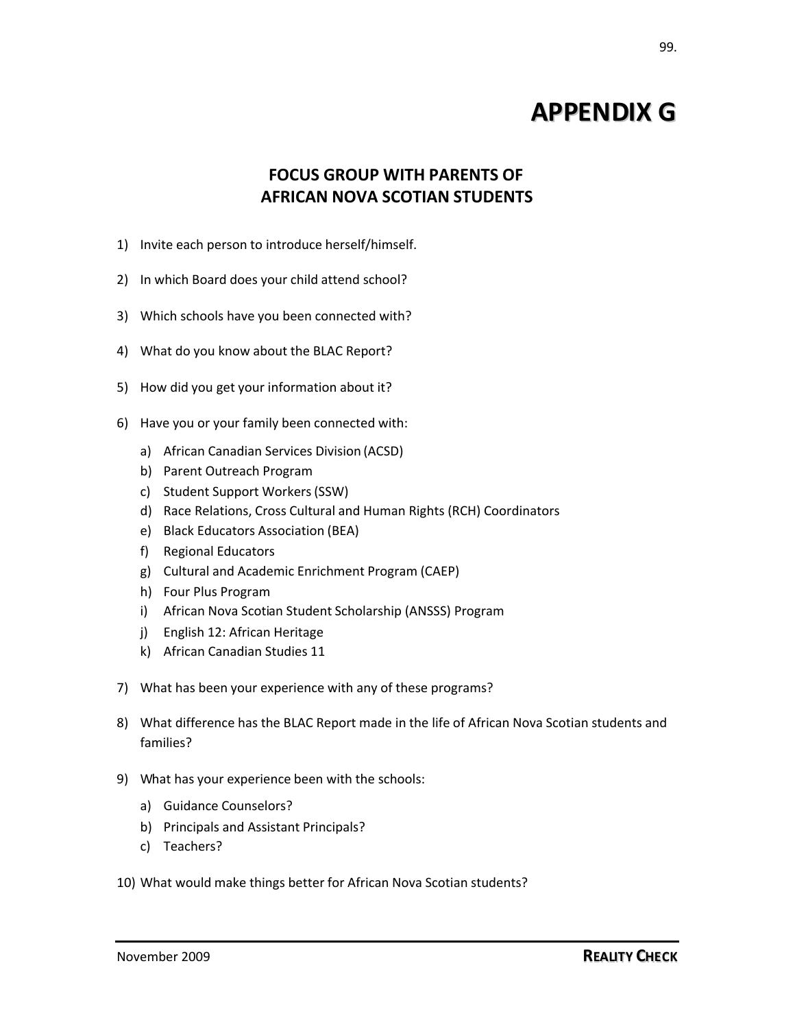# APPENDIX G

## FOCUS GROUP WITH PARENTS OF AFRICAN NOVA SCOTIAN STUDENTS

1) Invite each person to introduce herself/himself.

2) In which Board does your child attend school?

3) Which schools have you been connected with?

4) What do you know about the BLAC Report?

5) How did you get your information about it?

6) Have you or your family been connected with:

   a) African Canadian Services Division (ACSD)
   b) Parent Outreach Program
   c) Student Support Workers (SSW)
   d) Race Relations, Cross Cultural and Human Rights (RCH) Coordinators
   e) Black Educators Association (BEA)
   f) Regional Educators
   g) Cultural and Academic Enrichment Program (CAEP)
   h) Four Plus Program
   i) African Nova Scotian Student Scholarship (ANSSS) Program
   j) English 12: African Heritage
   k) African Canadian Studies 11

7) What has been your experience with any of these programs?

8) What difference has the BLAC Report made in the life of African Nova Scotian students and families?

9) What has your experience been with the schools:

   a) Guidance Counselors?
   b) Principals and Assistant Principals?
   c) Teachers?

10) What would make things better for African Nova Scotian students?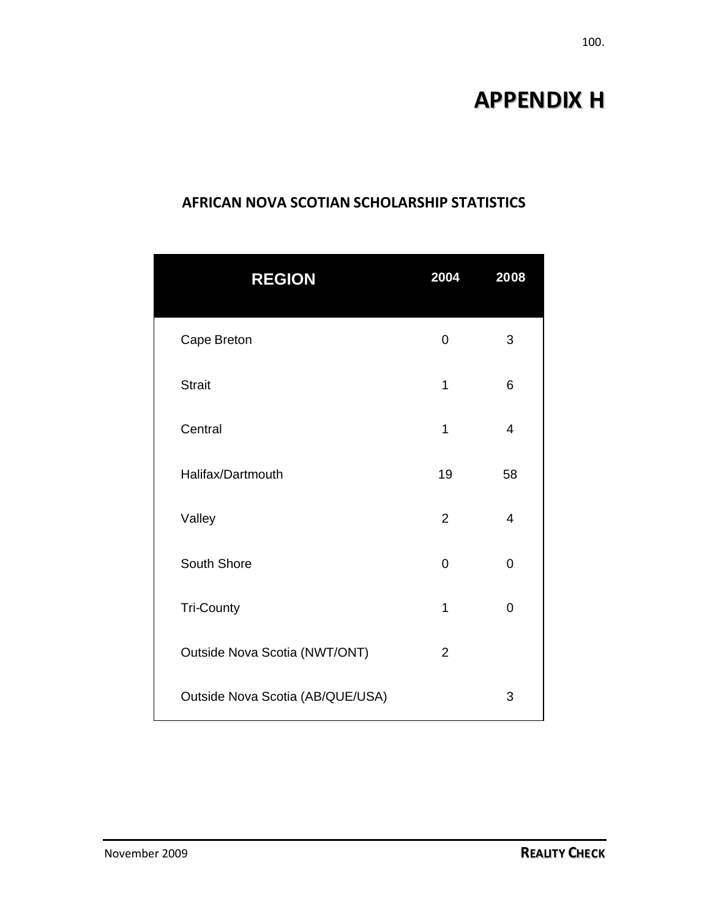# APPENDIX H

## AFRICAN NOVA SCOTIAN SCHOLARSHIP STATISTICS

| REGION | 2004 | 2008 |
|---|---|---|
| Cape Breton | 0 | 3 |
| Strait | 1 | 6 |
| Central | 1 | 4 |
| Halifax/Dartmouth | 19 | 58 |
| Valley | 2 | 4 |
| South Shore | 0 | 0 |
| Tri-County | 1 | 0 |
| Outside Nova Scotia (NWT/ONT) | 2 | |
| Outside Nova Scotia (AB/QUE/USA) | | 3 |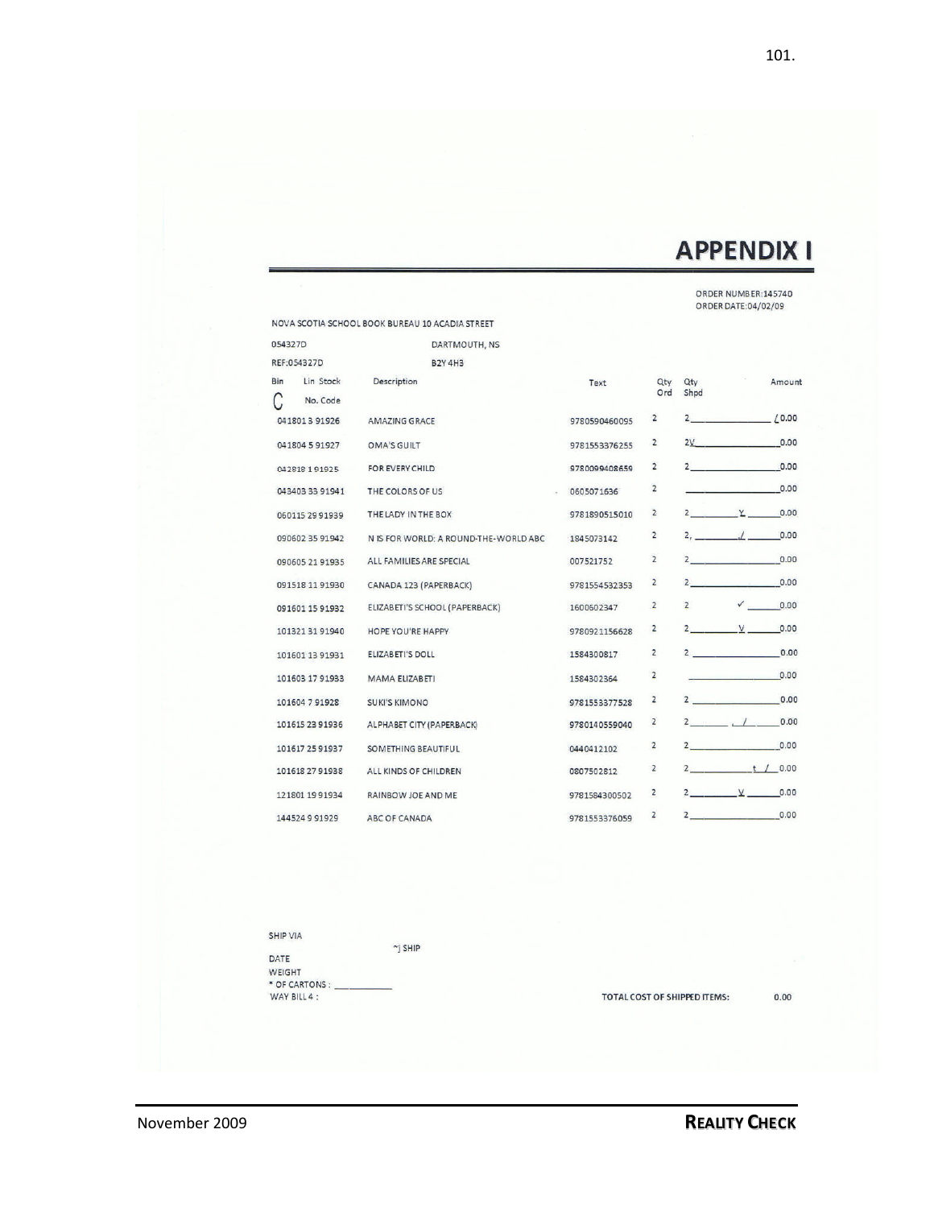# APPENDIX I

ORDER NUMBER:145740
ORDER DATE:04/02/09

NOVA SCOTIA SCHOOL BOOK BUREAU 10 ACADIA STREET

054327D DARTMOUTH, NS

REF:054327D B2Y 4H3

| Bin Lin No. | Stock Code | Description | Text | Qty Ord | Qty Shpd | Amount |
|---|---|---|---|---|---|---|
| 041801 3 | 91926 | AMAZING GRACE | 9780590460095 | 2 | 2 | 0.00 |
| 041804 5 | 91927 | OMA'S GUILT | 9781553376255 | 2 | 2✓ | 0.00 |
| 042818 1 | 91925 | FOR EVERY CHILD | 9780099408659 | 2 | 2 | 0.00 |
| 043403 33 | 91941 | THE COLORS OF US | 0605071636 | 2 | | 0.00 |
| 060115 29 | 91939 | THE LADY IN THE BOX | 9781890515010 | 2 | 2 ✓ | 0.00 |
| 090602 35 | 91942 | N IS FOR WORLD: A ROUND-THE-WORLD ABC | 1845073142 | 2 | 2 ✓ | 0.00 |
| 090605 21 | 91935 | ALL FAMILIES ARE SPECIAL | 007521752 | 2 | 2 | 0.00 |
| 091518 11 | 91930 | CANADA 123 (PAPERBACK) | 9781554532353 | 2 | 2 | 0.00 |
| 091601 15 | 91932 | ELIZABETI'S SCHOOL (PAPERBACK) | 1600602347 | 2 | 2 ✓ | 0.00 |
| 101321 31 | 91940 | HOPE YOU'RE HAPPY | 9780921156628 | 2 | 2 ✓ | 0.00 |
| 101601 13 | 91931 | ELIZABETI'S DOLL | 1584300817 | 2 | 2 | 0.00 |
| 101603 17 | 91933 | MAMA ELIZABETI | 1584302364 | 2 | | 0.00 |
| 101604 7 | 91928 | SUKI'S KIMONO | 9781553377528 | 2 | 2 | 0.00 |
| 101615 23 | 91936 | ALPHABET CITY (PAPERBACK) | 9780140559040 | 2 | 2 ✓ | 0.00 |
| 101617 25 | 91937 | SOMETHING BEAUTIFUL | 0440412102 | 2 | 2 | 0.00 |
| 101618 27 | 91938 | ALL KINDS OF CHILDREN | 0807502812 | 2 | 2 ✓ | 0.00 |
| 121801 19 | 91934 | RAINBOW JOE AND ME | 9781584300502 | 2 | 2 ✓ | 0.00 |
| 144524 9 | 91929 | ABC OF CANADA | 9781553376059 | 2 | 2 | 0.00 |

SHIP VIA
~] SHIP
DATE
WEIGHT
\* OF CARTONS : ___________
WAY BILL 4 :

TOTAL COST OF SHIPPED ITEMS: 0.00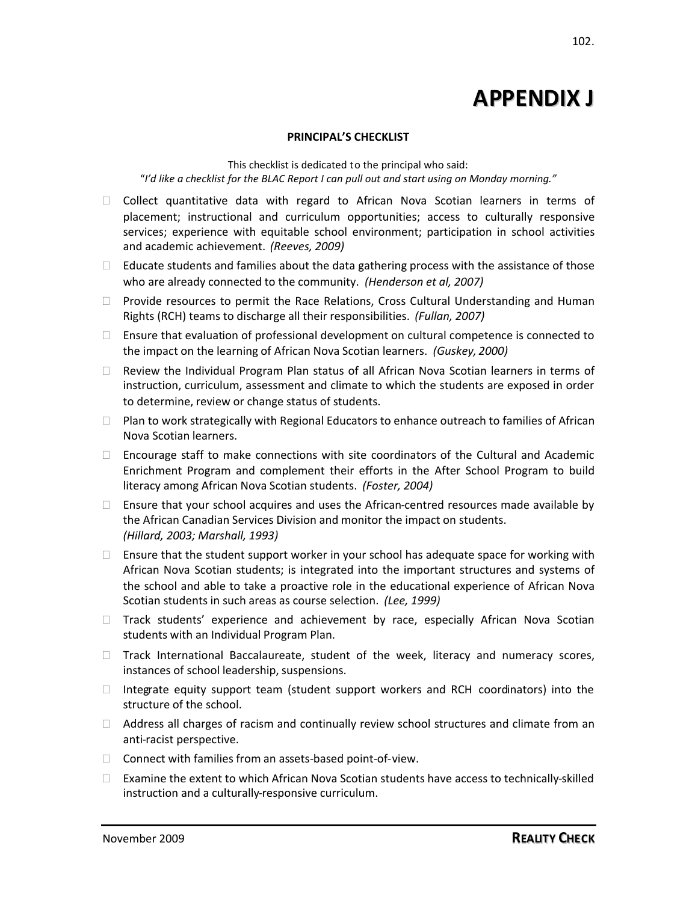# APPENDIX J

**PRINCIPAL'S CHECKLIST**

This checklist is dedicated to the principal who said:
"*I'd like a checklist for the BLAC Report I can pull out and start using on Monday morning.*"

- ☐ Collect quantitative data with regard to African Nova Scotian learners in terms of placement; instructional and curriculum opportunities; access to culturally responsive services; experience with equitable school environment; participation in school activities and academic achievement. *(Reeves, 2009)*
- ☐ Educate students and families about the data gathering process with the assistance of those who are already connected to the community. *(Henderson et al, 2007)*
- ☐ Provide resources to permit the Race Relations, Cross Cultural Understanding and Human Rights (RCH) teams to discharge all their responsibilities. *(Fullan, 2007)*
- ☐ Ensure that evaluation of professional development on cultural competence is connected to the impact on the learning of African Nova Scotian learners. *(Guskey, 2000)*
- ☐ Review the Individual Program Plan status of all African Nova Scotian learners in terms of instruction, curriculum, assessment and climate to which the students are exposed in order to determine, review or change status of students.
- ☐ Plan to work strategically with Regional Educators to enhance outreach to families of African Nova Scotian learners.
- ☐ Encourage staff to make connections with site coordinators of the Cultural and Academic Enrichment Program and complement their efforts in the After School Program to build literacy among African Nova Scotian students. *(Foster, 2004)*
- ☐ Ensure that your school acquires and uses the African-centred resources made available by the African Canadian Services Division and monitor the impact on students. *(Hillard, 2003; Marshall, 1993)*
- ☐ Ensure that the student support worker in your school has adequate space for working with African Nova Scotian students; is integrated into the important structures and systems of the school and able to take a proactive role in the educational experience of African Nova Scotian students in such areas as course selection. *(Lee, 1999)*
- ☐ Track students' experience and achievement by race, especially African Nova Scotian students with an Individual Program Plan.
- ☐ Track International Baccalaureate, student of the week, literacy and numeracy scores, instances of school leadership, suspensions.
- ☐ Integrate equity support team (student support workers and RCH coordinators) into the structure of the school.
- ☐ Address all charges of racism and continually review school structures and climate from an anti-racist perspective.
- ☐ Connect with families from an assets-based point-of-view.
- ☐ Examine the extent to which African Nova Scotian students have access to technically-skilled instruction and a culturally-responsive curriculum.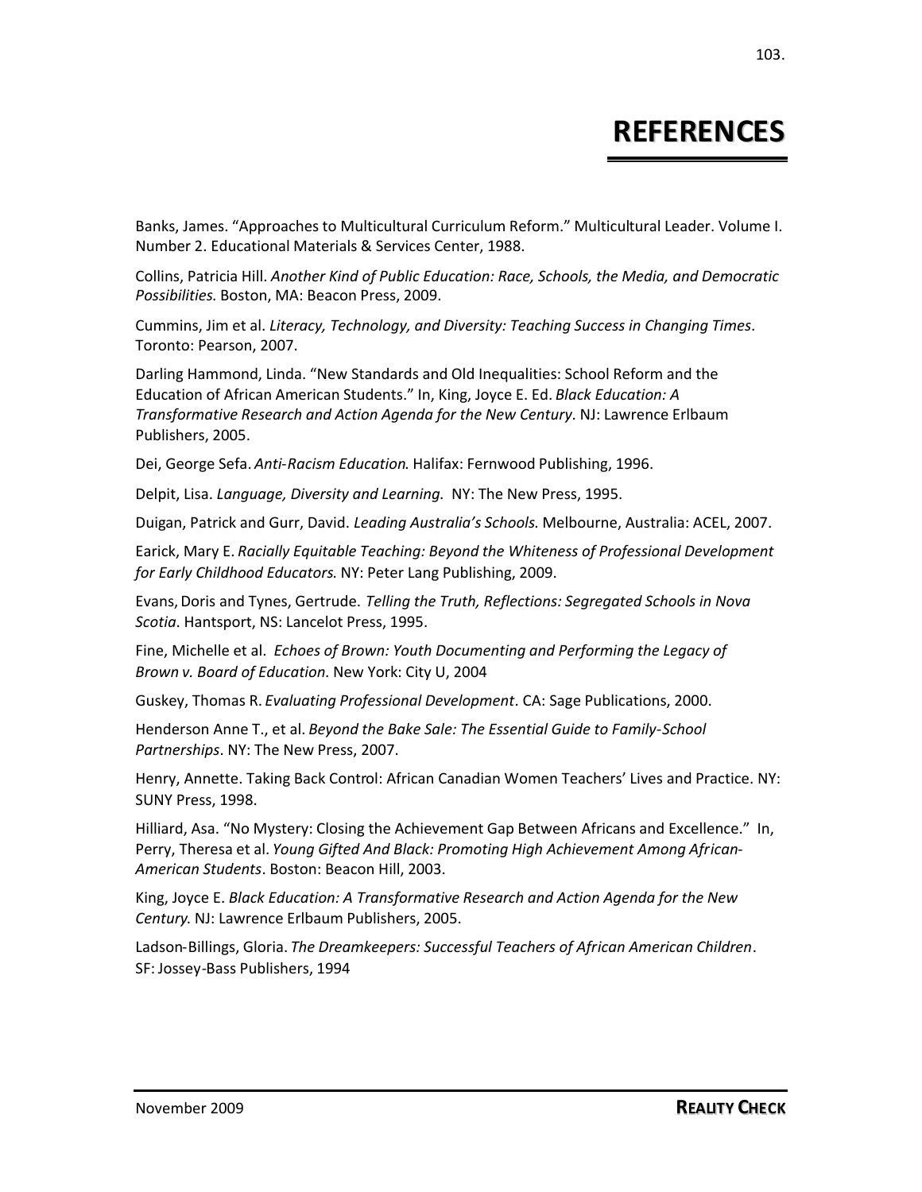# REFERENCES

Banks, James. "Approaches to Multicultural Curriculum Reform." Multicultural Leader. Volume I. Number 2. Educational Materials & Services Center, 1988.

Collins, Patricia Hill. *Another Kind of Public Education: Race, Schools, the Media, and Democratic Possibilities.* Boston, MA: Beacon Press, 2009.

Cummins, Jim et al. *Literacy, Technology, and Diversity: Teaching Success in Changing Times*. Toronto: Pearson, 2007.

Darling Hammond, Linda. "New Standards and Old Inequalities: School Reform and the Education of African American Students." In, King, Joyce E. Ed. *Black Education: A Transformative Research and Action Agenda for the New Century*. NJ: Lawrence Erlbaum Publishers, 2005.

Dei, George Sefa. *Anti-Racism Education.* Halifax: Fernwood Publishing, 1996.

Delpit, Lisa. *Language, Diversity and Learning.* NY: The New Press, 1995.

Duigan, Patrick and Gurr, David. *Leading Australia's Schools.* Melbourne, Australia: ACEL, 2007.

Earick, Mary E. *Racially Equitable Teaching: Beyond the Whiteness of Professional Development for Early Childhood Educators.* NY: Peter Lang Publishing, 2009.

Evans, Doris and Tynes, Gertrude. *Telling the Truth, Reflections: Segregated Schools in Nova Scotia*. Hantsport, NS: Lancelot Press, 1995.

Fine, Michelle et al. *Echoes of Brown: Youth Documenting and Performing the Legacy of Brown v. Board of Education*. New York: City U, 2004

Guskey, Thomas R. *Evaluating Professional Development*. CA: Sage Publications, 2000.

Henderson Anne T., et al. *Beyond the Bake Sale: The Essential Guide to Family-School Partnerships*. NY: The New Press, 2007.

Henry, Annette. Taking Back Control: African Canadian Women Teachers' Lives and Practice. NY: SUNY Press, 1998.

Hilliard, Asa. "No Mystery: Closing the Achievement Gap Between Africans and Excellence." In, Perry, Theresa et al. *Young Gifted And Black: Promoting High Achievement Among African-American Students*. Boston: Beacon Hill, 2003.

King, Joyce E. *Black Education: A Transformative Research and Action Agenda for the New Century.* NJ: Lawrence Erlbaum Publishers, 2005.

Ladson-Billings, Gloria. *The Dreamkeepers: Successful Teachers of African American Children*. SF: Jossey-Bass Publishers, 1994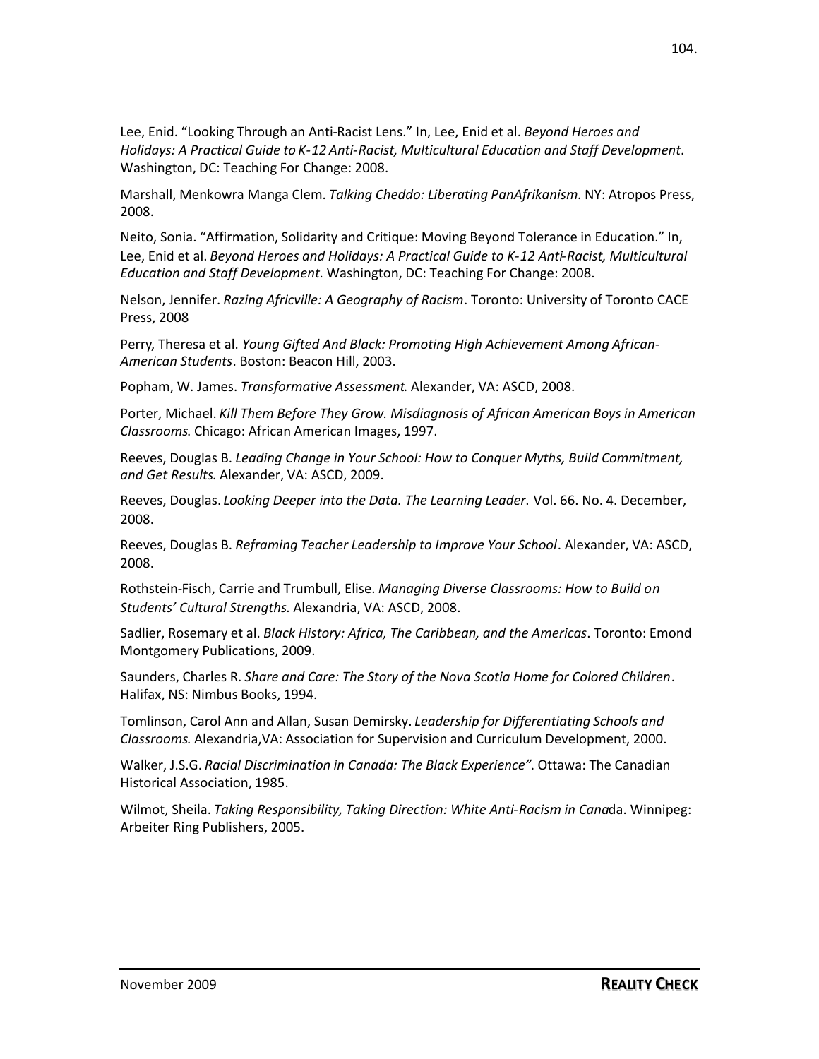Lee, Enid. "Looking Through an Anti-Racist Lens." In, Lee, Enid et al. *Beyond Heroes and Holidays: A Practical Guide to K-12 Anti-Racist, Multicultural Education and Staff Development*. Washington, DC: Teaching For Change: 2008.

Marshall, Menkowra Manga Clem. *Talking Cheddo: Liberating PanAfrikanism*. NY: Atropos Press, 2008.

Neito, Sonia. "Affirmation, Solidarity and Critique: Moving Beyond Tolerance in Education." In, Lee, Enid et al. *Beyond Heroes and Holidays: A Practical Guide to K-12 Anti-Racist, Multicultural Education and Staff Development*. Washington, DC: Teaching For Change: 2008.

Nelson, Jennifer. *Razing Africville: A Geography of Racism*. Toronto: University of Toronto CACE Press, 2008

Perry, Theresa et al. *Young Gifted And Black: Promoting High Achievement Among African-American Students*. Boston: Beacon Hill, 2003.

Popham, W. James. *Transformative Assessment*. Alexander, VA: ASCD, 2008.

Porter, Michael. *Kill Them Before They Grow. Misdiagnosis of African American Boys in American Classrooms*. Chicago: African American Images, 1997.

Reeves, Douglas B. *Leading Change in Your School: How to Conquer Myths, Build Commitment, and Get Results*. Alexander, VA: ASCD, 2009.

Reeves, Douglas. *Looking Deeper into the Data. The Learning Leader.* Vol. 66. No. 4. December, 2008.

Reeves, Douglas B. *Reframing Teacher Leadership to Improve Your School*. Alexander, VA: ASCD, 2008.

Rothstein-Fisch, Carrie and Trumbull, Elise. *Managing Diverse Classrooms: How to Build on Students' Cultural Strengths*. Alexandria, VA: ASCD, 2008.

Sadlier, Rosemary et al. *Black History: Africa, The Caribbean, and the Americas*. Toronto: Emond Montgomery Publications, 2009.

Saunders, Charles R. *Share and Care: The Story of the Nova Scotia Home for Colored Children*. Halifax, NS: Nimbus Books, 1994.

Tomlinson, Carol Ann and Allan, Susan Demirsky. *Leadership for Differentiating Schools and Classrooms*. Alexandria,VA: Association for Supervision and Curriculum Development, 2000.

Walker, J.S.G. *Racial Discrimination in Canada: The Black Experience"*. Ottawa: The Canadian Historical Association, 1985.

Wilmot, Sheila. *Taking Responsibility, Taking Direction: White Anti-Racism in Cana*da. Winnipeg: Arbeiter Ring Publishers, 2005.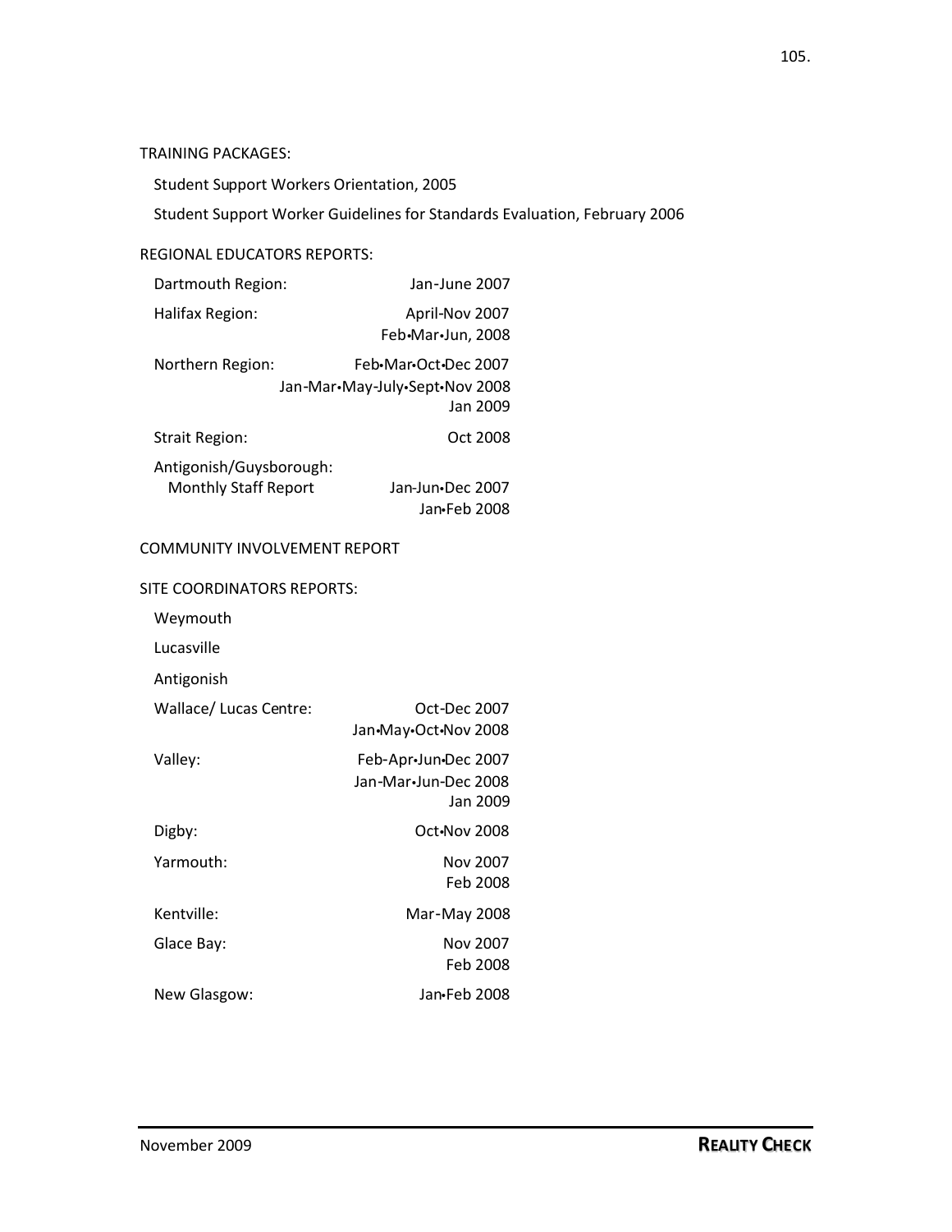TRAINING PACKAGES:

Student Support Workers Orientation, 2005

Student Support Worker Guidelines for Standards Evaluation, February 2006

REGIONAL EDUCATORS REPORTS:

| | |
|---|---|
| Dartmouth Region: | Jan-June 2007 |
| Halifax Region: | April-Nov 2007<br>Feb•Mar•Jun, 2008 |
| Northern Region: | Feb•Mar•Oct•Dec 2007<br>Jan-Mar•May-July•Sept•Nov 2008<br>Jan 2009 |
| Strait Region: | Oct 2008 |
| Antigonish/Guysborough:<br>Monthly Staff Report | Jan-Jun•Dec 2007<br>Jan•Feb 2008 |

COMMUNITY INVOLVEMENT REPORT

SITE COORDINATORS REPORTS:

| | |
|---|---|
| Weymouth | |
| Lucasville | |
| Antigonish | |
| Wallace/ Lucas Centre: | Oct-Dec 2007<br>Jan•May•Oct•Nov 2008 |
| Valley: | Feb-Apr•Jun•Dec 2007<br>Jan-Mar•Jun-Dec 2008<br>Jan 2009 |
| Digby: | Oct•Nov 2008 |
| Yarmouth: | Nov 2007<br>Feb 2008 |
| Kentville: | Mar-May 2008 |
| Glace Bay: | Nov 2007<br>Feb 2008 |
| New Glasgow: | Jan•Feb 2008 |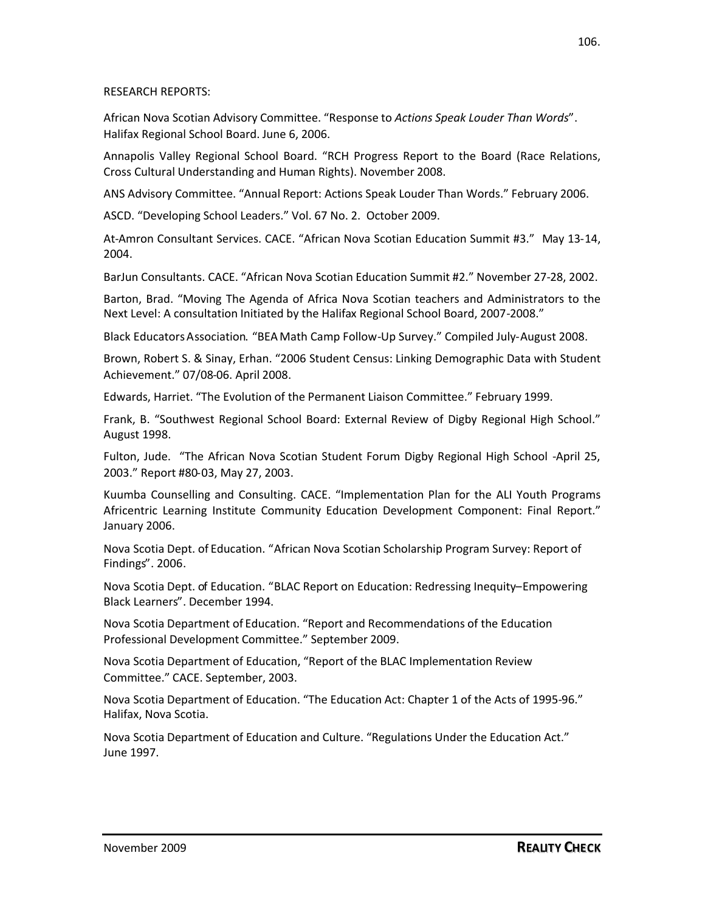RESEARCH REPORTS:

African Nova Scotian Advisory Committee. "Response to *Actions Speak Louder Than Words*". Halifax Regional School Board. June 6, 2006.

Annapolis Valley Regional School Board. "RCH Progress Report to the Board (Race Relations, Cross Cultural Understanding and Human Rights). November 2008.

ANS Advisory Committee. "Annual Report: Actions Speak Louder Than Words." February 2006.

ASCD. "Developing School Leaders." Vol. 67 No. 2. October 2009.

At-Amron Consultant Services. CACE. "African Nova Scotian Education Summit #3." May 13-14, 2004.

BarJun Consultants. CACE. "African Nova Scotian Education Summit #2." November 27-28, 2002.

Barton, Brad. "Moving The Agenda of Africa Nova Scotian teachers and Administrators to the Next Level: A consultation Initiated by the Halifax Regional School Board, 2007-2008."

Black Educators Association. "BEA Math Camp Follow-Up Survey." Compiled July-August 2008.

Brown, Robert S. & Sinay, Erhan. "2006 Student Census: Linking Demographic Data with Student Achievement." 07/08-06. April 2008.

Edwards, Harriet. "The Evolution of the Permanent Liaison Committee." February 1999.

Frank, B. "Southwest Regional School Board: External Review of Digby Regional High School." August 1998.

Fulton, Jude. "The African Nova Scotian Student Forum Digby Regional High School -April 25, 2003." Report #80-03, May 27, 2003.

Kuumba Counselling and Consulting. CACE. "Implementation Plan for the ALI Youth Programs Africentric Learning Institute Community Education Development Component: Final Report." January 2006.

Nova Scotia Dept. of Education. "African Nova Scotian Scholarship Program Survey: Report of Findings". 2006.

Nova Scotia Dept. of Education. "BLAC Report on Education: Redressing Inequity–Empowering Black Learners". December 1994.

Nova Scotia Department of Education. "Report and Recommendations of the Education Professional Development Committee." September 2009.

Nova Scotia Department of Education, "Report of the BLAC Implementation Review Committee." CACE. September, 2003.

Nova Scotia Department of Education. "The Education Act: Chapter 1 of the Acts of 1995-96." Halifax, Nova Scotia.

Nova Scotia Department of Education and Culture. "Regulations Under the Education Act." June 1997.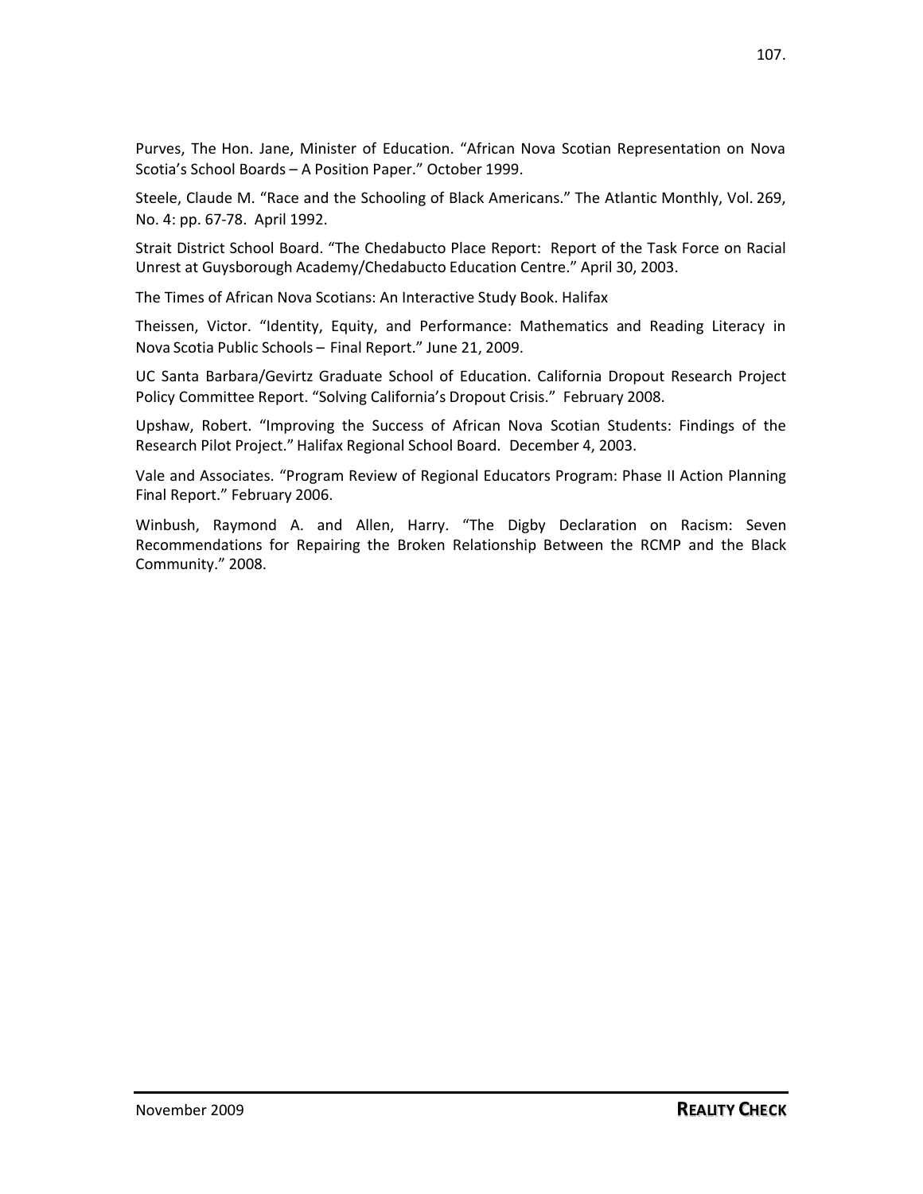Purves, The Hon. Jane, Minister of Education. “African Nova Scotian Representation on Nova Scotia’s School Boards – A Position Paper.” October 1999.

Steele, Claude M. “Race and the Schooling of Black Americans.” The Atlantic Monthly, Vol. 269, No. 4: pp. 67-78. April 1992.

Strait District School Board. “The Chedabucto Place Report: Report of the Task Force on Racial Unrest at Guysborough Academy/Chedabucto Education Centre.” April 30, 2003.

The Times of African Nova Scotians: An Interactive Study Book. Halifax

Theissen, Victor. “Identity, Equity, and Performance: Mathematics and Reading Literacy in Nova Scotia Public Schools – Final Report.” June 21, 2009.

UC Santa Barbara/Gevirtz Graduate School of Education. California Dropout Research Project Policy Committee Report. “Solving California’s Dropout Crisis.” February 2008.

Upshaw, Robert. “Improving the Success of African Nova Scotian Students: Findings of the Research Pilot Project.” Halifax Regional School Board. December 4, 2003.

Vale and Associates. “Program Review of Regional Educators Program: Phase II Action Planning Final Report.” February 2006.

Winbush, Raymond A. and Allen, Harry. “The Digby Declaration on Racism: Seven Recommendations for Repairing the Broken Relationship Between the RCMP and the Black Community.” 2008.